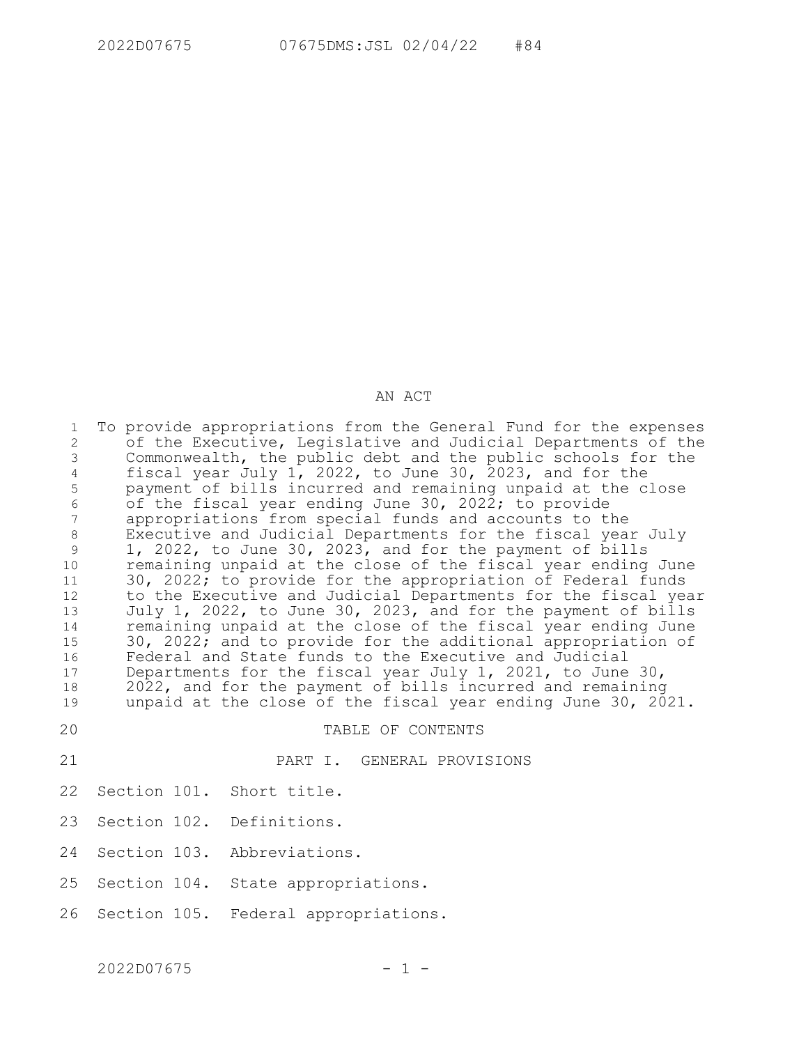# AN ACT

To provide appropriations from the General Fund for the expenses of the Executive, Legislative and Judicial Departments of the Commonwealth, the public debt and the public schools for the fiscal year July 1, 2022, to June 30, 2023, and for the payment of bills incurred and remaining unpaid at the close of the fiscal year ending June 30, 2022; to provide appropriations from special funds and accounts to the Executive and Judicial Departments for the fiscal year July 1, 2022, to June 30, 2023, and for the payment of bills remaining unpaid at the close of the fiscal year ending June 30, 2022; to provide for the appropriation of Federal funds to the Executive and Judicial Departments for the fiscal year July 1, 2022, to June 30, 2023, and for the payment of bills remaining unpaid at the close of the fiscal year ending June 30, 2022; and to provide for the additional appropriation of Federal and State funds to the Executive and Judicial Departments for the fiscal year July 1, 2021, to June 30, 2022, and for the payment of bills incurred and remaining unpaid at the close of the fiscal year ending June 30, 2021.

## TABLE OF CONTENTS

### PART I. GENERAL PROVISIONS

Section 101. Short title.

Section 102. Definitions.

Section 103. Abbreviations.

Section 104. State appropriations.

Section 105. Federal appropriations.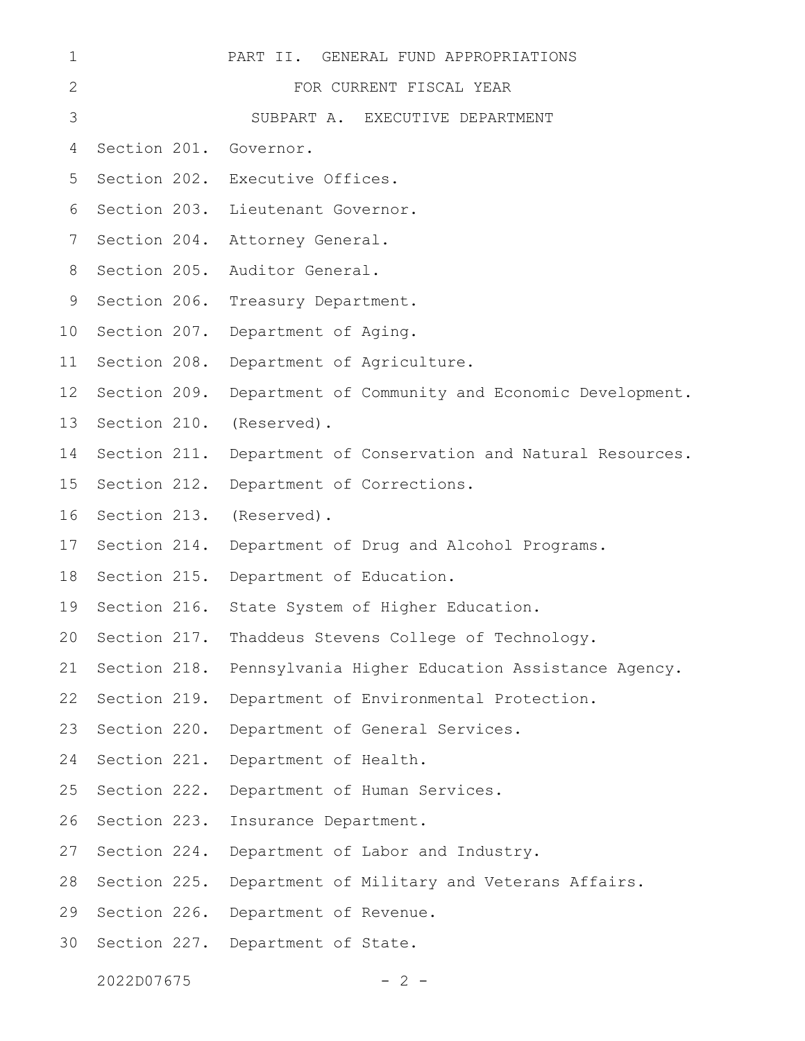PART II. GENERAL FUND APPROPRIATIONS

FOR CURRENT FISCAL YEAR

SUBPART A. EXECUTIVE DEPARTMENT

Section 201. Governor.

Section 202. Executive Offices.

Section 203. Lieutenant Governor.

Section 204. Attorney General.

Section 205. Auditor General.

Section 206. Treasury Department.

Section 207. Department of Aging.

Section 208. Department of Agriculture.

Section 209. Department of Community and Economic Development.

Section 210. (Reserved).

Section 211. Department of Conservation and Natural Resources.

Section 212. Department of Corrections.

Section 213. (Reserved).

Section 214. Department of Drug and Alcohol Programs.

Section 215. Department of Education.

Section 216. State System of Higher Education.

Section 217. Thaddeus Stevens College of Technology.

Section 218. Pennsylvania Higher Education Assistance Agency.

Section 219. Department of Environmental Protection.

Section 220. Department of General Services.

Section 221. Department of Health.

Section 222. Department of Human Services.

Section 223. Insurance Department.

Section 224. Department of Labor and Industry.

Section 225. Department of Military and Veterans Affairs.

Section 226. Department of Revenue.

Section 227. Department of State.

2022D07675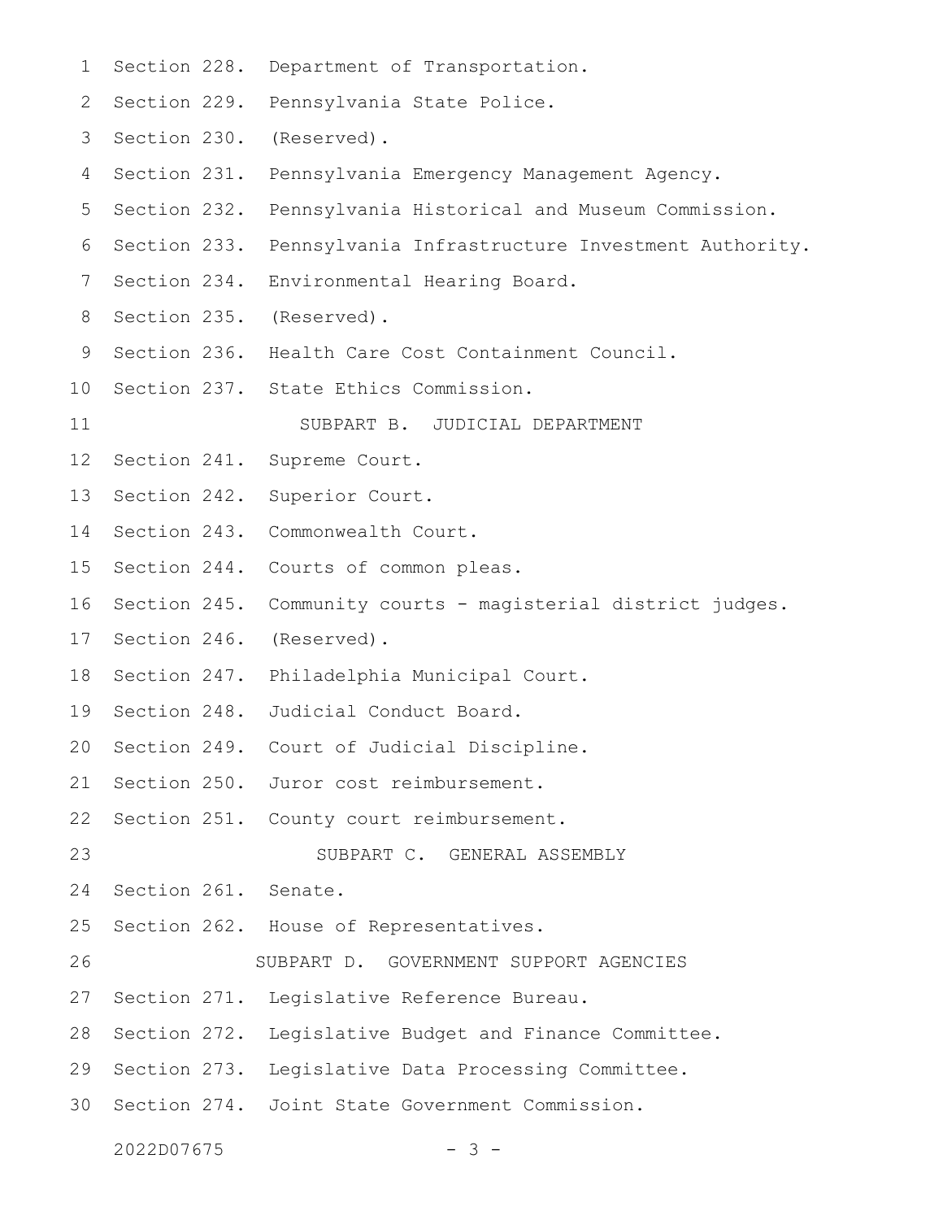Section 228. Department of Transportation.
Section 229. Pennsylvania State Police.
Section 230. (Reserved).
Section 231. Pennsylvania Emergency Management Agency.
Section 232. Pennsylvania Historical and Museum Commission.
Section 233. Pennsylvania Infrastructure Investment Authority.
Section 234. Environmental Hearing Board.
Section 235. (Reserved).
Section 236. Health Care Cost Containment Council.
Section 237. State Ethics Commission.

SUBPART B. JUDICIAL DEPARTMENT

Section 241. Supreme Court.
Section 242. Superior Court.
Section 243. Commonwealth Court.
Section 244. Courts of common pleas.
Section 245. Community courts - magisterial district judges.
Section 246. (Reserved).
Section 247. Philadelphia Municipal Court.
Section 248. Judicial Conduct Board.
Section 249. Court of Judicial Discipline.
Section 250. Juror cost reimbursement.
Section 251. County court reimbursement.

SUBPART C. GENERAL ASSEMBLY

Section 261. Senate.
Section 262. House of Representatives.

SUBPART D. GOVERNMENT SUPPORT AGENCIES

Section 271. Legislative Reference Bureau.
Section 272. Legislative Budget and Finance Committee.
Section 273. Legislative Data Processing Committee.
Section 274. Joint State Government Commission.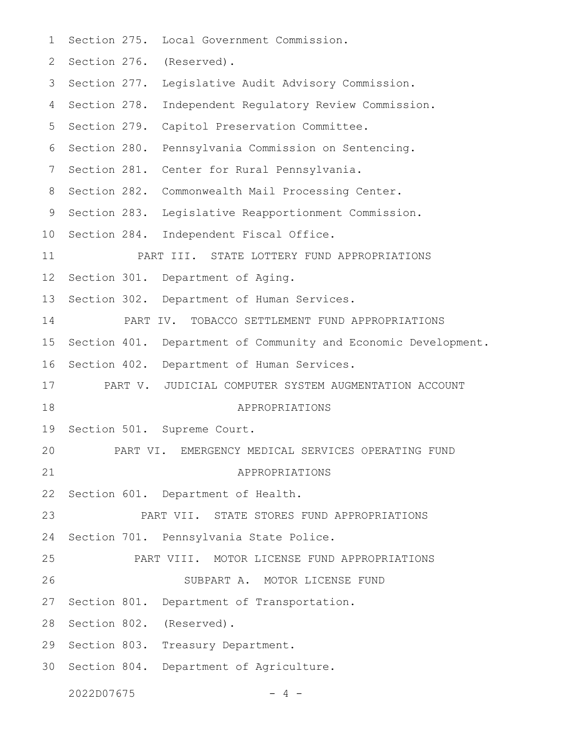Section 275. Local Government Commission.

Section 276. (Reserved).

Section 277. Legislative Audit Advisory Commission.

Section 278. Independent Regulatory Review Commission.

Section 279. Capitol Preservation Committee.

Section 280. Pennsylvania Commission on Sentencing.

Section 281. Center for Rural Pennsylvania.

Section 282. Commonwealth Mail Processing Center.

Section 283. Legislative Reapportionment Commission.

Section 284. Independent Fiscal Office.

## PART III. STATE LOTTERY FUND APPROPRIATIONS

Section 301. Department of Aging.

Section 302. Department of Human Services.

## PART IV. TOBACCO SETTLEMENT FUND APPROPRIATIONS

Section 401. Department of Community and Economic Development.

Section 402. Department of Human Services.

## PART V. JUDICIAL COMPUTER SYSTEM AUGMENTATION ACCOUNT APPROPRIATIONS

Section 501. Supreme Court.

## PART VI. EMERGENCY MEDICAL SERVICES OPERATING FUND APPROPRIATIONS

Section 601. Department of Health.

## PART VII. STATE STORES FUND APPROPRIATIONS

Section 701. Pennsylvania State Police.

## PART VIII. MOTOR LICENSE FUND APPROPRIATIONS

### SUBPART A. MOTOR LICENSE FUND

Section 801. Department of Transportation.

Section 802. (Reserved).

Section 803. Treasury Department.

Section 804. Department of Agriculture.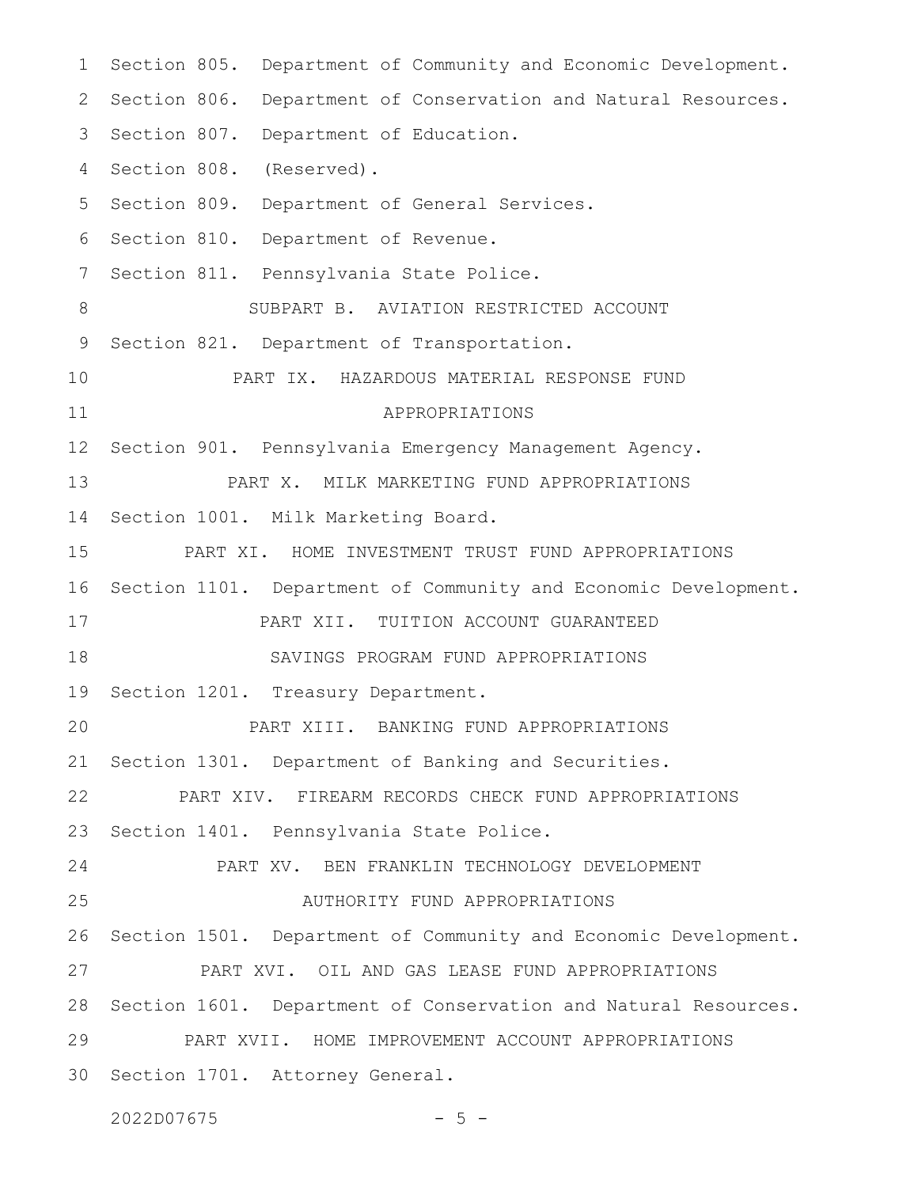Section 805. Department of Community and Economic Development.

Section 806. Department of Conservation and Natural Resources.

Section 807. Department of Education.

Section 808. (Reserved).

Section 809. Department of General Services.

Section 810. Department of Revenue.

Section 811. Pennsylvania State Police.

SUBPART B. AVIATION RESTRICTED ACCOUNT

Section 821. Department of Transportation.

PART IX. HAZARDOUS MATERIAL RESPONSE FUND APPROPRIATIONS

Section 901. Pennsylvania Emergency Management Agency.

PART X. MILK MARKETING FUND APPROPRIATIONS

Section 1001. Milk Marketing Board.

PART XI. HOME INVESTMENT TRUST FUND APPROPRIATIONS

Section 1101. Department of Community and Economic Development.

PART XII. TUITION ACCOUNT GUARANTEED SAVINGS PROGRAM FUND APPROPRIATIONS

Section 1201. Treasury Department.

PART XIII. BANKING FUND APPROPRIATIONS

Section 1301. Department of Banking and Securities.

PART XIV. FIREARM RECORDS CHECK FUND APPROPRIATIONS

Section 1401. Pennsylvania State Police.

PART XV. BEN FRANKLIN TECHNOLOGY DEVELOPMENT AUTHORITY FUND APPROPRIATIONS

Section 1501. Department of Community and Economic Development.

PART XVI. OIL AND GAS LEASE FUND APPROPRIATIONS

Section 1601. Department of Conservation and Natural Resources.

PART XVII. HOME IMPROVEMENT ACCOUNT APPROPRIATIONS

Section 1701. Attorney General.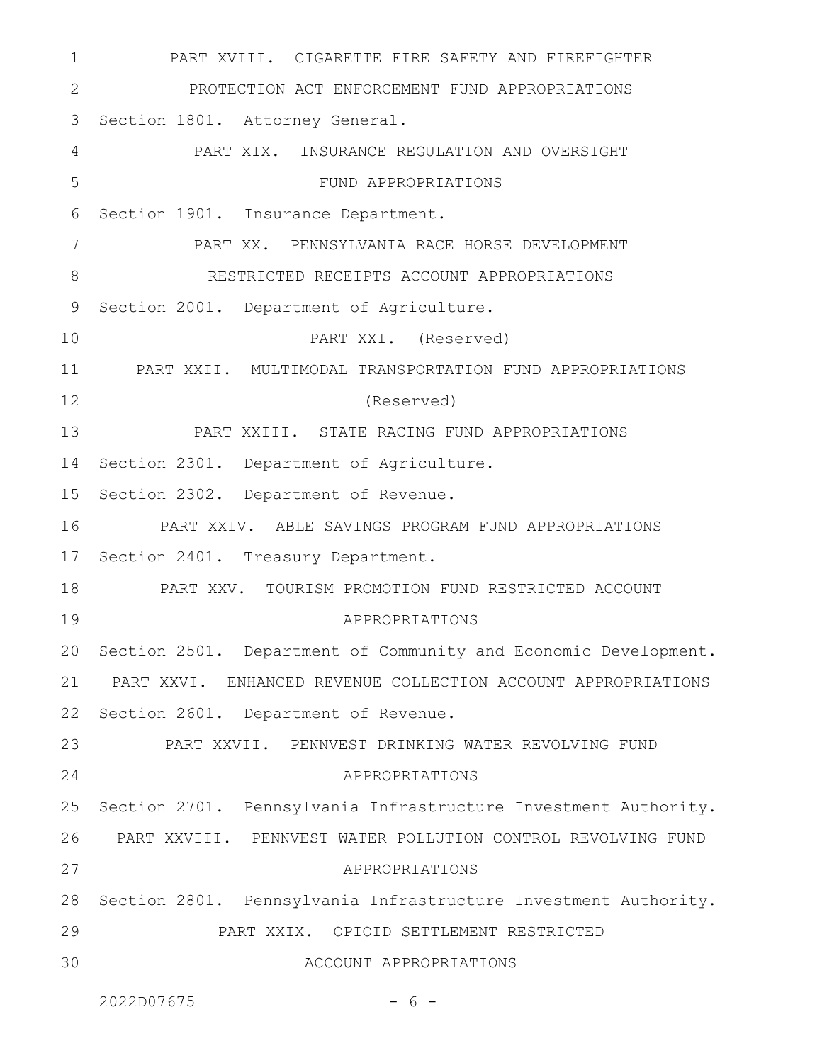PART XVIII. CIGARETTE FIRE SAFETY AND FIREFIGHTER PROTECTION ACT ENFORCEMENT FUND APPROPRIATIONS

Section 1801. Attorney General.

PART XIX. INSURANCE REGULATION AND OVERSIGHT FUND APPROPRIATIONS

Section 1901. Insurance Department.

PART XX. PENNSYLVANIA RACE HORSE DEVELOPMENT RESTRICTED RECEIPTS ACCOUNT APPROPRIATIONS

Section 2001. Department of Agriculture.

PART XXI. (Reserved)

PART XXII. MULTIMODAL TRANSPORTATION FUND APPROPRIATIONS (Reserved)

PART XXIII. STATE RACING FUND APPROPRIATIONS

Section 2301. Department of Agriculture.

Section 2302. Department of Revenue.

PART XXIV. ABLE SAVINGS PROGRAM FUND APPROPRIATIONS

Section 2401. Treasury Department.

PART XXV. TOURISM PROMOTION FUND RESTRICTED ACCOUNT APPROPRIATIONS

Section 2501. Department of Community and Economic Development.

PART XXVI. ENHANCED REVENUE COLLECTION ACCOUNT APPROPRIATIONS

Section 2601. Department of Revenue.

PART XXVII. PENNVEST DRINKING WATER REVOLVING FUND APPROPRIATIONS

Section 2701. Pennsylvania Infrastructure Investment Authority.

PART XXVIII. PENNVEST WATER POLLUTION CONTROL REVOLVING FUND APPROPRIATIONS

Section 2801. Pennsylvania Infrastructure Investment Authority.

PART XXIX. OPIOID SETTLEMENT RESTRICTED ACCOUNT APPROPRIATIONS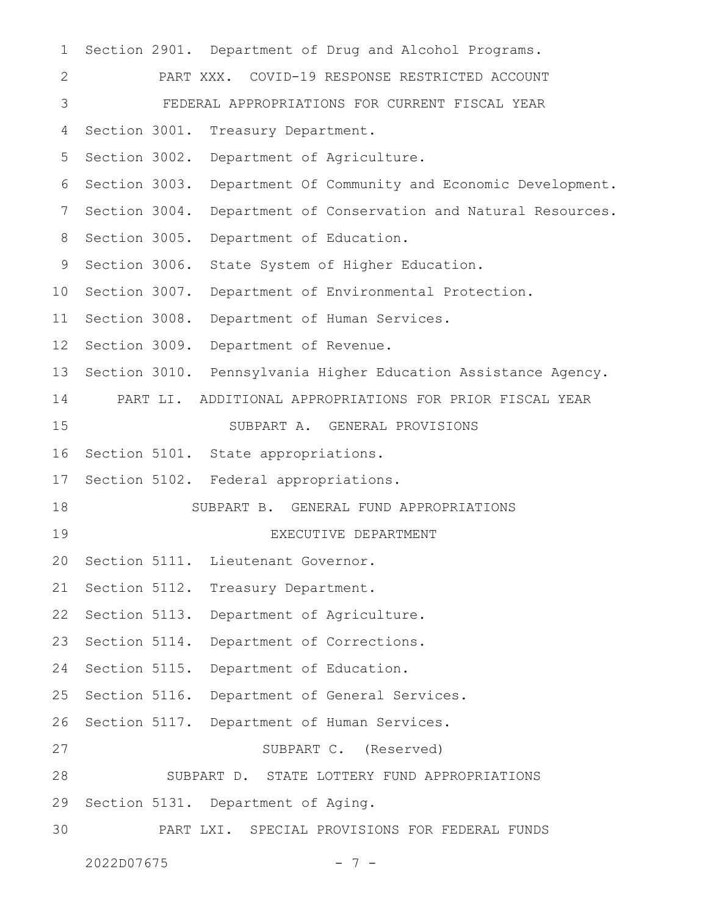Section 2901. Department of Drug and Alcohol Programs.

PART XXX. COVID-19 RESPONSE RESTRICTED ACCOUNT
FEDERAL APPROPRIATIONS FOR CURRENT FISCAL YEAR

Section 3001. Treasury Department.
Section 3002. Department of Agriculture.
Section 3003. Department Of Community and Economic Development.
Section 3004. Department of Conservation and Natural Resources.
Section 3005. Department of Education.
Section 3006. State System of Higher Education.
Section 3007. Department of Environmental Protection.
Section 3008. Department of Human Services.
Section 3009. Department of Revenue.
Section 3010. Pennsylvania Higher Education Assistance Agency.

PART LI. ADDITIONAL APPROPRIATIONS FOR PRIOR FISCAL YEAR

SUBPART A. GENERAL PROVISIONS

Section 5101. State appropriations.
Section 5102. Federal appropriations.

SUBPART B. GENERAL FUND APPROPRIATIONS

EXECUTIVE DEPARTMENT

Section 5111. Lieutenant Governor.
Section 5112. Treasury Department.
Section 5113. Department of Agriculture.
Section 5114. Department of Corrections.
Section 5115. Department of Education.
Section 5116. Department of General Services.
Section 5117. Department of Human Services.

SUBPART C. (Reserved)

SUBPART D. STATE LOTTERY FUND APPROPRIATIONS

Section 5131. Department of Aging.

PART LXI. SPECIAL PROVISIONS FOR FEDERAL FUNDS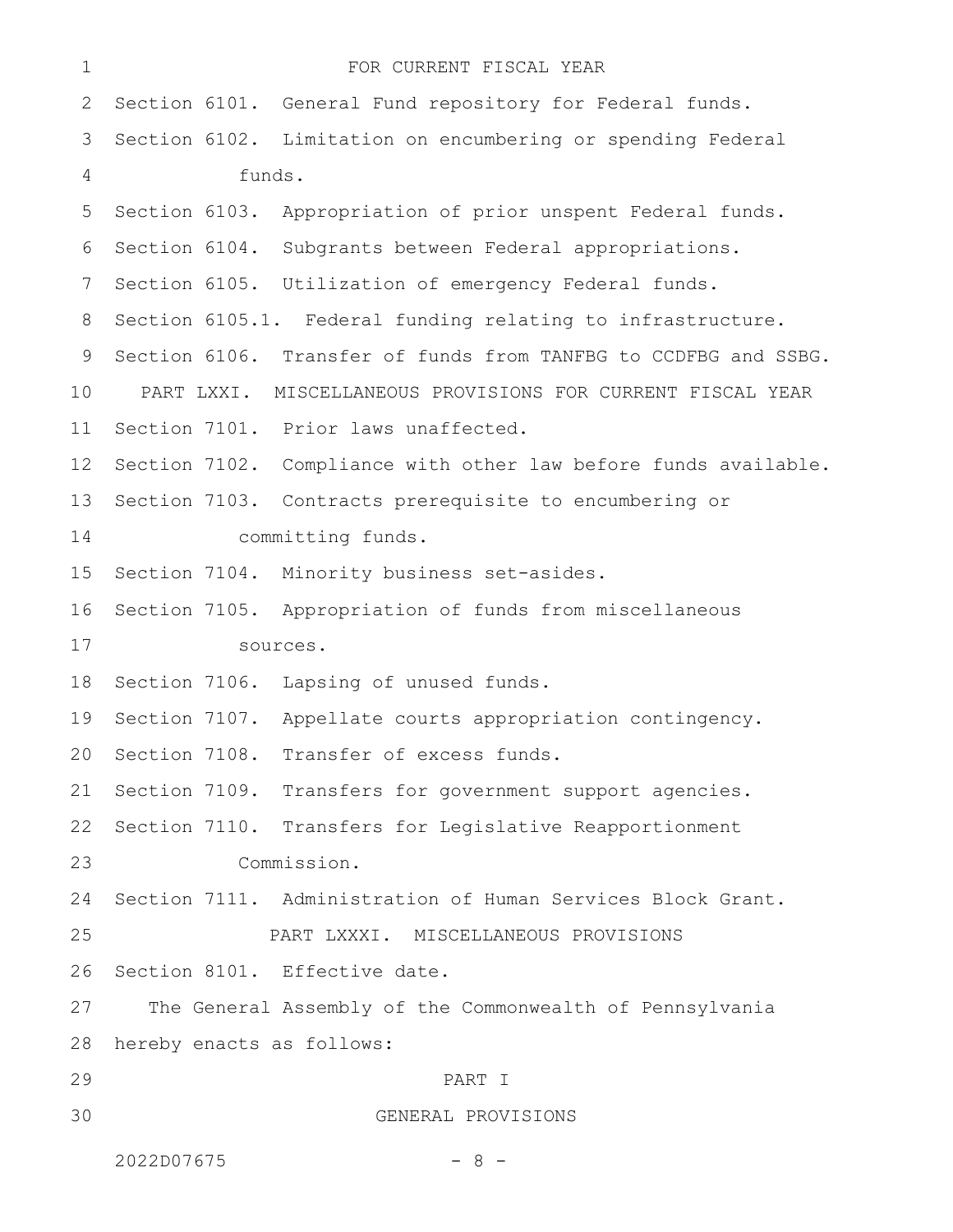FOR CURRENT FISCAL YEAR

Section 6101. General Fund repository for Federal funds.

Section 6102. Limitation on encumbering or spending Federal funds.

Section 6103. Appropriation of prior unspent Federal funds.

Section 6104. Subgrants between Federal appropriations.

Section 6105. Utilization of emergency Federal funds.

Section 6105.1. Federal funding relating to infrastructure.

Section 6106. Transfer of funds from TANFBG to CCDFBG and SSBG.

PART LXXI. MISCELLANEOUS PROVISIONS FOR CURRENT FISCAL YEAR

Section 7101. Prior laws unaffected.

Section 7102. Compliance with other law before funds available.

Section 7103. Contracts prerequisite to encumbering or committing funds.

Section 7104. Minority business set-asides.

Section 7105. Appropriation of funds from miscellaneous sources.

Section 7106. Lapsing of unused funds.

Section 7107. Appellate courts appropriation contingency.

Section 7108. Transfer of excess funds.

Section 7109. Transfers for government support agencies.

Section 7110. Transfers for Legislative Reapportionment Commission.

Section 7111. Administration of Human Services Block Grant.

PART LXXXI. MISCELLANEOUS PROVISIONS

Section 8101. Effective date.

The General Assembly of the Commonwealth of Pennsylvania hereby enacts as follows:

PART I

GENERAL PROVISIONS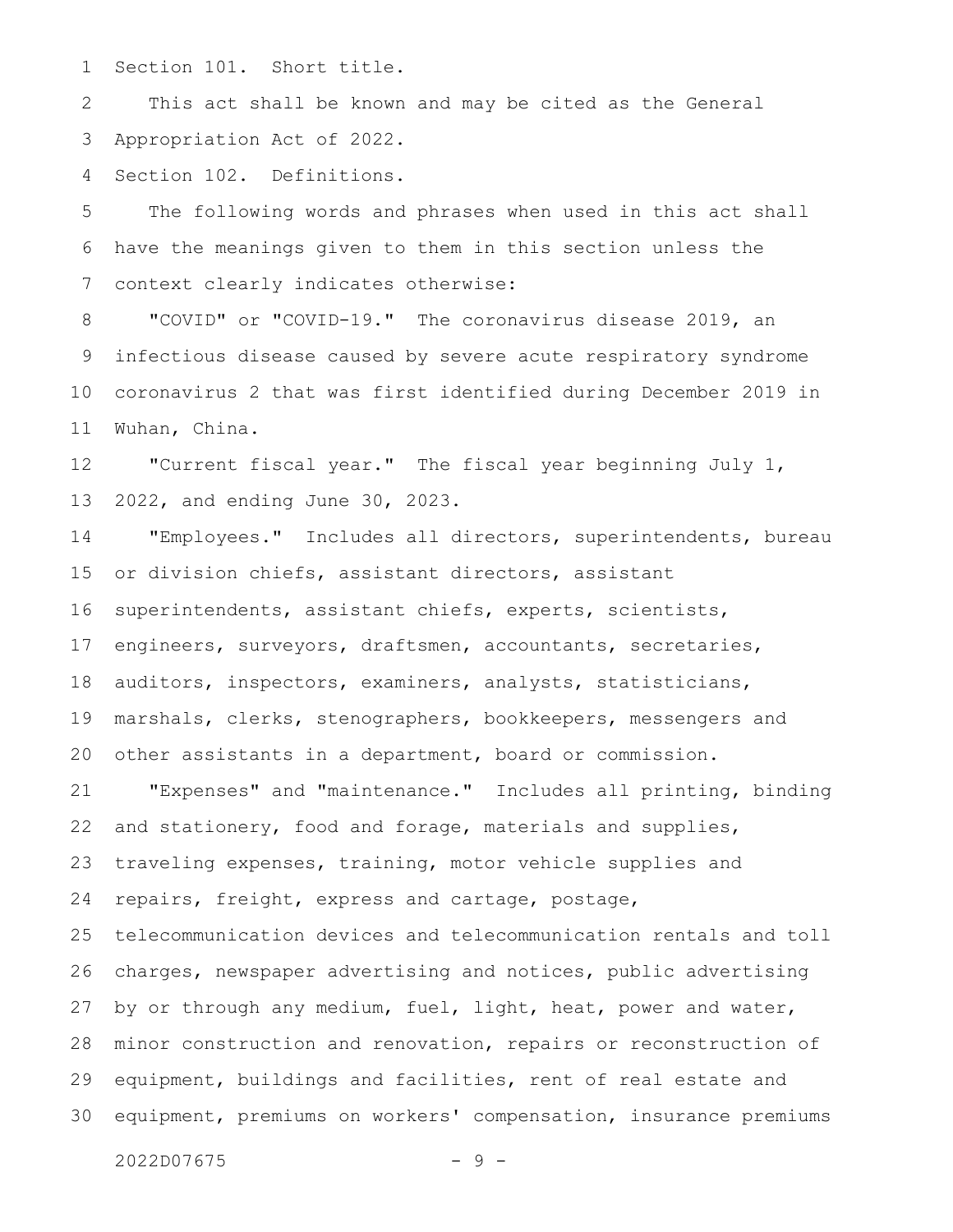Section 101. Short title.

This act shall be known and may be cited as the General Appropriation Act of 2022.

Section 102. Definitions.

The following words and phrases when used in this act shall have the meanings given to them in this section unless the context clearly indicates otherwise:

"COVID" or "COVID-19." The coronavirus disease 2019, an infectious disease caused by severe acute respiratory syndrome coronavirus 2 that was first identified during December 2019 in Wuhan, China.

"Current fiscal year." The fiscal year beginning July 1, 2022, and ending June 30, 2023.

"Employees." Includes all directors, superintendents, bureau or division chiefs, assistant directors, assistant superintendents, assistant chiefs, experts, scientists, engineers, surveyors, draftsmen, accountants, secretaries, auditors, inspectors, examiners, analysts, statisticians, marshals, clerks, stenographers, bookkeepers, messengers and other assistants in a department, board or commission.

"Expenses" and "maintenance." Includes all printing, binding and stationery, food and forage, materials and supplies, traveling expenses, training, motor vehicle supplies and repairs, freight, express and cartage, postage, telecommunication devices and telecommunication rentals and toll charges, newspaper advertising and notices, public advertising by or through any medium, fuel, light, heat, power and water, minor construction and renovation, repairs or reconstruction of equipment, buildings and facilities, rent of real estate and equipment, premiums on workers' compensation, insurance premiums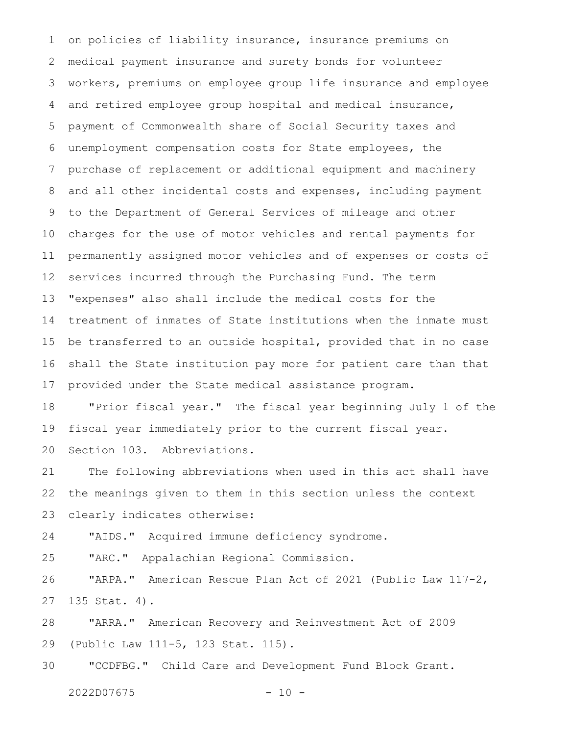on policies of liability insurance, insurance premiums on medical payment insurance and surety bonds for volunteer workers, premiums on employee group life insurance and employee and retired employee group hospital and medical insurance, payment of Commonwealth share of Social Security taxes and unemployment compensation costs for State employees, the purchase of replacement or additional equipment and machinery and all other incidental costs and expenses, including payment to the Department of General Services of mileage and other charges for the use of motor vehicles and rental payments for permanently assigned motor vehicles and of expenses or costs of services incurred through the Purchasing Fund. The term "expenses" also shall include the medical costs for the treatment of inmates of State institutions when the inmate must be transferred to an outside hospital, provided that in no case shall the State institution pay more for patient care than that provided under the State medical assistance program.

"Prior fiscal year." The fiscal year beginning July 1 of the fiscal year immediately prior to the current fiscal year.

Section 103. Abbreviations.

The following abbreviations when used in this act shall have the meanings given to them in this section unless the context clearly indicates otherwise:

"AIDS." Acquired immune deficiency syndrome.

"ARC." Appalachian Regional Commission.

"ARPA." American Rescue Plan Act of 2021 (Public Law 117-2, 135 Stat. 4).

"ARRA." American Recovery and Reinvestment Act of 2009 (Public Law 111-5, 123 Stat. 115).

"CCDFBG." Child Care and Development Fund Block Grant.

2022D07675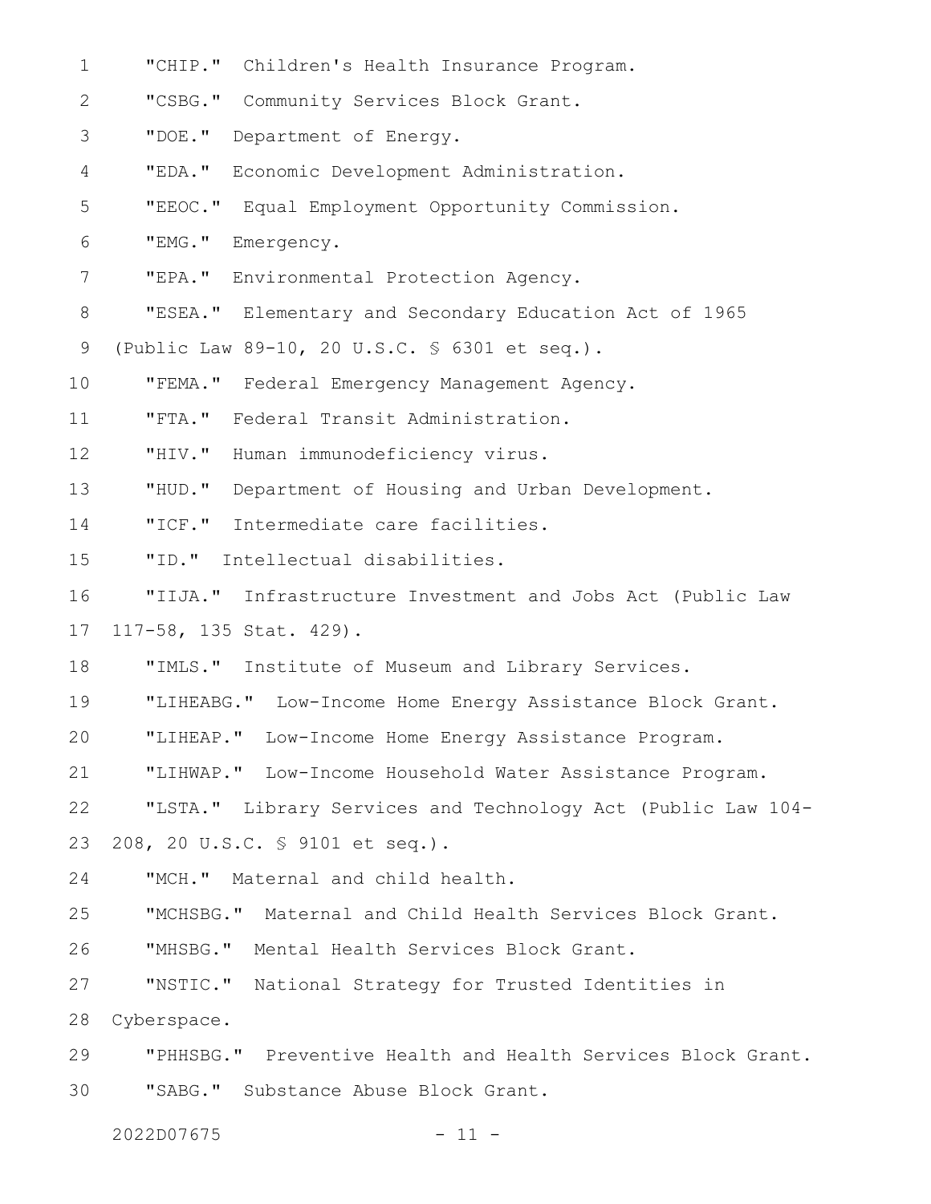"CHIP." Children's Health Insurance Program.

"CSBG." Community Services Block Grant.

"DOE." Department of Energy.

"EDA." Economic Development Administration.

"EEOC." Equal Employment Opportunity Commission.

"EMG." Emergency.

"EPA." Environmental Protection Agency.

"ESEA." Elementary and Secondary Education Act of 1965 (Public Law 89-10, 20 U.S.C. § 6301 et seq.).

"FEMA." Federal Emergency Management Agency.

"FTA." Federal Transit Administration.

"HIV." Human immunodeficiency virus.

"HUD." Department of Housing and Urban Development.

"ICF." Intermediate care facilities.

"ID." Intellectual disabilities.

"IIJA." Infrastructure Investment and Jobs Act (Public Law 117-58, 135 Stat. 429).

"IMLS." Institute of Museum and Library Services.

"LIHEABG." Low-Income Home Energy Assistance Block Grant.

"LIHEAP." Low-Income Home Energy Assistance Program.

"LIHWAP." Low-Income Household Water Assistance Program.

"LSTA." Library Services and Technology Act (Public Law 104-208, 20 U.S.C. § 9101 et seq.).

"MCH." Maternal and child health.

"MCHSBG." Maternal and Child Health Services Block Grant.

"MHSBG." Mental Health Services Block Grant.

"NSTIC." National Strategy for Trusted Identities in Cyberspace.

"PHHSBG." Preventive Health and Health Services Block Grant.

"SABG." Substance Abuse Block Grant.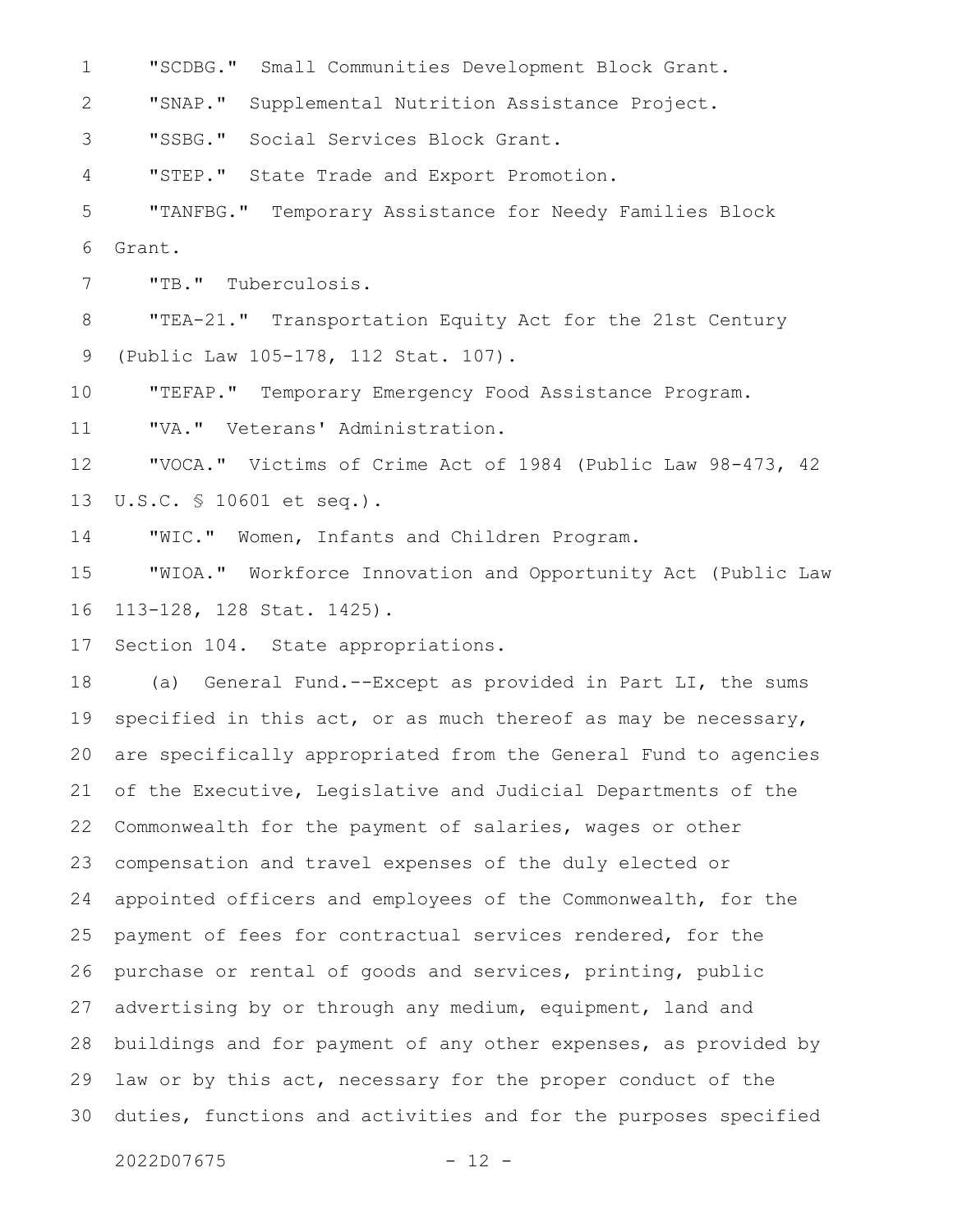"SCDBG." Small Communities Development Block Grant.

"SNAP." Supplemental Nutrition Assistance Project.

"SSBG." Social Services Block Grant.

"STEP." State Trade and Export Promotion.

"TANFBG." Temporary Assistance for Needy Families Block Grant.

"TB." Tuberculosis.

"TEA-21." Transportation Equity Act for the 21st Century (Public Law 105-178, 112 Stat. 107).

"TEFAP." Temporary Emergency Food Assistance Program.

"VA." Veterans' Administration.

"VOCA." Victims of Crime Act of 1984 (Public Law 98-473, 42 U.S.C. § 10601 et seq.).

"WIC." Women, Infants and Children Program.

"WIOA." Workforce Innovation and Opportunity Act (Public Law 113-128, 128 Stat. 1425).

Section 104. State appropriations.

(a) General Fund.--Except as provided in Part LI, the sums specified in this act, or as much thereof as may be necessary, are specifically appropriated from the General Fund to agencies of the Executive, Legislative and Judicial Departments of the Commonwealth for the payment of salaries, wages or other compensation and travel expenses of the duly elected or appointed officers and employees of the Commonwealth, for the payment of fees for contractual services rendered, for the purchase or rental of goods and services, printing, public advertising by or through any medium, equipment, land and buildings and for payment of any other expenses, as provided by law or by this act, necessary for the proper conduct of the duties, functions and activities and for the purposes specified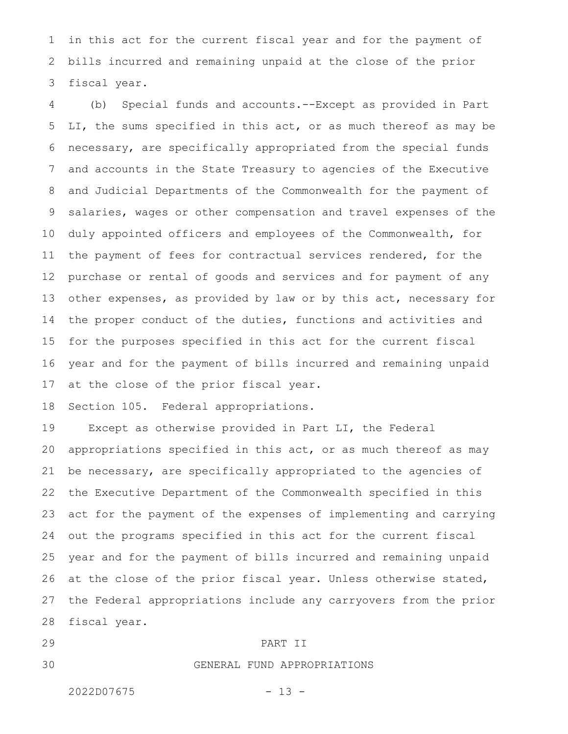in this act for the current fiscal year and for the payment of bills incurred and remaining unpaid at the close of the prior fiscal year.

(b) Special funds and accounts.--Except as provided in Part LI, the sums specified in this act, or as much thereof as may be necessary, are specifically appropriated from the special funds and accounts in the State Treasury to agencies of the Executive and Judicial Departments of the Commonwealth for the payment of salaries, wages or other compensation and travel expenses of the duly appointed officers and employees of the Commonwealth, for the payment of fees for contractual services rendered, for the purchase or rental of goods and services and for payment of any other expenses, as provided by law or by this act, necessary for the proper conduct of the duties, functions and activities and for the purposes specified in this act for the current fiscal year and for the payment of bills incurred and remaining unpaid at the close of the prior fiscal year.

Section 105. Federal appropriations.

Except as otherwise provided in Part LI, the Federal appropriations specified in this act, or as much thereof as may be necessary, are specifically appropriated to the agencies of the Executive Department of the Commonwealth specified in this act for the payment of the expenses of implementing and carrying out the programs specified in this act for the current fiscal year and for the payment of bills incurred and remaining unpaid at the close of the prior fiscal year. Unless otherwise stated, the Federal appropriations include any carryovers from the prior fiscal year.

## PART II

## GENERAL FUND APPROPRIATIONS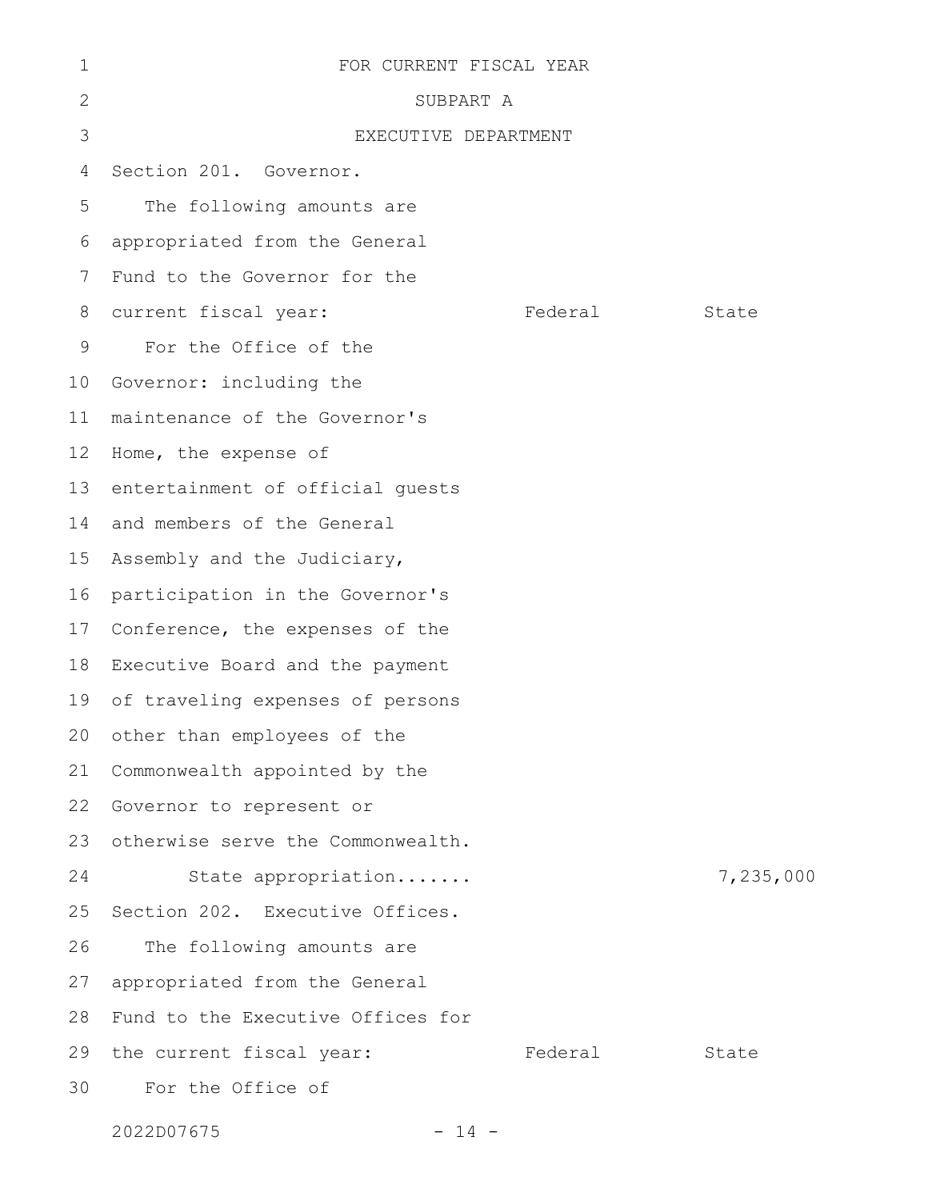FOR CURRENT FISCAL YEAR

SUBPART A

EXECUTIVE DEPARTMENT

Section 201. Governor.

| The following amounts are appropriated from the General Fund to the Governor for the current fiscal year: | Federal | State |
|---|---|---|
| For the Office of the Governor: including the maintenance of the Governor's Home, the expense of entertainment of official guests and members of the General Assembly and the Judiciary, participation in the Governor's Conference, the expenses of the Executive Board and the payment of traveling expenses of persons other than employees of the Commonwealth appointed by the Governor to represent or otherwise serve the Commonwealth. | | |
| State appropriation....... | | 7,235,000 |

Section 202. Executive Offices.

| The following amounts are appropriated from the General Fund to the Executive Offices for the current fiscal year: | Federal | State |
|---|---|---|
| For the Office of | | |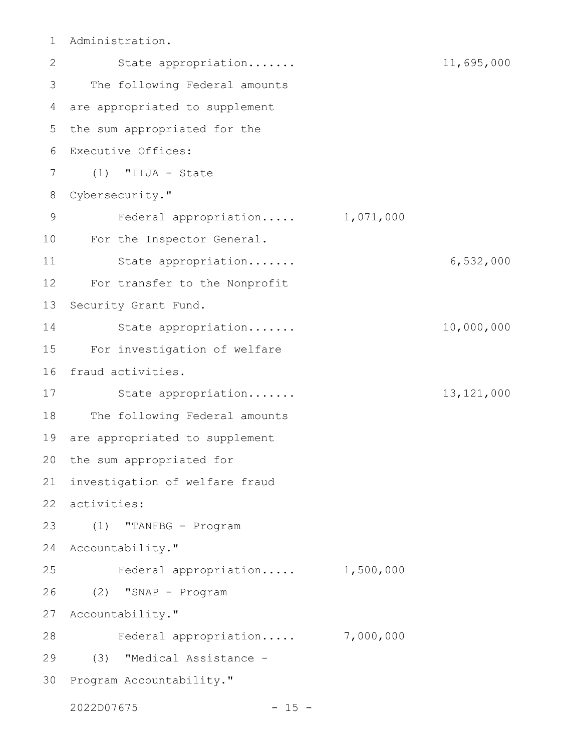Administration.

State appropriation....... 11,695,000

The following Federal amounts are appropriated to supplement the sum appropriated for the Executive Offices:

(1) "IIJA - State Cybersecurity."

Federal appropriation..... 1,071,000

For the Inspector General.

State appropriation....... 6,532,000

For transfer to the Nonprofit Security Grant Fund.

State appropriation....... 10,000,000

For investigation of welfare fraud activities.

State appropriation....... 13,121,000

The following Federal amounts are appropriated to supplement the sum appropriated for investigation of welfare fraud activities:

(1) "TANFBG - Program Accountability."

Federal appropriation..... 1,500,000

(2) "SNAP - Program Accountability."

Federal appropriation..... 7,000,000

(3) "Medical Assistance - Program Accountability."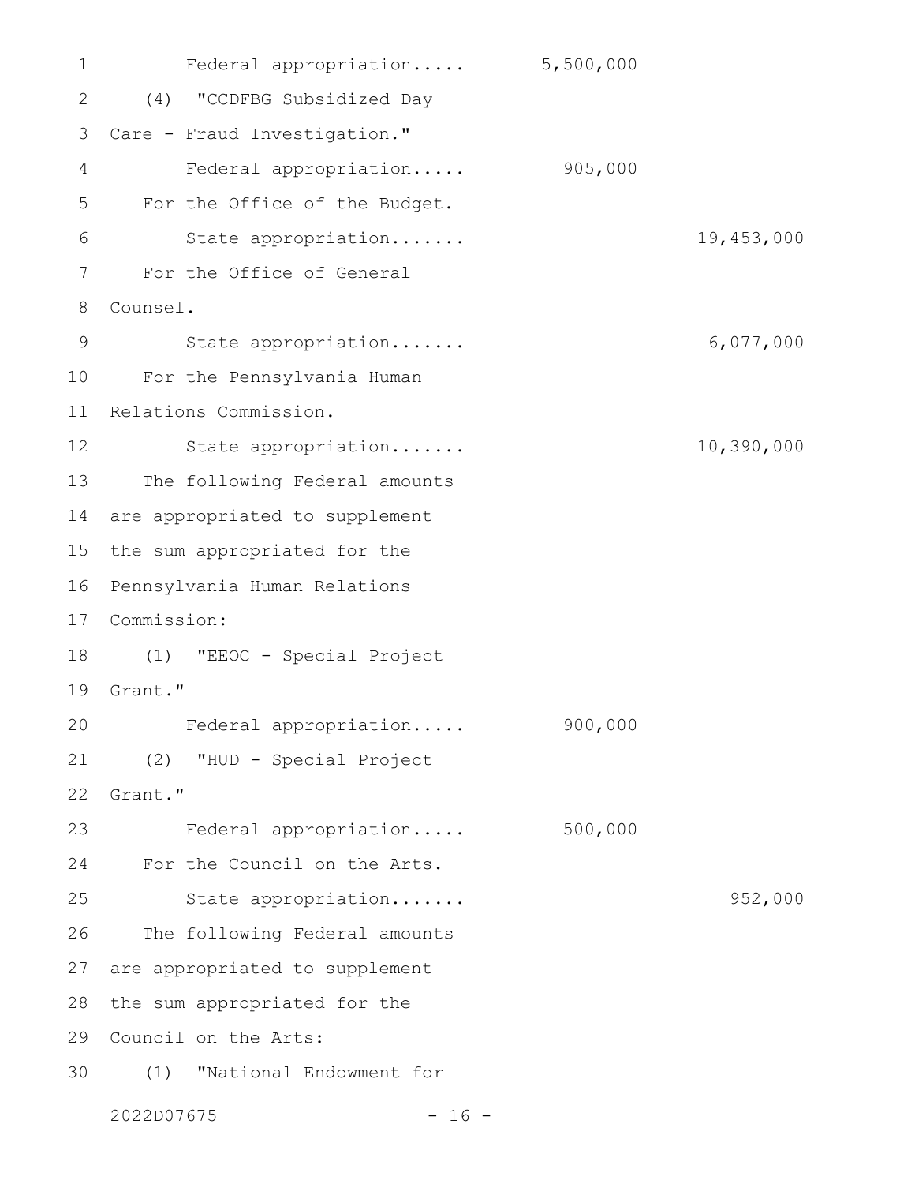Federal appropriation..... 5,500,000

(4) "CCDFBG Subsidized Day Care - Fraud Investigation."

Federal appropriation..... 905,000

For the Office of the Budget.

State appropriation....... 19,453,000

For the Office of General Counsel.

State appropriation....... 6,077,000

For the Pennsylvania Human Relations Commission.

State appropriation....... 10,390,000

The following Federal amounts are appropriated to supplement the sum appropriated for the Pennsylvania Human Relations Commission:

(1) "EEOC - Special Project Grant."

Federal appropriation..... 900,000

(2) "HUD - Special Project Grant."

Federal appropriation..... 500,000

For the Council on the Arts.

State appropriation....... 952,000

The following Federal amounts are appropriated to supplement the sum appropriated for the Council on the Arts:

(1) "National Endowment for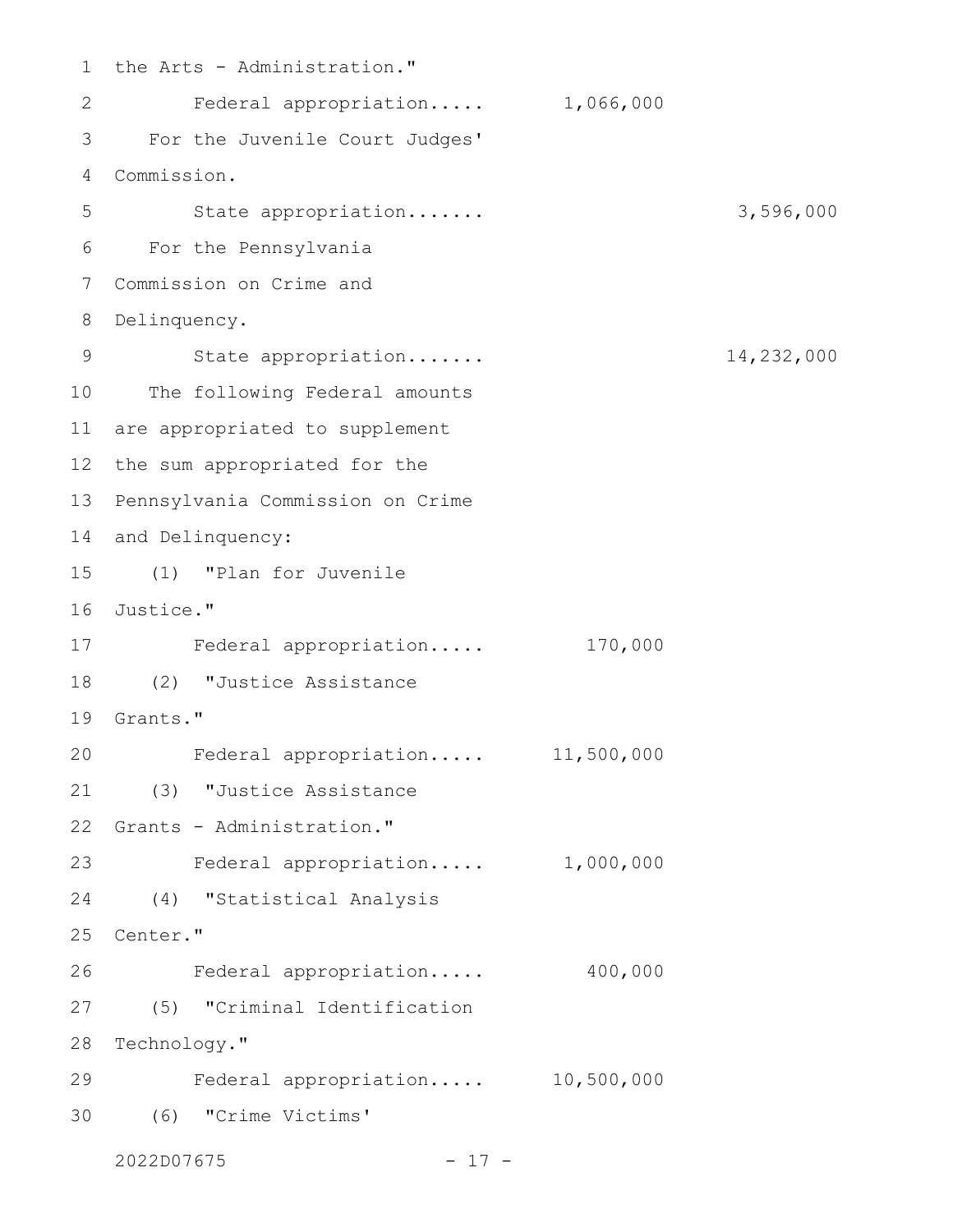the Arts - Administration."

Federal appropriation..... 1,066,000

For the Juvenile Court Judges' Commission.

State appropriation....... 3,596,000

For the Pennsylvania Commission on Crime and Delinquency.

State appropriation....... 14,232,000

The following Federal amounts are appropriated to supplement the sum appropriated for the Pennsylvania Commission on Crime and Delinquency:

(1) "Plan for Juvenile Justice."

Federal appropriation..... 170,000

(2) "Justice Assistance Grants."

Federal appropriation..... 11,500,000

(3) "Justice Assistance Grants - Administration."

Federal appropriation..... 1,000,000

(4) "Statistical Analysis Center."

Federal appropriation..... 400,000

(5) "Criminal Identification Technology."

Federal appropriation..... 10,500,000

(6) "Crime Victims'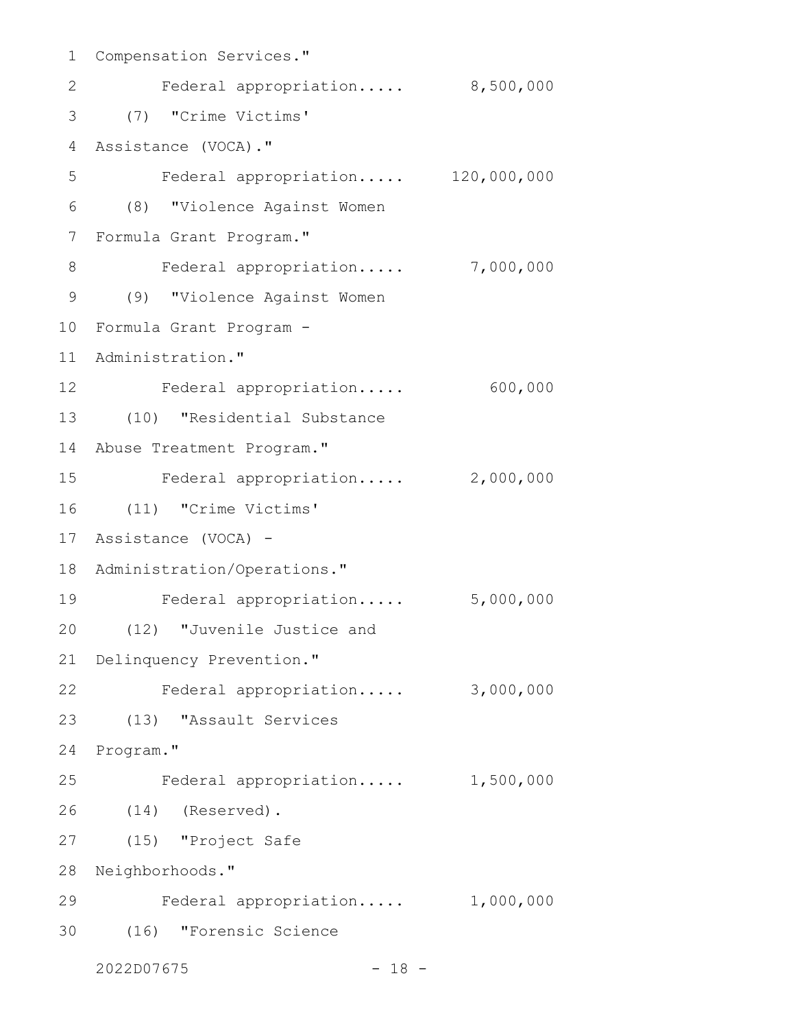Compensation Services."

Federal appropriation..... 8,500,000

(7) "Crime Victims' Assistance (VOCA)."

Federal appropriation..... 120,000,000

(8) "Violence Against Women Formula Grant Program."

Federal appropriation..... 7,000,000

(9) "Violence Against Women Formula Grant Program - Administration."

Federal appropriation..... 600,000

(10) "Residential Substance Abuse Treatment Program."

Federal appropriation..... 2,000,000

(11) "Crime Victims' Assistance (VOCA) - Administration/Operations."

Federal appropriation..... 5,000,000

(12) "Juvenile Justice and Delinquency Prevention."

Federal appropriation..... 3,000,000

(13) "Assault Services Program."

Federal appropriation..... 1,500,000

(14) (Reserved).

(15) "Project Safe Neighborhoods."

Federal appropriation..... 1,000,000

(16) "Forensic Science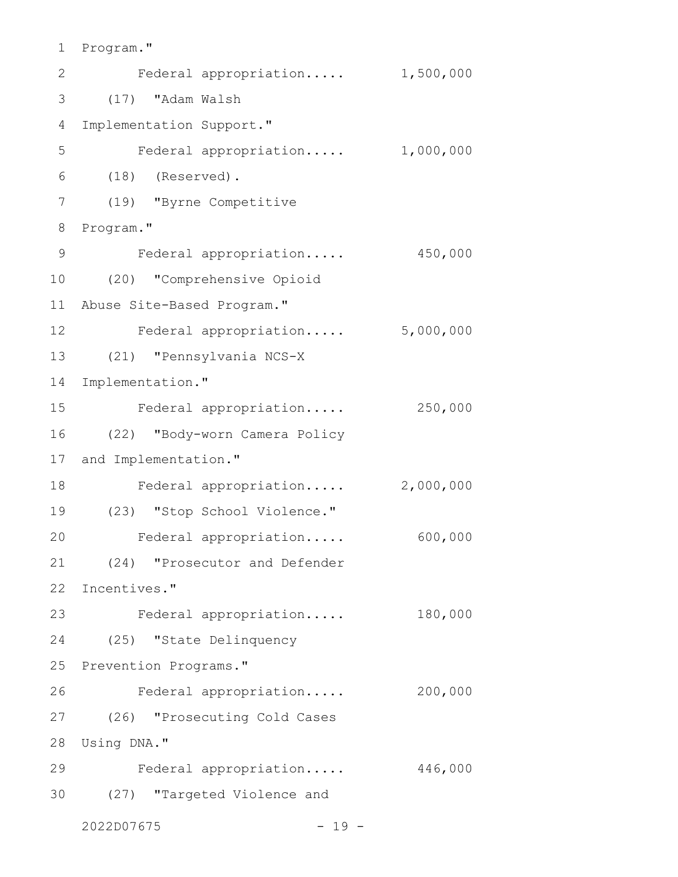Program."

Federal appropriation..... 1,500,000

(17) "Adam Walsh Implementation Support."

Federal appropriation..... 1,000,000

(18) (Reserved).

(19) "Byrne Competitive Program."

Federal appropriation..... 450,000

(20) "Comprehensive Opioid Abuse Site-Based Program."

Federal appropriation..... 5,000,000

(21) "Pennsylvania NCS-X Implementation."

Federal appropriation..... 250,000

(22) "Body-worn Camera Policy and Implementation."

Federal appropriation..... 2,000,000

(23) "Stop School Violence."

Federal appropriation..... 600,000

(24) "Prosecutor and Defender Incentives."

Federal appropriation..... 180,000

(25) "State Delinquency Prevention Programs."

Federal appropriation..... 200,000

(26) "Prosecuting Cold Cases Using DNA."

Federal appropriation..... 446,000

(27) "Targeted Violence and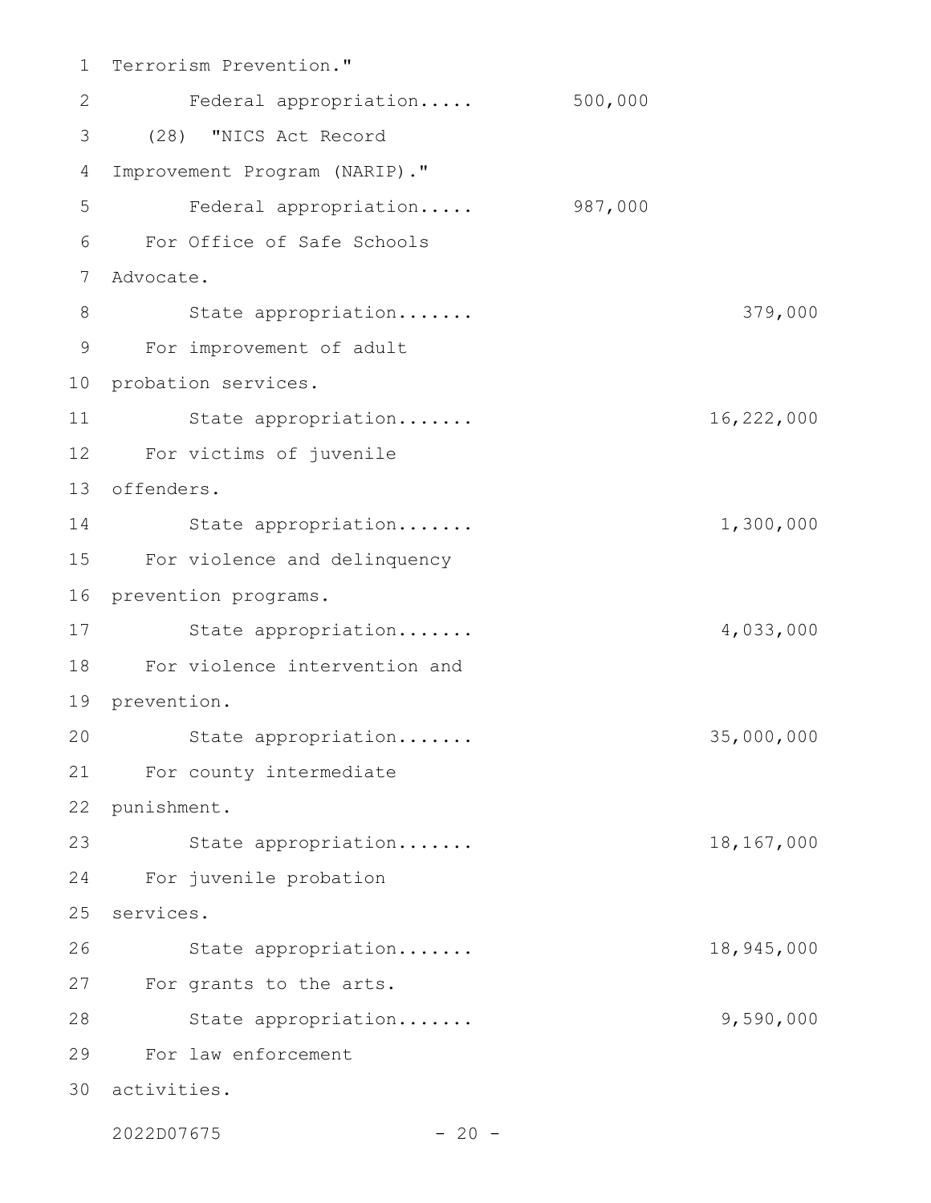Terrorism Prevention."

Federal appropriation..... 500,000

(28) "NICS Act Record Improvement Program (NARIP)."

Federal appropriation..... 987,000

For Office of Safe Schools Advocate.

State appropriation....... 379,000

For improvement of adult probation services.

State appropriation....... 16,222,000

For victims of juvenile offenders.

State appropriation....... 1,300,000

For violence and delinquency prevention programs.

State appropriation....... 4,033,000

For violence intervention and prevention.

State appropriation....... 35,000,000

For county intermediate punishment.

State appropriation....... 18,167,000

For juvenile probation services.

State appropriation....... 18,945,000

For grants to the arts.

State appropriation....... 9,590,000

For law enforcement activities.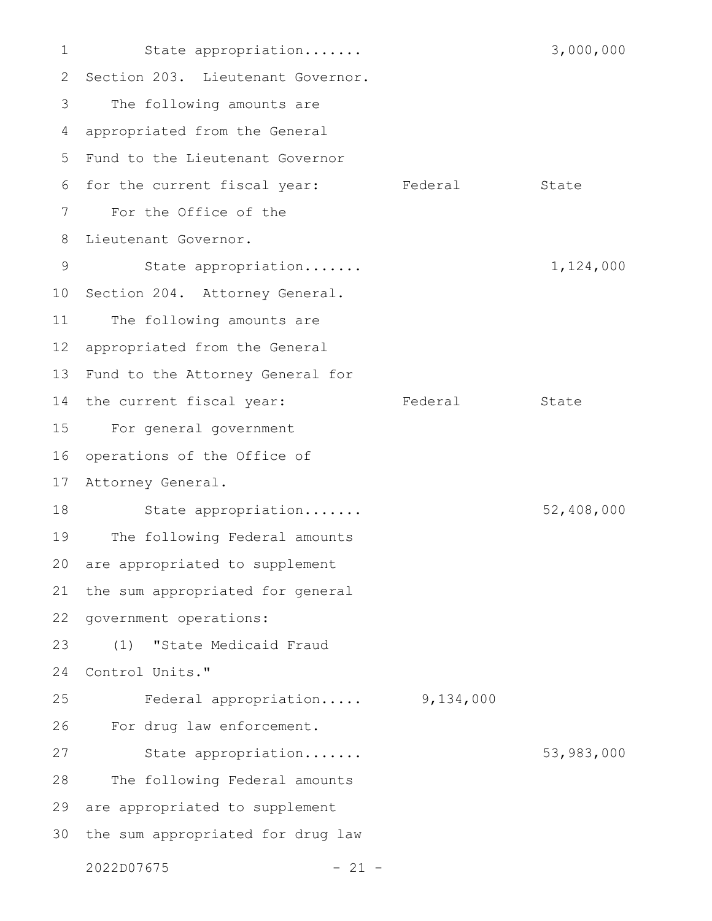State appropriation....... 3,000,000

Section 203. Lieutenant Governor.

The following amounts are appropriated from the General Fund to the Lieutenant Governor for the current fiscal year:

| | Federal | State |
|---|---|---|
| For the Office of the Lieutenant Governor. | | |
| State appropriation....... | | 1,124,000 |

Section 204. Attorney General.

The following amounts are appropriated from the General Fund to the Attorney General for the current fiscal year:

| | Federal | State |
|---|---|---|
| For general government operations of the Office of Attorney General. | | |
| State appropriation....... | | 52,408,000 |
| The following Federal amounts are appropriated to supplement the sum appropriated for general government operations: | | |
| (1) "State Medicaid Fraud Control Units." | | |
| Federal appropriation..... | 9,134,000 | |
| For drug law enforcement. | | |
| State appropriation....... | | 53,983,000 |
| The following Federal amounts are appropriated to supplement the sum appropriated for drug law | | |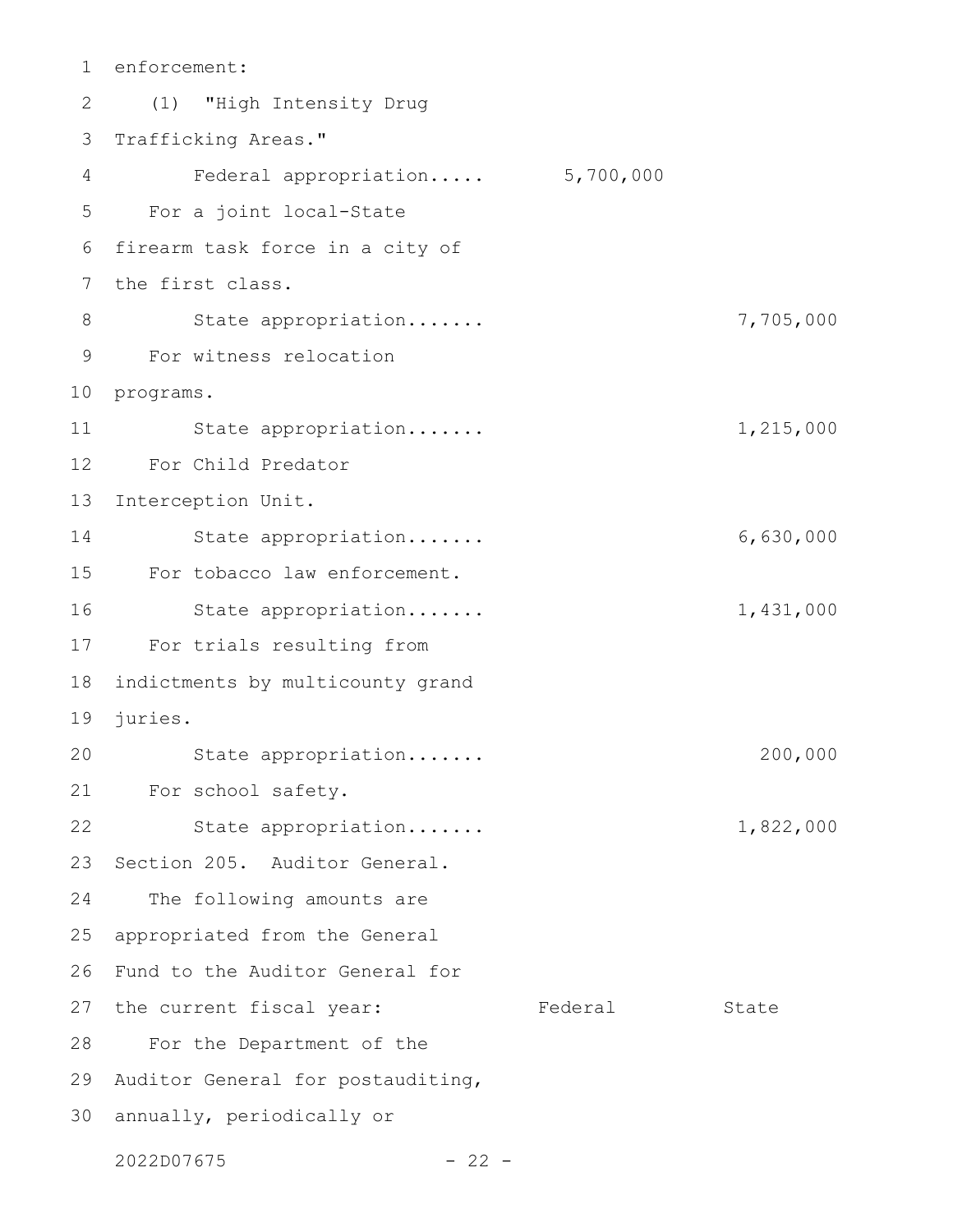enforcement:

(1) "High Intensity Drug Trafficking Areas."

| | Federal | State |
|---|---|---|
| Federal appropriation..... | 5,700,000 | |

For a joint local-State firearm task force in a city of the first class.

| | Federal | State |
|---|---|---|
| State appropriation....... | | 7,705,000 |

For witness relocation programs.

| | Federal | State |
|---|---|---|
| State appropriation....... | | 1,215,000 |

For Child Predator Interception Unit.

| | Federal | State |
|---|---|---|
| State appropriation....... | | 6,630,000 |

For tobacco law enforcement.

| | Federal | State |
|---|---|---|
| State appropriation....... | | 1,431,000 |

For trials resulting from indictments by multicounty grand juries.

| | Federal | State |
|---|---|---|
| State appropriation....... | | 200,000 |

For school safety.

| | Federal | State |
|---|---|---|
| State appropriation....... | | 1,822,000 |

Section 205. Auditor General.

The following amounts are appropriated from the General Fund to the Auditor General for the current fiscal year: Federal State

For the Department of the Auditor General for postauditing, annually, periodically or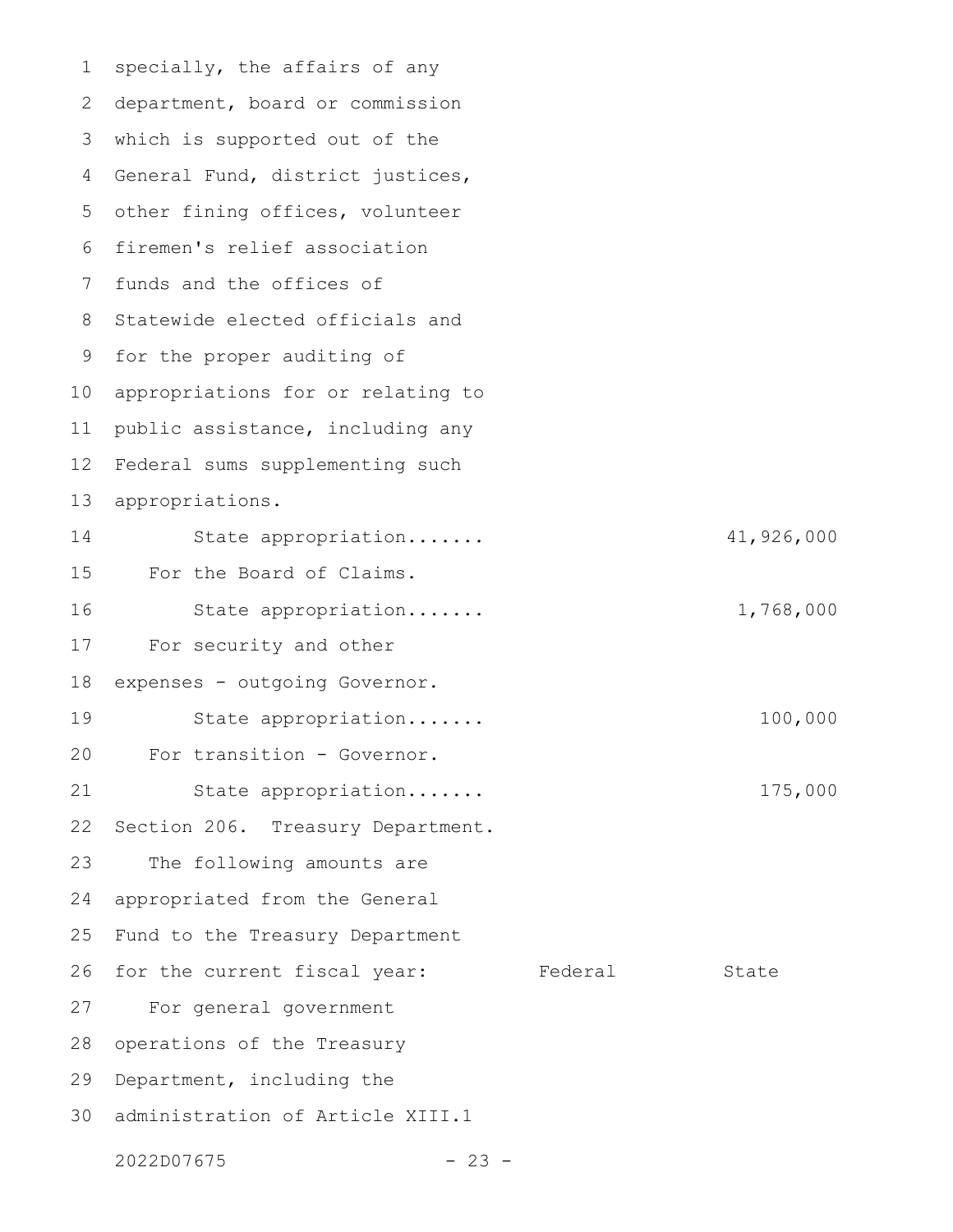specially, the affairs of any department, board or commission which is supported out of the General Fund, district justices, other fining offices, volunteer firemen's relief association funds and the offices of Statewide elected officials and for the proper auditing of appropriations for or relating to public assistance, including any Federal sums supplementing such appropriations.

| | Federal | State |
|---|---|---|
| State appropriation....... | | 41,926,000 |
| For the Board of Claims. | | |
| State appropriation....... | | 1,768,000 |
| For security and other expenses - outgoing Governor. | | |
| State appropriation....... | | 100,000 |
| For transition - Governor. | | |
| State appropriation....... | | 175,000 |

Section 206. Treasury Department.

The following amounts are appropriated from the General Fund to the Treasury Department for the current fiscal year:

| | Federal | State |
|---|---|---|
| For general government operations of the Treasury Department, including the administration of Article XIII.1 | | |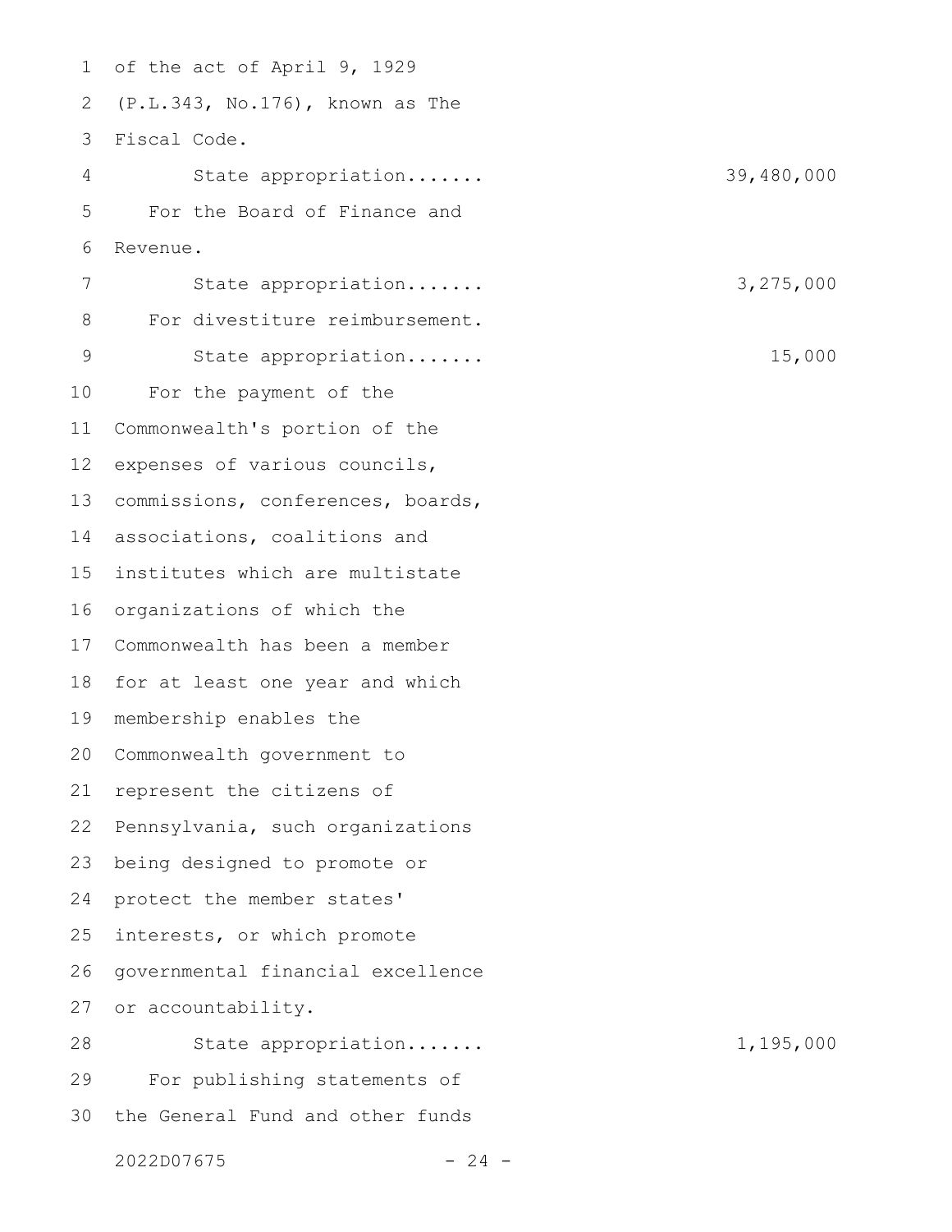of the act of April 9, 1929 (P.L.343, No.176), known as The Fiscal Code.

State appropriation....... 39,480,000

For the Board of Finance and Revenue.

State appropriation....... 3,275,000

For divestiture reimbursement.

State appropriation....... 15,000

For the payment of the Commonwealth's portion of the expenses of various councils, commissions, conferences, boards, associations, coalitions and institutes which are multistate organizations of which the Commonwealth has been a member for at least one year and which membership enables the Commonwealth government to represent the citizens of Pennsylvania, such organizations being designed to promote or protect the member states' interests, or which promote governmental financial excellence or accountability.

State appropriation....... 1,195,000

For publishing statements of the General Fund and other funds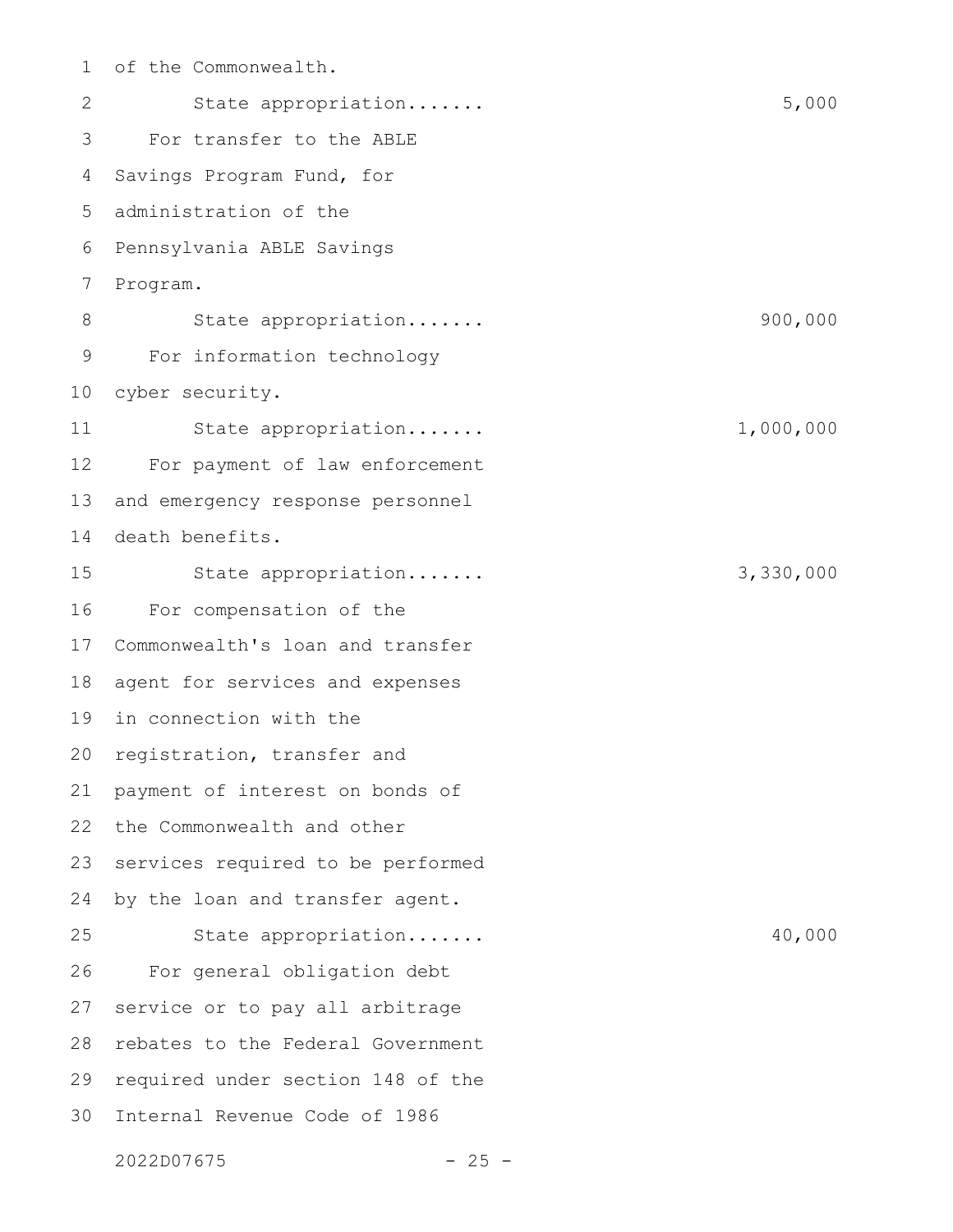of the Commonwealth.

State appropriation....... 5,000

For transfer to the ABLE Savings Program Fund, for administration of the Pennsylvania ABLE Savings Program.

State appropriation....... 900,000

For information technology cyber security.

State appropriation....... 1,000,000

For payment of law enforcement and emergency response personnel death benefits.

State appropriation....... 3,330,000

For compensation of the Commonwealth's loan and transfer agent for services and expenses in connection with the registration, transfer and payment of interest on bonds of the Commonwealth and other services required to be performed by the loan and transfer agent.

State appropriation....... 40,000

For general obligation debt service or to pay all arbitrage rebates to the Federal Government required under section 148 of the Internal Revenue Code of 1986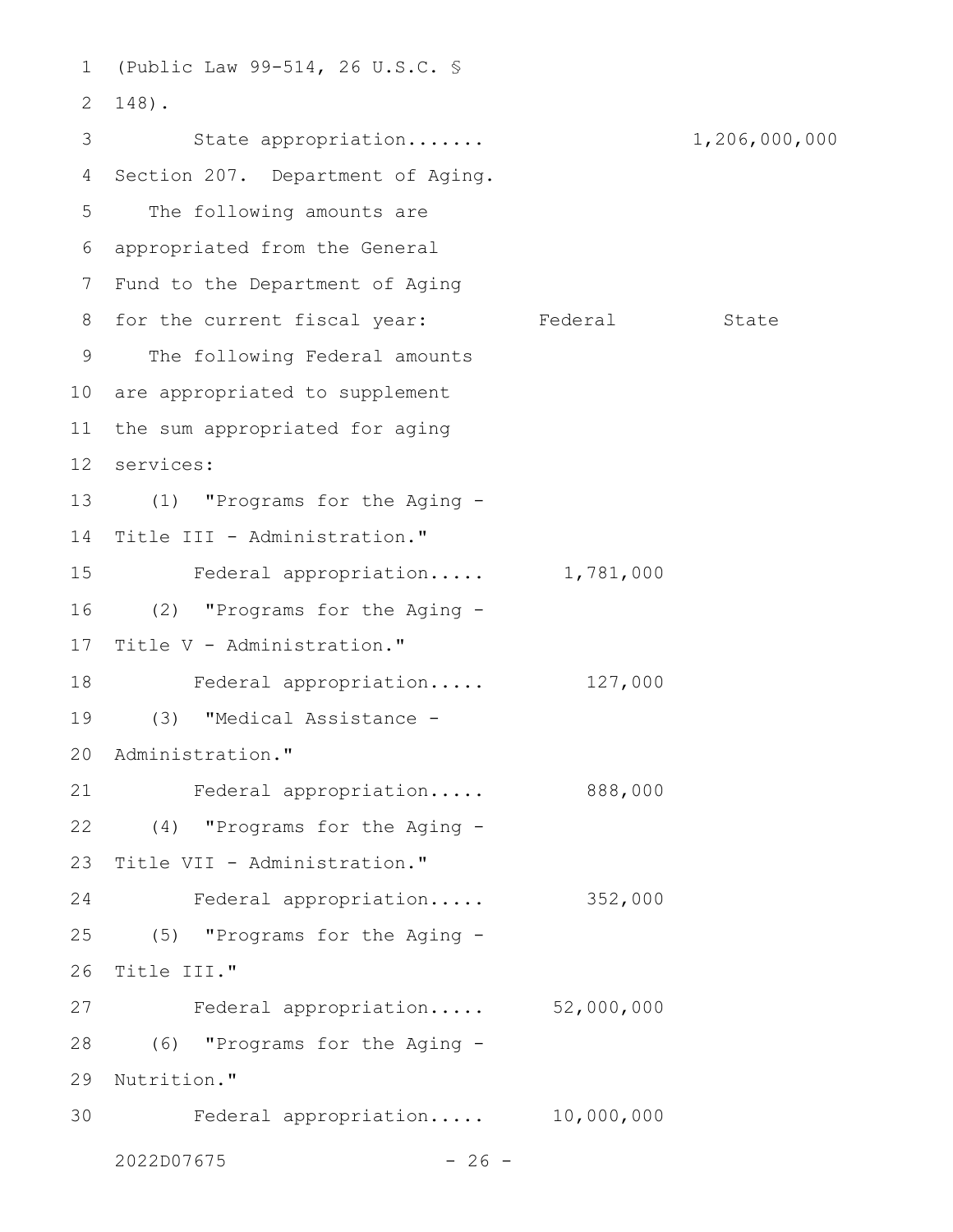(Public Law 99-514, 26 U.S.C. § 148).

| | Federal | State |
|---|---|---|
| State appropriation....... | | 1,206,000,000 |

Section 207. Department of Aging.

The following amounts are appropriated from the General Fund to the Department of Aging for the current fiscal year:

| | Federal | State |
|---|---|---|
| The following Federal amounts are appropriated to supplement the sum appropriated for aging services: | | |
| (1) "Programs for the Aging - Title III - Administration." | | |
| Federal appropriation..... | 1,781,000 | |
| (2) "Programs for the Aging - Title V - Administration." | | |
| Federal appropriation..... | 127,000 | |
| (3) "Medical Assistance - Administration." | | |
| Federal appropriation..... | 888,000 | |
| (4) "Programs for the Aging - Title VII - Administration." | | |
| Federal appropriation..... | 352,000 | |
| (5) "Programs for the Aging - Title III." | | |
| Federal appropriation..... | 52,000,000 | |
| (6) "Programs for the Aging - Nutrition." | | |
| Federal appropriation..... | 10,000,000 | |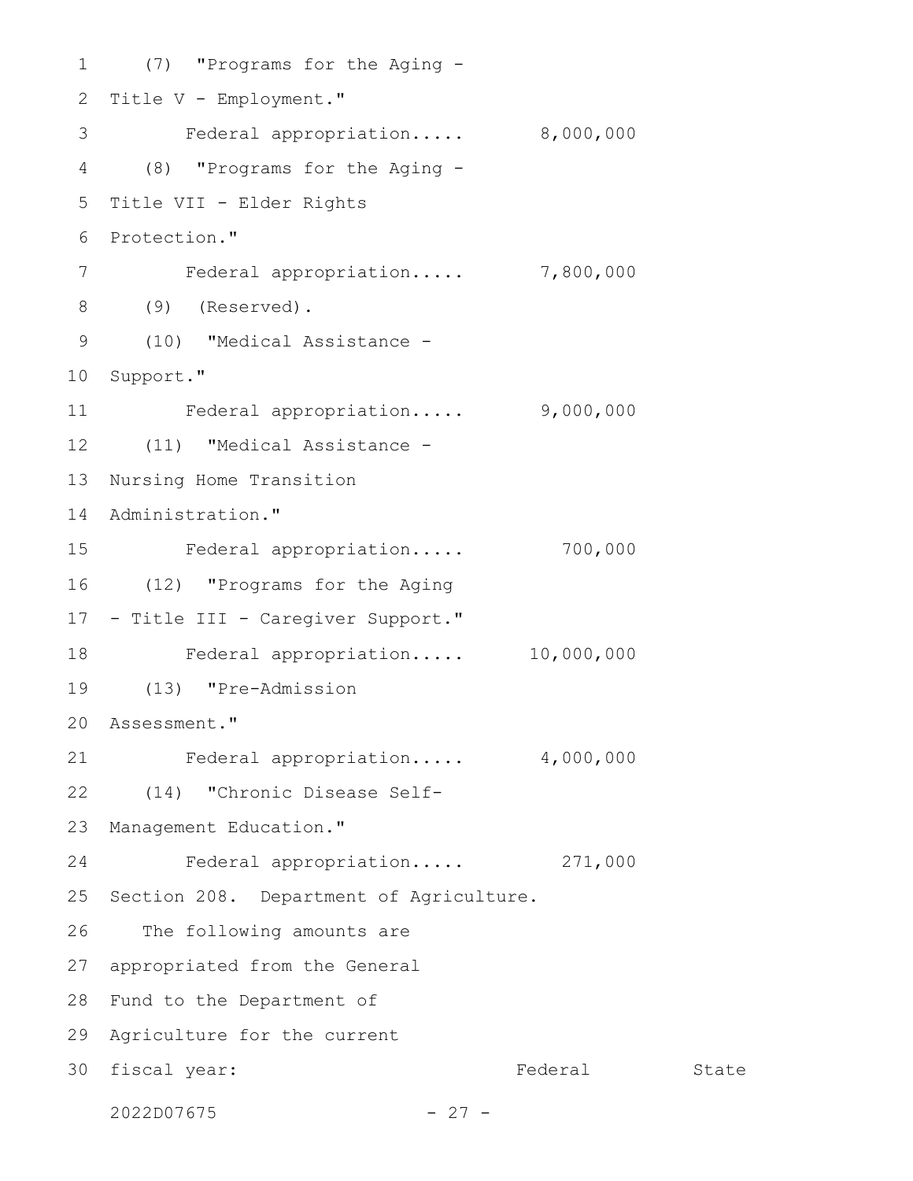(7) "Programs for the Aging - Title V - Employment."

Federal appropriation..... 8,000,000

(8) "Programs for the Aging - Title VII - Elder Rights Protection."

Federal appropriation..... 7,800,000

(9) (Reserved).

(10) "Medical Assistance - Support."

Federal appropriation..... 9,000,000

(11) "Medical Assistance - Nursing Home Transition Administration."

Federal appropriation..... 700,000

(12) "Programs for the Aging - Title III - Caregiver Support."

Federal appropriation..... 10,000,000

(13) "Pre-Admission Assessment."

Federal appropriation..... 4,000,000

(14) "Chronic Disease Self-Management Education."

Federal appropriation..... 271,000

Section 208. Department of Agriculture.

The following amounts are appropriated from the General Fund to the Department of Agriculture for the current fiscal year: Federal State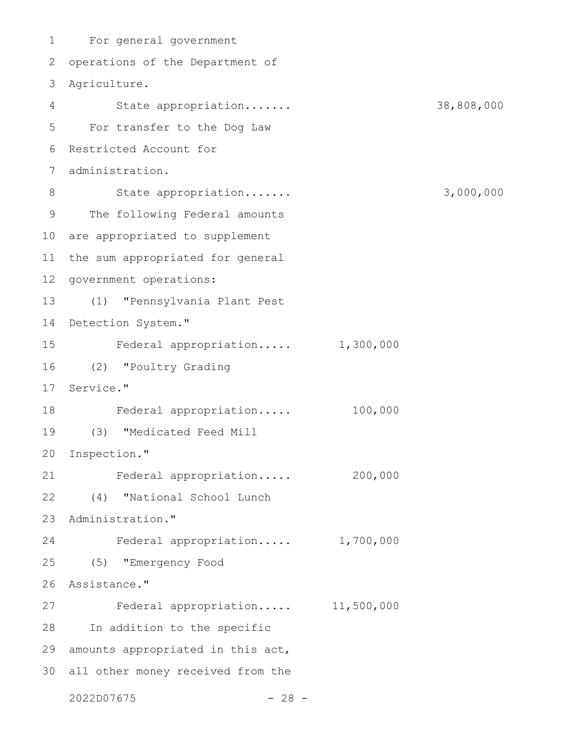For general government operations of the Department of Agriculture.

State appropriation....... 38,808,000

For transfer to the Dog Law Restricted Account for administration.

State appropriation....... 3,000,000

The following Federal amounts are appropriated to supplement the sum appropriated for general government operations:

(1) "Pennsylvania Plant Pest Detection System."

Federal appropriation..... 1,300,000

(2) "Poultry Grading Service."

Federal appropriation..... 100,000

(3) "Medicated Feed Mill Inspection."

Federal appropriation..... 200,000

(4) "National School Lunch Administration."

Federal appropriation..... 1,700,000

(5) "Emergency Food Assistance."

Federal appropriation..... 11,500,000

In addition to the specific amounts appropriated in this act, all other money received from the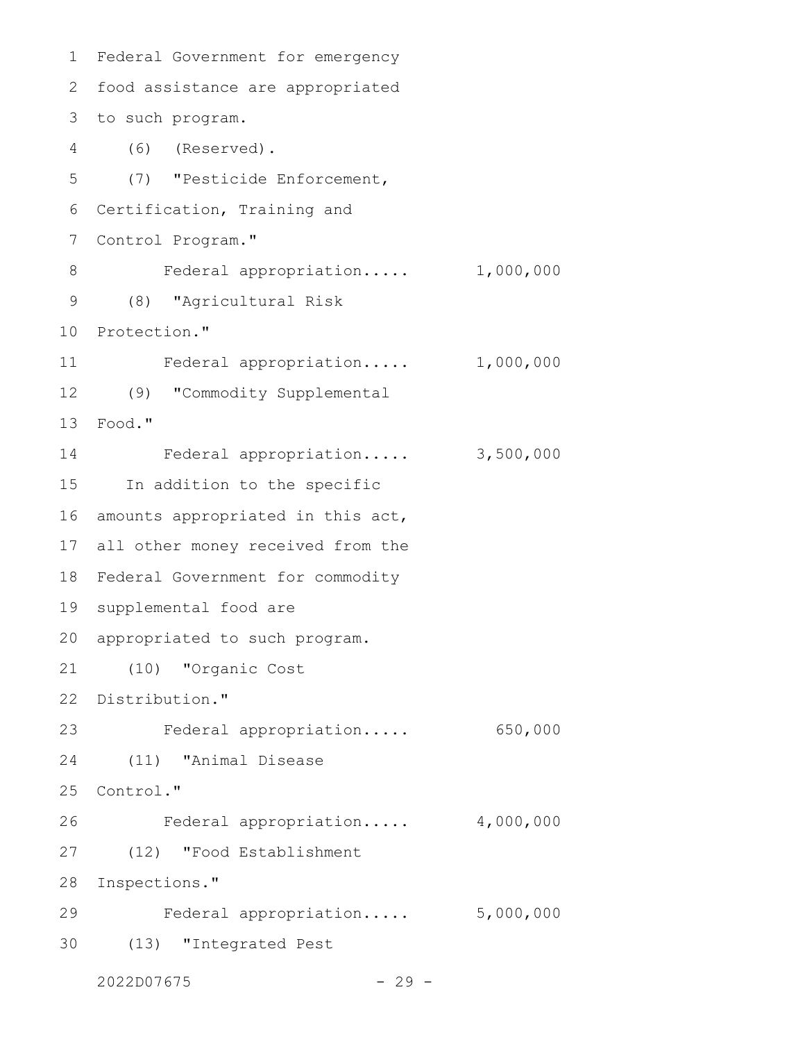Federal Government for emergency food assistance are appropriated to such program.

(6) (Reserved).

(7) "Pesticide Enforcement, Certification, Training and Control Program."

Federal appropriation..... 1,000,000

(8) "Agricultural Risk Protection."

Federal appropriation..... 1,000,000

(9) "Commodity Supplemental Food."

Federal appropriation..... 3,500,000

In addition to the specific amounts appropriated in this act, all other money received from the Federal Government for commodity supplemental food are appropriated to such program.

(10) "Organic Cost Distribution."

Federal appropriation..... 650,000

(11) "Animal Disease Control."

Federal appropriation..... 4,000,000

(12) "Food Establishment Inspections."

Federal appropriation..... 5,000,000

(13) "Integrated Pest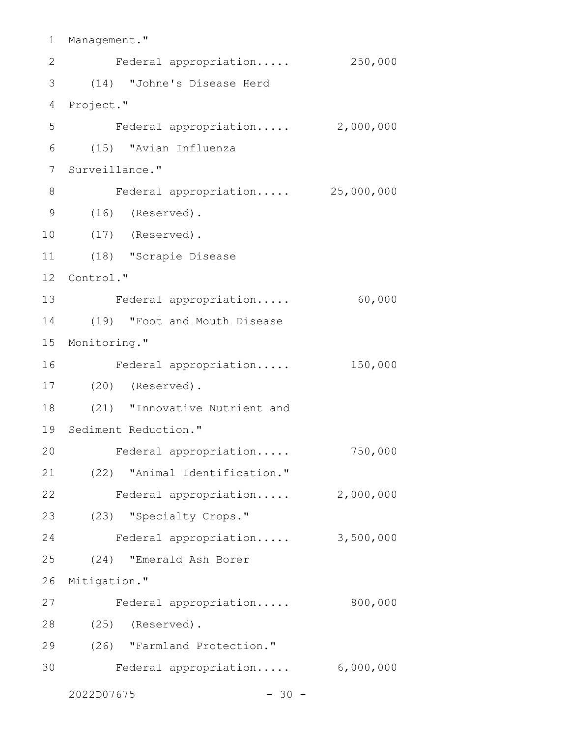Management."

Federal appropriation..... 250,000

(14) "Johne's Disease Herd Project."

Federal appropriation..... 2,000,000

(15) "Avian Influenza Surveillance."

Federal appropriation..... 25,000,000

(16) (Reserved).

(17) (Reserved).

(18) "Scrapie Disease Control."

Federal appropriation..... 60,000

(19) "Foot and Mouth Disease Monitoring."

Federal appropriation..... 150,000

(20) (Reserved).

(21) "Innovative Nutrient and Sediment Reduction."

Federal appropriation..... 750,000

(22) "Animal Identification."

Federal appropriation..... 2,000,000

(23) "Specialty Crops."

Federal appropriation..... 3,500,000

(24) "Emerald Ash Borer Mitigation."

Federal appropriation..... 800,000

(25) (Reserved).

(26) "Farmland Protection."

Federal appropriation..... 6,000,000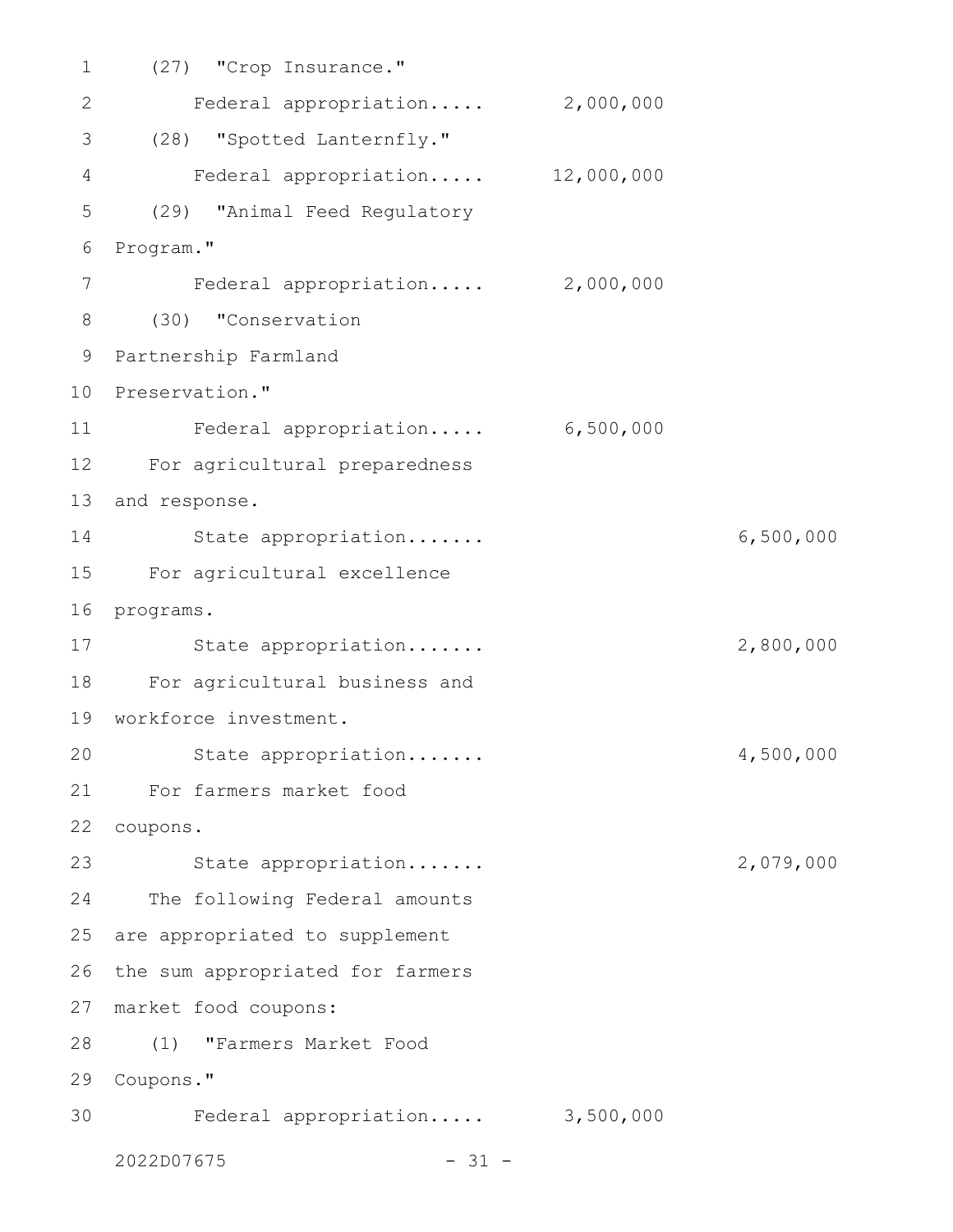(27) "Crop Insurance."

Federal appropriation..... 2,000,000

(28) "Spotted Lanternfly."

Federal appropriation..... 12,000,000

(29) "Animal Feed Regulatory Program."

Federal appropriation..... 2,000,000

(30) "Conservation Partnership Farmland Preservation."

Federal appropriation..... 6,500,000

For agricultural preparedness and response.

State appropriation....... 6,500,000

For agricultural excellence programs.

State appropriation....... 2,800,000

For agricultural business and workforce investment.

State appropriation....... 4,500,000

For farmers market food coupons.

State appropriation....... 2,079,000

The following Federal amounts are appropriated to supplement the sum appropriated for farmers market food coupons:

(1) "Farmers Market Food Coupons."

Federal appropriation..... 3,500,000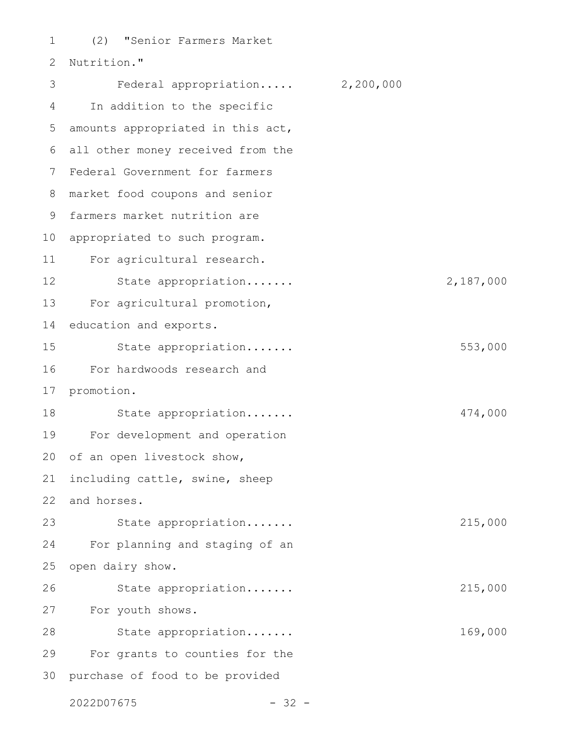(2) "Senior Farmers Market Nutrition."

Federal appropriation..... 2,200,000

In addition to the specific amounts appropriated in this act, all other money received from the Federal Government for farmers market food coupons and senior farmers market nutrition are appropriated to such program.

For agricultural research.

State appropriation....... 2,187,000

For agricultural promotion, education and exports.

State appropriation....... 553,000

For hardwoods research and promotion.

State appropriation....... 474,000

For development and operation of an open livestock show, including cattle, swine, sheep and horses.

State appropriation....... 215,000

For planning and staging of an open dairy show.

State appropriation....... 215,000

For youth shows.

State appropriation....... 169,000

For grants to counties for the purchase of food to be provided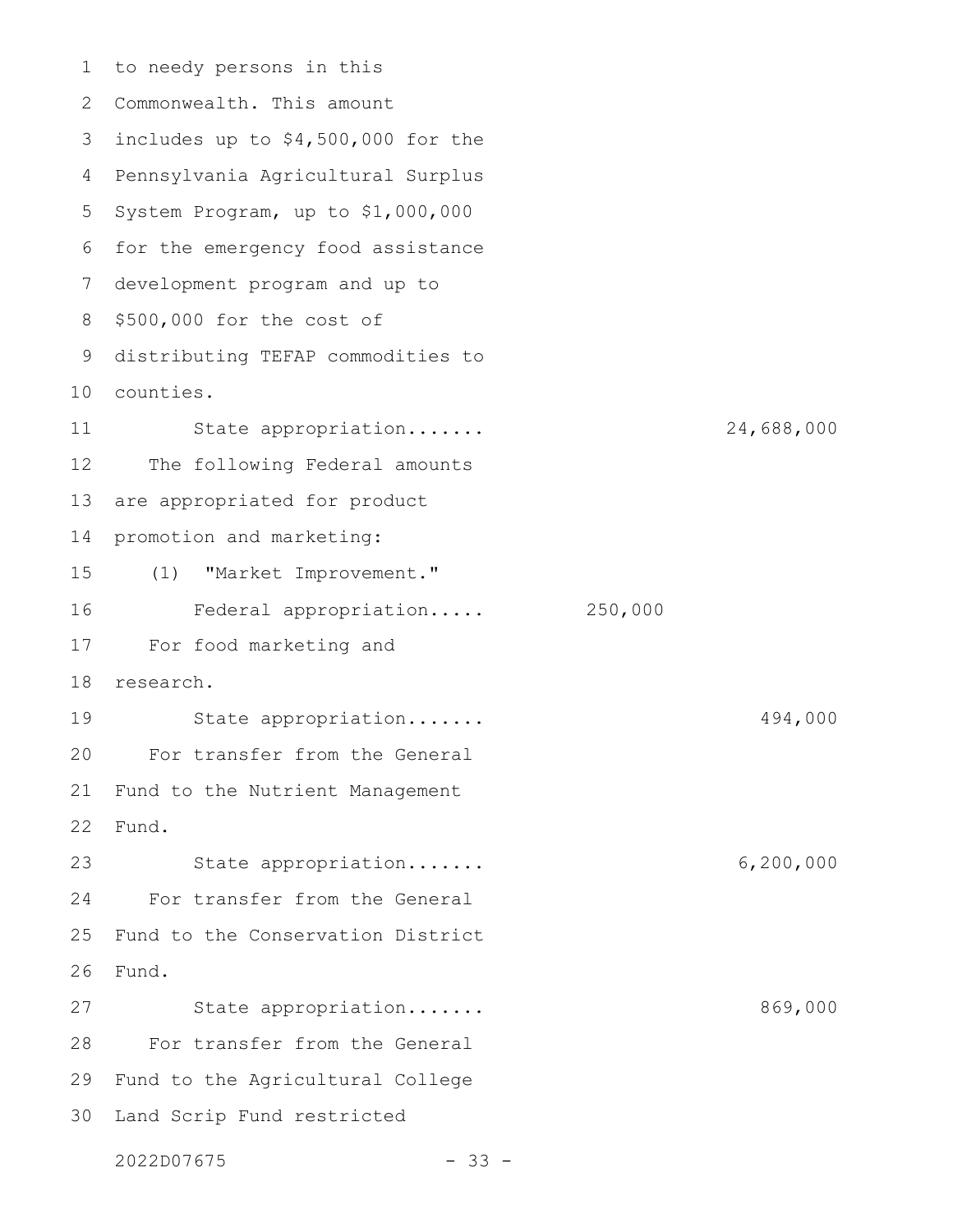to needy persons in this Commonwealth. This amount includes up to $4,500,000 for the Pennsylvania Agricultural Surplus System Program, up to $1,000,000 for the emergency food assistance development program and up to $500,000 for the cost of distributing TEFAP commodities to counties.

| | | |
|---|---|---|
| State appropriation....... | | 24,688,000 |

The following Federal amounts are appropriated for product promotion and marketing:

(1) "Market Improvement."

| | | |
|---|---|---|
| Federal appropriation..... | 250,000 | |

For food marketing and research.

| | | |
|---|---|---|
| State appropriation....... | | 494,000 |

For transfer from the General Fund to the Nutrient Management Fund.

| | | |
|---|---|---|
| State appropriation....... | | 6,200,000 |

For transfer from the General Fund to the Conservation District Fund.

| | | |
|---|---|---|
| State appropriation....... | | 869,000 |

For transfer from the General Fund to the Agricultural College Land Scrip Fund restricted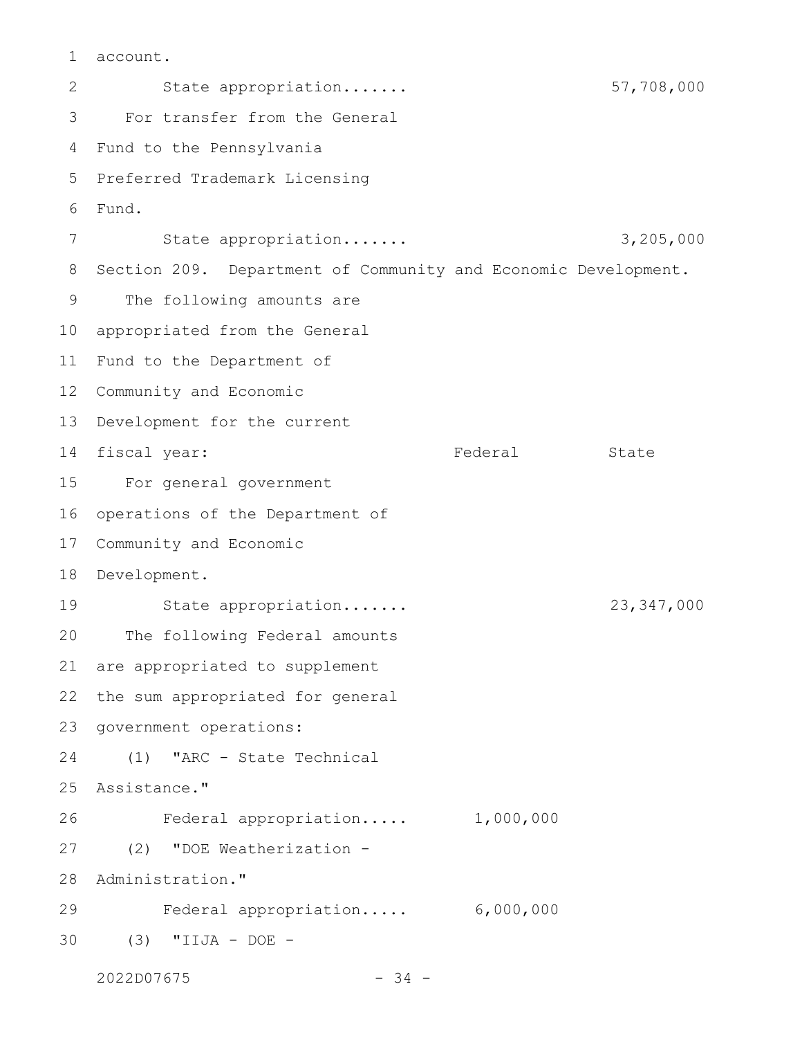account.

State appropriation....... 57,708,000

For transfer from the General Fund to the Pennsylvania Preferred Trademark Licensing Fund.

State appropriation....... 3,205,000

Section 209. Department of Community and Economic Development.

The following amounts are appropriated from the General Fund to the Department of Community and Economic Development for the current fiscal year:

| | Federal | State |
|---|---|---|
| For general government operations of the Department of Community and Economic Development. | | |
| State appropriation....... | | 23,347,000 |
| The following Federal amounts are appropriated to supplement the sum appropriated for general government operations: | | |
| (1) "ARC - State Technical Assistance." | | |
| Federal appropriation..... | 1,000,000 | |
| (2) "DOE Weatherization - Administration." | | |
| Federal appropriation..... | 6,000,000 | |
| (3) "IIJA - DOE - | | |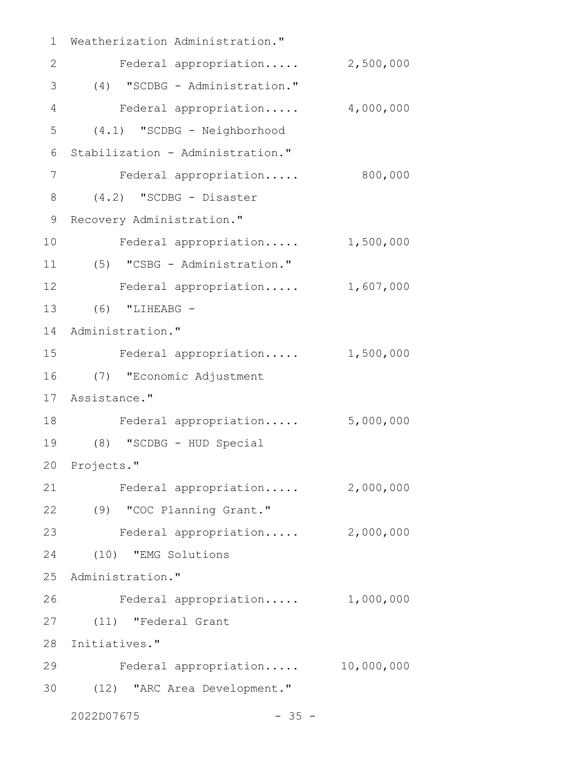Weatherization Administration."

Federal appropriation..... 2,500,000

(4) "SCDBG - Administration."

Federal appropriation..... 4,000,000

(4.1) "SCDBG - Neighborhood Stabilization - Administration."

Federal appropriation..... 800,000

(4.2) "SCDBG - Disaster Recovery Administration."

Federal appropriation..... 1,500,000

(5) "CSBG - Administration."

Federal appropriation..... 1,607,000

(6) "LIHEABG - Administration."

Federal appropriation..... 1,500,000

(7) "Economic Adjustment Assistance."

Federal appropriation..... 5,000,000

(8) "SCDBG - HUD Special Projects."

Federal appropriation..... 2,000,000

(9) "COC Planning Grant."

Federal appropriation..... 2,000,000

(10) "EMG Solutions Administration."

Federal appropriation..... 1,000,000

(11) "Federal Grant Initiatives."

Federal appropriation..... 10,000,000

(12) "ARC Area Development."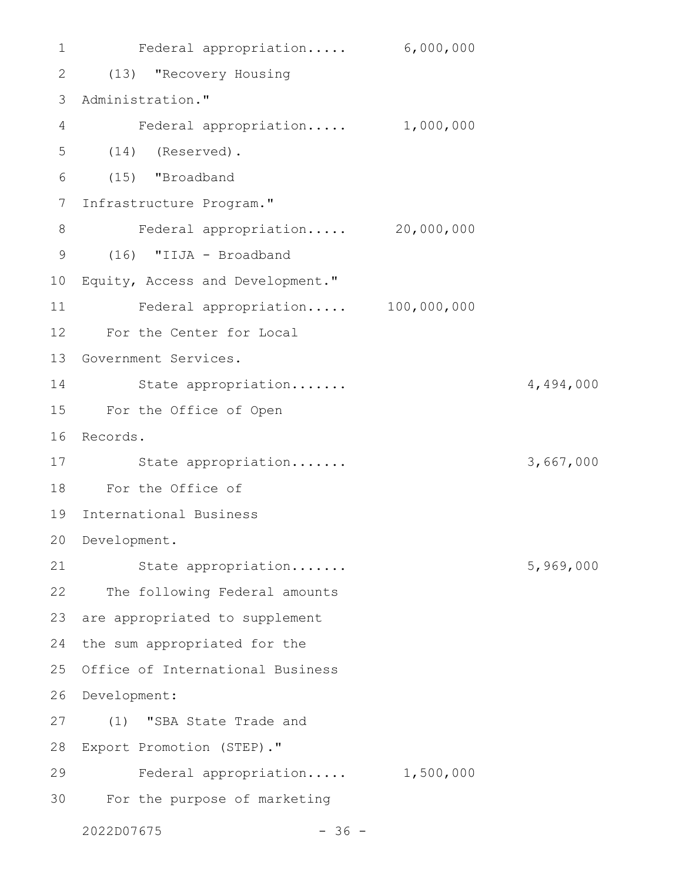Federal appropriation..... 6,000,000

(13) "Recovery Housing Administration."

Federal appropriation..... 1,000,000

(14) (Reserved).

(15) "Broadband Infrastructure Program."

Federal appropriation..... 20,000,000

(16) "IIJA - Broadband Equity, Access and Development."

Federal appropriation..... 100,000,000

For the Center for Local Government Services.

State appropriation....... 4,494,000

For the Office of Open Records.

State appropriation....... 3,667,000

For the Office of International Business Development.

State appropriation....... 5,969,000

The following Federal amounts are appropriated to supplement the sum appropriated for the Office of International Business Development:

(1) "SBA State Trade and Export Promotion (STEP)."

Federal appropriation..... 1,500,000

For the purpose of marketing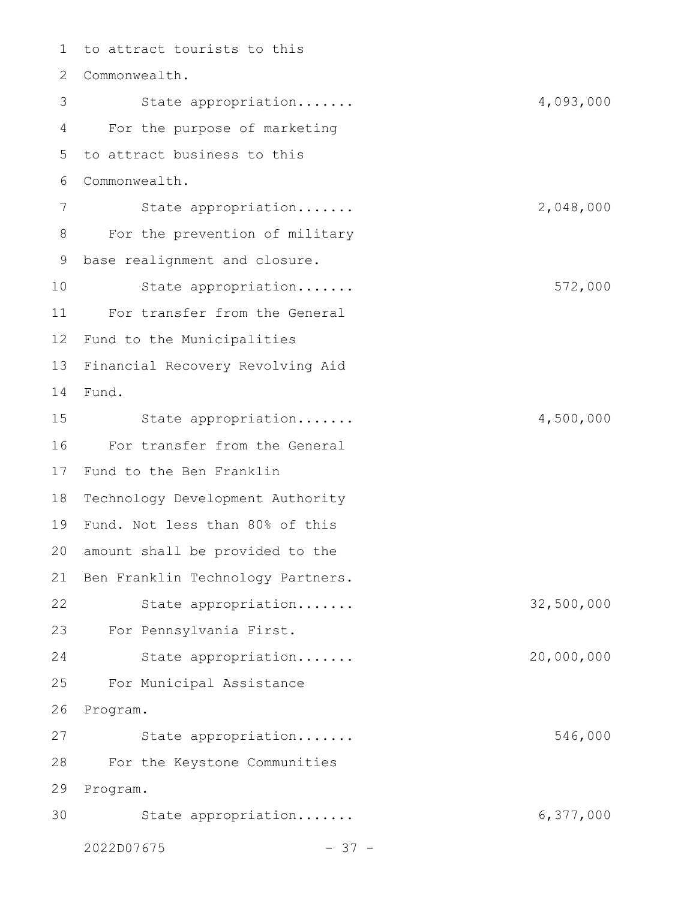to attract tourists to this Commonwealth.

State appropriation....... 4,093,000

For the purpose of marketing to attract business to this Commonwealth.

State appropriation....... 2,048,000

For the prevention of military base realignment and closure.

State appropriation....... 572,000

For transfer from the General Fund to the Municipalities Financial Recovery Revolving Aid Fund.

State appropriation....... 4,500,000

For transfer from the General Fund to the Ben Franklin Technology Development Authority Fund. Not less than 80% of this amount shall be provided to the Ben Franklin Technology Partners.

State appropriation....... 32,500,000

For Pennsylvania First.

State appropriation....... 20,000,000

For Municipal Assistance Program.

State appropriation....... 546,000

For the Keystone Communities Program.

State appropriation....... 6,377,000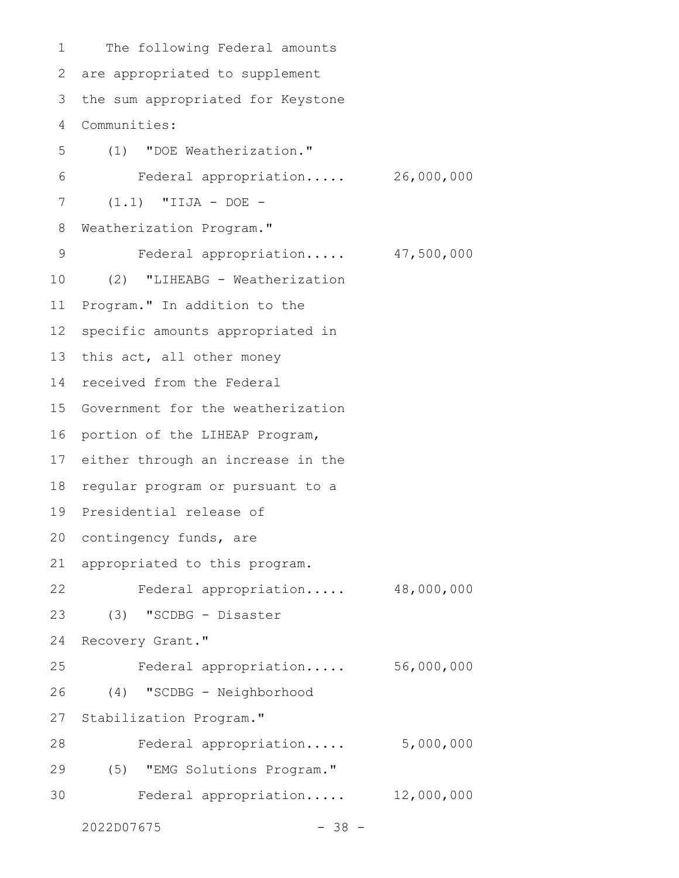The following Federal amounts are appropriated to supplement the sum appropriated for Keystone Communities:

(1) "DOE Weatherization."

Federal appropriation..... 26,000,000

(1.1) "IIJA - DOE - Weatherization Program."

Federal appropriation..... 47,500,000

(2) "LIHEABG - Weatherization Program." In addition to the specific amounts appropriated in this act, all other money received from the Federal Government for the weatherization portion of the LIHEAP Program, either through an increase in the regular program or pursuant to a Presidential release of contingency funds, are appropriated to this program.

Federal appropriation..... 48,000,000

(3) "SCDBG - Disaster Recovery Grant."

Federal appropriation..... 56,000,000

(4) "SCDBG - Neighborhood Stabilization Program."

Federal appropriation..... 5,000,000

(5) "EMG Solutions Program."

Federal appropriation..... 12,000,000

2022D07675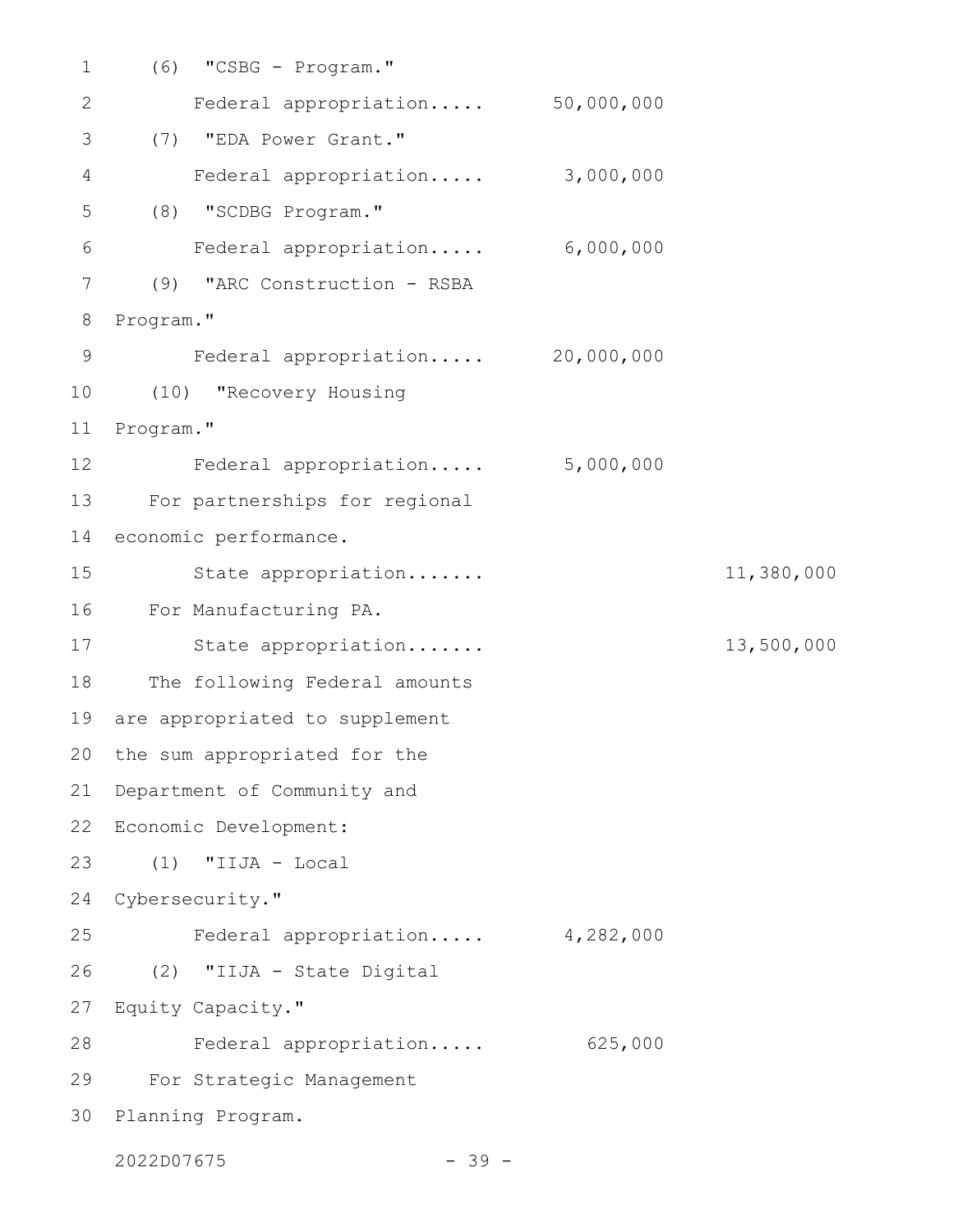(6) "CSBG - Program."

Federal appropriation..... 50,000,000

(7) "EDA Power Grant."

Federal appropriation..... 3,000,000

(8) "SCDBG Program."

Federal appropriation..... 6,000,000

(9) "ARC Construction - RSBA Program."

Federal appropriation..... 20,000,000

(10) "Recovery Housing Program."

Federal appropriation..... 5,000,000

For partnerships for regional economic performance.

State appropriation....... 11,380,000

For Manufacturing PA.

State appropriation....... 13,500,000

The following Federal amounts are appropriated to supplement the sum appropriated for the Department of Community and Economic Development:

(1) "IIJA - Local Cybersecurity."

Federal appropriation..... 4,282,000

(2) "IIJA - State Digital Equity Capacity."

Federal appropriation..... 625,000

For Strategic Management Planning Program.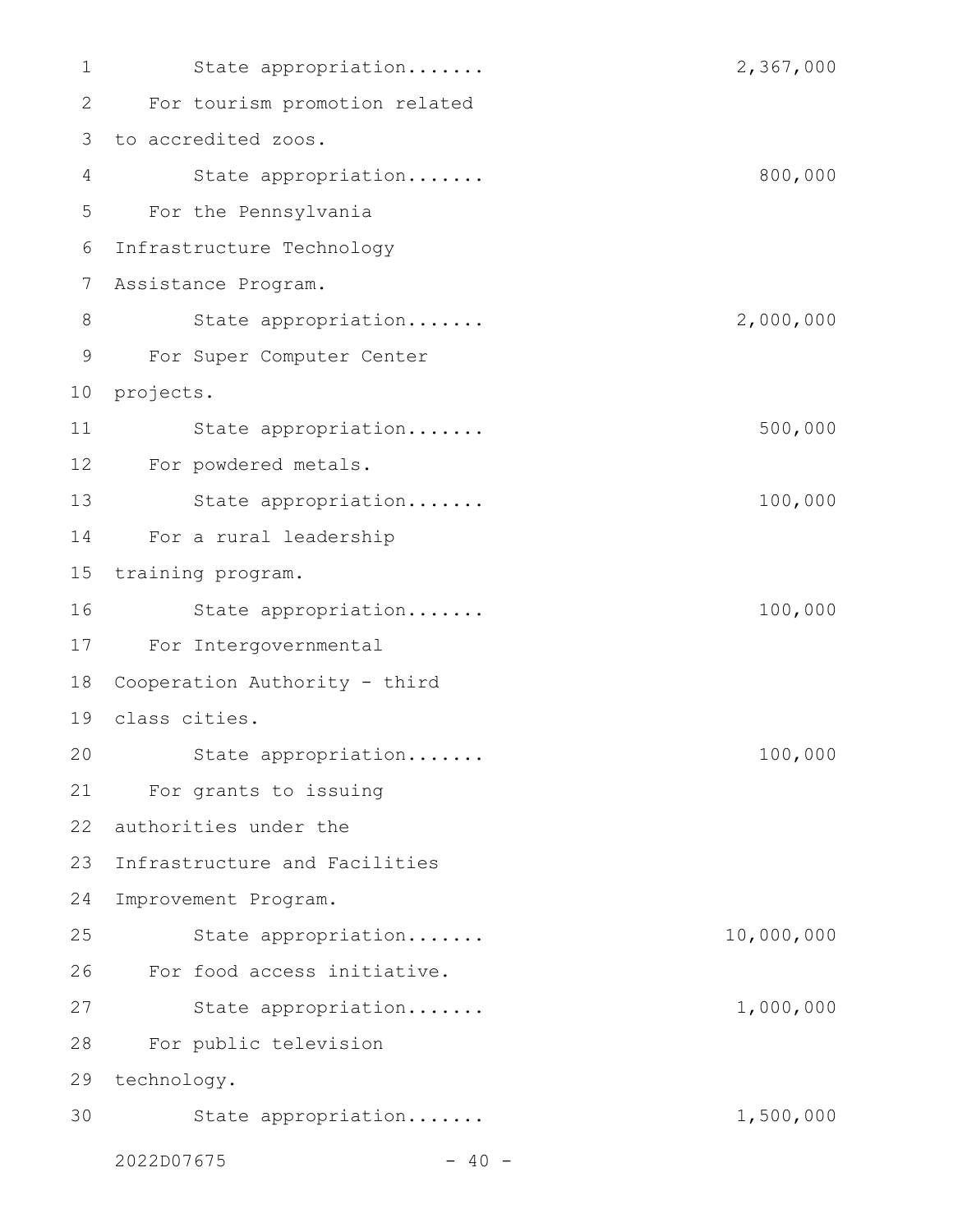State appropriation....... 2,367,000

For tourism promotion related to accredited zoos.

State appropriation....... 800,000

For the Pennsylvania Infrastructure Technology Assistance Program.

State appropriation....... 2,000,000

For Super Computer Center projects.

State appropriation....... 500,000

For powdered metals.

State appropriation....... 100,000

For a rural leadership training program.

State appropriation....... 100,000

For Intergovernmental Cooperation Authority - third class cities.

State appropriation....... 100,000

For grants to issuing authorities under the Infrastructure and Facilities Improvement Program.

State appropriation....... 10,000,000

For food access initiative.

State appropriation....... 1,000,000

For public television technology.

State appropriation....... 1,500,000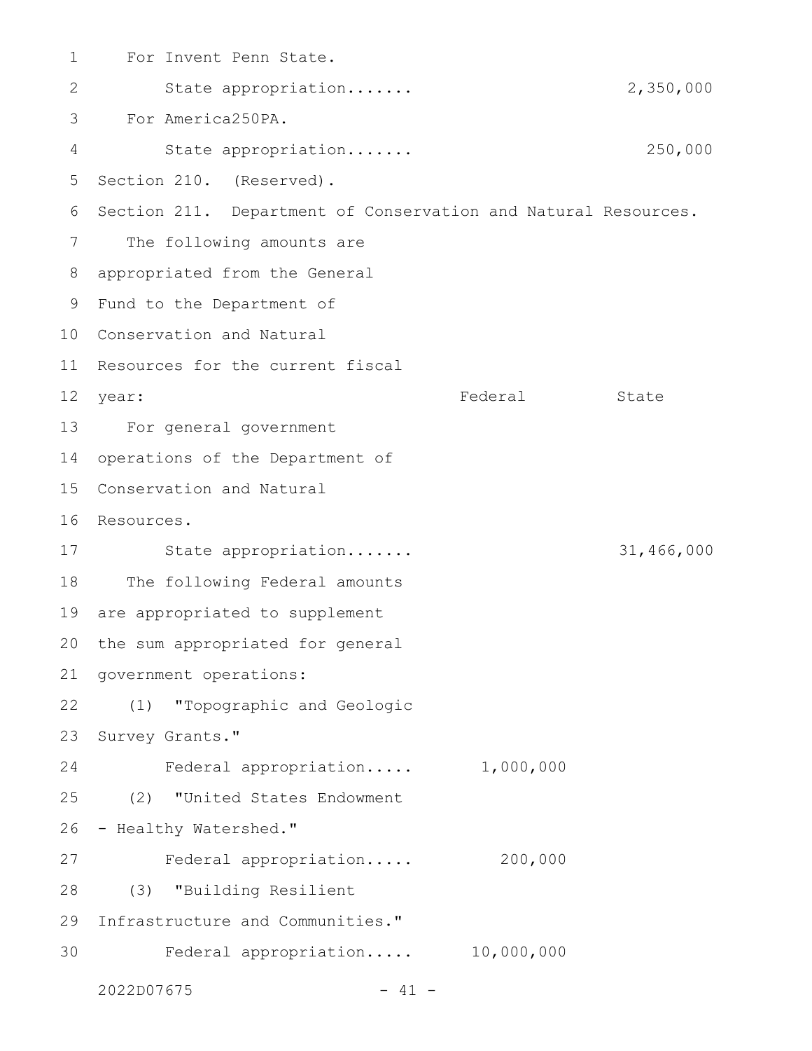For Invent Penn State.

State appropriation....... 2,350,000

For America250PA.

State appropriation....... 250,000

Section 210. (Reserved).

Section 211. Department of Conservation and Natural Resources.

| The following amounts are appropriated from the General Fund to the Department of Conservation and Natural Resources for the current fiscal year: | Federal | State |
|---|---|---|
| For general government operations of the Department of Conservation and Natural Resources. | | |
| State appropriation....... | | 31,466,000 |
| The following Federal amounts are appropriated to supplement the sum appropriated for general government operations: | | |
| (1) "Topographic and Geologic Survey Grants." | | |
| Federal appropriation..... | 1,000,000 | |
| (2) "United States Endowment - Healthy Watershed." | | |
| Federal appropriation..... | 200,000 | |
| (3) "Building Resilient Infrastructure and Communities." | | |
| Federal appropriation..... | 10,000,000 | |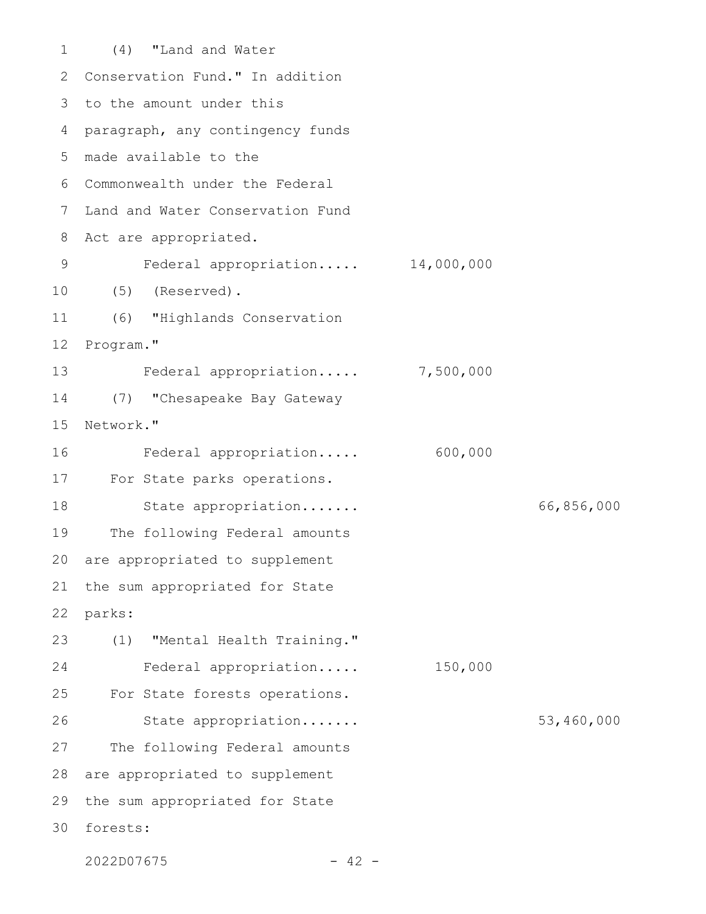(4) "Land and Water Conservation Fund." In addition to the amount under this paragraph, any contingency funds made available to the Commonwealth under the Federal Land and Water Conservation Fund Act are appropriated.

| | | |
|---|---|---|
| Federal appropriation..... | 14,000,000 | |

(5) (Reserved).

(6) "Highlands Conservation Program."

| | | |
|---|---|---|
| Federal appropriation..... | 7,500,000 | |

(7) "Chesapeake Bay Gateway Network."

| | | |
|---|---|---|
| Federal appropriation..... | 600,000 | |

For State parks operations.

| | | |
|---|---|---|
| State appropriation....... | | 66,856,000 |

The following Federal amounts are appropriated to supplement the sum appropriated for State parks:

(1) "Mental Health Training."

| | | |
|---|---|---|
| Federal appropriation..... | 150,000 | |

For State forests operations.

| | | |
|---|---|---|
| State appropriation....... | | 53,460,000 |

The following Federal amounts are appropriated to supplement the sum appropriated for State forests:

2022D07675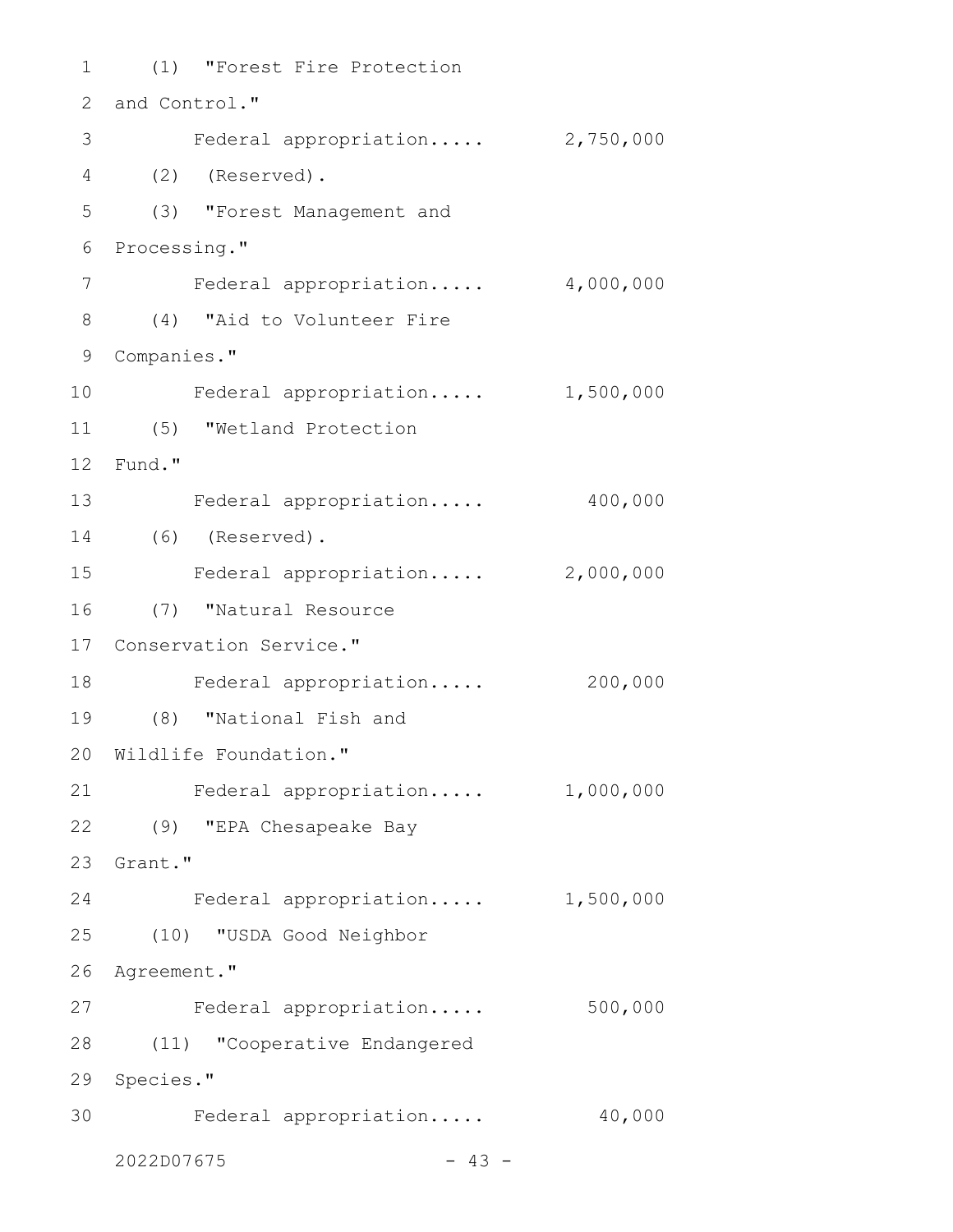(1) "Forest Fire Protection and Control."

Federal appropriation..... 2,750,000

(2) (Reserved).

(3) "Forest Management and Processing."

Federal appropriation..... 4,000,000

(4) "Aid to Volunteer Fire Companies."

Federal appropriation..... 1,500,000

(5) "Wetland Protection Fund."

Federal appropriation..... 400,000

(6) (Reserved).

Federal appropriation..... 2,000,000

(7) "Natural Resource Conservation Service."

Federal appropriation..... 200,000

(8) "National Fish and Wildlife Foundation."

Federal appropriation..... 1,000,000

(9) "EPA Chesapeake Bay Grant."

Federal appropriation..... 1,500,000

(10) "USDA Good Neighbor Agreement."

Federal appropriation..... 500,000

(11) "Cooperative Endangered Species."

Federal appropriation..... 40,000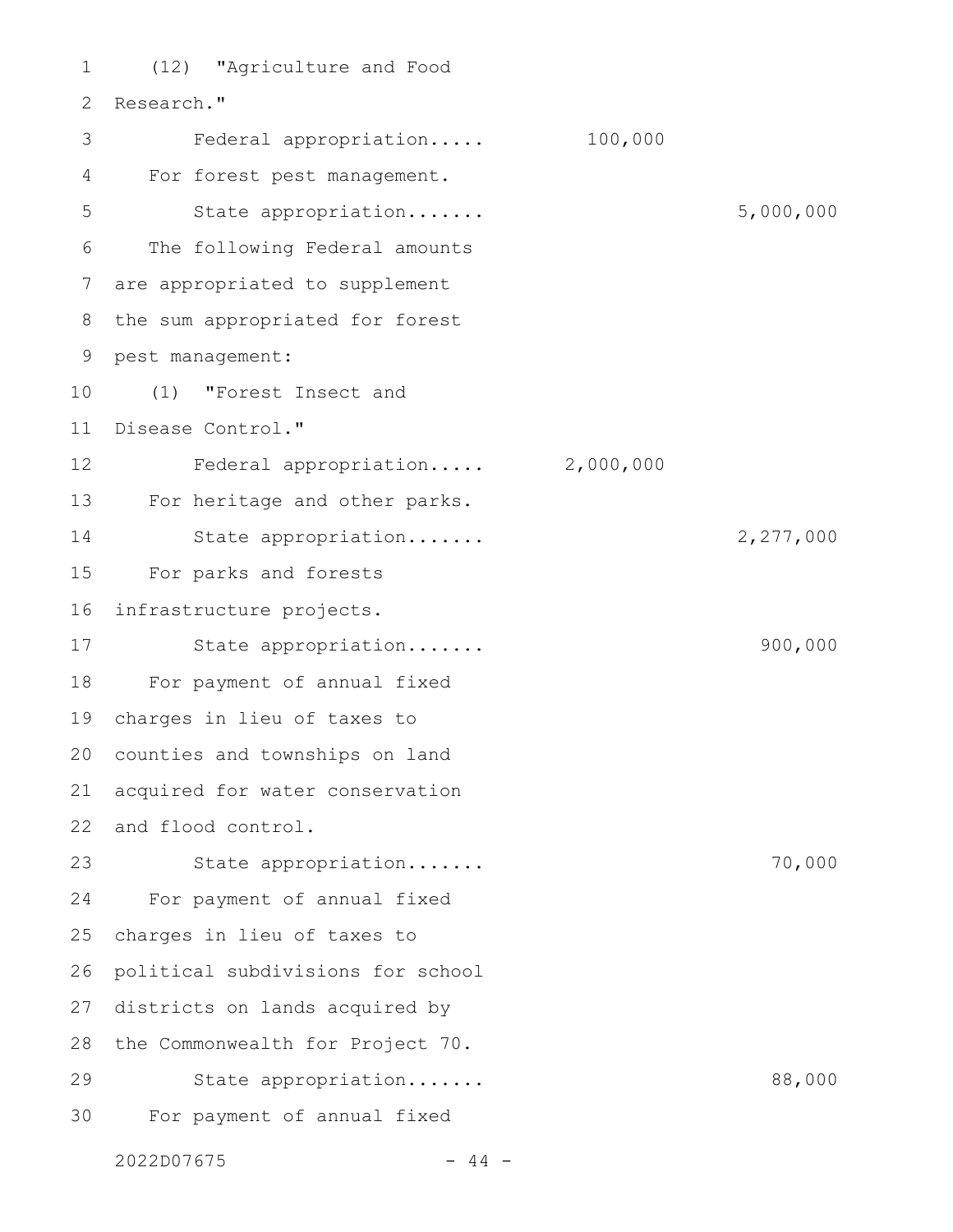(12) "Agriculture and Food Research."

| | Federal | State |
|---|---|---|
| Federal appropriation..... | 100,000 | |
| For forest pest management. | | |
| State appropriation....... | | 5,000,000 |
| The following Federal amounts are appropriated to supplement the sum appropriated for forest pest management: | | |
| (1) "Forest Insect and Disease Control." | | |
| Federal appropriation..... | 2,000,000 | |
| For heritage and other parks. | | |
| State appropriation....... | | 2,277,000 |
| For parks and forests infrastructure projects. | | |
| State appropriation....... | | 900,000 |
| For payment of annual fixed charges in lieu of taxes to counties and townships on land acquired for water conservation and flood control. | | |
| State appropriation....... | | 70,000 |
| For payment of annual fixed charges in lieu of taxes to political subdivisions for school districts on lands acquired by the Commonwealth for Project 70. | | |
| State appropriation....... | | 88,000 |

For payment of annual fixed

2022D07675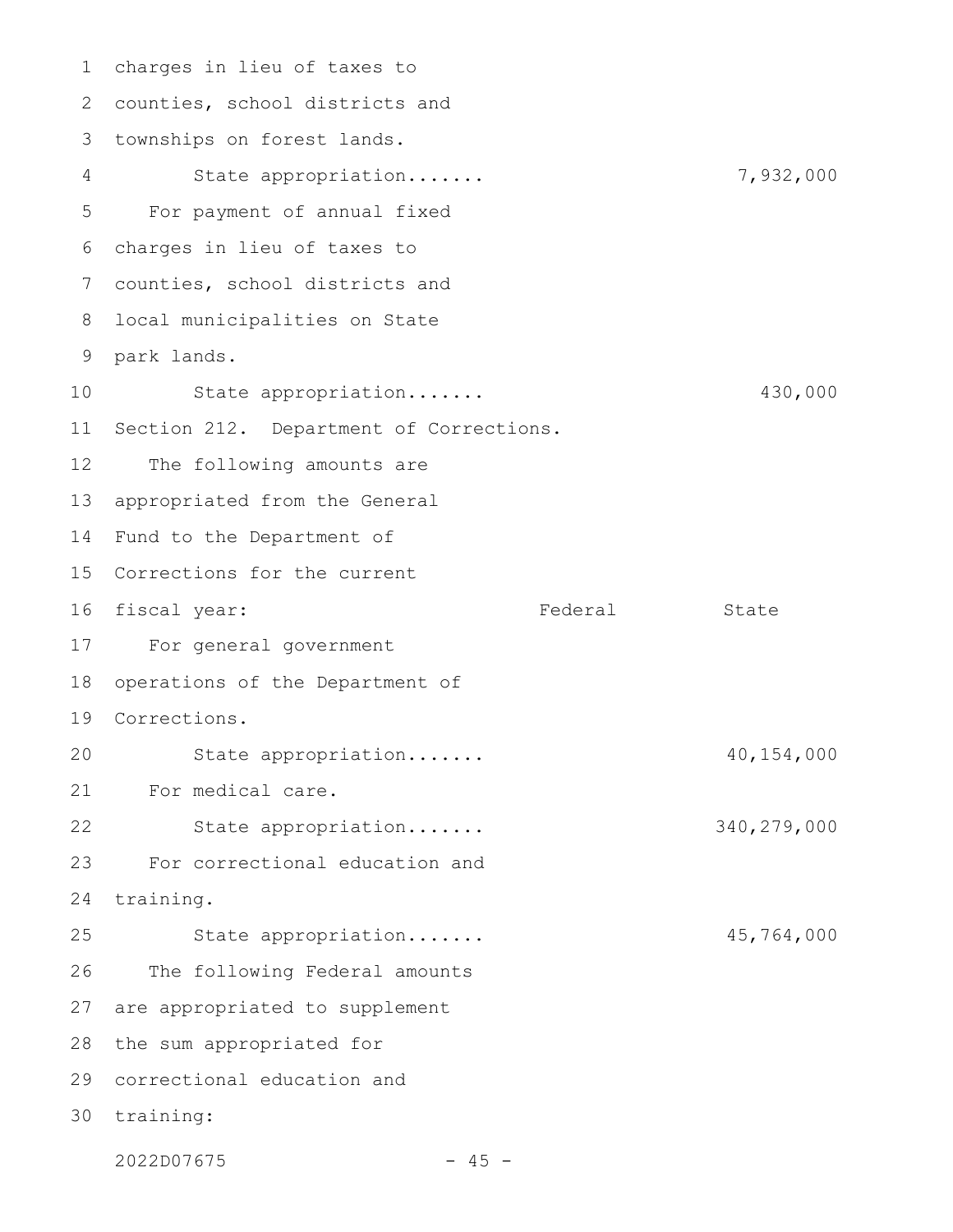charges in lieu of taxes to counties, school districts and townships on forest lands.

| | Federal | State |
|---|---|---|
| State appropriation....... | | 7,932,000 |

For payment of annual fixed charges in lieu of taxes to counties, school districts and local municipalities on State park lands.

| | Federal | State |
|---|---|---|
| State appropriation....... | | 430,000 |

Section 212. Department of Corrections.

The following amounts are appropriated from the General Fund to the Department of Corrections for the current fiscal year:

| | Federal | State |
|---|---|---|
| For general government operations of the Department of Corrections. | | |
| State appropriation....... | | 40,154,000 |
| For medical care. | | |
| State appropriation....... | | 340,279,000 |
| For correctional education and training. | | |
| State appropriation....... | | 45,764,000 |

The following Federal amounts are appropriated to supplement the sum appropriated for correctional education and training: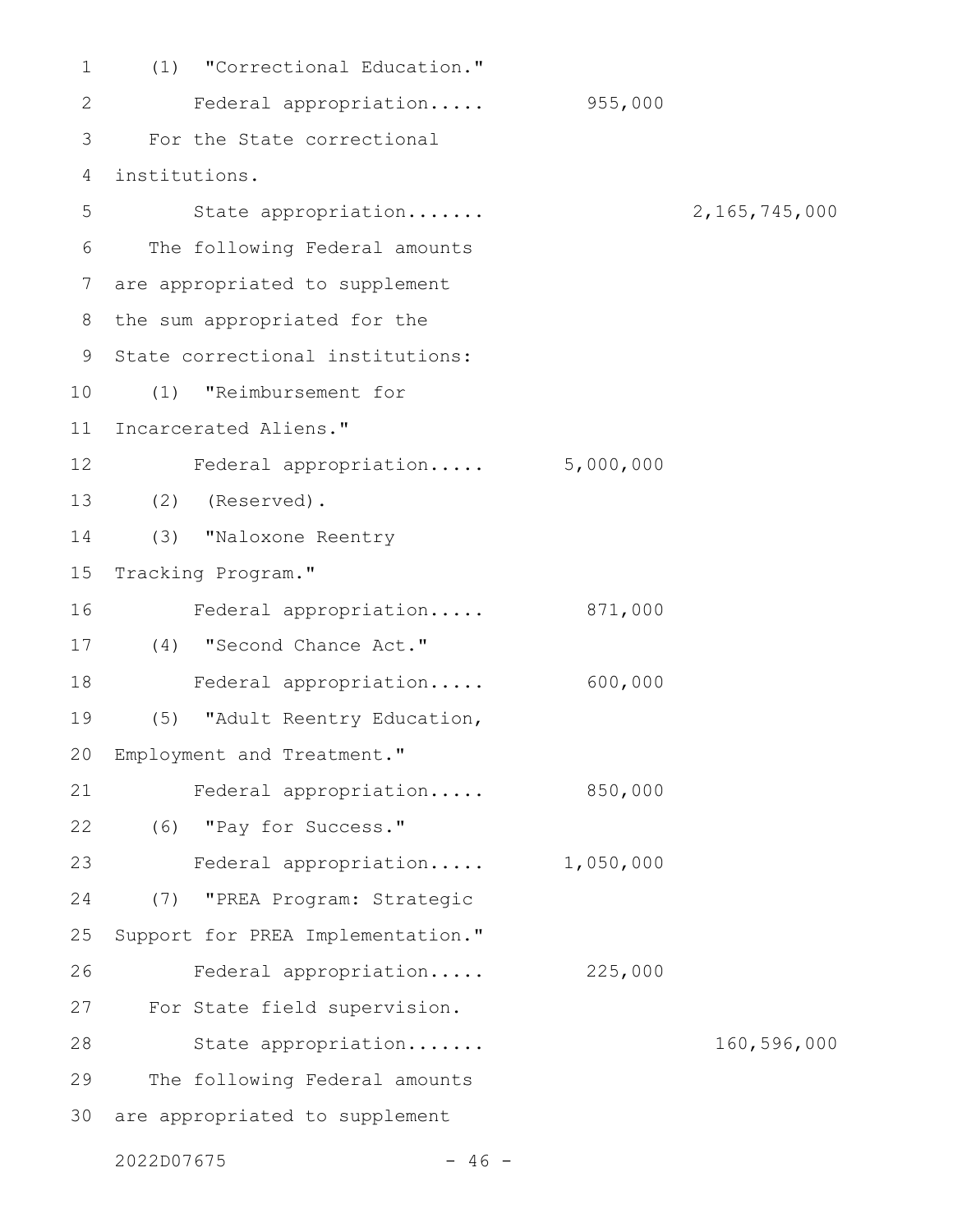(1) "Correctional Education."

Federal appropriation..... 955,000

For the State correctional institutions.

State appropriation....... 2,165,745,000

The following Federal amounts are appropriated to supplement the sum appropriated for the State correctional institutions:

(1) "Reimbursement for Incarcerated Aliens."

Federal appropriation..... 5,000,000

(2) (Reserved).

(3) "Naloxone Reentry Tracking Program."

Federal appropriation..... 871,000

(4) "Second Chance Act."

Federal appropriation..... 600,000

(5) "Adult Reentry Education, Employment and Treatment."

Federal appropriation..... 850,000

(6) "Pay for Success."

Federal appropriation..... 1,050,000

(7) "PREA Program: Strategic Support for PREA Implementation."

Federal appropriation..... 225,000

For State field supervision.

State appropriation....... 160,596,000

The following Federal amounts are appropriated to supplement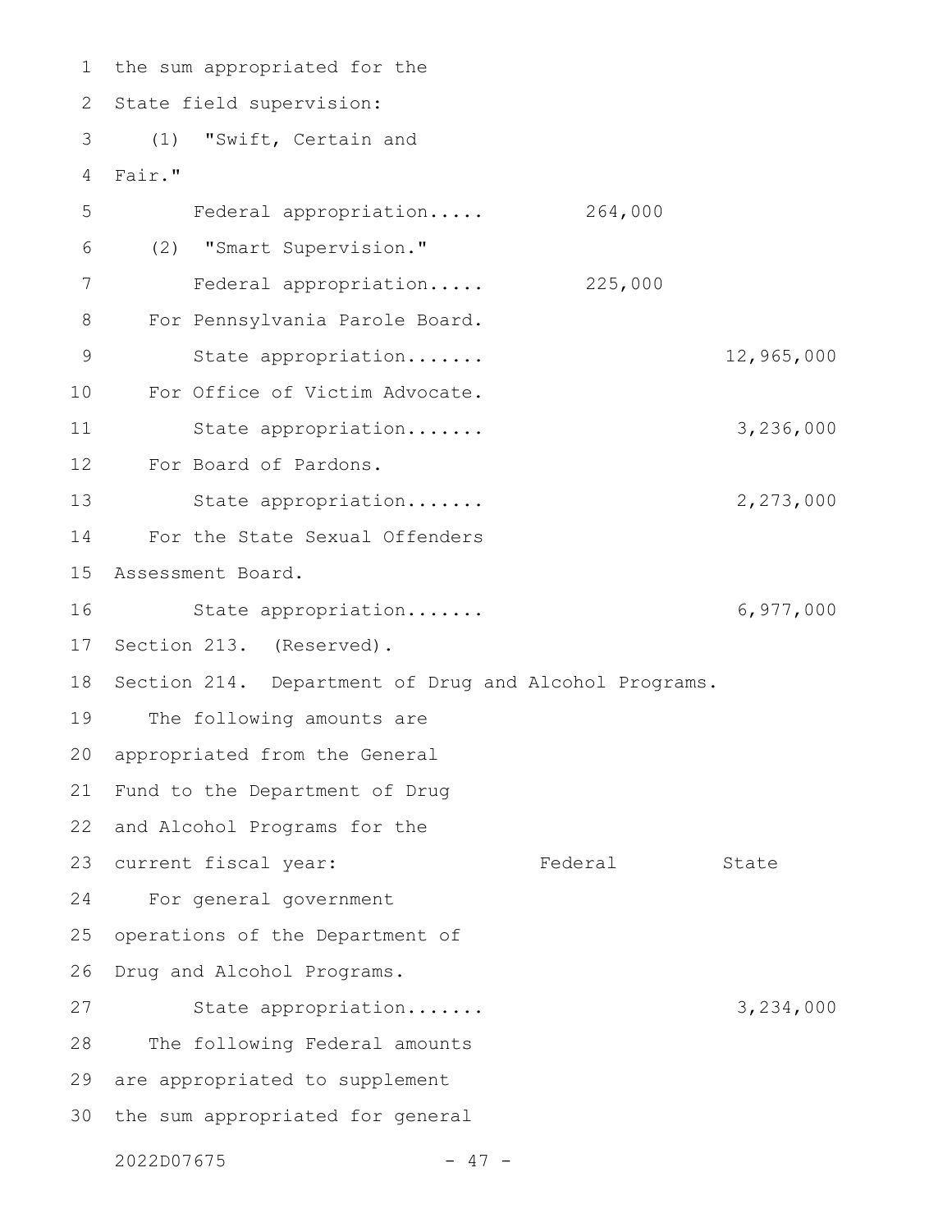the sum appropriated for the State field supervision:

(1) "Swift, Certain and Fair."

| | Federal | State |
|---|---|---|
| Federal appropriation..... | 264,000 | |

(2) "Smart Supervision."

| | Federal | State |
|---|---|---|
| Federal appropriation..... | 225,000 | |

For Pennsylvania Parole Board.

| | Federal | State |
|---|---|---|
| State appropriation....... | | 12,965,000 |

For Office of Victim Advocate.

| | Federal | State |
|---|---|---|
| State appropriation....... | | 3,236,000 |

For Board of Pardons.

| | Federal | State |
|---|---|---|
| State appropriation....... | | 2,273,000 |

For the State Sexual Offenders Assessment Board.

| | Federal | State |
|---|---|---|
| State appropriation....... | | 6,977,000 |

Section 213. (Reserved).

Section 214. Department of Drug and Alcohol Programs.

The following amounts are appropriated from the General Fund to the Department of Drug and Alcohol Programs for the current fiscal year:

| | Federal | State |
|---|---|---|

For general government operations of the Department of Drug and Alcohol Programs.

| | Federal | State |
|---|---|---|
| State appropriation....... | | 3,234,000 |

The following Federal amounts are appropriated to supplement the sum appropriated for general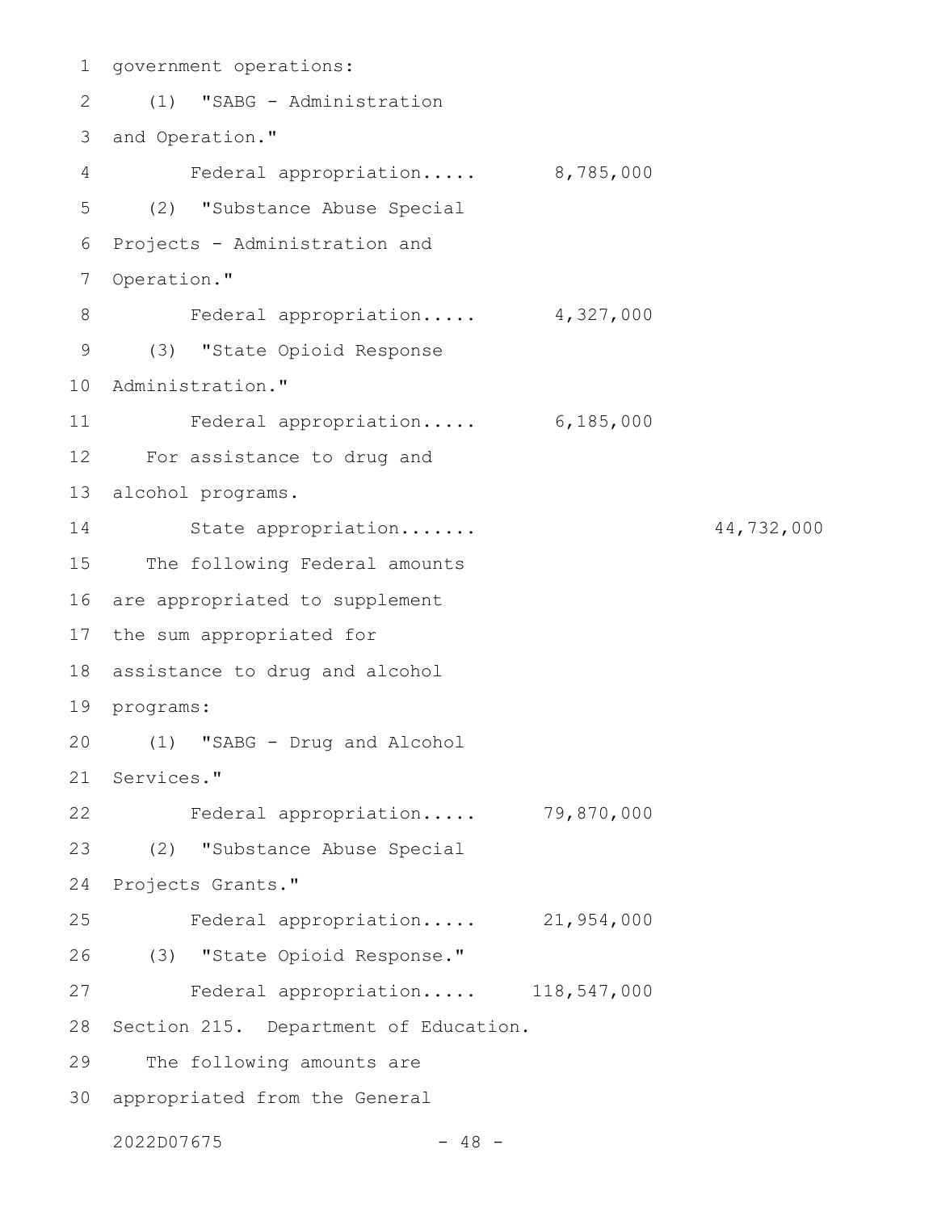government operations:

(1) "SABG - Administration and Operation."

Federal appropriation..... 8,785,000

(2) "Substance Abuse Special Projects - Administration and Operation."

Federal appropriation..... 4,327,000

(3) "State Opioid Response Administration."

Federal appropriation..... 6,185,000

For assistance to drug and alcohol programs.

State appropriation....... 44,732,000

The following Federal amounts are appropriated to supplement the sum appropriated for assistance to drug and alcohol programs:

(1) "SABG - Drug and Alcohol Services."

Federal appropriation..... 79,870,000

(2) "Substance Abuse Special Projects Grants."

Federal appropriation..... 21,954,000

(3) "State Opioid Response."

Federal appropriation..... 118,547,000

Section 215. Department of Education.

The following amounts are appropriated from the General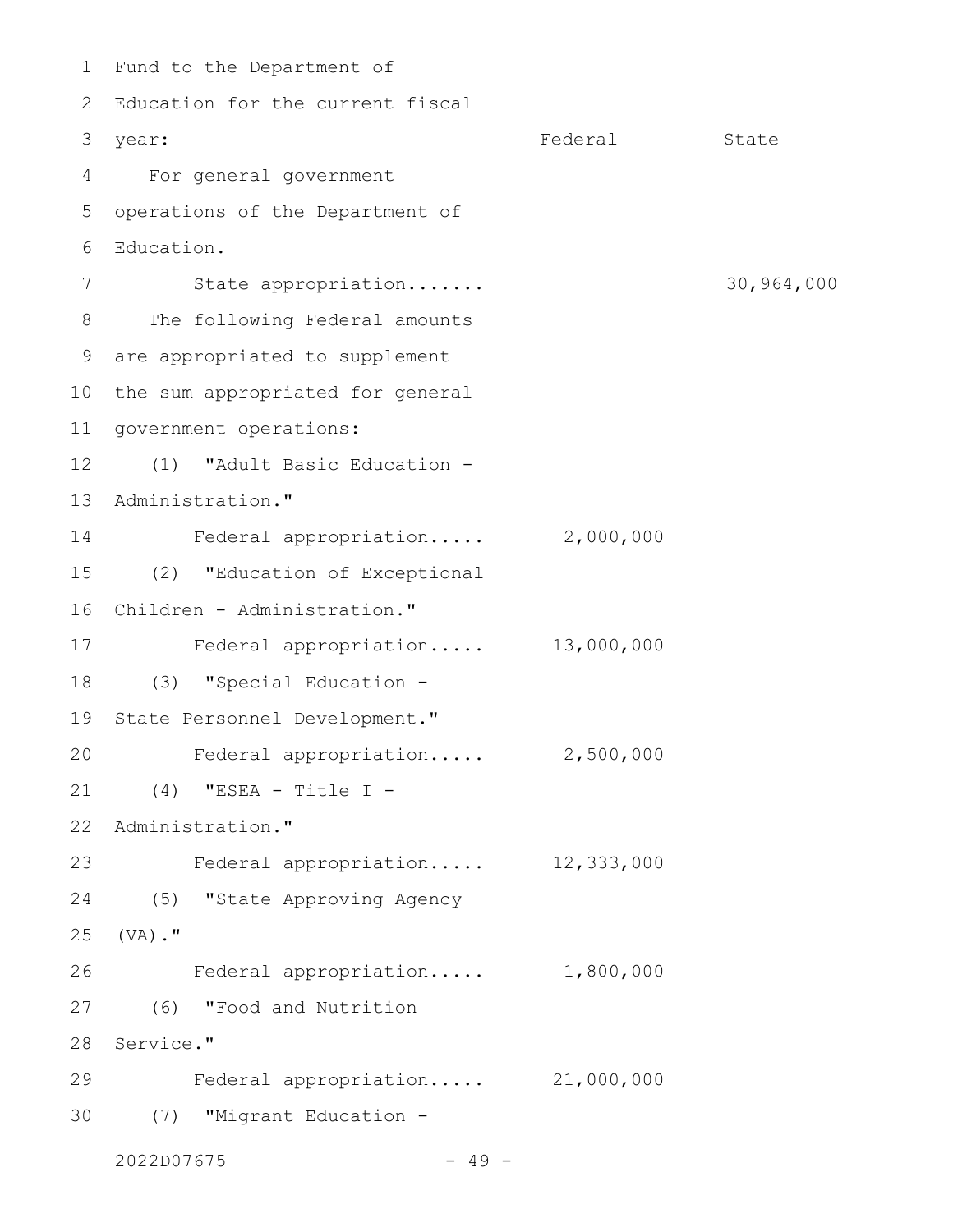| | Federal | State |
|---|---|---|
| Fund to the Department of Education for the current fiscal year: | | |
| For general government operations of the Department of Education. | | |
| State appropriation....... | | 30,964,000 |
| The following Federal amounts are appropriated to supplement the sum appropriated for general government operations: | | |
| (1) "Adult Basic Education - Administration." | | |
| Federal appropriation..... | 2,000,000 | |
| (2) "Education of Exceptional Children - Administration." | | |
| Federal appropriation..... | 13,000,000 | |
| (3) "Special Education - State Personnel Development." | | |
| Federal appropriation..... | 2,500,000 | |
| (4) "ESEA - Title I - Administration." | | |
| Federal appropriation..... | 12,333,000 | |
| (5) "State Approving Agency (VA)." | | |
| Federal appropriation..... | 1,800,000 | |
| (6) "Food and Nutrition Service." | | |
| Federal appropriation..... | 21,000,000 | |
| (7) "Migrant Education - | | |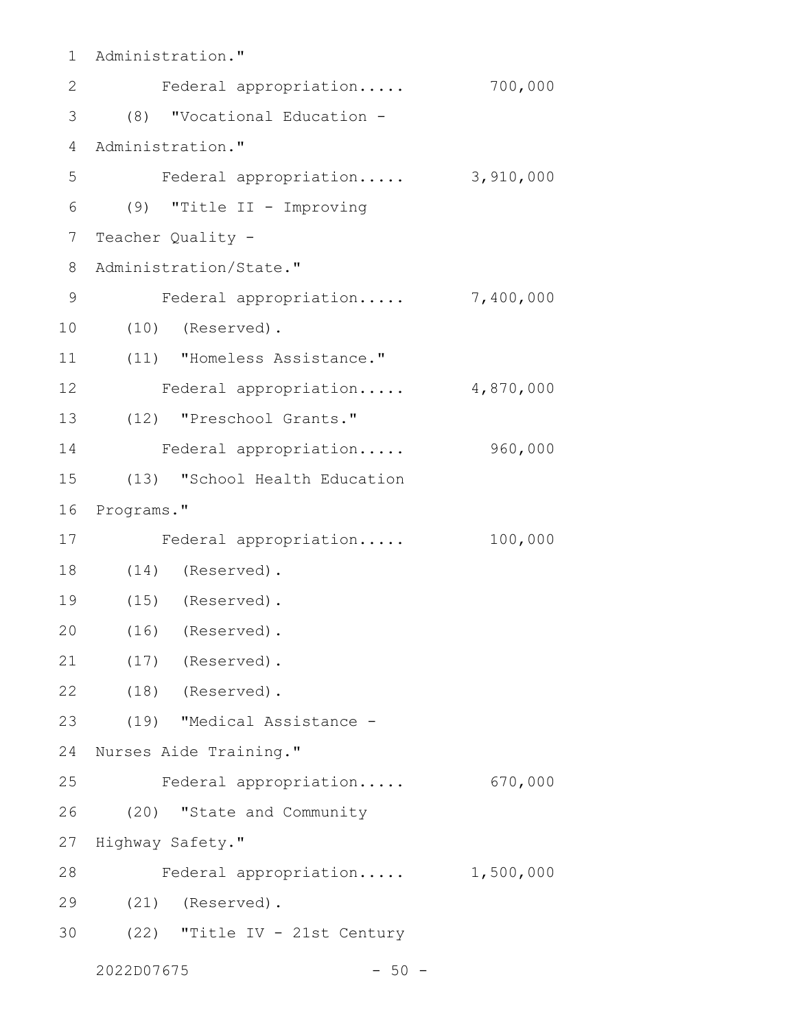Administration."

Federal appropriation..... 700,000

(8) "Vocational Education - Administration."

Federal appropriation..... 3,910,000

(9) "Title II - Improving Teacher Quality - Administration/State."

Federal appropriation..... 7,400,000

(10) (Reserved).

(11) "Homeless Assistance."

Federal appropriation..... 4,870,000

(12) "Preschool Grants."

Federal appropriation..... 960,000

(13) "School Health Education Programs."

Federal appropriation..... 100,000

(14) (Reserved).

(15) (Reserved).

(16) (Reserved).

(17) (Reserved).

(18) (Reserved).

(19) "Medical Assistance - Nurses Aide Training."

Federal appropriation..... 670,000

(20) "State and Community Highway Safety."

Federal appropriation..... 1,500,000

(21) (Reserved).

(22) "Title IV - 21st Century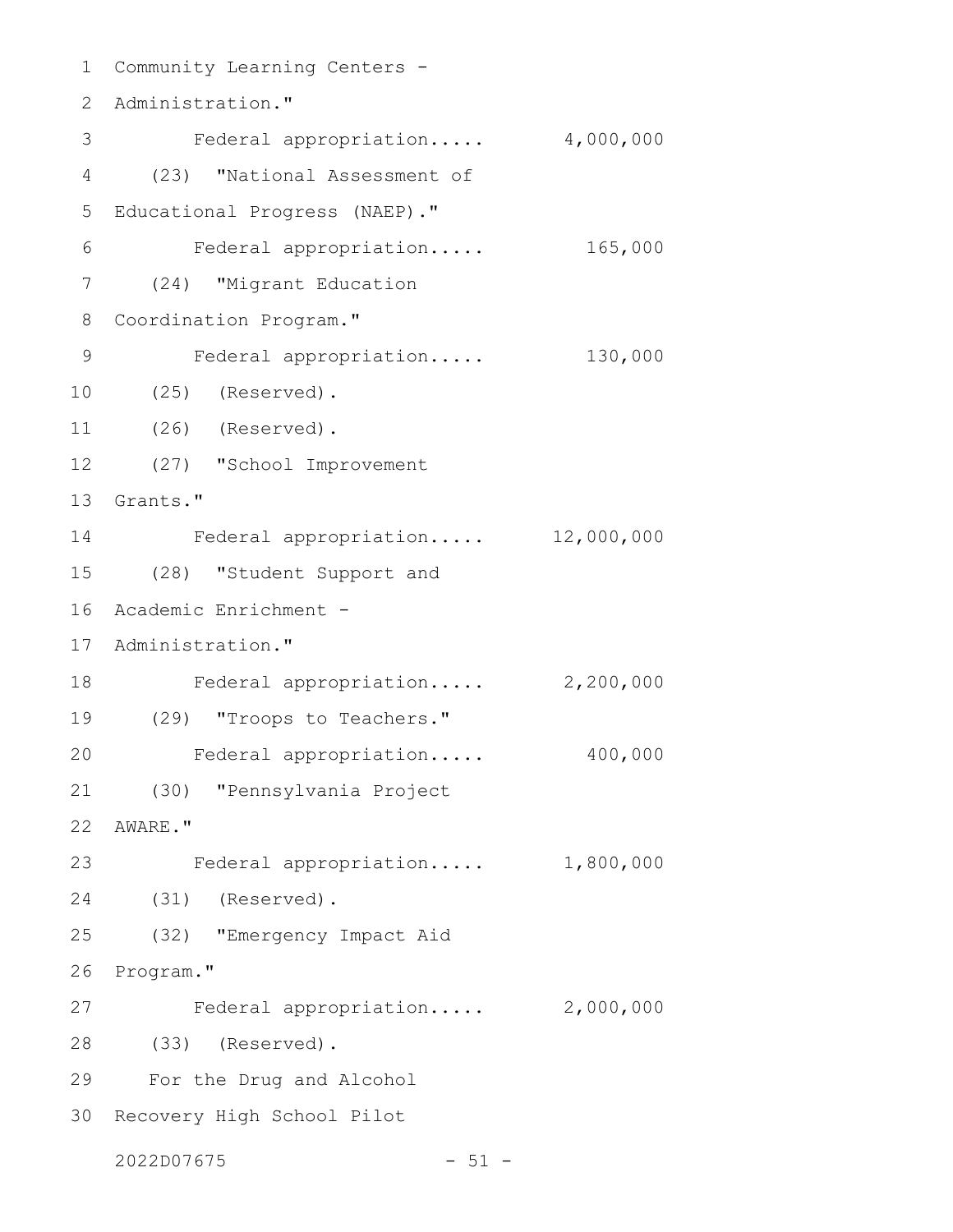Community Learning Centers -
Administration."

Federal appropriation..... 4,000,000

(23) "National Assessment of
Educational Progress (NAEP)."

Federal appropriation..... 165,000

(24) "Migrant Education
Coordination Program."

Federal appropriation..... 130,000

(25) (Reserved).

(26) (Reserved).

(27) "School Improvement
Grants."

Federal appropriation..... 12,000,000

(28) "Student Support and
Academic Enrichment -
Administration."

Federal appropriation..... 2,200,000

(29) "Troops to Teachers."

Federal appropriation..... 400,000

(30) "Pennsylvania Project
AWARE."

Federal appropriation..... 1,800,000

(31) (Reserved).

(32) "Emergency Impact Aid
Program."

Federal appropriation..... 2,000,000

(33) (Reserved).

For the Drug and Alcohol
Recovery High School Pilot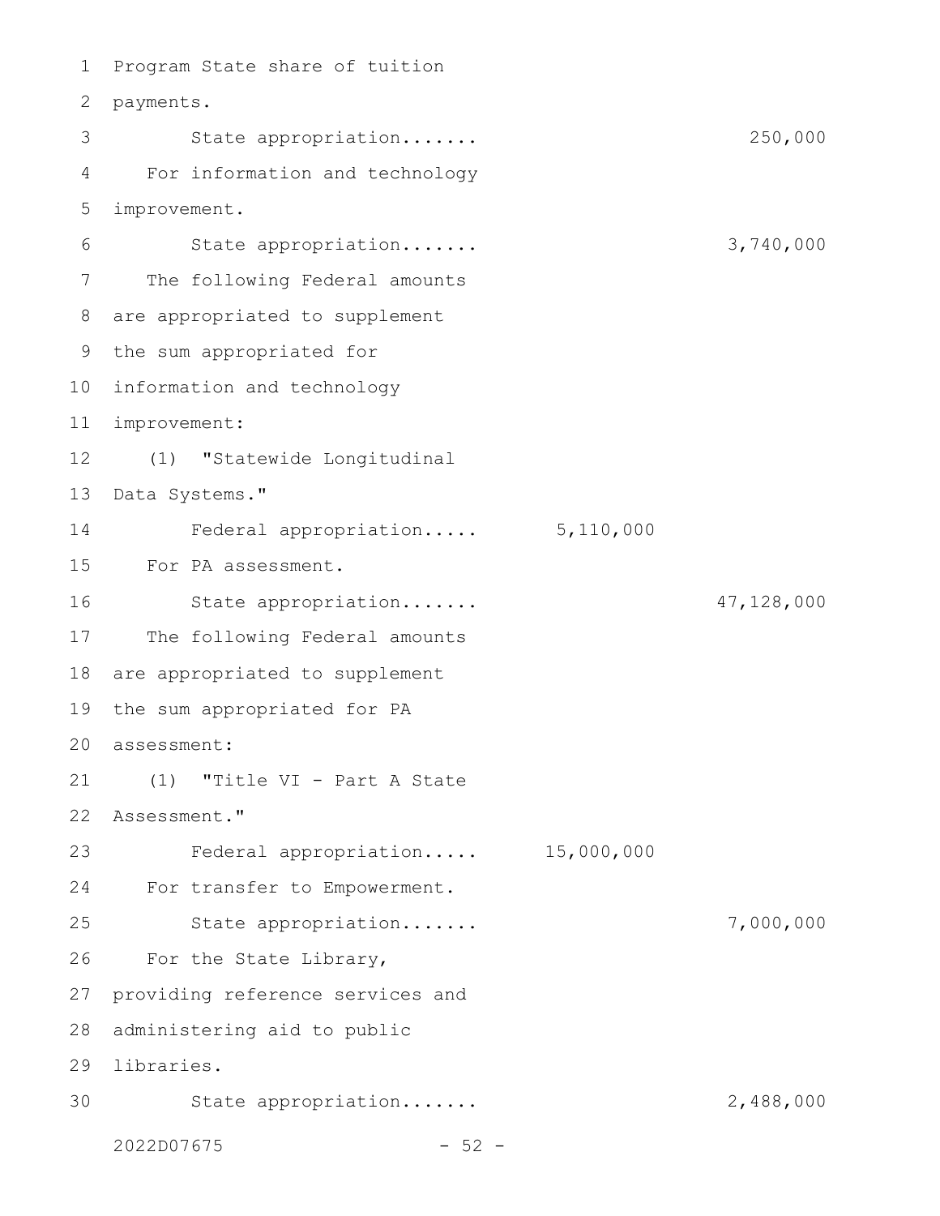Program State share of tuition payments.

| | | |
|---|---|---|
| State appropriation....... | | 250,000 |

For information and technology improvement.

| | | |
|---|---|---|
| State appropriation....... | | 3,740,000 |

The following Federal amounts are appropriated to supplement the sum appropriated for information and technology improvement:

(1) "Statewide Longitudinal Data Systems."

| | | |
|---|---|---|
| Federal appropriation..... | 5,110,000 | |

For PA assessment.

| | | |
|---|---|---|
| State appropriation....... | | 47,128,000 |

The following Federal amounts are appropriated to supplement the sum appropriated for PA assessment:

(1) "Title VI - Part A State Assessment."

| | | |
|---|---|---|
| Federal appropriation..... | 15,000,000 | |

For transfer to Empowerment.

| | | |
|---|---|---|
| State appropriation....... | | 7,000,000 |

For the State Library, providing reference services and administering aid to public libraries.

| | | |
|---|---|---|
| State appropriation....... | | 2,488,000 |

2022D07675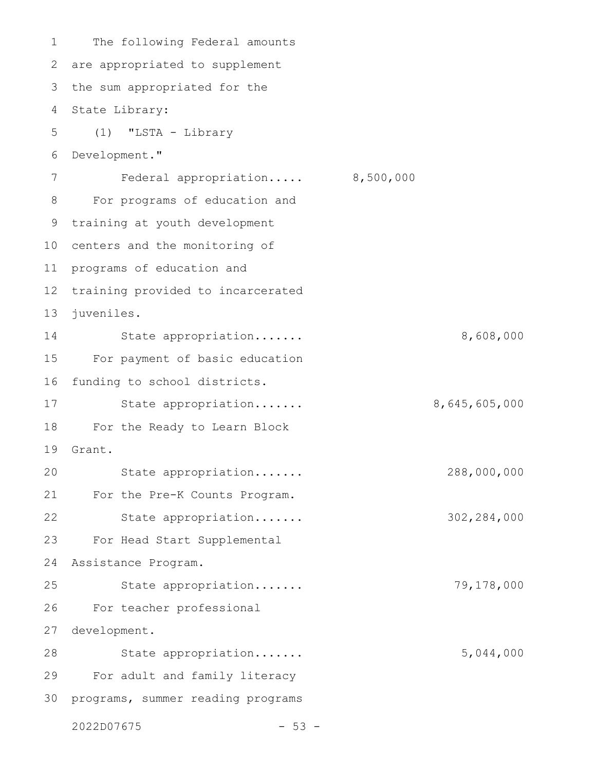The following Federal amounts are appropriated to supplement the sum appropriated for the State Library:

(1) "LSTA - Library Development."

Federal appropriation..... 8,500,000

For programs of education and training at youth development centers and the monitoring of programs of education and training provided to incarcerated juveniles.

State appropriation....... 8,608,000

For payment of basic education funding to school districts.

State appropriation....... 8,645,605,000

For the Ready to Learn Block Grant.

State appropriation....... 288,000,000

For the Pre-K Counts Program.

State appropriation....... 302,284,000

For Head Start Supplemental Assistance Program.

State appropriation....... 79,178,000

For teacher professional development.

State appropriation....... 5,044,000

For adult and family literacy programs, summer reading programs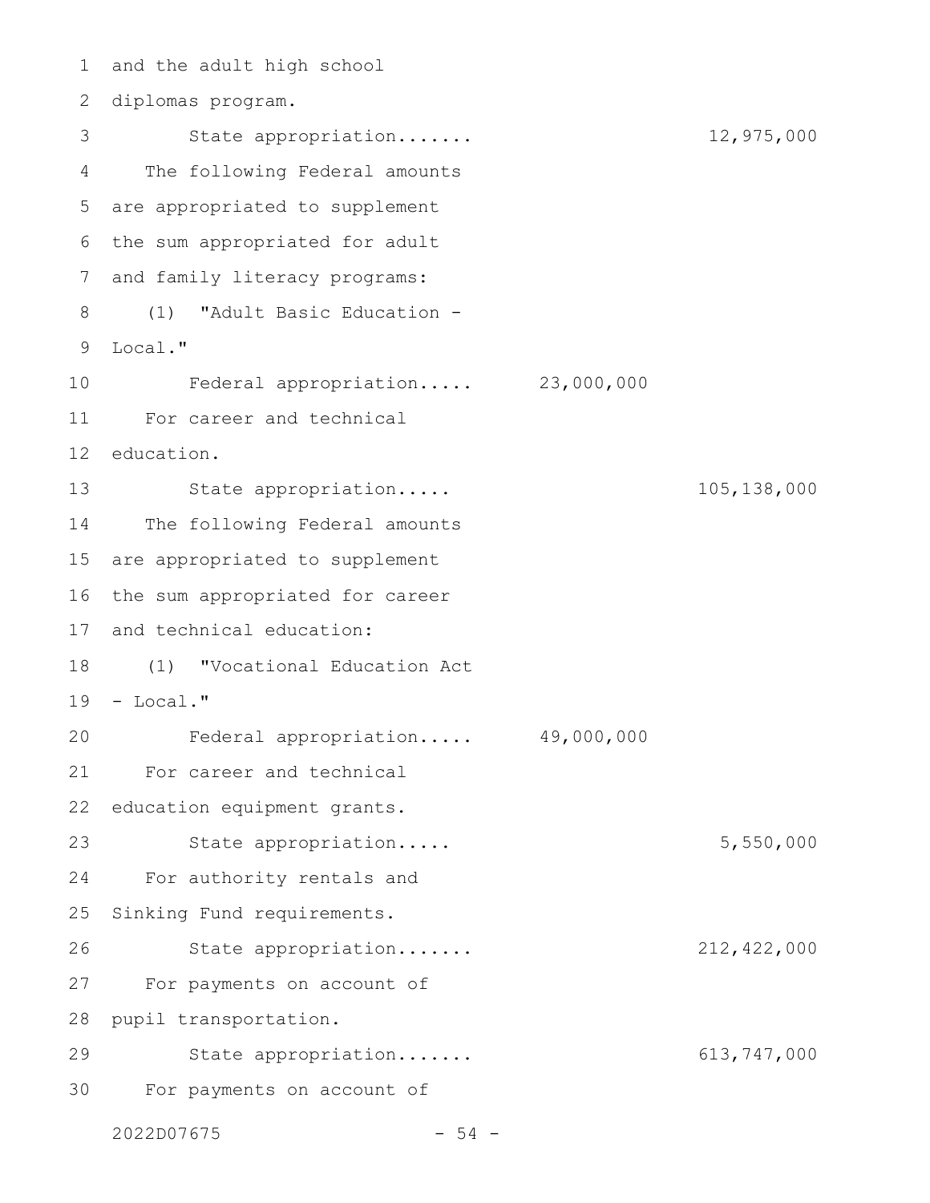and the adult high school diplomas program.

State appropriation....... 12,975,000

The following Federal amounts are appropriated to supplement the sum appropriated for adult and family literacy programs:

(1) "Adult Basic Education - Local."

Federal appropriation..... 23,000,000

For career and technical education.

State appropriation..... 105,138,000

The following Federal amounts are appropriated to supplement the sum appropriated for career and technical education:

(1) "Vocational Education Act - Local."

Federal appropriation..... 49,000,000

For career and technical education equipment grants.

State appropriation..... 5,550,000

For authority rentals and Sinking Fund requirements.

State appropriation....... 212,422,000

For payments on account of pupil transportation.

State appropriation....... 613,747,000

For payments on account of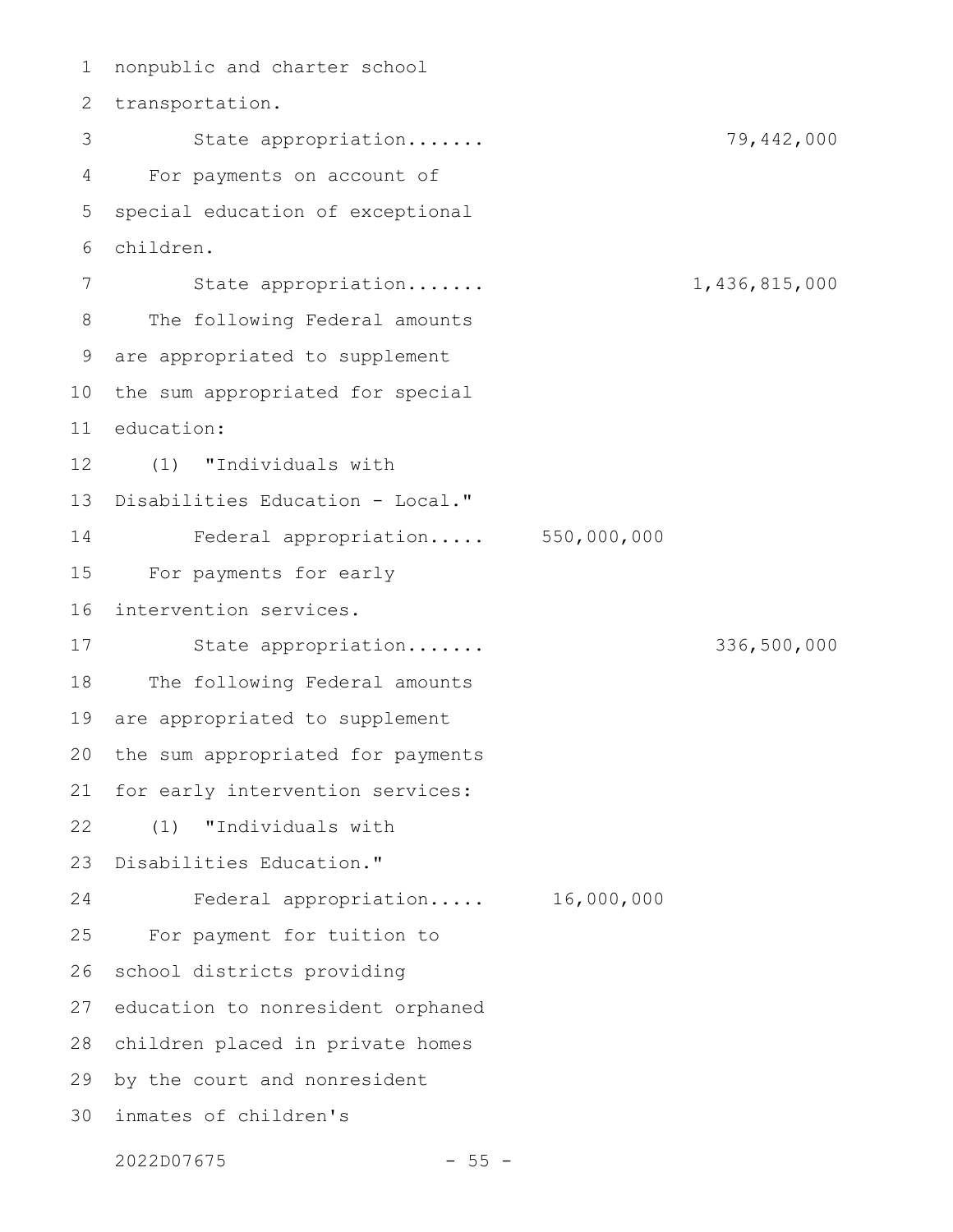nonpublic and charter school transportation.

State appropriation....... 79,442,000

For payments on account of special education of exceptional children.

State appropriation....... 1,436,815,000

The following Federal amounts are appropriated to supplement the sum appropriated for special education:

(1) "Individuals with Disabilities Education - Local."

Federal appropriation..... 550,000,000

For payments for early intervention services.

State appropriation....... 336,500,000

The following Federal amounts are appropriated to supplement the sum appropriated for payments for early intervention services:

(1) "Individuals with Disabilities Education."

Federal appropriation..... 16,000,000

For payment for tuition to school districts providing education to nonresident orphaned children placed in private homes by the court and nonresident inmates of children's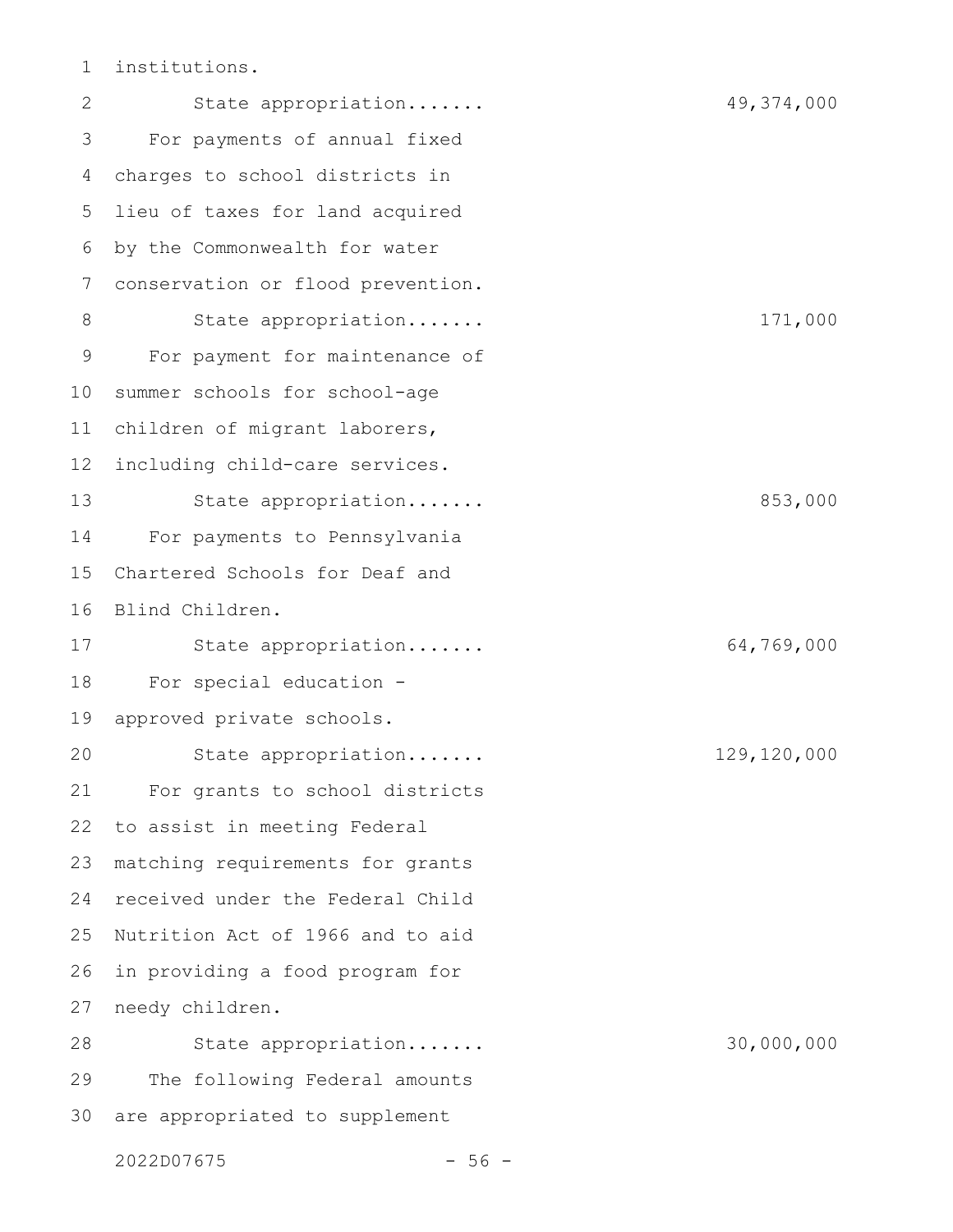institutions.

State appropriation....... 49,374,000

For payments of annual fixed charges to school districts in lieu of taxes for land acquired by the Commonwealth for water conservation or flood prevention.

State appropriation....... 171,000

For payment for maintenance of summer schools for school-age children of migrant laborers, including child-care services.

State appropriation....... 853,000

For payments to Pennsylvania Chartered Schools for Deaf and Blind Children.

State appropriation....... 64,769,000

For special education - approved private schools.

State appropriation....... 129,120,000

For grants to school districts to assist in meeting Federal matching requirements for grants received under the Federal Child Nutrition Act of 1966 and to aid in providing a food program for needy children.

State appropriation....... 30,000,000

The following Federal amounts are appropriated to supplement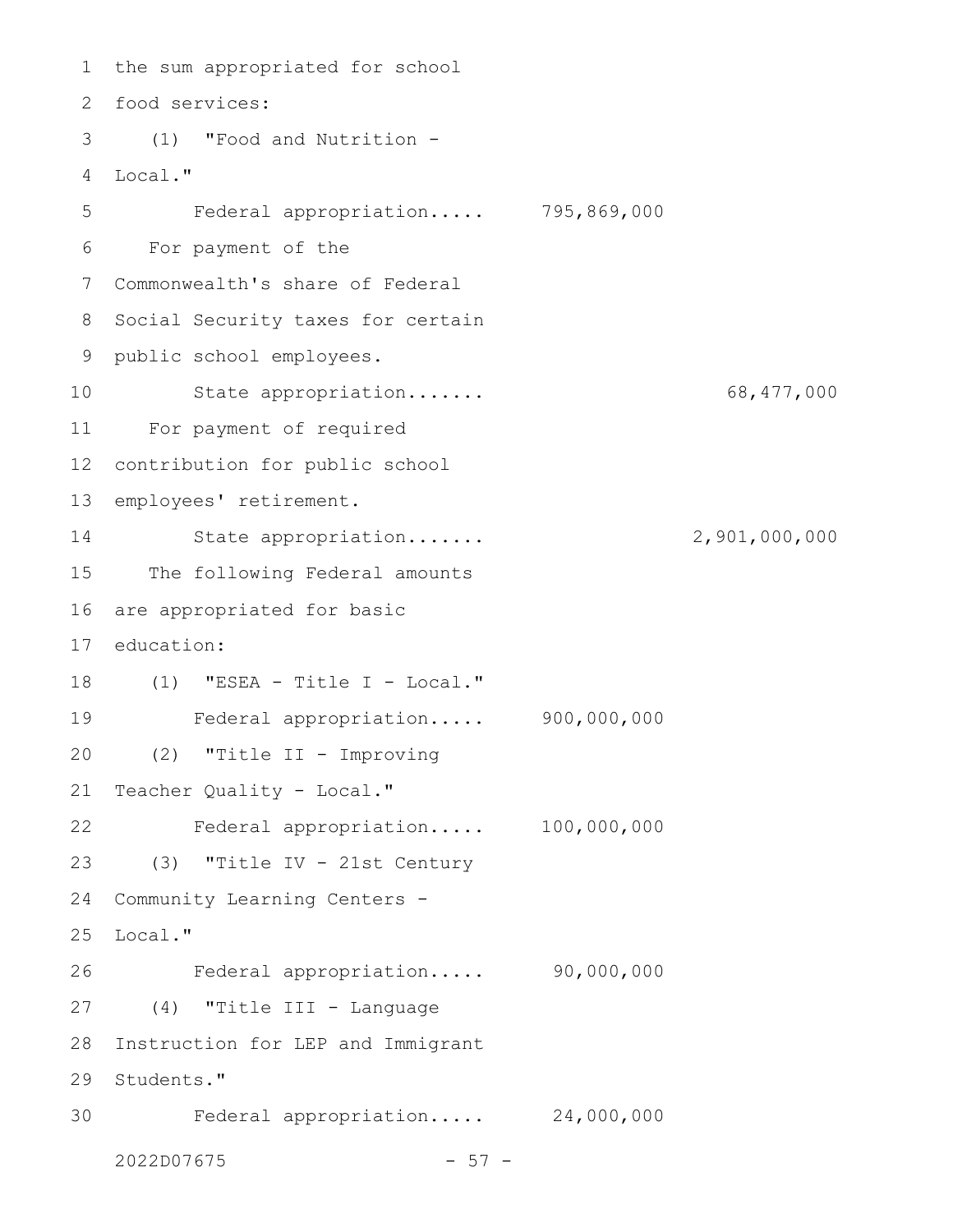the sum appropriated for school food services:

(1) "Food and Nutrition - Local."

| | Federal | State |
|---|---|---|
| Federal appropriation..... | 795,869,000 | |

For payment of the Commonwealth's share of Federal Social Security taxes for certain public school employees.

| | | |
|---|---|---|
| State appropriation....... | | 68,477,000 |

For payment of required contribution for public school employees' retirement.

| | | |
|---|---|---|
| State appropriation....... | | 2,901,000,000 |

The following Federal amounts are appropriated for basic education:

(1) "ESEA - Title I - Local."

| | | |
|---|---|---|
| Federal appropriation..... | 900,000,000 | |

(2) "Title II - Improving Teacher Quality - Local."

| | | |
|---|---|---|
| Federal appropriation..... | 100,000,000 | |

(3) "Title IV - 21st Century Community Learning Centers - Local."

| | | |
|---|---|---|
| Federal appropriation..... | 90,000,000 | |

(4) "Title III - Language Instruction for LEP and Immigrant Students."

| | | |
|---|---|---|
| Federal appropriation..... | 24,000,000 | |

2022D07675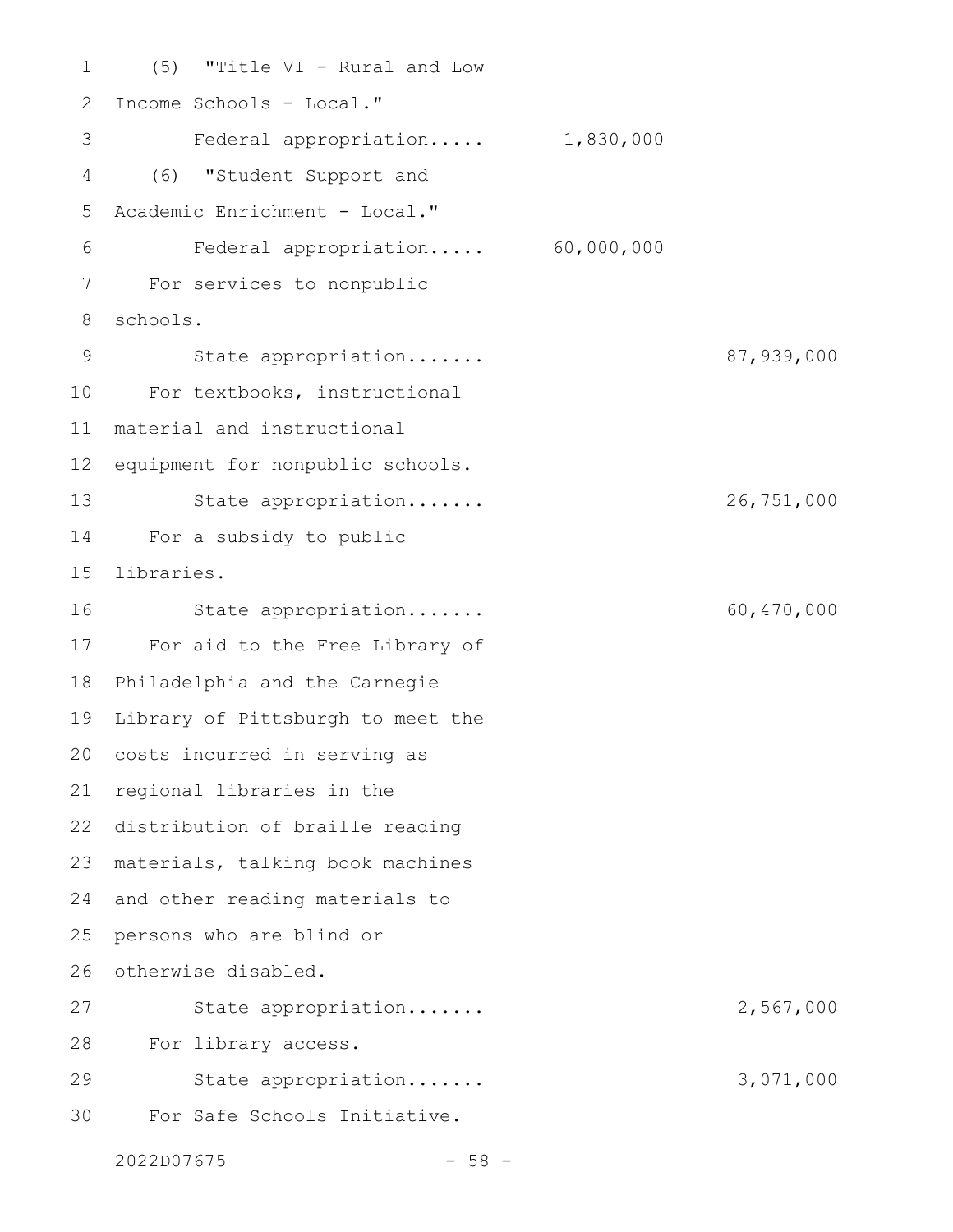(5) "Title VI - Rural and Low Income Schools - Local."

Federal appropriation..... 1,830,000

(6) "Student Support and Academic Enrichment - Local."

Federal appropriation..... 60,000,000

For services to nonpublic schools.

State appropriation....... 87,939,000

For textbooks, instructional material and instructional equipment for nonpublic schools.

State appropriation....... 26,751,000

For a subsidy to public libraries.

State appropriation....... 60,470,000

For aid to the Free Library of Philadelphia and the Carnegie Library of Pittsburgh to meet the costs incurred in serving as regional libraries in the distribution of braille reading materials, talking book machines and other reading materials to persons who are blind or otherwise disabled.

State appropriation....... 2,567,000

For library access.

State appropriation....... 3,071,000

For Safe Schools Initiative.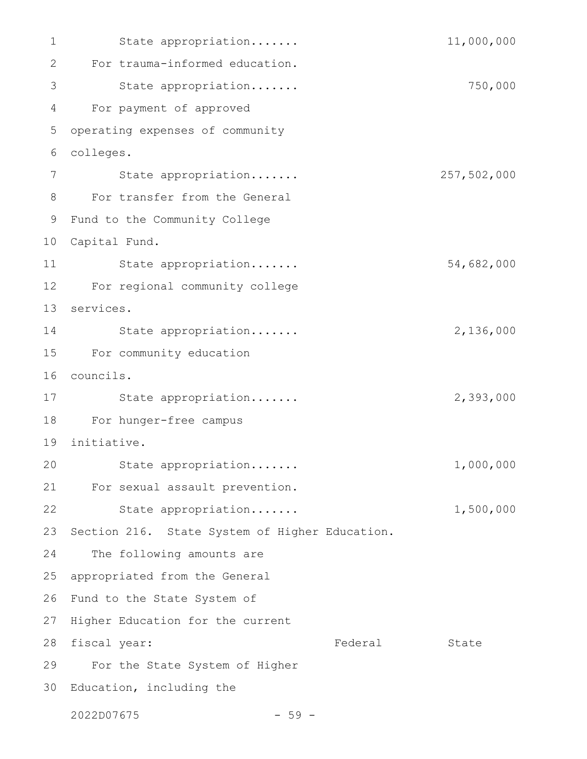State appropriation....... 11,000,000

For trauma-informed education.

State appropriation....... 750,000

For payment of approved operating expenses of community colleges.

State appropriation....... 257,502,000

For transfer from the General Fund to the Community College Capital Fund.

State appropriation....... 54,682,000

For regional community college services.

State appropriation....... 2,136,000

For community education councils.

State appropriation....... 2,393,000

For hunger-free campus initiative.

State appropriation....... 1,000,000

For sexual assault prevention.

State appropriation....... 1,500,000

Section 216. State System of Higher Education.

The following amounts are appropriated from the General Fund to the State System of Higher Education for the current fiscal year: Federal State

For the State System of Higher Education, including the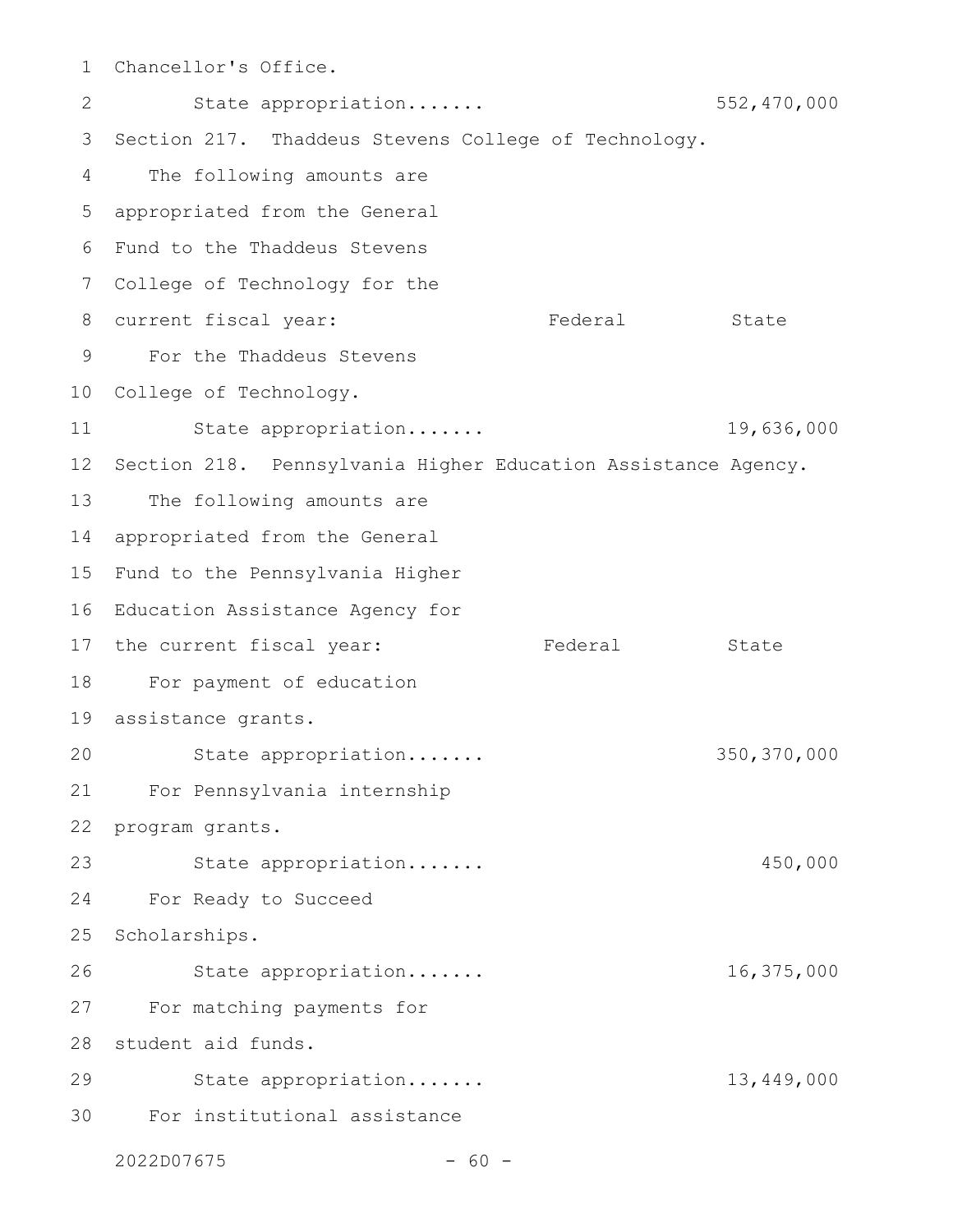Chancellor's Office.

State appropriation....... 552,470,000

Section 217. Thaddeus Stevens College of Technology.

The following amounts are appropriated from the General Fund to the Thaddeus Stevens College of Technology for the current fiscal year:

| | Federal | State |
|---|---|---|
| For the Thaddeus Stevens College of Technology. | | |
| State appropriation....... | | 19,636,000 |

Section 218. Pennsylvania Higher Education Assistance Agency.

The following amounts are appropriated from the General Fund to the Pennsylvania Higher Education Assistance Agency for the current fiscal year:

| | Federal | State |
|---|---|---|
| For payment of education assistance grants. | | |
| State appropriation....... | | 350,370,000 |
| For Pennsylvania internship program grants. | | |
| State appropriation....... | | 450,000 |
| For Ready to Succeed Scholarships. | | |
| State appropriation....... | | 16,375,000 |
| For matching payments for student aid funds. | | |
| State appropriation....... | | 13,449,000 |
| For institutional assistance | | |

2022D07675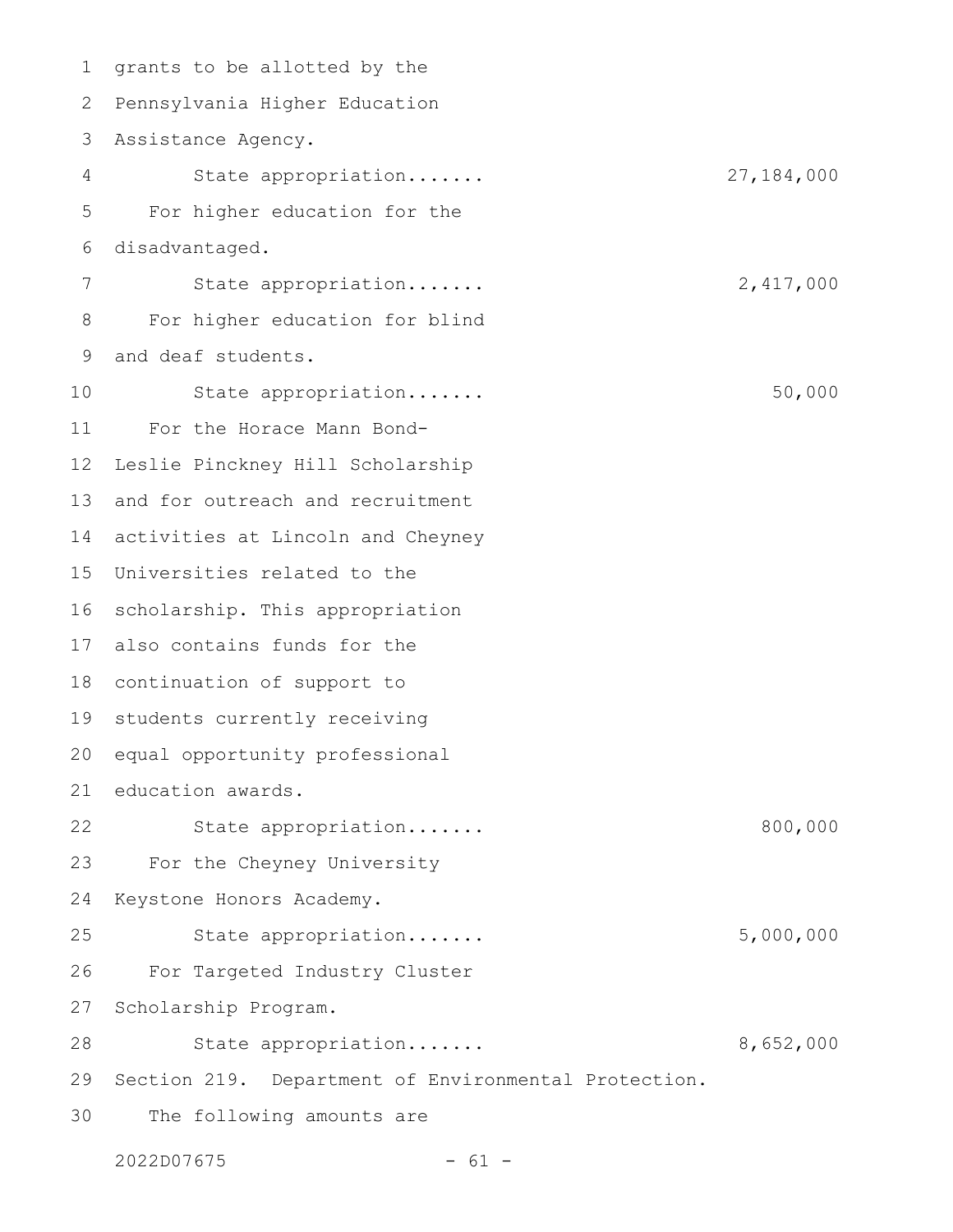grants to be allotted by the Pennsylvania Higher Education Assistance Agency.

State appropriation....... 27,184,000

For higher education for the disadvantaged.

State appropriation....... 2,417,000

For higher education for blind and deaf students.

State appropriation....... 50,000

For the Horace Mann Bond-Leslie Pinckney Hill Scholarship and for outreach and recruitment activities at Lincoln and Cheyney Universities related to the scholarship. This appropriation also contains funds for the continuation of support to students currently receiving equal opportunity professional education awards.

State appropriation....... 800,000

For the Cheyney University Keystone Honors Academy.

State appropriation....... 5,000,000

For Targeted Industry Cluster Scholarship Program.

State appropriation....... 8,652,000

Section 219. Department of Environmental Protection.

The following amounts are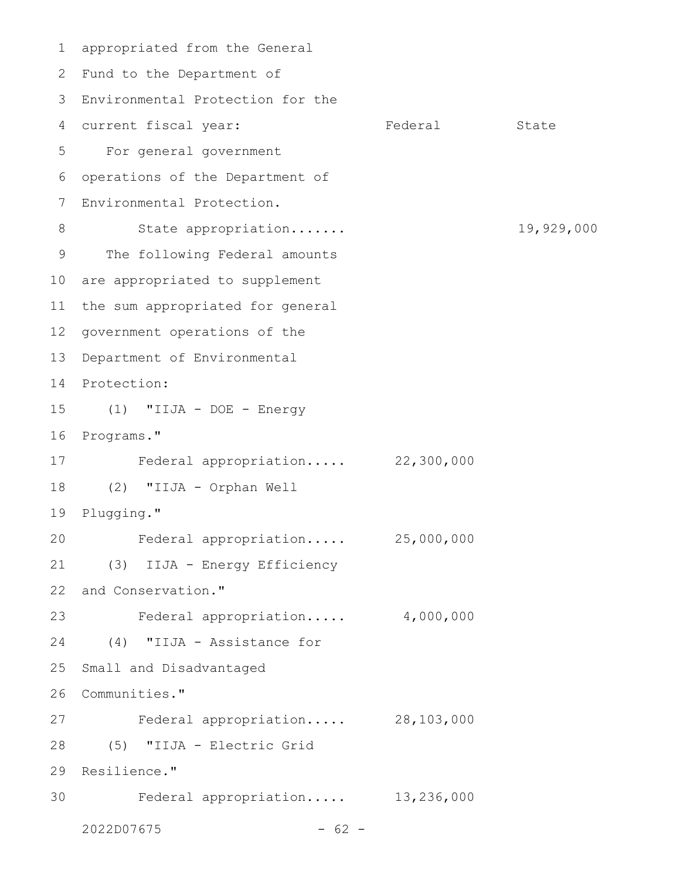appropriated from the General Fund to the Department of Environmental Protection for the current fiscal year:

| | Federal | State |
|---|---|---|
| For general government operations of the Department of Environmental Protection. | | |
| State appropriation....... | | 19,929,000 |
| The following Federal amounts are appropriated to supplement the sum appropriated for general government operations of the Department of Environmental Protection: | | |
| (1) "IIJA - DOE - Energy Programs." | | |
| Federal appropriation..... | 22,300,000 | |
| (2) "IIJA - Orphan Well Plugging." | | |
| Federal appropriation..... | 25,000,000 | |
| (3) IIJA - Energy Efficiency and Conservation." | | |
| Federal appropriation..... | 4,000,000 | |
| (4) "IIJA - Assistance for Small and Disadvantaged Communities." | | |
| Federal appropriation..... | 28,103,000 | |
| (5) "IIJA - Electric Grid Resilience." | | |
| Federal appropriation..... | 13,236,000 | |

2022D07675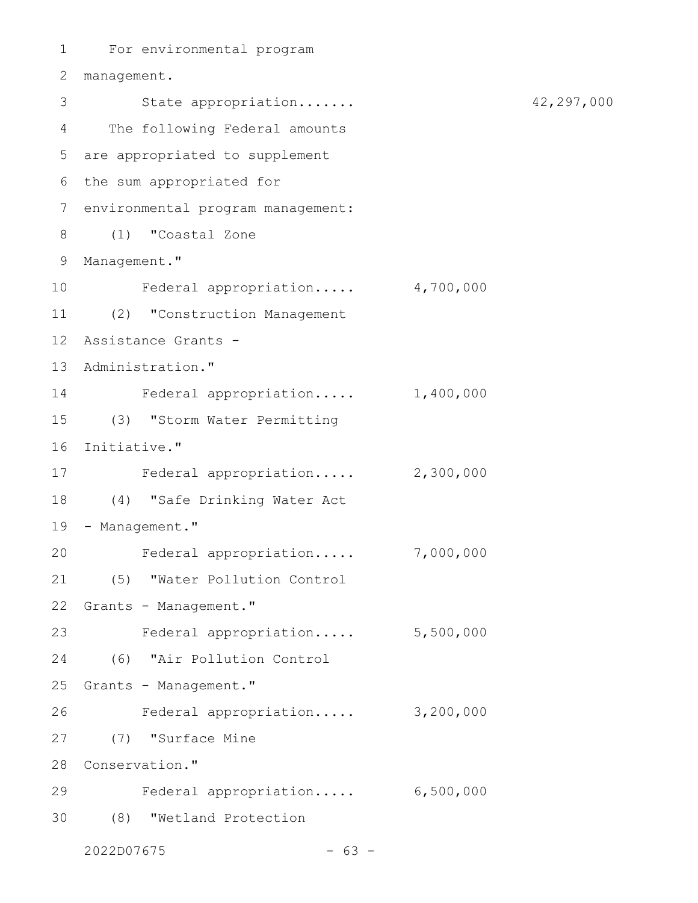For environmental program management.

State appropriation....... 42,297,000

The following Federal amounts are appropriated to supplement the sum appropriated for environmental program management:

(1) "Coastal Zone Management."

Federal appropriation..... 4,700,000

(2) "Construction Management Assistance Grants - Administration."

Federal appropriation..... 1,400,000

(3) "Storm Water Permitting Initiative."

Federal appropriation..... 2,300,000

(4) "Safe Drinking Water Act - Management."

Federal appropriation..... 7,000,000

(5) "Water Pollution Control Grants - Management."

Federal appropriation..... 5,500,000

(6) "Air Pollution Control Grants - Management."

Federal appropriation..... 3,200,000

(7) "Surface Mine Conservation."

Federal appropriation..... 6,500,000

(8) "Wetland Protection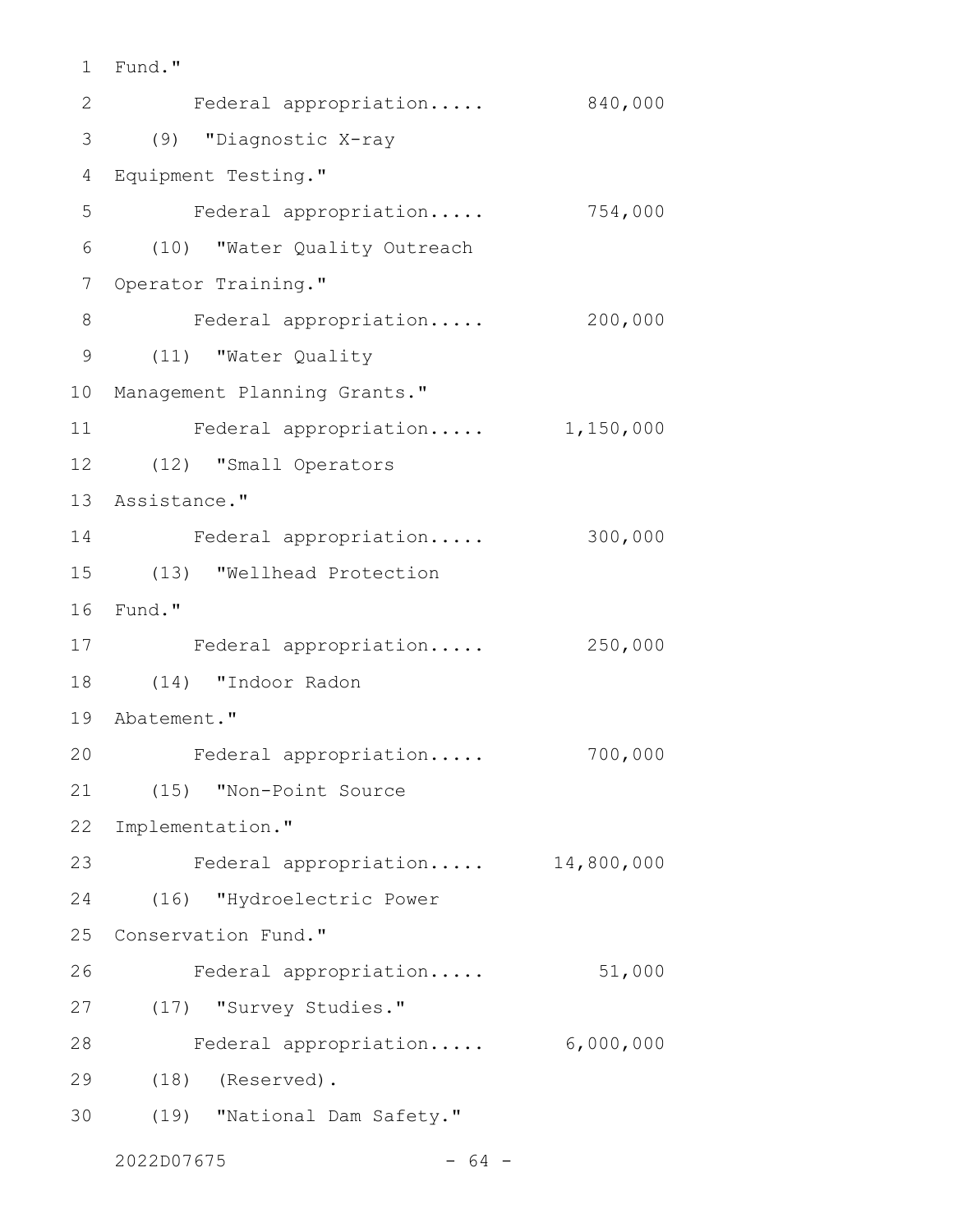Fund."

Federal appropriation..... 840,000

(9) "Diagnostic X-ray Equipment Testing."

Federal appropriation..... 754,000

(10) "Water Quality Outreach Operator Training."

Federal appropriation..... 200,000

(11) "Water Quality Management Planning Grants."

Federal appropriation..... 1,150,000

(12) "Small Operators Assistance."

Federal appropriation..... 300,000

(13) "Wellhead Protection Fund."

Federal appropriation..... 250,000

(14) "Indoor Radon Abatement."

Federal appropriation..... 700,000

(15) "Non-Point Source Implementation."

Federal appropriation..... 14,800,000

(16) "Hydroelectric Power Conservation Fund."

Federal appropriation..... 51,000

(17) "Survey Studies."

Federal appropriation..... 6,000,000

(18) (Reserved).

(19) "National Dam Safety."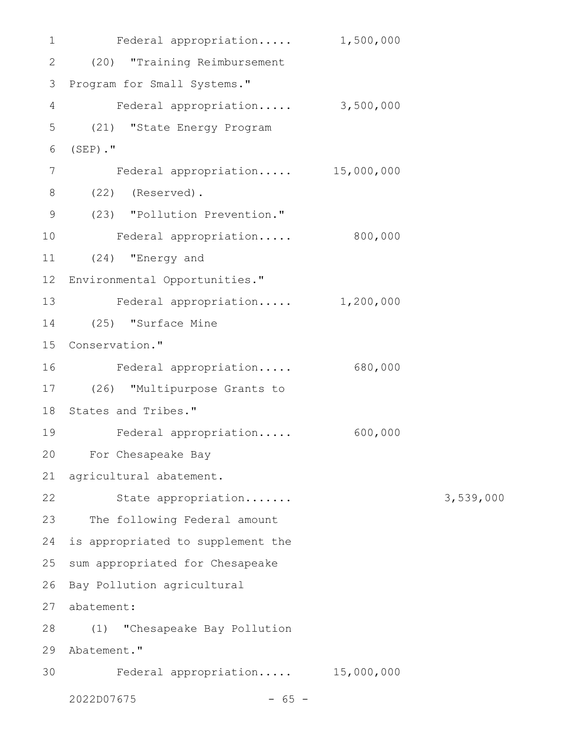Federal appropriation..... 1,500,000

(20) "Training Reimbursement Program for Small Systems."

Federal appropriation..... 3,500,000

(21) "State Energy Program (SEP)."

Federal appropriation..... 15,000,000

(22) (Reserved).

(23) "Pollution Prevention."

Federal appropriation..... 800,000

(24) "Energy and Environmental Opportunities."

Federal appropriation..... 1,200,000

(25) "Surface Mine Conservation."

Federal appropriation..... 680,000

(26) "Multipurpose Grants to States and Tribes."

Federal appropriation..... 600,000

For Chesapeake Bay agricultural abatement.

State appropriation....... 3,539,000

The following Federal amount is appropriated to supplement the sum appropriated for Chesapeake Bay Pollution agricultural abatement:

(1) "Chesapeake Bay Pollution Abatement."

Federal appropriation..... 15,000,000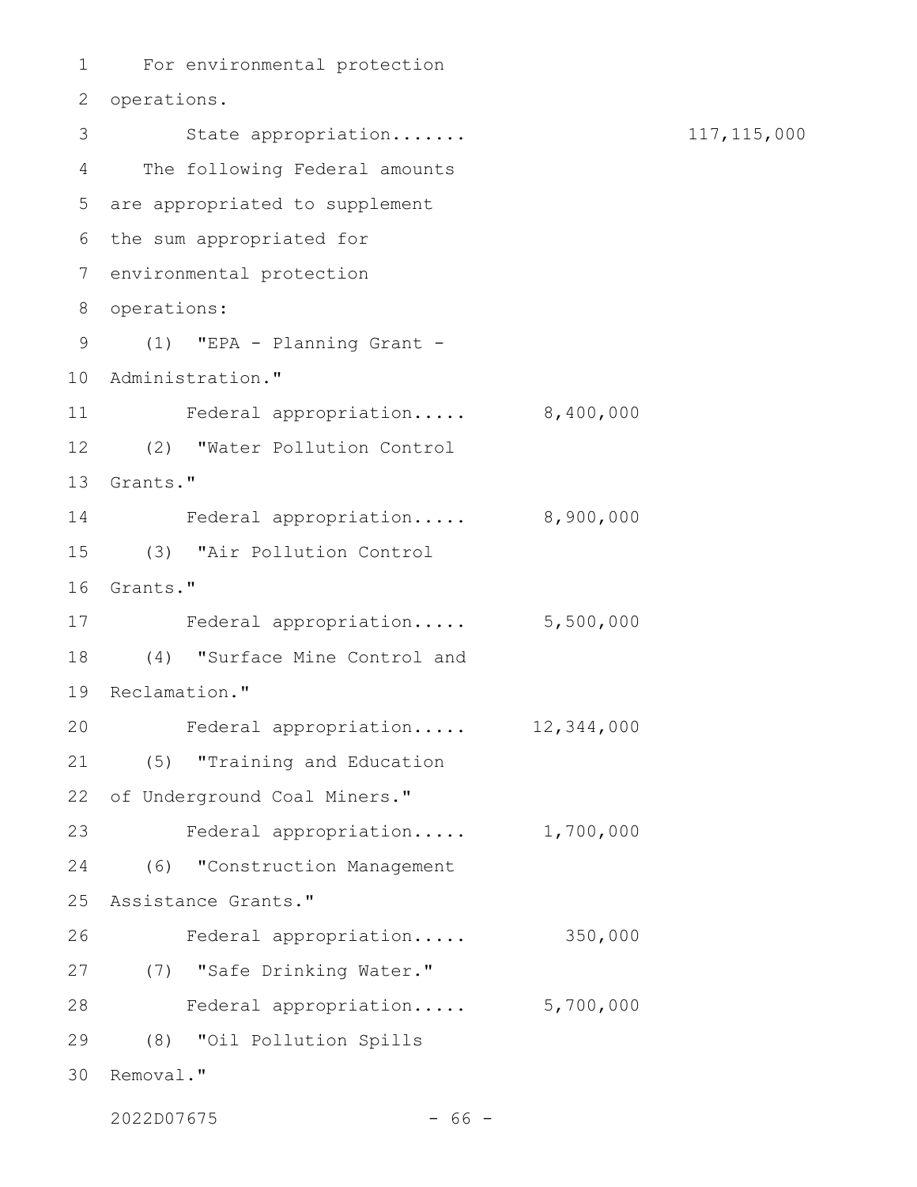For environmental protection operations.

State appropriation....... 117,115,000

The following Federal amounts are appropriated to supplement the sum appropriated for environmental protection operations:

(1) "EPA - Planning Grant - Administration."

Federal appropriation..... 8,400,000

(2) "Water Pollution Control Grants."

Federal appropriation..... 8,900,000

(3) "Air Pollution Control Grants."

Federal appropriation..... 5,500,000

(4) "Surface Mine Control and Reclamation."

Federal appropriation..... 12,344,000

(5) "Training and Education of Underground Coal Miners."

Federal appropriation..... 1,700,000

(6) "Construction Management Assistance Grants."

Federal appropriation..... 350,000

(7) "Safe Drinking Water."

Federal appropriation..... 5,700,000

(8) "Oil Pollution Spills Removal."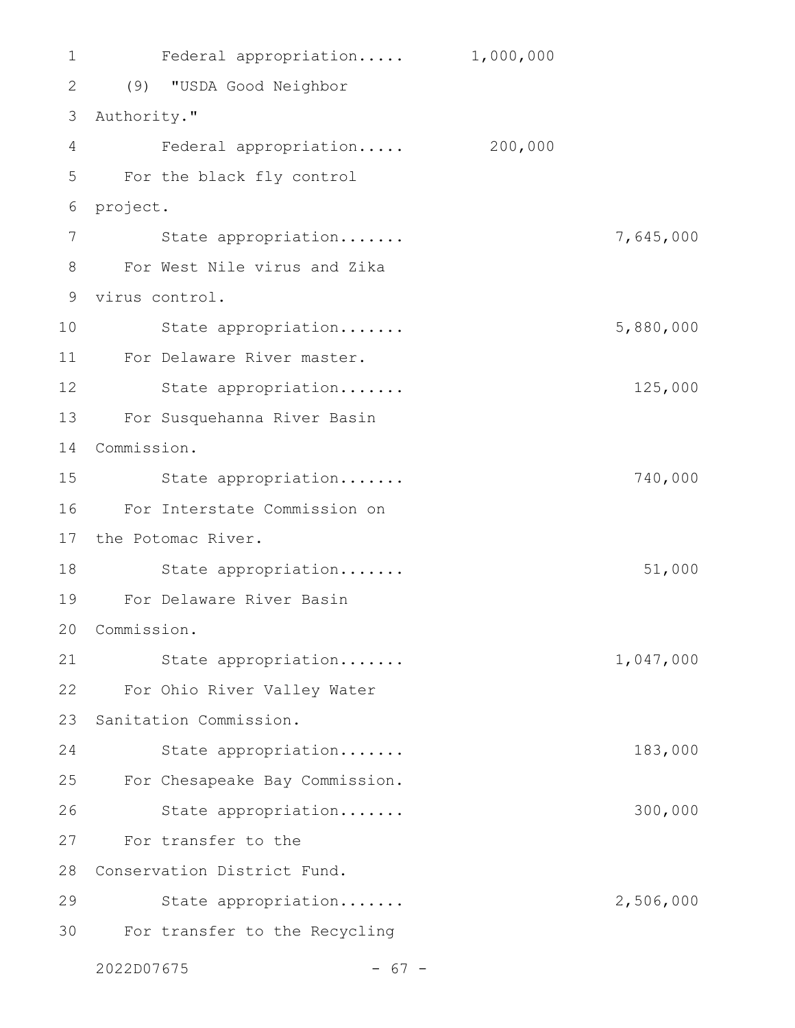| | | |
|---|---|---|
| Federal appropriation..... | 1,000,000 | |
| (9) "USDA Good Neighbor Authority." | | |
| Federal appropriation..... | 200,000 | |
| For the black fly control project. | | |
| State appropriation....... | | 7,645,000 |
| For West Nile virus and Zika virus control. | | |
| State appropriation....... | | 5,880,000 |
| For Delaware River master. | | |
| State appropriation....... | | 125,000 |
| For Susquehanna River Basin Commission. | | |
| State appropriation....... | | 740,000 |
| For Interstate Commission on the Potomac River. | | |
| State appropriation....... | | 51,000 |
| For Delaware River Basin Commission. | | |
| State appropriation....... | | 1,047,000 |
| For Ohio River Valley Water Sanitation Commission. | | |
| State appropriation....... | | 183,000 |
| For Chesapeake Bay Commission. | | |
| State appropriation....... | | 300,000 |
| For transfer to the Conservation District Fund. | | |
| State appropriation....... | | 2,506,000 |
| For transfer to the Recycling | | |

2022D07675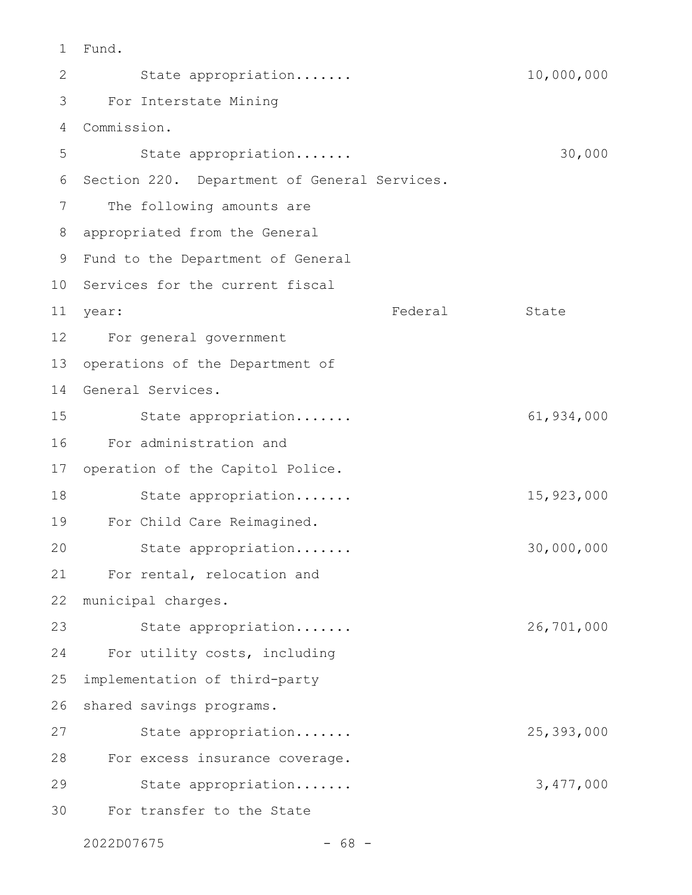Fund.

State appropriation....... 10,000,000

For Interstate Mining Commission.

State appropriation....... 30,000

Section 220. Department of General Services.

The following amounts are appropriated from the General Fund to the Department of General Services for the current fiscal year:

| | Federal | State |
|---|---|---|
| For general government operations of the Department of General Services. | | |
| State appropriation....... | | 61,934,000 |
| For administration and operation of the Capitol Police. | | |
| State appropriation....... | | 15,923,000 |
| For Child Care Reimagined. | | |
| State appropriation....... | | 30,000,000 |
| For rental, relocation and municipal charges. | | |
| State appropriation....... | | 26,701,000 |
| For utility costs, including implementation of third-party shared savings programs. | | |
| State appropriation....... | | 25,393,000 |
| For excess insurance coverage. | | |
| State appropriation....... | | 3,477,000 |
| For transfer to the State | | |

2022D07675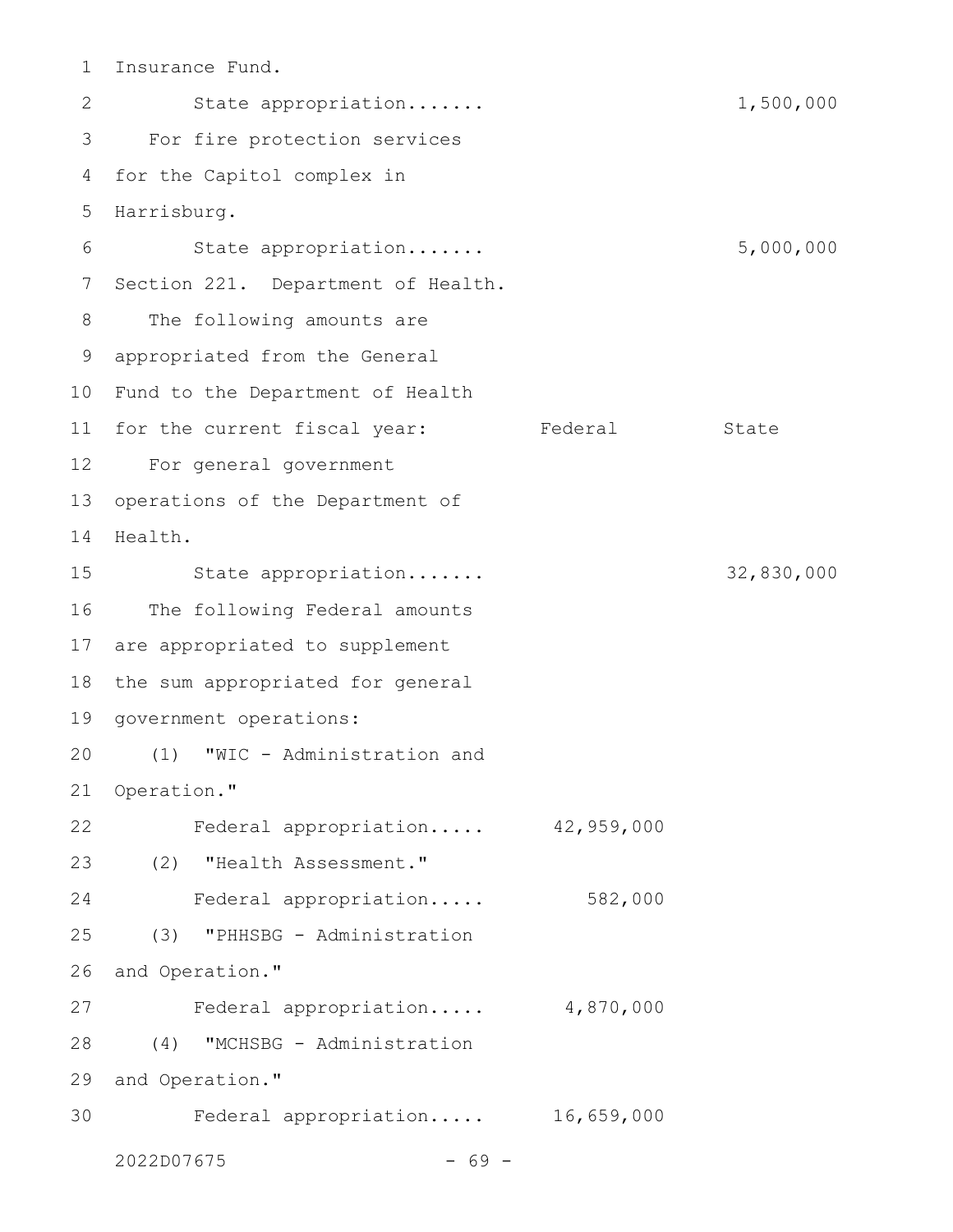Insurance Fund.

State appropriation....... 1,500,000

For fire protection services for the Capitol complex in Harrisburg.

State appropriation....... 5,000,000

Section 221. Department of Health.

| The following amounts are appropriated from the General Fund to the Department of Health for the current fiscal year: | Federal | State |
|---|---|---|
| For general government operations of the Department of Health. | | |
| State appropriation....... | | 32,830,000 |
| The following Federal amounts are appropriated to supplement the sum appropriated for general government operations: | | |
| (1) "WIC - Administration and Operation." | | |
| Federal appropriation..... | 42,959,000 | |
| (2) "Health Assessment." | | |
| Federal appropriation..... | 582,000 | |
| (3) "PHHSBG - Administration and Operation." | | |
| Federal appropriation..... | 4,870,000 | |
| (4) "MCHSBG - Administration and Operation." | | |
| Federal appropriation..... | 16,659,000 | |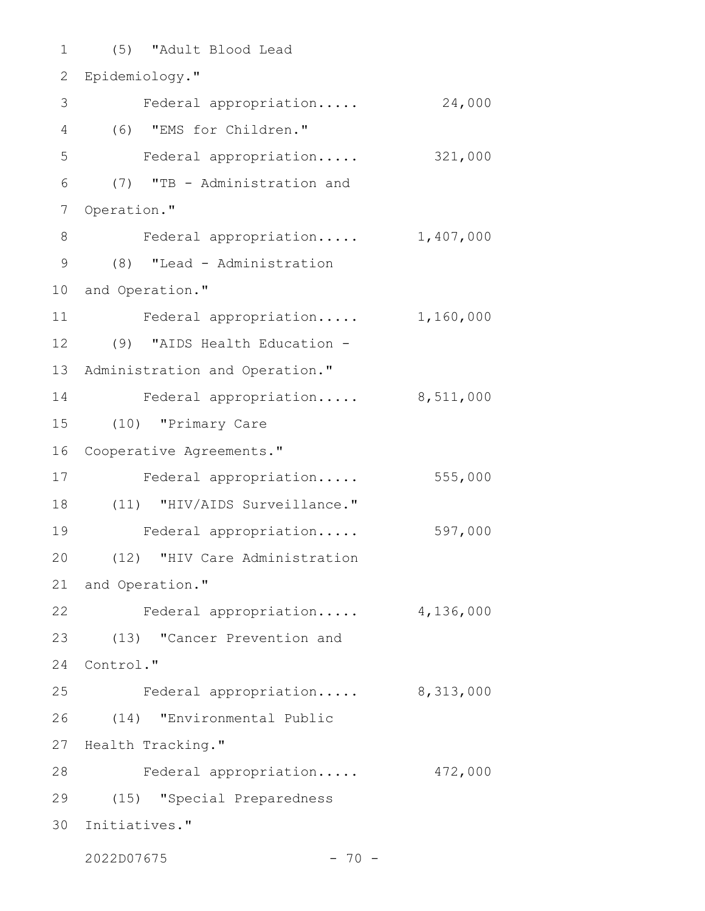(5) "Adult Blood Lead Epidemiology."

Federal appropriation..... 24,000

(6) "EMS for Children."

Federal appropriation..... 321,000

(7) "TB - Administration and Operation."

Federal appropriation..... 1,407,000

(8) "Lead - Administration and Operation."

Federal appropriation..... 1,160,000

(9) "AIDS Health Education - Administration and Operation."

Federal appropriation..... 8,511,000

(10) "Primary Care Cooperative Agreements."

Federal appropriation..... 555,000

(11) "HIV/AIDS Surveillance."

Federal appropriation..... 597,000

(12) "HIV Care Administration and Operation."

Federal appropriation..... 4,136,000

(13) "Cancer Prevention and Control."

Federal appropriation..... 8,313,000

(14) "Environmental Public Health Tracking."

Federal appropriation..... 472,000

(15) "Special Preparedness Initiatives."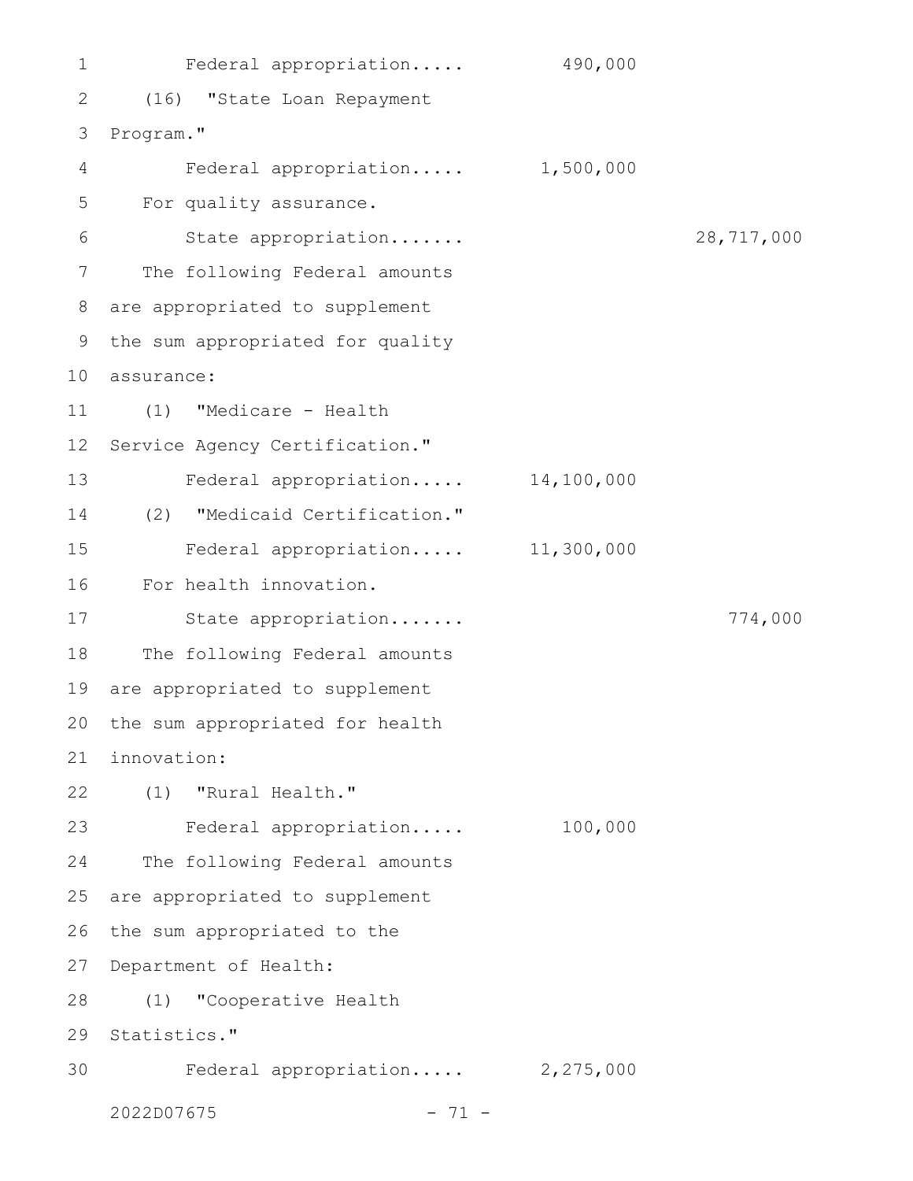Federal appropriation..... 490,000

(16) "State Loan Repayment Program."

Federal appropriation..... 1,500,000

For quality assurance.

State appropriation....... 28,717,000

The following Federal amounts are appropriated to supplement the sum appropriated for quality assurance:

(1) "Medicare - Health Service Agency Certification."

Federal appropriation..... 14,100,000

(2) "Medicaid Certification."

Federal appropriation..... 11,300,000

For health innovation.

State appropriation....... 774,000

The following Federal amounts are appropriated to supplement the sum appropriated for health innovation:

(1) "Rural Health."

Federal appropriation..... 100,000

The following Federal amounts are appropriated to supplement the sum appropriated to the Department of Health:

(1) "Cooperative Health Statistics."

Federal appropriation..... 2,275,000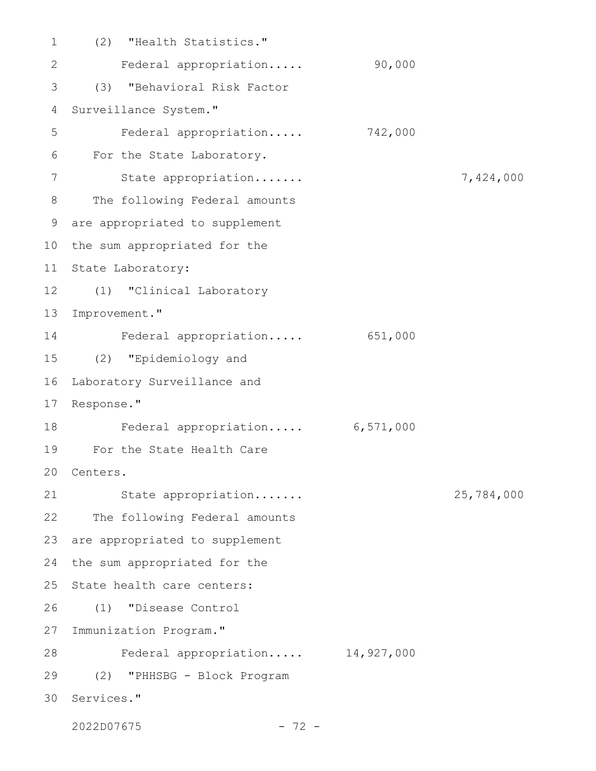(2) "Health Statistics."

Federal appropriation..... 90,000

(3) "Behavioral Risk Factor Surveillance System."

Federal appropriation..... 742,000

For the State Laboratory.

State appropriation....... 7,424,000

The following Federal amounts are appropriated to supplement the sum appropriated for the State Laboratory:

(1) "Clinical Laboratory Improvement."

Federal appropriation..... 651,000

(2) "Epidemiology and Laboratory Surveillance and Response."

Federal appropriation..... 6,571,000

For the State Health Care Centers.

State appropriation....... 25,784,000

The following Federal amounts are appropriated to supplement the sum appropriated for the State health care centers:

(1) "Disease Control Immunization Program."

Federal appropriation..... 14,927,000

(2) "PHHSBG - Block Program Services."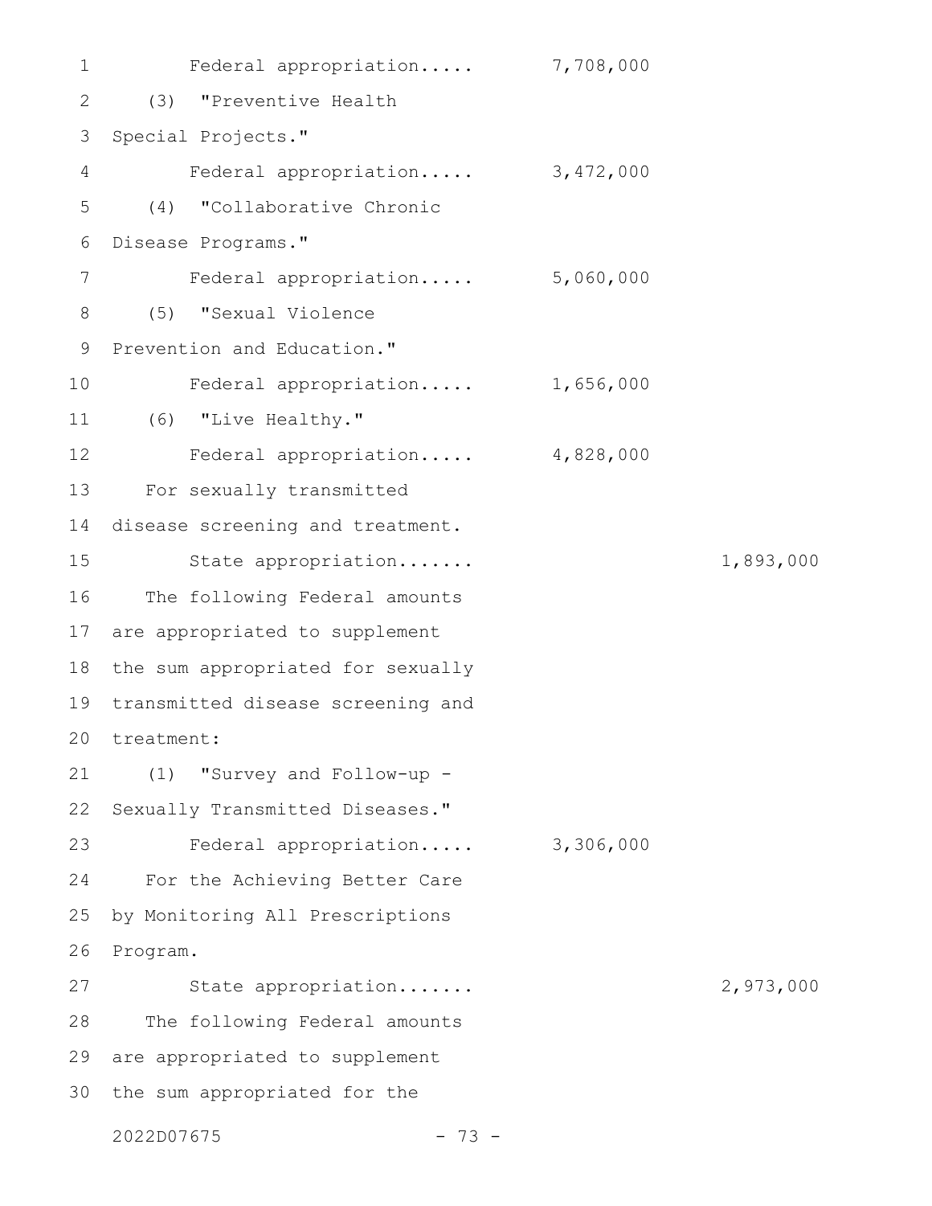Federal appropriation..... 7,708,000

(3) "Preventive Health Special Projects."

Federal appropriation..... 3,472,000

(4) "Collaborative Chronic Disease Programs."

Federal appropriation..... 5,060,000

(5) "Sexual Violence Prevention and Education."

Federal appropriation..... 1,656,000

(6) "Live Healthy."

Federal appropriation..... 4,828,000

For sexually transmitted disease screening and treatment.

State appropriation....... 1,893,000

The following Federal amounts are appropriated to supplement the sum appropriated for sexually transmitted disease screening and treatment:

(1) "Survey and Follow-up - Sexually Transmitted Diseases."

Federal appropriation..... 3,306,000

For the Achieving Better Care by Monitoring All Prescriptions Program.

State appropriation....... 2,973,000

The following Federal amounts are appropriated to supplement the sum appropriated for the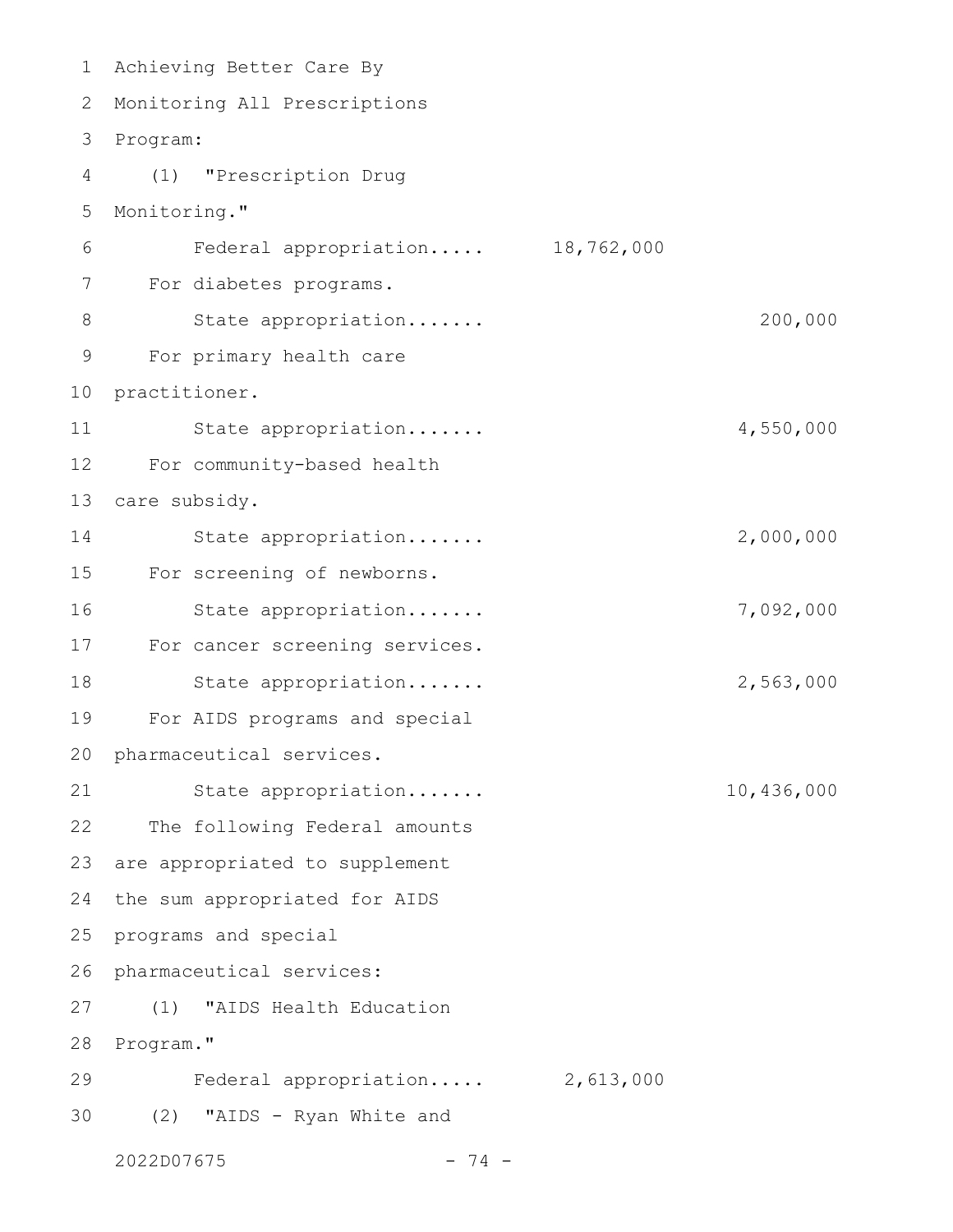Achieving Better Care By Monitoring All Prescriptions Program:

(1) "Prescription Drug Monitoring."

| | | |
|---|---|---|
| Federal appropriation..... | 18,762,000 | |

For diabetes programs.

| | | |
|---|---|---|
| State appropriation....... | | 200,000 |

For primary health care practitioner.

| | | |
|---|---|---|
| State appropriation....... | | 4,550,000 |

For community-based health care subsidy.

| | | |
|---|---|---|
| State appropriation....... | | 2,000,000 |

For screening of newborns.

| | | |
|---|---|---|
| State appropriation....... | | 7,092,000 |

For cancer screening services.

| | | |
|---|---|---|
| State appropriation....... | | 2,563,000 |

For AIDS programs and special pharmaceutical services.

| | | |
|---|---|---|
| State appropriation....... | | 10,436,000 |

The following Federal amounts are appropriated to supplement the sum appropriated for AIDS programs and special pharmaceutical services:

(1) "AIDS Health Education Program."

| | | |
|---|---|---|
| Federal appropriation..... | 2,613,000 | |

(2) "AIDS - Ryan White and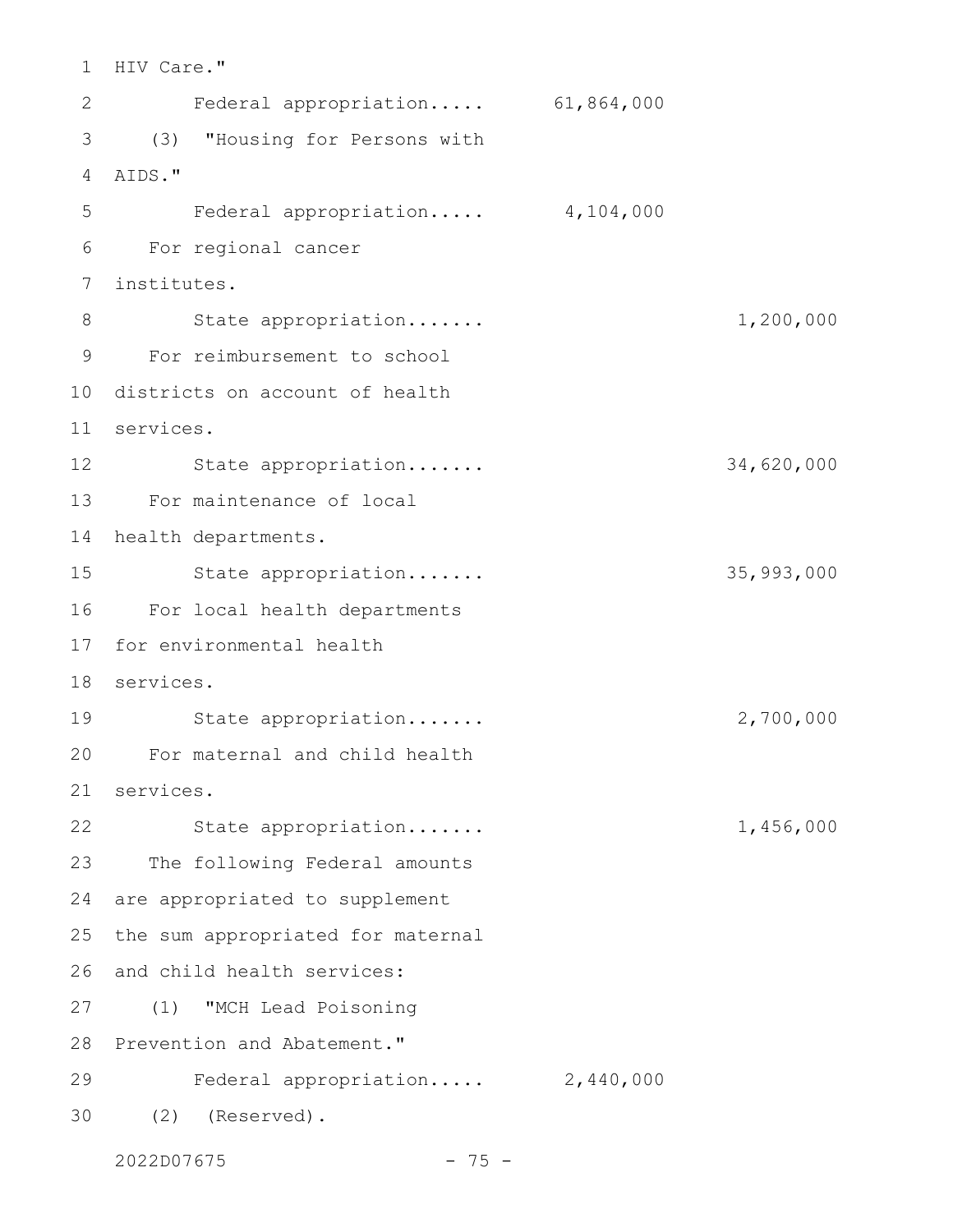HIV Care."

Federal appropriation..... 61,864,000

(3) "Housing for Persons with AIDS."

Federal appropriation..... 4,104,000

For regional cancer institutes.

State appropriation....... 1,200,000

For reimbursement to school districts on account of health services.

State appropriation....... 34,620,000

For maintenance of local health departments.

State appropriation....... 35,993,000

For local health departments for environmental health services.

State appropriation....... 2,700,000

For maternal and child health services.

State appropriation....... 1,456,000

The following Federal amounts are appropriated to supplement the sum appropriated for maternal and child health services:

(1) "MCH Lead Poisoning Prevention and Abatement."

Federal appropriation..... 2,440,000

(2) (Reserved).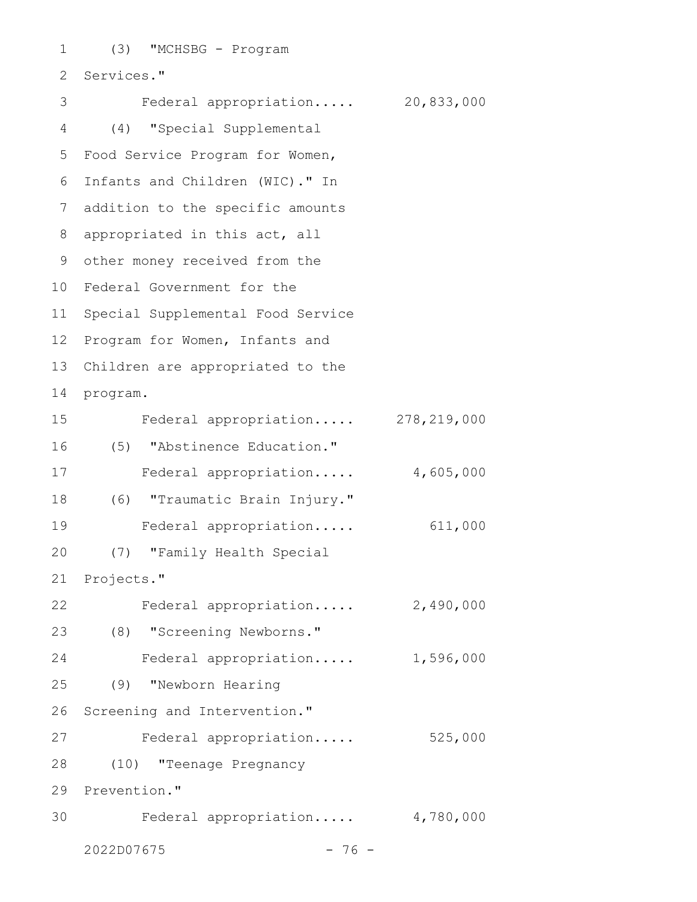(3) "MCHSBG - Program Services."

Federal appropriation..... 20,833,000

(4) "Special Supplemental Food Service Program for Women, Infants and Children (WIC)." In addition to the specific amounts appropriated in this act, all other money received from the Federal Government for the Special Supplemental Food Service Program for Women, Infants and Children are appropriated to the program.

Federal appropriation..... 278,219,000

(5) "Abstinence Education."

Federal appropriation..... 4,605,000

(6) "Traumatic Brain Injury."

Federal appropriation..... 611,000

(7) "Family Health Special Projects."

Federal appropriation..... 2,490,000

(8) "Screening Newborns."

Federal appropriation..... 1,596,000

(9) "Newborn Hearing Screening and Intervention."

Federal appropriation..... 525,000

(10) "Teenage Pregnancy Prevention."

Federal appropriation..... 4,780,000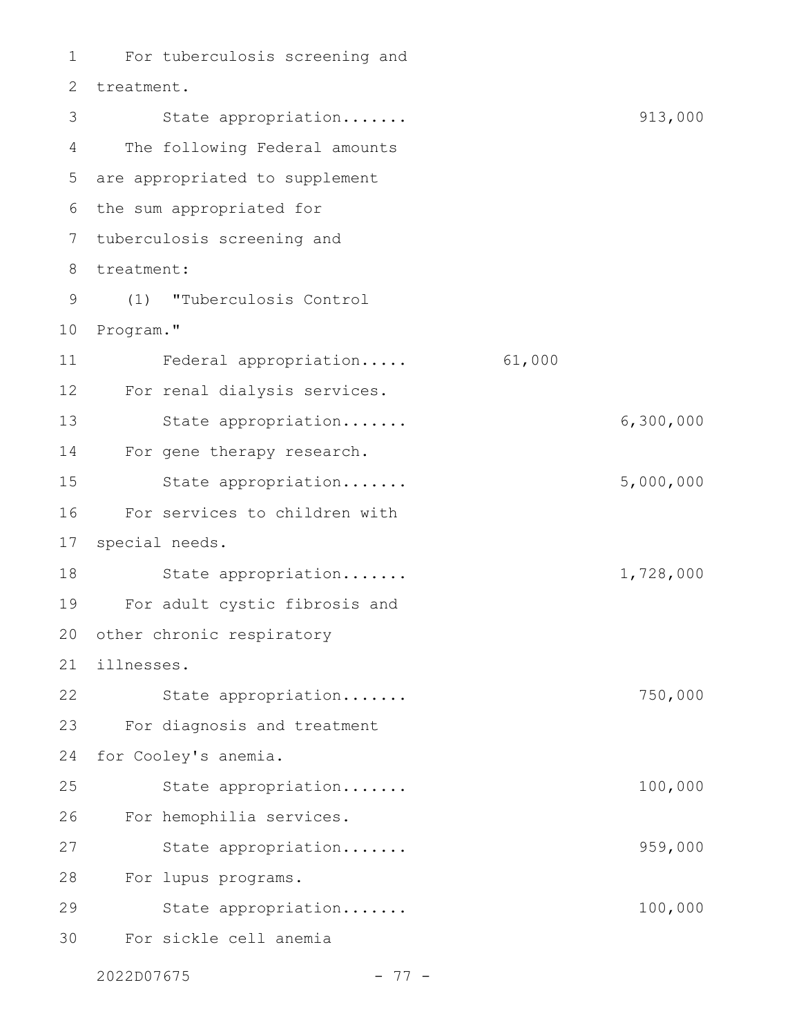For tuberculosis screening and treatment.

State appropriation....... 913,000

The following Federal amounts are appropriated to supplement the sum appropriated for tuberculosis screening and treatment:

(1) "Tuberculosis Control Program."

Federal appropriation..... 61,000

For renal dialysis services.

State appropriation....... 6,300,000

For gene therapy research.

State appropriation....... 5,000,000

For services to children with special needs.

State appropriation....... 1,728,000

For adult cystic fibrosis and other chronic respiratory illnesses.

State appropriation....... 750,000

For diagnosis and treatment for Cooley's anemia.

State appropriation....... 100,000

For hemophilia services.

State appropriation....... 959,000

For lupus programs.

State appropriation....... 100,000

For sickle cell anemia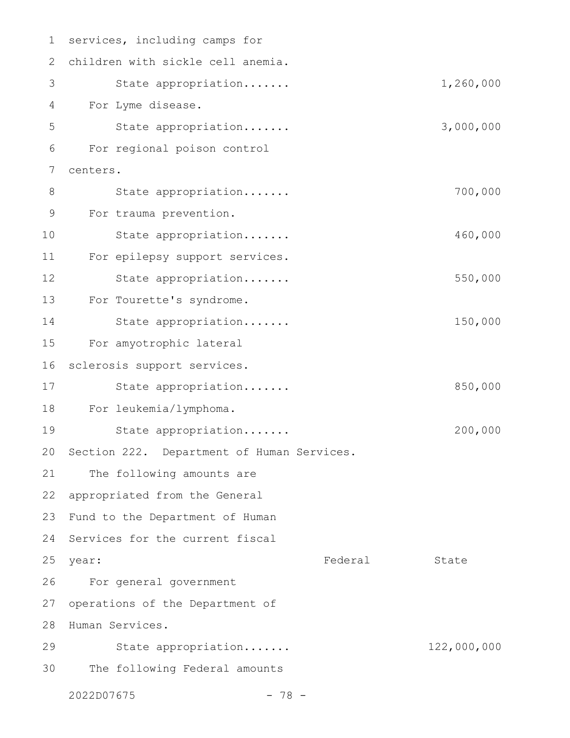services, including camps for children with sickle cell anemia.

State appropriation....... 1,260,000

For Lyme disease.

State appropriation....... 3,000,000

For regional poison control centers.

State appropriation....... 700,000

For trauma prevention.

State appropriation....... 460,000

For epilepsy support services.

State appropriation....... 550,000

For Tourette's syndrome.

State appropriation....... 150,000

For amyotrophic lateral sclerosis support services.

State appropriation....... 850,000

For leukemia/lymphoma.

State appropriation....... 200,000

Section 222. Department of Human Services.

The following amounts are appropriated from the General Fund to the Department of Human Services for the current fiscal year:

| | Federal | State |
|---|---|---|
| For general government operations of the Department of Human Services. | | |
| State appropriation....... | | 122,000,000 |

The following Federal amounts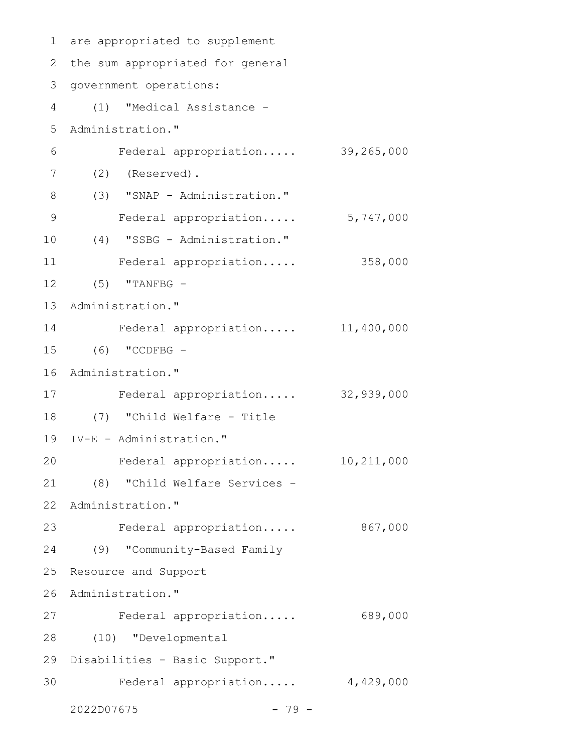are appropriated to supplement the sum appropriated for general government operations:

(1) "Medical Assistance - Administration."

Federal appropriation..... 39,265,000

(2) (Reserved).

(3) "SNAP - Administration."

Federal appropriation..... 5,747,000

(4) "SSBG - Administration."

Federal appropriation..... 358,000

(5) "TANFBG - Administration."

Federal appropriation..... 11,400,000

(6) "CCDFBG - Administration."

Federal appropriation..... 32,939,000

(7) "Child Welfare - Title IV-E - Administration."

Federal appropriation..... 10,211,000

(8) "Child Welfare Services - Administration."

Federal appropriation..... 867,000

(9) "Community-Based Family Resource and Support Administration."

Federal appropriation..... 689,000

(10) "Developmental Disabilities - Basic Support."

Federal appropriation..... 4,429,000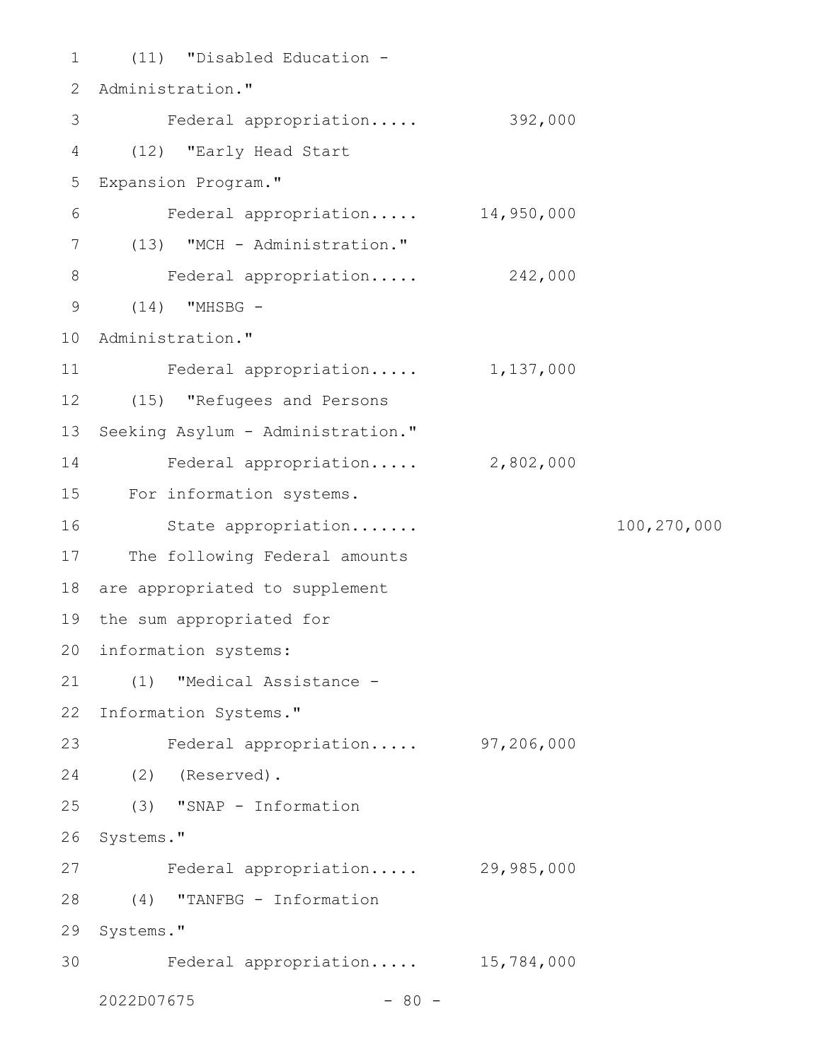(11) "Disabled Education - Administration."

Federal appropriation..... 392,000

(12) "Early Head Start Expansion Program."

Federal appropriation..... 14,950,000

(13) "MCH - Administration."

Federal appropriation..... 242,000

(14) "MHSBG - Administration."

Federal appropriation..... 1,137,000

(15) "Refugees and Persons Seeking Asylum - Administration."

Federal appropriation..... 2,802,000

For information systems.

State appropriation....... 100,270,000

The following Federal amounts are appropriated to supplement the sum appropriated for information systems:

(1) "Medical Assistance - Information Systems."

Federal appropriation..... 97,206,000

(2) (Reserved).

(3) "SNAP - Information Systems."

Federal appropriation..... 29,985,000

(4) "TANFBG - Information Systems."

Federal appropriation..... 15,784,000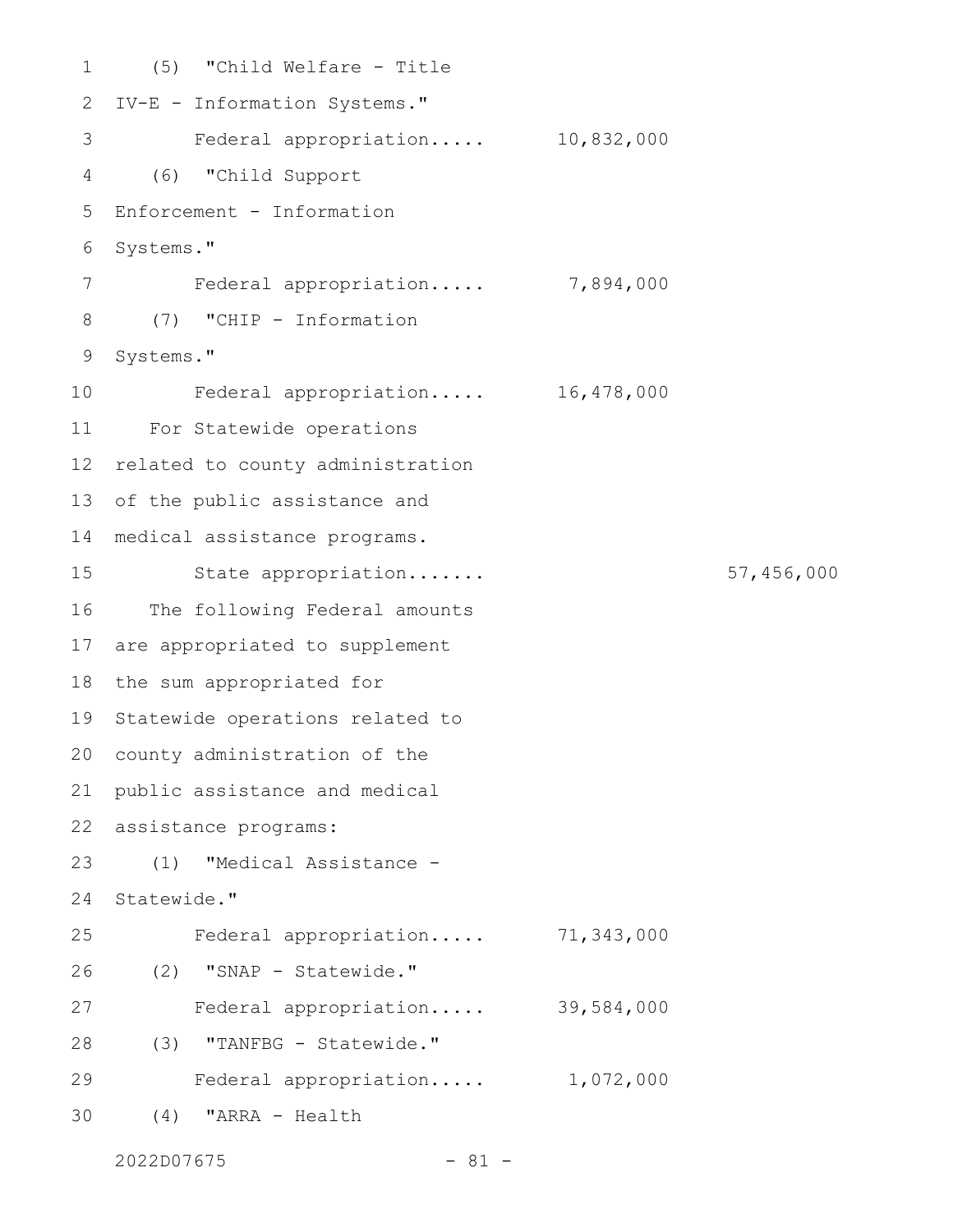(5) "Child Welfare - Title IV-E - Information Systems."

Federal appropriation..... 10,832,000

(6) "Child Support Enforcement - Information Systems."

Federal appropriation..... 7,894,000

(7) "CHIP - Information Systems."

Federal appropriation..... 16,478,000

For Statewide operations related to county administration of the public assistance and medical assistance programs.

State appropriation....... 57,456,000

The following Federal amounts are appropriated to supplement the sum appropriated for Statewide operations related to county administration of the public assistance and medical assistance programs:

(1) "Medical Assistance - Statewide."

Federal appropriation..... 71,343,000

(2) "SNAP - Statewide."

Federal appropriation..... 39,584,000

(3) "TANFBG - Statewide."

Federal appropriation..... 1,072,000

(4) "ARRA - Health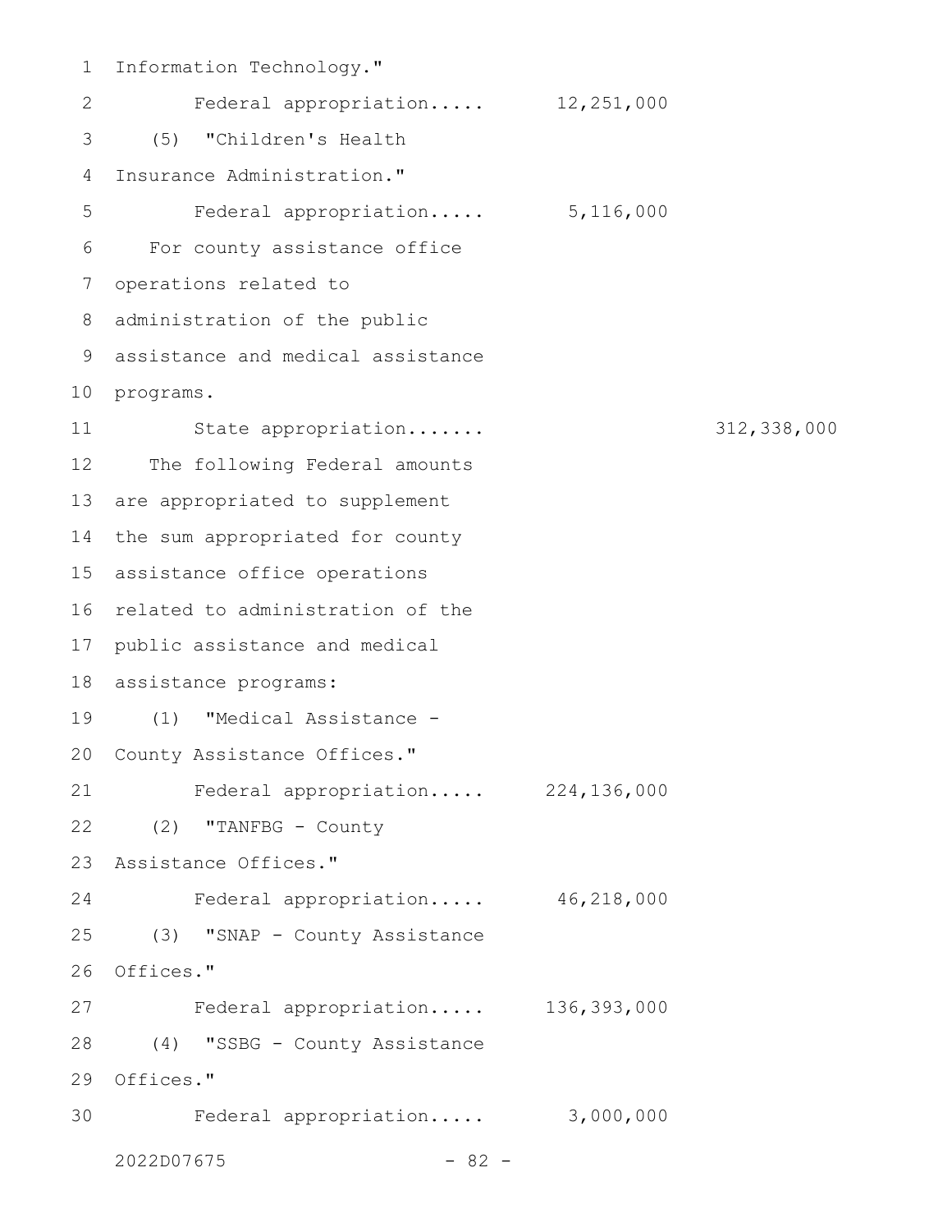Information Technology."

Federal appropriation..... 12,251,000

(5) "Children's Health Insurance Administration."

Federal appropriation..... 5,116,000

For county assistance office operations related to administration of the public assistance and medical assistance programs.

State appropriation....... 312,338,000

The following Federal amounts are appropriated to supplement the sum appropriated for county assistance office operations related to administration of the public assistance and medical assistance programs:

(1) "Medical Assistance - County Assistance Offices."

Federal appropriation..... 224,136,000

(2) "TANFBG - County Assistance Offices."

Federal appropriation..... 46,218,000

(3) "SNAP - County Assistance Offices."

Federal appropriation..... 136,393,000

(4) "SSBG - County Assistance Offices."

Federal appropriation..... 3,000,000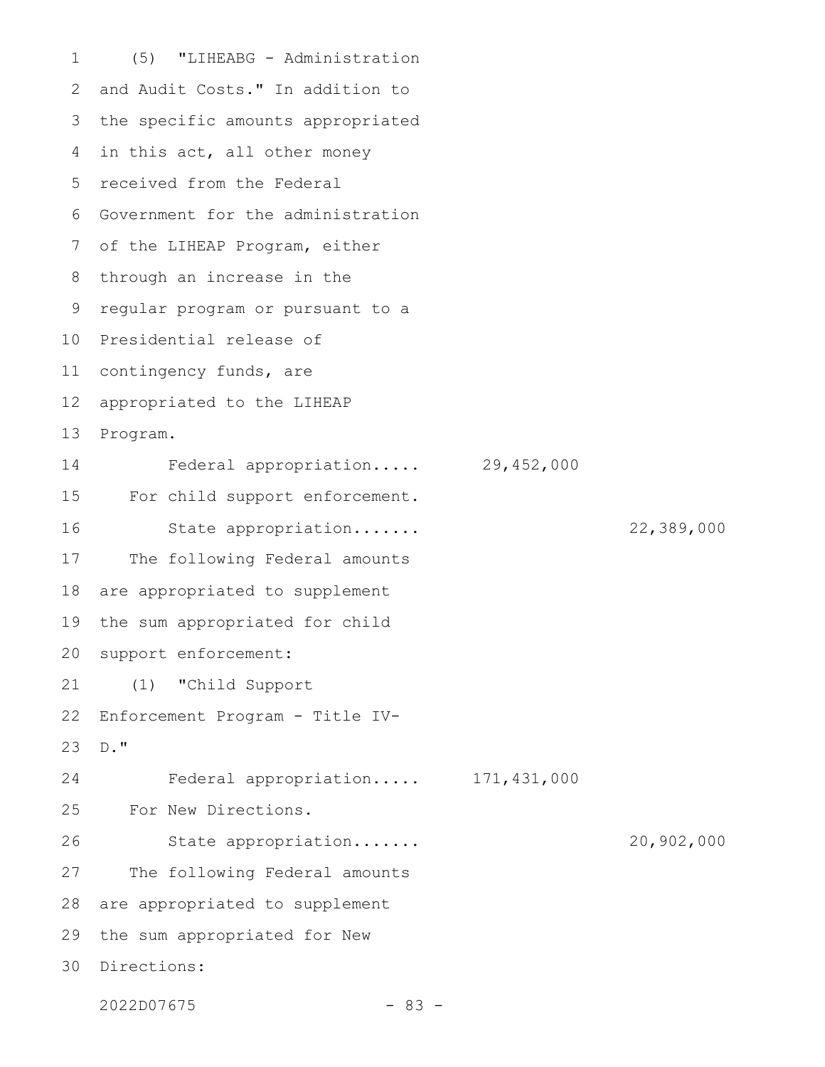(5) "LIHEABG - Administration and Audit Costs." In addition to the specific amounts appropriated in this act, all other money received from the Federal Government for the administration of the LIHEAP Program, either through an increase in the regular program or pursuant to a Presidential release of contingency funds, are appropriated to the LIHEAP Program.

| | | |
|---|---|---|
| Federal appropriation..... | 29,452,000 | |

For child support enforcement.

| | | |
|---|---|---|
| State appropriation....... | | 22,389,000 |

The following Federal amounts are appropriated to supplement the sum appropriated for child support enforcement:

(1) "Child Support Enforcement Program - Title IV-D."

| | | |
|---|---|---|
| Federal appropriation..... | 171,431,000 | |

For New Directions.

| | | |
|---|---|---|
| State appropriation....... | | 20,902,000 |

The following Federal amounts are appropriated to supplement the sum appropriated for New Directions:

2022D07675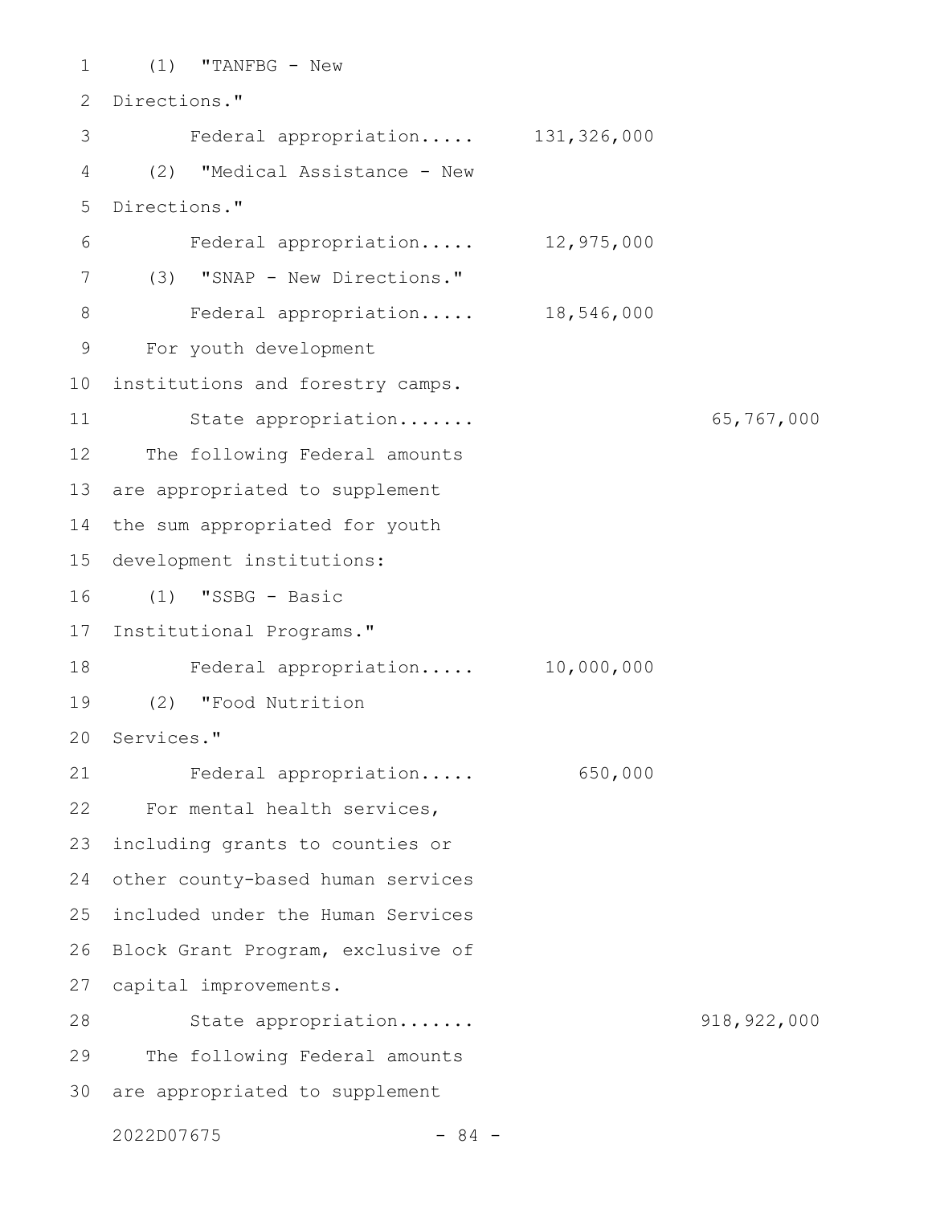(1) "TANFBG - New Directions."

Federal appropriation..... 131,326,000

(2) "Medical Assistance - New Directions."

Federal appropriation..... 12,975,000

(3) "SNAP - New Directions."

Federal appropriation..... 18,546,000

For youth development institutions and forestry camps.

State appropriation....... 65,767,000

The following Federal amounts are appropriated to supplement the sum appropriated for youth development institutions:

(1) "SSBG - Basic Institutional Programs."

Federal appropriation..... 10,000,000

(2) "Food Nutrition Services."

Federal appropriation..... 650,000

For mental health services, including grants to counties or other county-based human services included under the Human Services Block Grant Program, exclusive of capital improvements.

State appropriation....... 918,922,000

The following Federal amounts are appropriated to supplement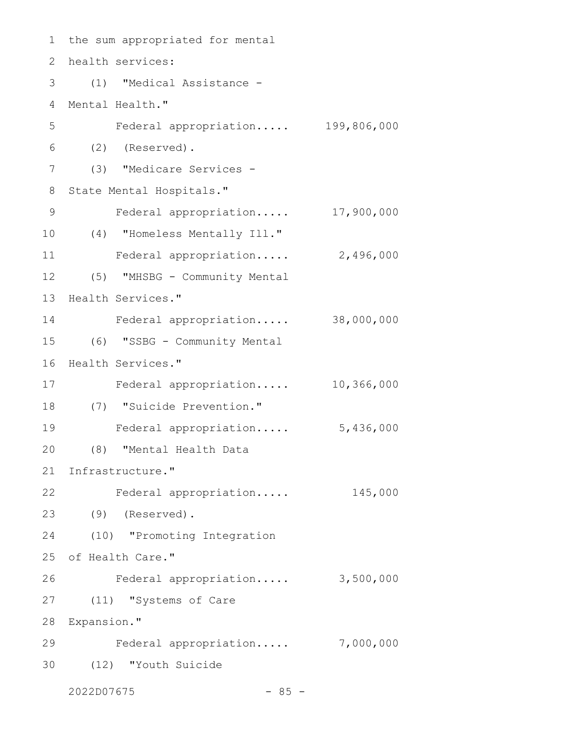the sum appropriated for mental health services:

(1) "Medical Assistance - Mental Health."

Federal appropriation..... 199,806,000

(2) (Reserved).

(3) "Medicare Services - State Mental Hospitals."

Federal appropriation..... 17,900,000

(4) "Homeless Mentally Ill."

Federal appropriation..... 2,496,000

(5) "MHSBG - Community Mental Health Services."

Federal appropriation..... 38,000,000

(6) "SSBG - Community Mental Health Services."

Federal appropriation..... 10,366,000

(7) "Suicide Prevention."

Federal appropriation..... 5,436,000

(8) "Mental Health Data Infrastructure."

Federal appropriation..... 145,000

(9) (Reserved).

(10) "Promoting Integration of Health Care."

Federal appropriation..... 3,500,000

(11) "Systems of Care Expansion."

Federal appropriation..... 7,000,000

(12) "Youth Suicide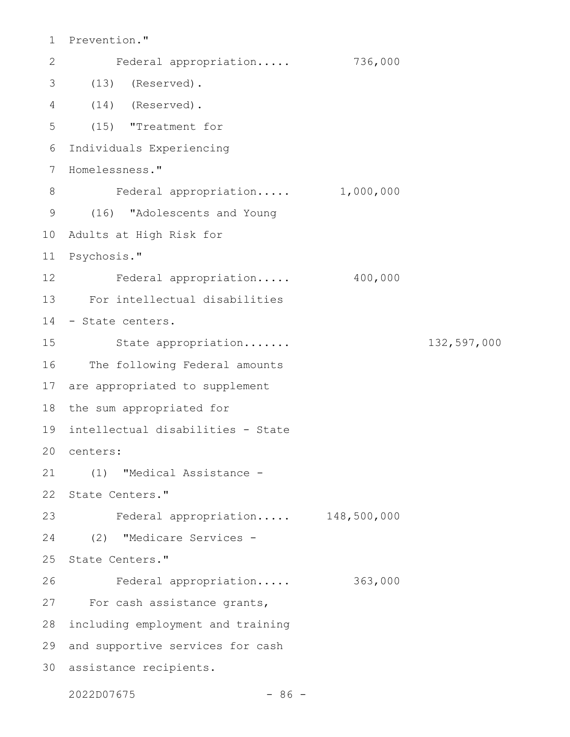Prevention."

Federal appropriation..... 736,000

(13) (Reserved).

(14) (Reserved).

(15) "Treatment for Individuals Experiencing Homelessness."

Federal appropriation..... 1,000,000

(16) "Adolescents and Young Adults at High Risk for Psychosis."

Federal appropriation..... 400,000

For intellectual disabilities - State centers.

State appropriation....... 132,597,000

The following Federal amounts are appropriated to supplement the sum appropriated for intellectual disabilities - State centers:

(1) "Medical Assistance - State Centers."

Federal appropriation..... 148,500,000

(2) "Medicare Services - State Centers."

Federal appropriation..... 363,000

For cash assistance grants, including employment and training and supportive services for cash assistance recipients.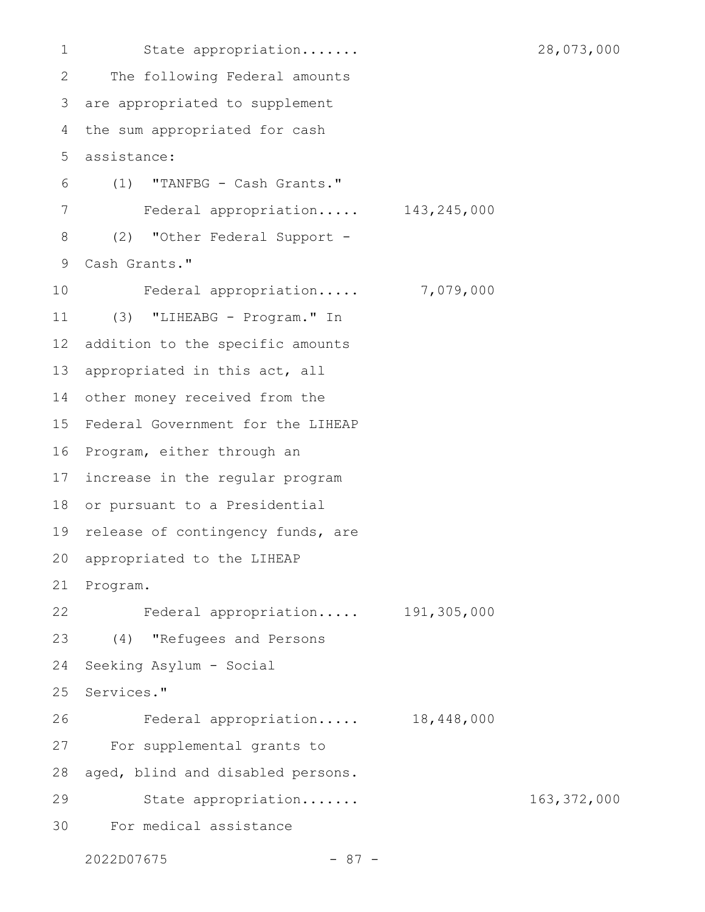State appropriation....... 28,073,000

The following Federal amounts are appropriated to supplement the sum appropriated for cash assistance:

(1) "TANFBG - Cash Grants."

Federal appropriation..... 143,245,000

(2) "Other Federal Support - Cash Grants."

Federal appropriation..... 7,079,000

(3) "LIHEABG - Program." In addition to the specific amounts appropriated in this act, all other money received from the Federal Government for the LIHEAP Program, either through an increase in the regular program or pursuant to a Presidential release of contingency funds, are appropriated to the LIHEAP Program.

Federal appropriation..... 191,305,000

(4) "Refugees and Persons Seeking Asylum - Social Services."

Federal appropriation..... 18,448,000

For supplemental grants to aged, blind and disabled persons.

State appropriation....... 163,372,000

For medical assistance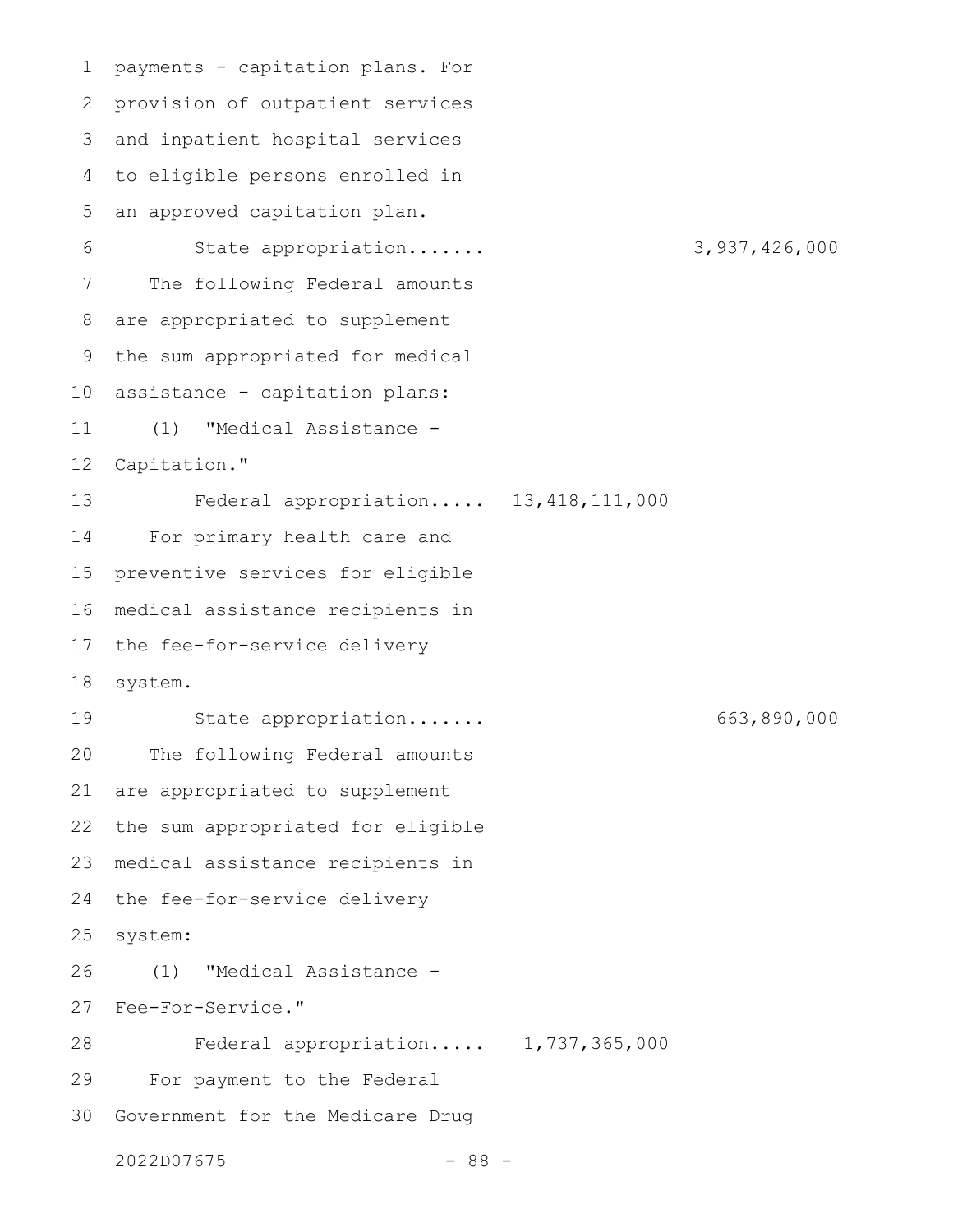payments - capitation plans. For provision of outpatient services and inpatient hospital services to eligible persons enrolled in an approved capitation plan.

State appropriation....... 3,937,426,000

The following Federal amounts are appropriated to supplement the sum appropriated for medical assistance - capitation plans:

(1) "Medical Assistance - Capitation."

Federal appropriation..... 13,418,111,000

For primary health care and preventive services for eligible medical assistance recipients in the fee-for-service delivery system.

State appropriation....... 663,890,000

The following Federal amounts are appropriated to supplement the sum appropriated for eligible medical assistance recipients in the fee-for-service delivery system:

(1) "Medical Assistance - Fee-For-Service."

Federal appropriation..... 1,737,365,000

For payment to the Federal Government for the Medicare Drug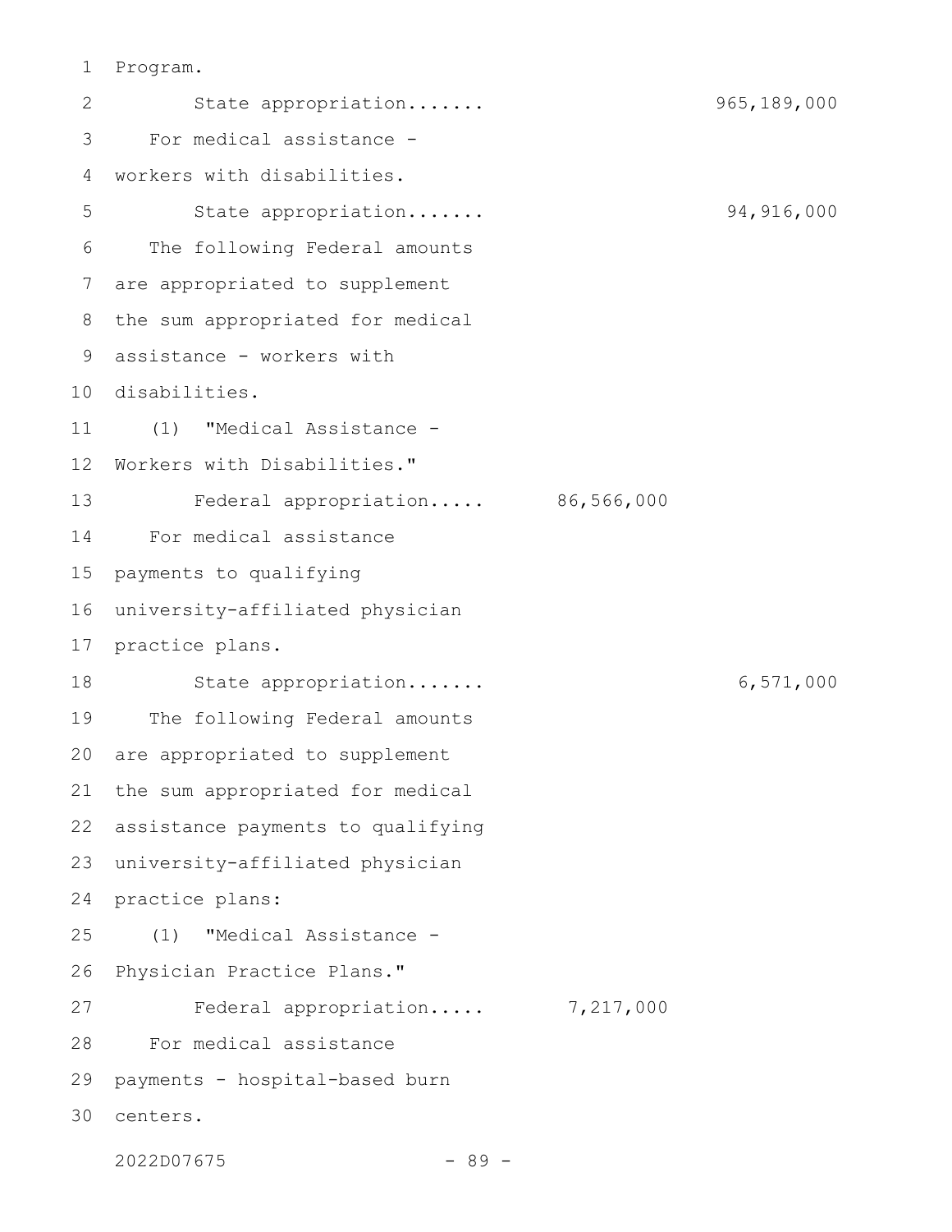Program.

State appropriation....... 965,189,000

For medical assistance - workers with disabilities.

State appropriation....... 94,916,000

The following Federal amounts are appropriated to supplement the sum appropriated for medical assistance - workers with disabilities.

(1) "Medical Assistance - Workers with Disabilities."

Federal appropriation..... 86,566,000

For medical assistance payments to qualifying university-affiliated physician practice plans.

State appropriation....... 6,571,000

The following Federal amounts are appropriated to supplement the sum appropriated for medical assistance payments to qualifying university-affiliated physician practice plans:

(1) "Medical Assistance - Physician Practice Plans."

Federal appropriation..... 7,217,000

For medical assistance payments - hospital-based burn centers.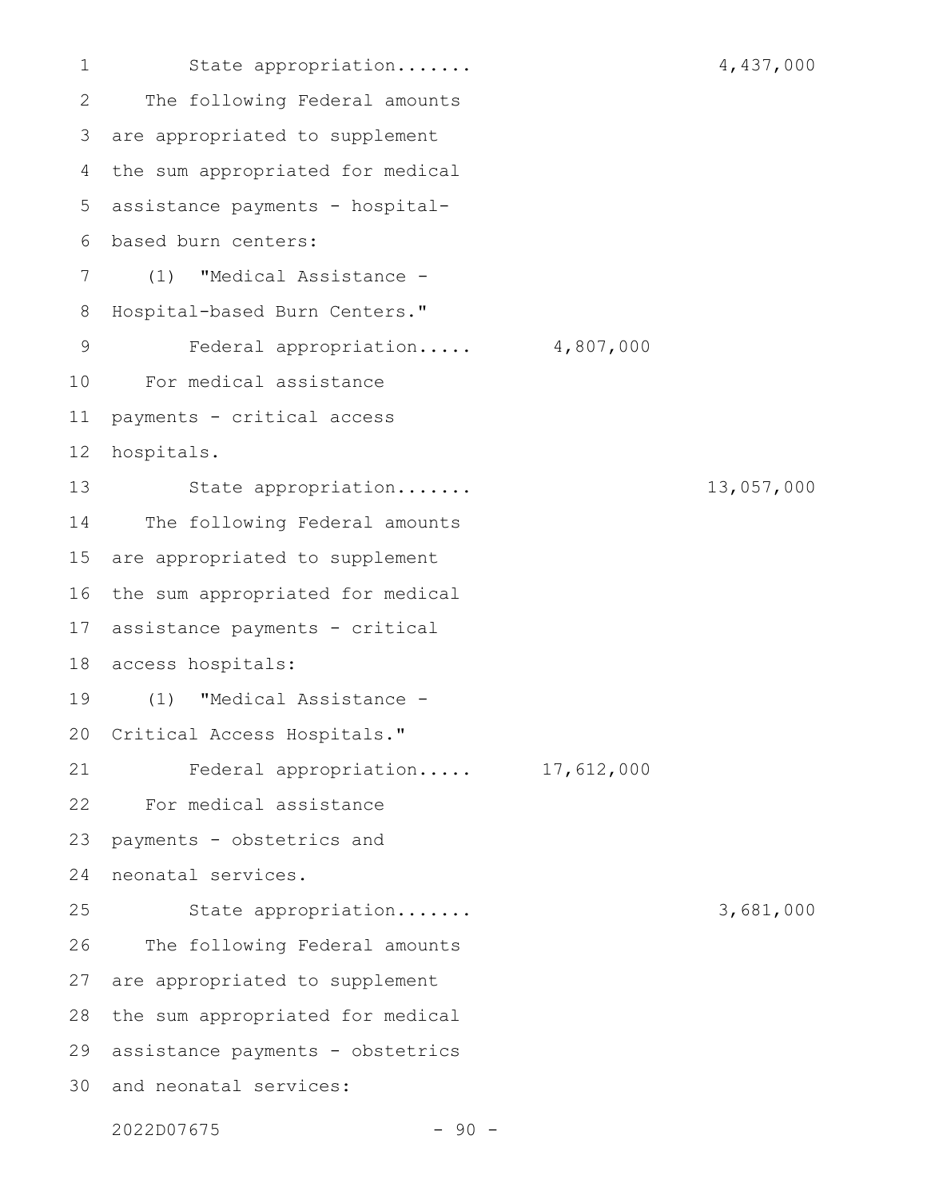State appropriation....... 4,437,000

The following Federal amounts are appropriated to supplement the sum appropriated for medical assistance payments - hospital-based burn centers:

(1) "Medical Assistance - Hospital-based Burn Centers."

Federal appropriation..... 4,807,000

For medical assistance payments - critical access hospitals.

State appropriation....... 13,057,000

The following Federal amounts are appropriated to supplement the sum appropriated for medical assistance payments - critical access hospitals:

(1) "Medical Assistance - Critical Access Hospitals."

Federal appropriation..... 17,612,000

For medical assistance payments - obstetrics and neonatal services.

State appropriation....... 3,681,000

The following Federal amounts are appropriated to supplement the sum appropriated for medical assistance payments - obstetrics and neonatal services: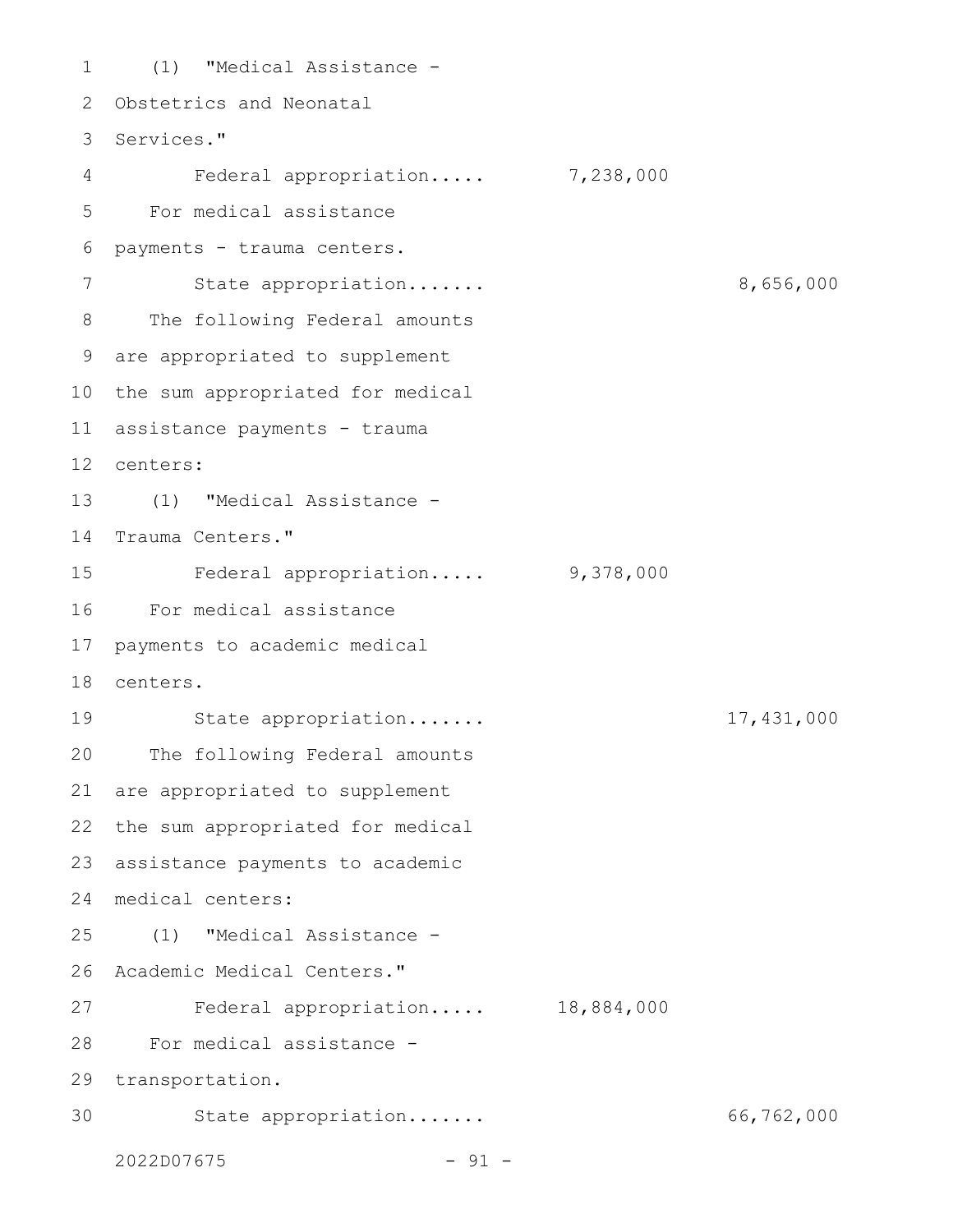(1) "Medical Assistance - Obstetrics and Neonatal Services."

| | | |
|---|---|---|
| Federal appropriation..... | 7,238,000 | |

For medical assistance payments - trauma centers.

| | | |
|---|---|---|
| State appropriation....... | | 8,656,000 |

The following Federal amounts are appropriated to supplement the sum appropriated for medical assistance payments - trauma centers:

(1) "Medical Assistance - Trauma Centers."

| | | |
|---|---|---|
| Federal appropriation..... | 9,378,000 | |

For medical assistance payments to academic medical centers.

| | | |
|---|---|---|
| State appropriation....... | | 17,431,000 |

The following Federal amounts are appropriated to supplement the sum appropriated for medical assistance payments to academic medical centers:

(1) "Medical Assistance - Academic Medical Centers."

| | | |
|---|---|---|
| Federal appropriation..... | 18,884,000 | |

For medical assistance - transportation.

| | | |
|---|---|---|
| State appropriation....... | | 66,762,000 |

2022D07675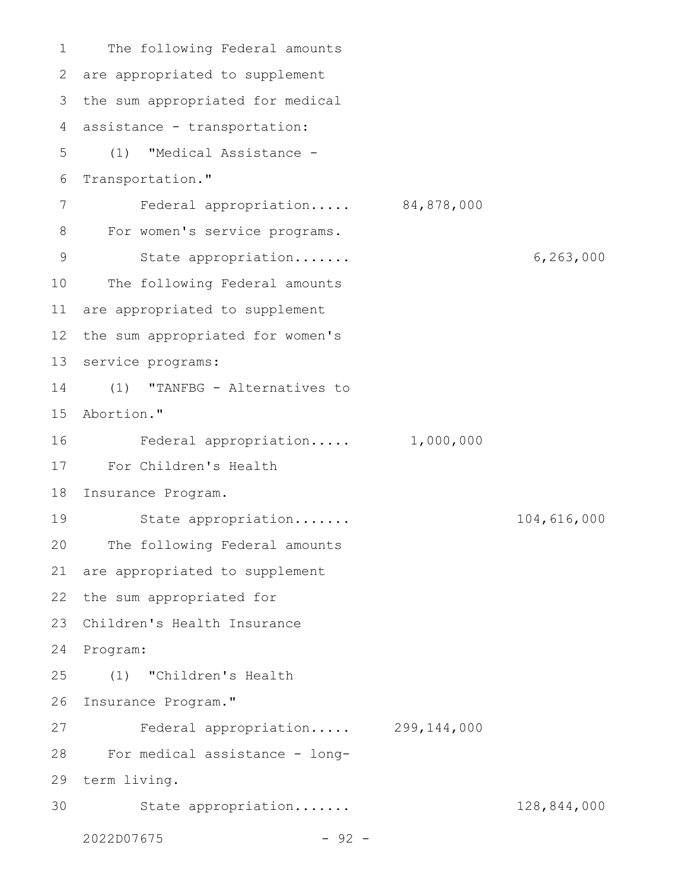The following Federal amounts are appropriated to supplement the sum appropriated for medical assistance - transportation:

(1) "Medical Assistance - Transportation."

| | Federal | State |
|---|---|---|
| Federal appropriation..... | 84,878,000 | |

For women's service programs.

| | Federal | State |
|---|---|---|
| State appropriation....... | | 6,263,000 |

The following Federal amounts are appropriated to supplement the sum appropriated for women's service programs:

(1) "TANFBG - Alternatives to Abortion."

| | Federal | State |
|---|---|---|
| Federal appropriation..... | 1,000,000 | |

For Children's Health Insurance Program.

| | Federal | State |
|---|---|---|
| State appropriation....... | | 104,616,000 |

The following Federal amounts are appropriated to supplement the sum appropriated for Children's Health Insurance Program:

(1) "Children's Health Insurance Program."

| | Federal | State |
|---|---|---|
| Federal appropriation..... | 299,144,000 | |

For medical assistance - long-term living.

| | Federal | State |
|---|---|---|
| State appropriation....... | | 128,844,000 |

2022D07675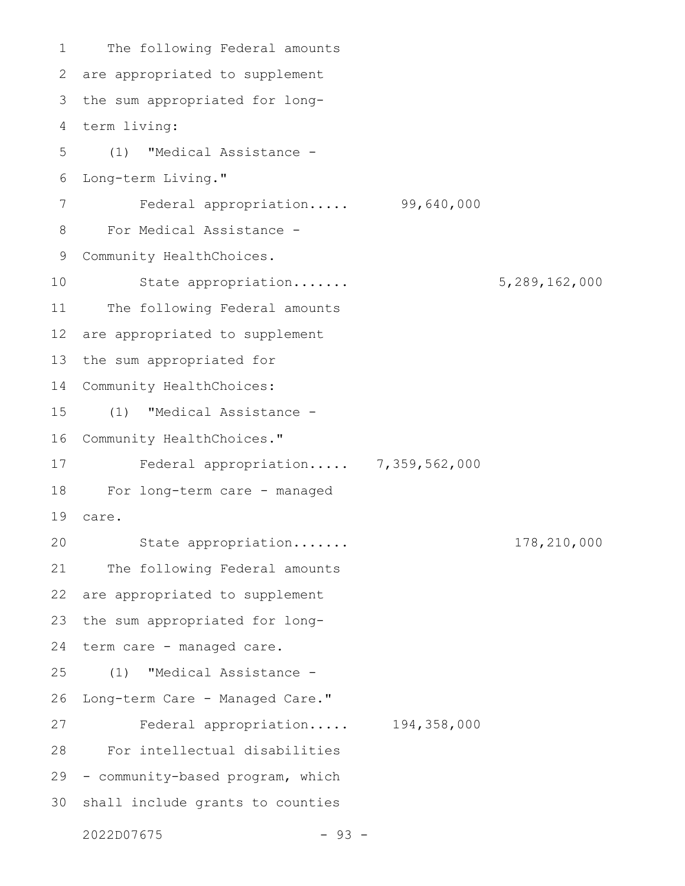The following Federal amounts are appropriated to supplement the sum appropriated for long-term living:

(1) "Medical Assistance - Long-term Living."

| | | |
|---|---|---|
| Federal appropriation..... | 99,640,000 | |

For Medical Assistance - Community HealthChoices.

| | | |
|---|---|---|
| State appropriation....... | | 5,289,162,000 |

The following Federal amounts are appropriated to supplement the sum appropriated for Community HealthChoices:

(1) "Medical Assistance - Community HealthChoices."

| | | |
|---|---|---|
| Federal appropriation..... | 7,359,562,000 | |

For long-term care - managed care.

| | | |
|---|---|---|
| State appropriation....... | | 178,210,000 |

The following Federal amounts are appropriated to supplement the sum appropriated for long-term care - managed care.

(1) "Medical Assistance - Long-term Care - Managed Care."

| | | |
|---|---|---|
| Federal appropriation..... | 194,358,000 | |

For intellectual disabilities - community-based program, which shall include grants to counties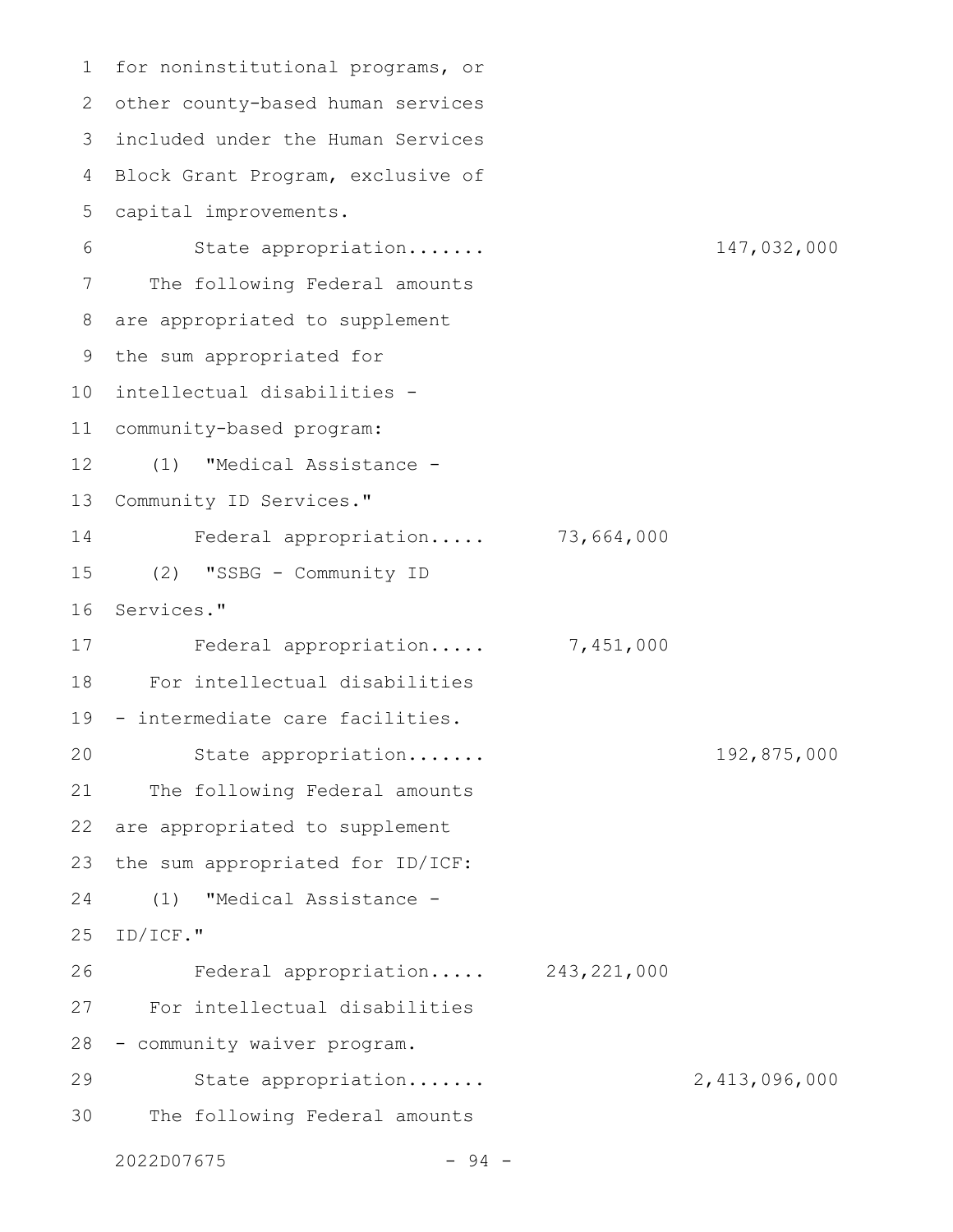for noninstitutional programs, or other county-based human services included under the Human Services Block Grant Program, exclusive of capital improvements.

| | | |
|---|---|---|
| State appropriation....... | | 147,032,000 |

The following Federal amounts are appropriated to supplement the sum appropriated for intellectual disabilities - community-based program:

(1) "Medical Assistance - Community ID Services."

| | | |
|---|---|---|
| Federal appropriation..... | 73,664,000 | |

(2) "SSBG - Community ID Services."

| | | |
|---|---|---|
| Federal appropriation..... | 7,451,000 | |

For intellectual disabilities - intermediate care facilities.

| | | |
|---|---|---|
| State appropriation....... | | 192,875,000 |

The following Federal amounts are appropriated to supplement the sum appropriated for ID/ICF:

(1) "Medical Assistance - ID/ICF."

| | | |
|---|---|---|
| Federal appropriation..... | 243,221,000 | |

For intellectual disabilities - community waiver program.

| | | |
|---|---|---|
| State appropriation....... | | 2,413,096,000 |

The following Federal amounts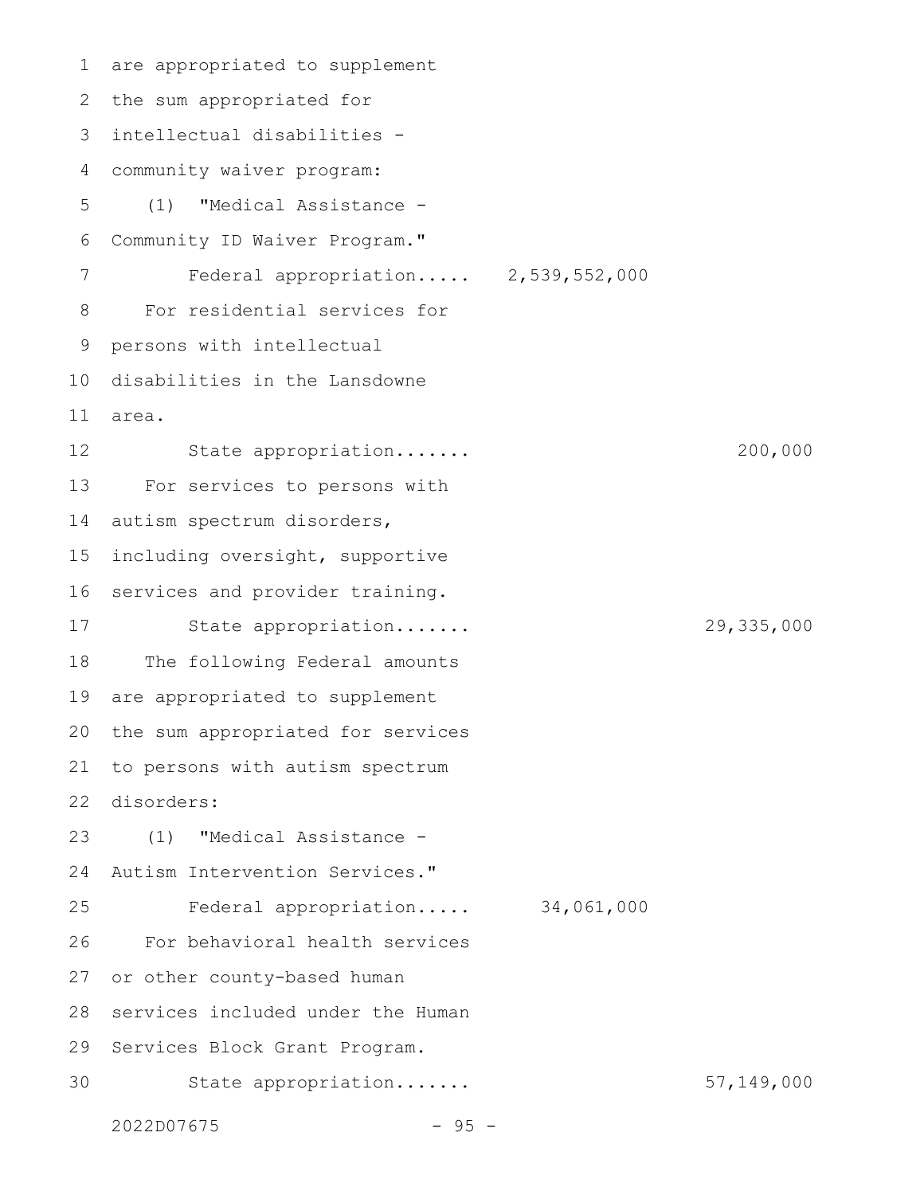are appropriated to supplement the sum appropriated for intellectual disabilities - community waiver program:

(1) "Medical Assistance - Community ID Waiver Program."

Federal appropriation..... 2,539,552,000

For residential services for persons with intellectual disabilities in the Lansdowne area.

State appropriation....... 200,000

For services to persons with autism spectrum disorders, including oversight, supportive services and provider training.

State appropriation....... 29,335,000

The following Federal amounts are appropriated to supplement the sum appropriated for services to persons with autism spectrum disorders:

(1) "Medical Assistance - Autism Intervention Services."

Federal appropriation..... 34,061,000

For behavioral health services or other county-based human services included under the Human Services Block Grant Program.

State appropriation....... 57,149,000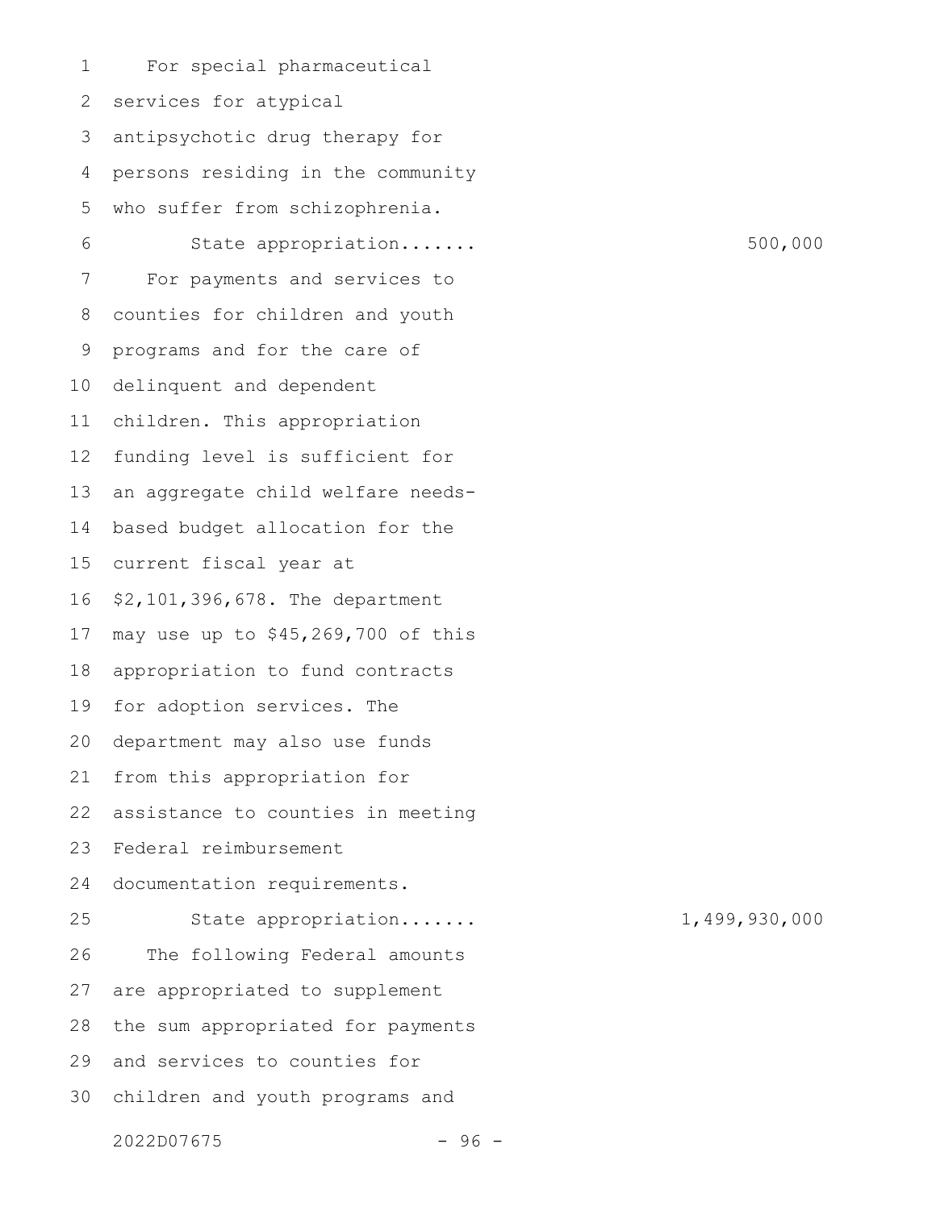For special pharmaceutical services for atypical antipsychotic drug therapy for persons residing in the community who suffer from schizophrenia.

State appropriation....... 500,000

For payments and services to counties for children and youth programs and for the care of delinquent and dependent children. This appropriation funding level is sufficient for an aggregate child welfare needs-based budget allocation for the current fiscal year at $2,101,396,678. The department may use up to $45,269,700 of this appropriation to fund contracts for adoption services. The department may also use funds from this appropriation for assistance to counties in meeting Federal reimbursement documentation requirements.

State appropriation....... 1,499,930,000

The following Federal amounts are appropriated to supplement the sum appropriated for payments and services to counties for children and youth programs and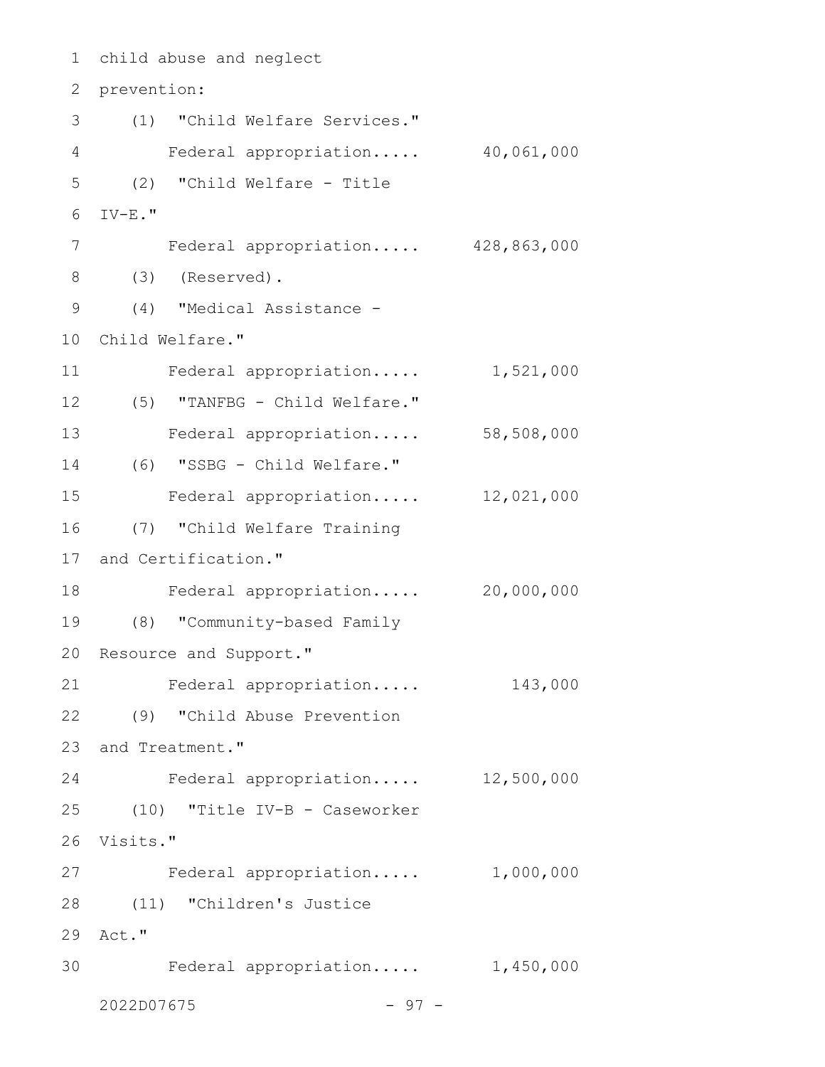child abuse and neglect prevention:

(1) "Child Welfare Services."

Federal appropriation..... 40,061,000

(2) "Child Welfare - Title IV-E."

Federal appropriation..... 428,863,000

(3) (Reserved).

(4) "Medical Assistance - Child Welfare."

Federal appropriation..... 1,521,000

(5) "TANFBG - Child Welfare."

Federal appropriation..... 58,508,000

(6) "SSBG - Child Welfare."

Federal appropriation..... 12,021,000

(7) "Child Welfare Training and Certification."

Federal appropriation..... 20,000,000

(8) "Community-based Family Resource and Support."

Federal appropriation..... 143,000

(9) "Child Abuse Prevention and Treatment."

Federal appropriation..... 12,500,000

(10) "Title IV-B - Caseworker Visits."

Federal appropriation..... 1,000,000

(11) "Children's Justice Act."

Federal appropriation..... 1,450,000

2022D07675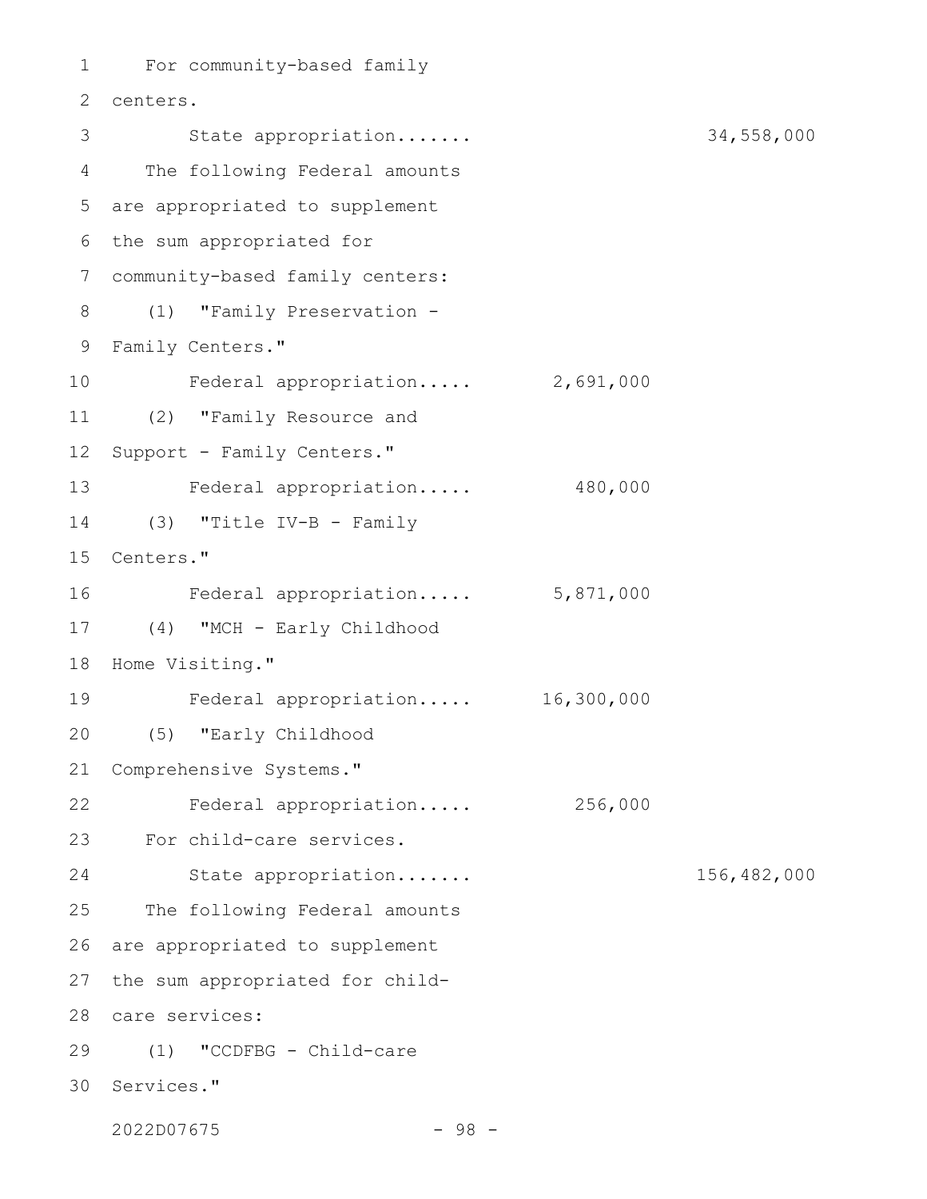For community-based family centers.

State appropriation....... 34,558,000

The following Federal amounts are appropriated to supplement the sum appropriated for community-based family centers:

(1) "Family Preservation - Family Centers."

Federal appropriation..... 2,691,000

(2) "Family Resource and Support - Family Centers."

Federal appropriation..... 480,000

(3) "Title IV-B - Family Centers."

Federal appropriation..... 5,871,000

(4) "MCH - Early Childhood Home Visiting."

Federal appropriation..... 16,300,000

(5) "Early Childhood Comprehensive Systems."

Federal appropriation..... 256,000

For child-care services.

State appropriation....... 156,482,000

The following Federal amounts are appropriated to supplement the sum appropriated for child-care services:

(1) "CCDFBG - Child-care Services."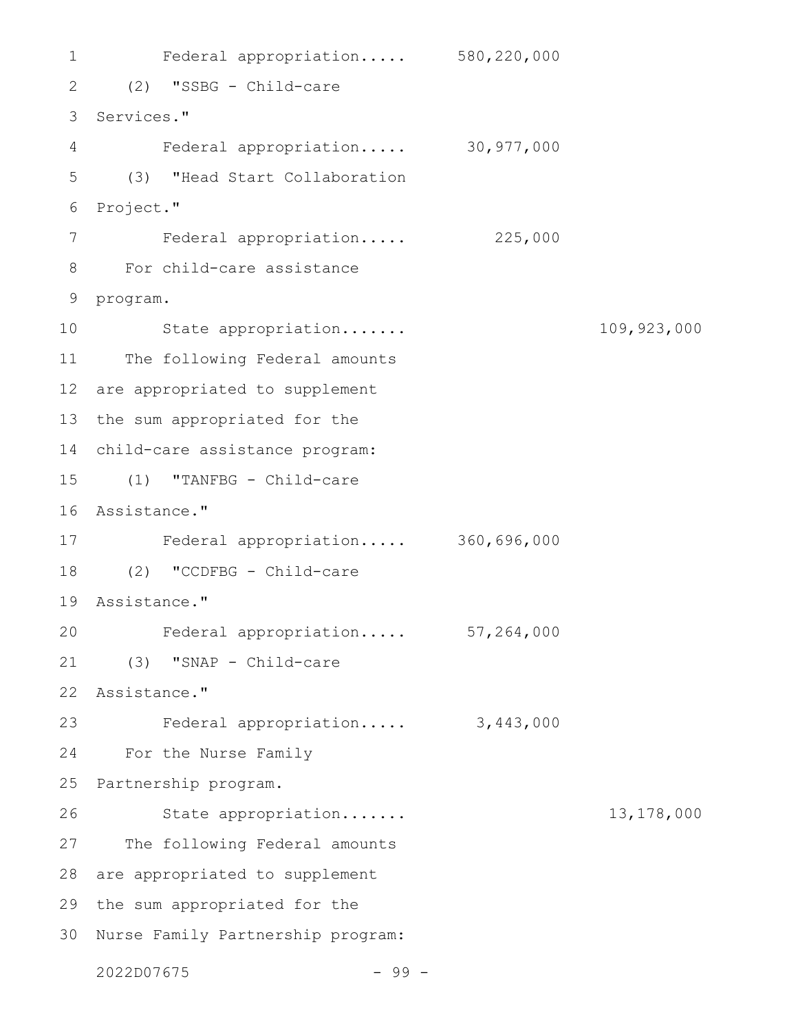Federal appropriation..... 580,220,000

(2) "SSBG - Child-care Services."

Federal appropriation..... 30,977,000

(3) "Head Start Collaboration Project."

Federal appropriation..... 225,000

For child-care assistance program.

State appropriation....... 109,923,000

The following Federal amounts are appropriated to supplement the sum appropriated for the child-care assistance program:

(1) "TANFBG - Child-care Assistance."

Federal appropriation..... 360,696,000

(2) "CCDFBG - Child-care Assistance."

Federal appropriation..... 57,264,000

(3) "SNAP - Child-care Assistance."

Federal appropriation..... 3,443,000

For the Nurse Family Partnership program.

State appropriation....... 13,178,000

The following Federal amounts are appropriated to supplement the sum appropriated for the Nurse Family Partnership program:

2022D07675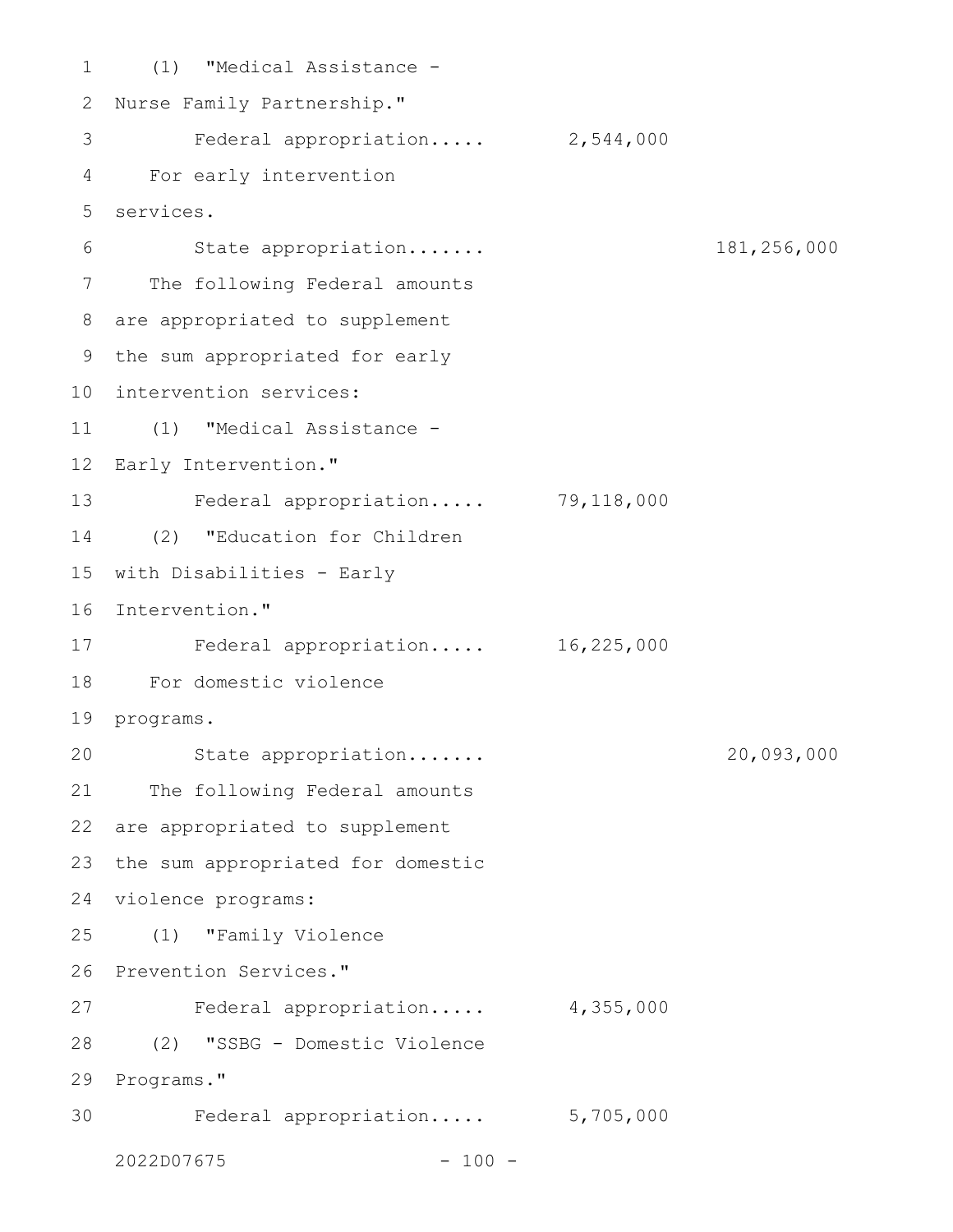(1) "Medical Assistance - Nurse Family Partnership."

Federal appropriation..... 2,544,000

For early intervention services.

State appropriation....... 181,256,000

The following Federal amounts are appropriated to supplement the sum appropriated for early intervention services:

(1) "Medical Assistance - Early Intervention."

Federal appropriation..... 79,118,000

(2) "Education for Children with Disabilities - Early Intervention."

Federal appropriation..... 16,225,000

For domestic violence programs.

State appropriation....... 20,093,000

The following Federal amounts are appropriated to supplement the sum appropriated for domestic violence programs:

(1) "Family Violence Prevention Services."

Federal appropriation..... 4,355,000

(2) "SSBG - Domestic Violence Programs."

Federal appropriation..... 5,705,000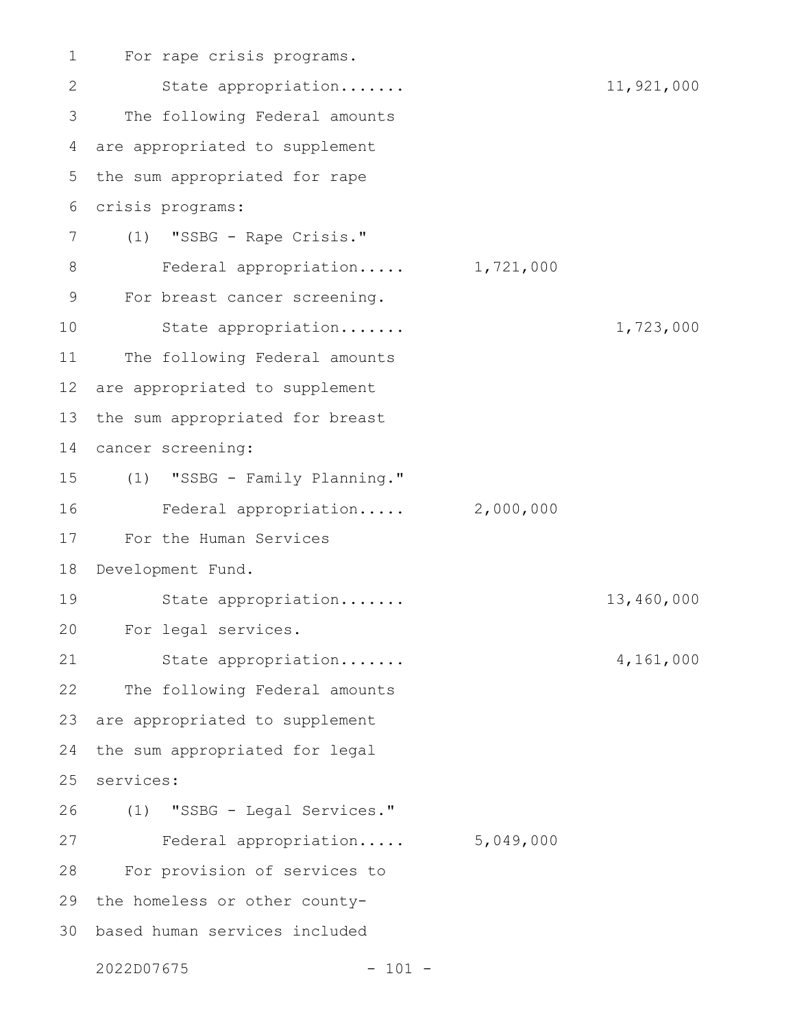For rape crisis programs.

State appropriation....... 11,921,000

The following Federal amounts are appropriated to supplement the sum appropriated for rape crisis programs:

(1) "SSBG - Rape Crisis."

Federal appropriation..... 1,721,000

For breast cancer screening.

State appropriation....... 1,723,000

The following Federal amounts are appropriated to supplement the sum appropriated for breast cancer screening:

(1) "SSBG - Family Planning."

Federal appropriation..... 2,000,000

For the Human Services Development Fund.

State appropriation....... 13,460,000

For legal services.

State appropriation....... 4,161,000

The following Federal amounts are appropriated to supplement the sum appropriated for legal services:

(1) "SSBG - Legal Services."

Federal appropriation..... 5,049,000

For provision of services to the homeless or other county-based human services included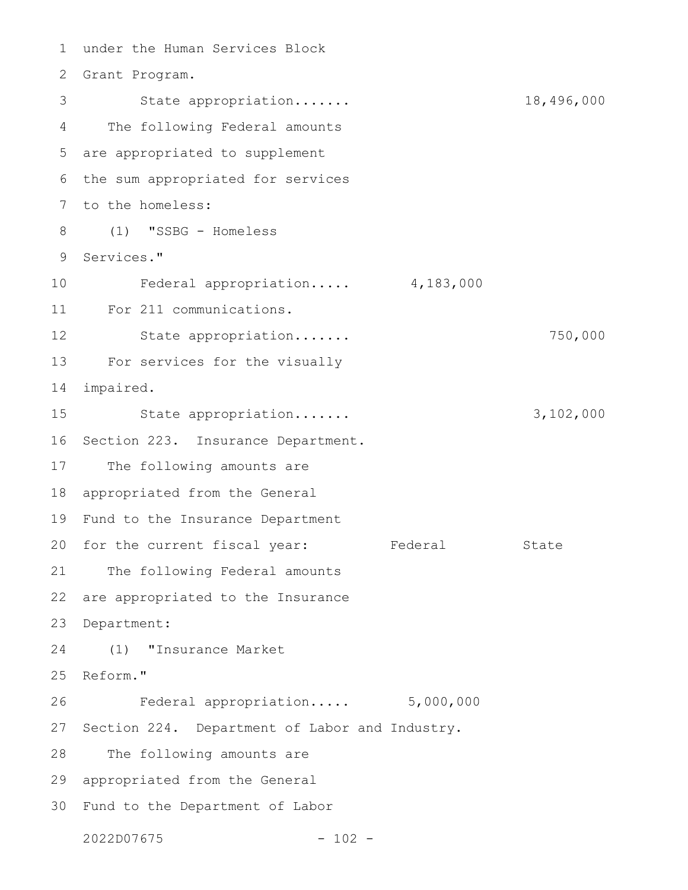under the Human Services Block Grant Program.

| | Federal | State |
|---|---|---|
| State appropriation....... | | 18,496,000 |

The following Federal amounts are appropriated to supplement the sum appropriated for services to the homeless:

(1) "SSBG - Homeless Services."

| | Federal | State |
|---|---|---|
| Federal appropriation..... | 4,183,000 | |

For 211 communications.

| | Federal | State |
|---|---|---|
| State appropriation....... | | 750,000 |

For services for the visually impaired.

| | Federal | State |
|---|---|---|
| State appropriation....... | | 3,102,000 |

Section 223. Insurance Department.

The following amounts are appropriated from the General Fund to the Insurance Department for the current fiscal year: Federal State

The following Federal amounts are appropriated to the Insurance Department:

(1) "Insurance Market Reform."

| | Federal | State |
|---|---|---|
| Federal appropriation..... | 5,000,000 | |

Section 224. Department of Labor and Industry.

The following amounts are appropriated from the General Fund to the Department of Labor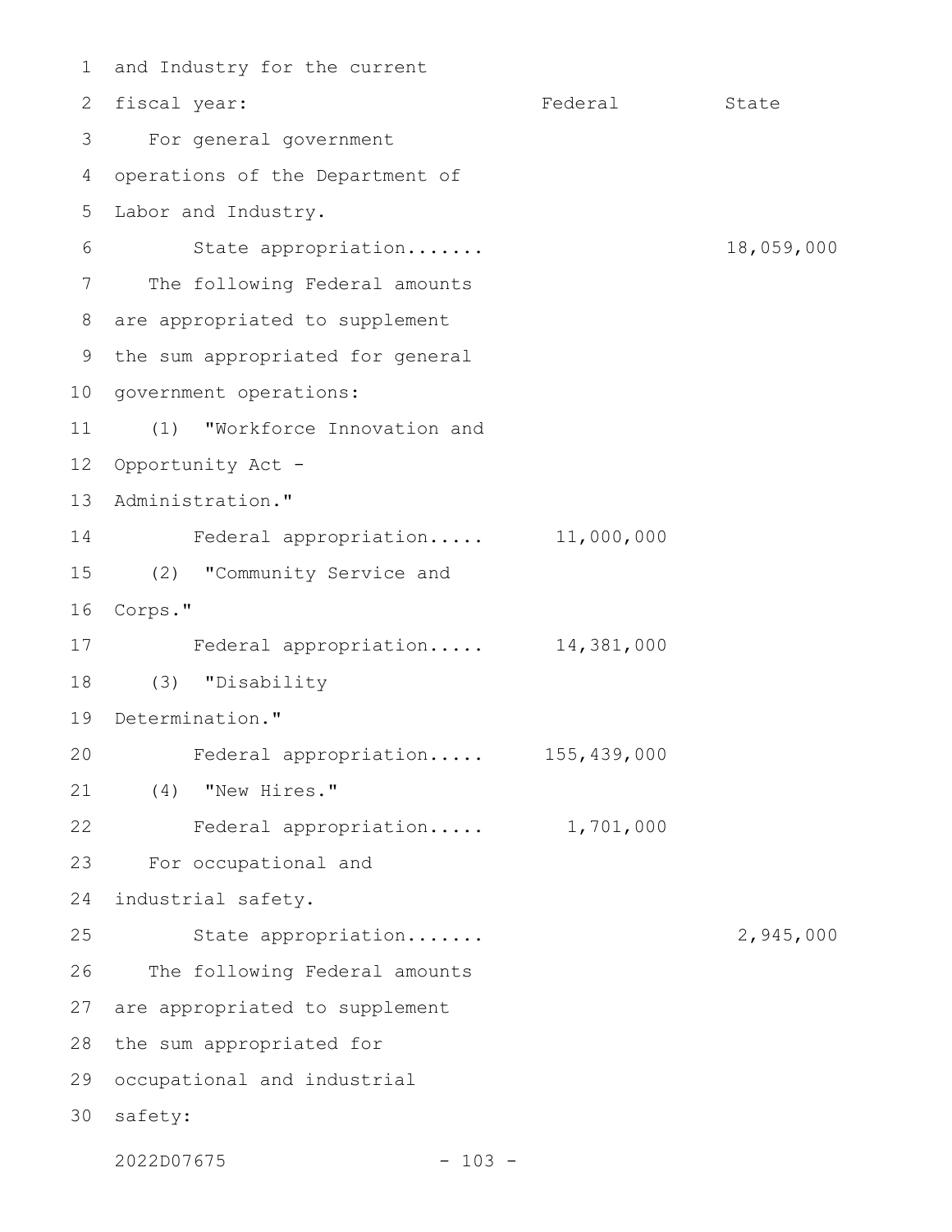| and Industry for the current fiscal year: | Federal | State |
| --- | --- | --- |
| For general government operations of the Department of Labor and Industry. | | |
| State appropriation....... | | 18,059,000 |
| The following Federal amounts are appropriated to supplement the sum appropriated for general government operations: | | |
| (1) "Workforce Innovation and Opportunity Act - Administration." | | |
| Federal appropriation..... | 11,000,000 | |
| (2) "Community Service and Corps." | | |
| Federal appropriation..... | 14,381,000 | |
| (3) "Disability Determination." | | |
| Federal appropriation..... | 155,439,000 | |
| (4) "New Hires." | | |
| Federal appropriation..... | 1,701,000 | |
| For occupational and industrial safety. | | |
| State appropriation....... | | 2,945,000 |
| The following Federal amounts are appropriated to supplement the sum appropriated for occupational and industrial safety: | | |

2022D07675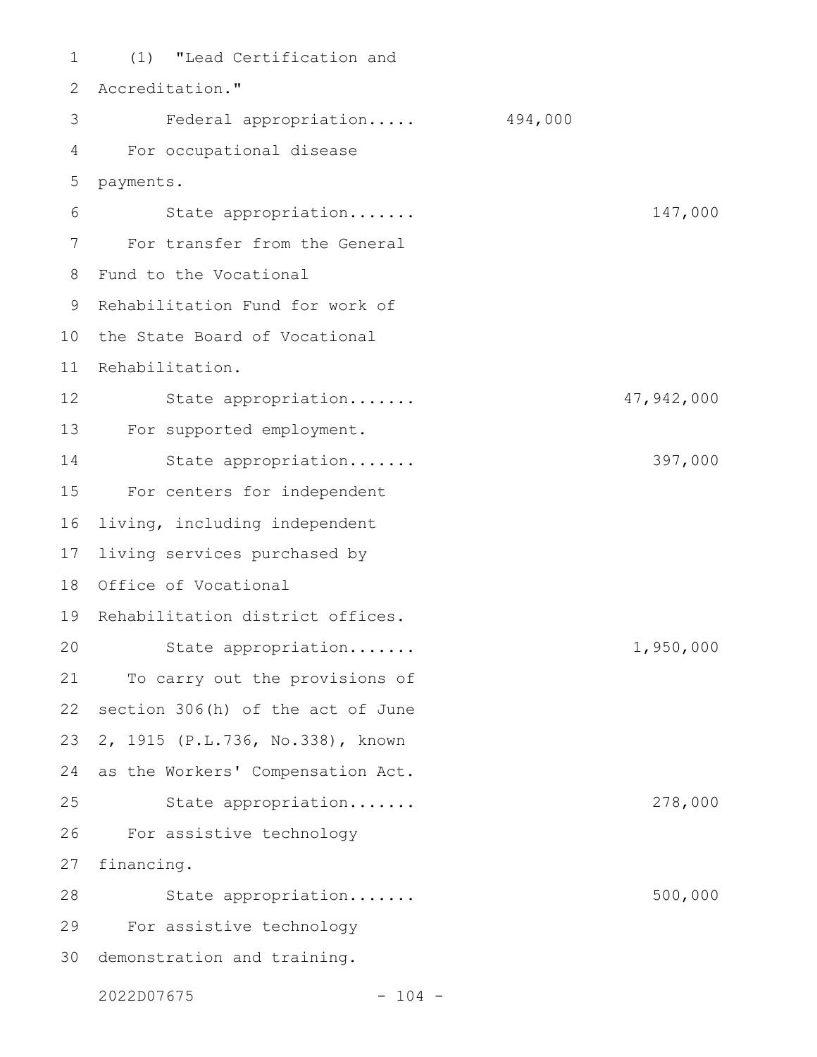(1) "Lead Certification and Accreditation."

Federal appropriation..... 494,000

For occupational disease payments.

State appropriation....... 147,000

For transfer from the General Fund to the Vocational Rehabilitation Fund for work of the State Board of Vocational Rehabilitation.

State appropriation....... 47,942,000

For supported employment.

State appropriation....... 397,000

For centers for independent living, including independent living services purchased by Office of Vocational Rehabilitation district offices.

State appropriation....... 1,950,000

To carry out the provisions of section 306(h) of the act of June 2, 1915 (P.L.736, No.338), known as the Workers' Compensation Act.

State appropriation....... 278,000

For assistive technology financing.

State appropriation....... 500,000

For assistive technology demonstration and training.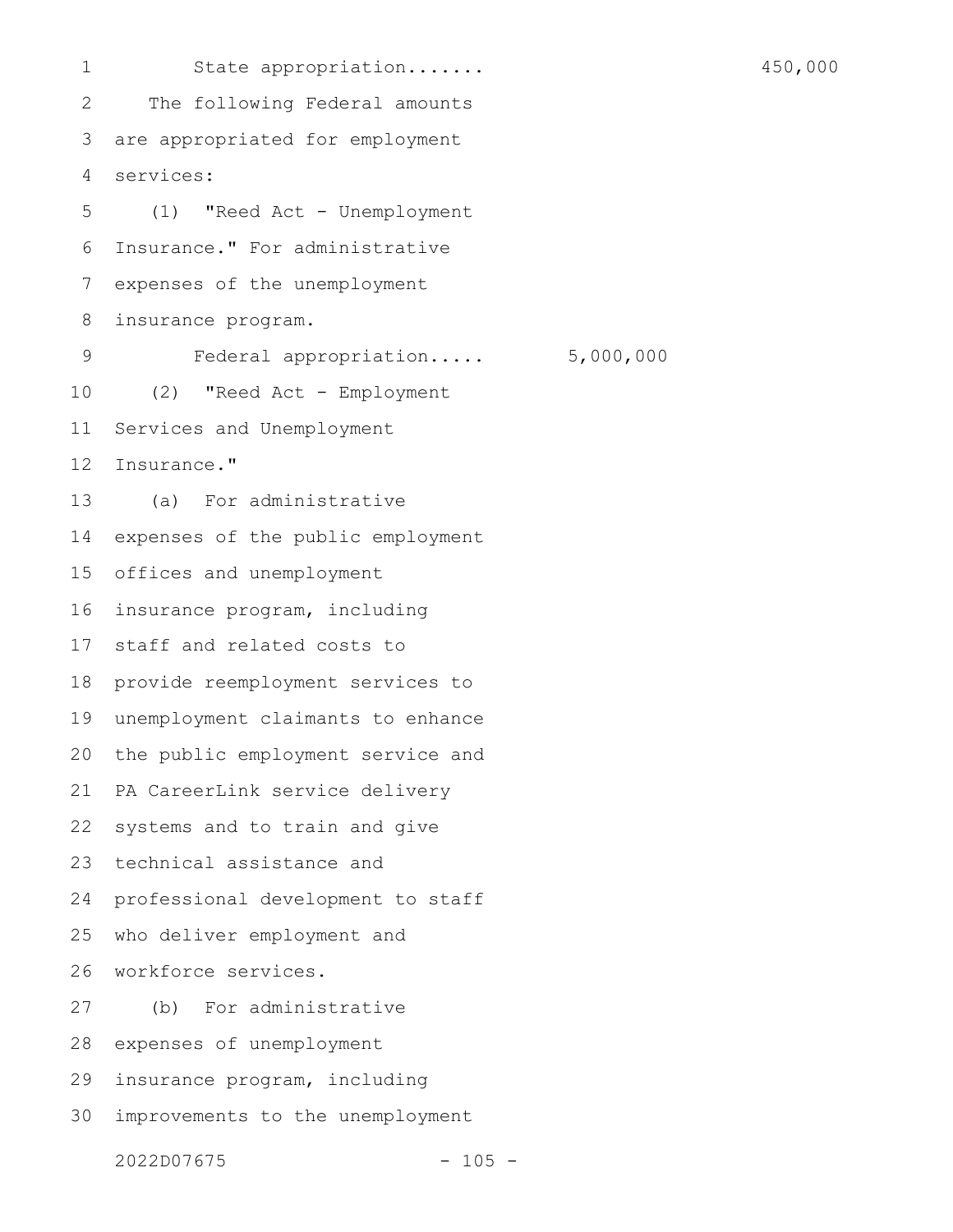State appropriation....... 450,000

The following Federal amounts are appropriated for employment services:

(1) "Reed Act - Unemployment Insurance." For administrative expenses of the unemployment insurance program.

Federal appropriation..... 5,000,000

(2) "Reed Act - Employment Services and Unemployment Insurance."

(a) For administrative expenses of the public employment offices and unemployment insurance program, including staff and related costs to provide reemployment services to unemployment claimants to enhance the public employment service and PA CareerLink service delivery systems and to train and give technical assistance and professional development to staff who deliver employment and workforce services.

(b) For administrative expenses of unemployment insurance program, including improvements to the unemployment

2022D07675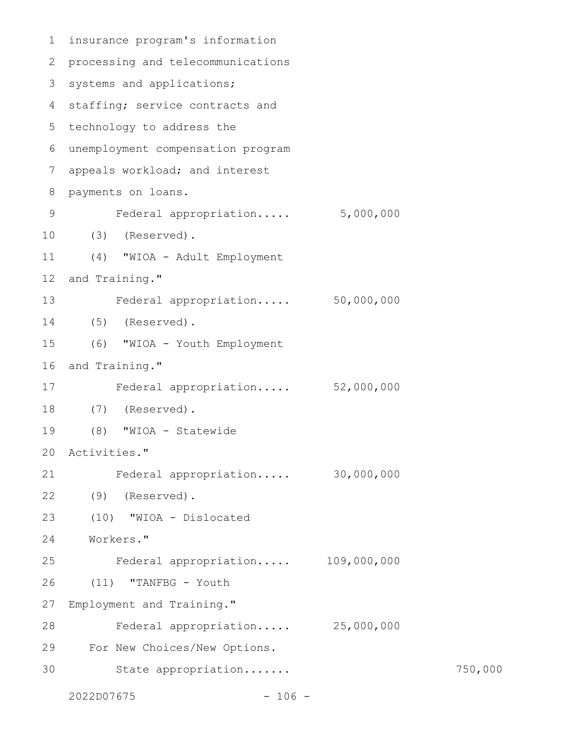insurance program's information processing and telecommunications systems and applications; staffing; service contracts and technology to address the unemployment compensation program appeals workload; and interest payments on loans.

Federal appropriation..... 5,000,000

(3) (Reserved).

(4) "WIOA - Adult Employment and Training."

Federal appropriation..... 50,000,000

(5) (Reserved).

(6) "WIOA - Youth Employment and Training."

Federal appropriation..... 52,000,000

(7) (Reserved).

(8) "WIOA - Statewide Activities."

Federal appropriation..... 30,000,000

(9) (Reserved).

(10) "WIOA - Dislocated Workers."

Federal appropriation..... 109,000,000

(11) "TANFBG - Youth Employment and Training."

Federal appropriation..... 25,000,000

For New Choices/New Options.

State appropriation....... 750,000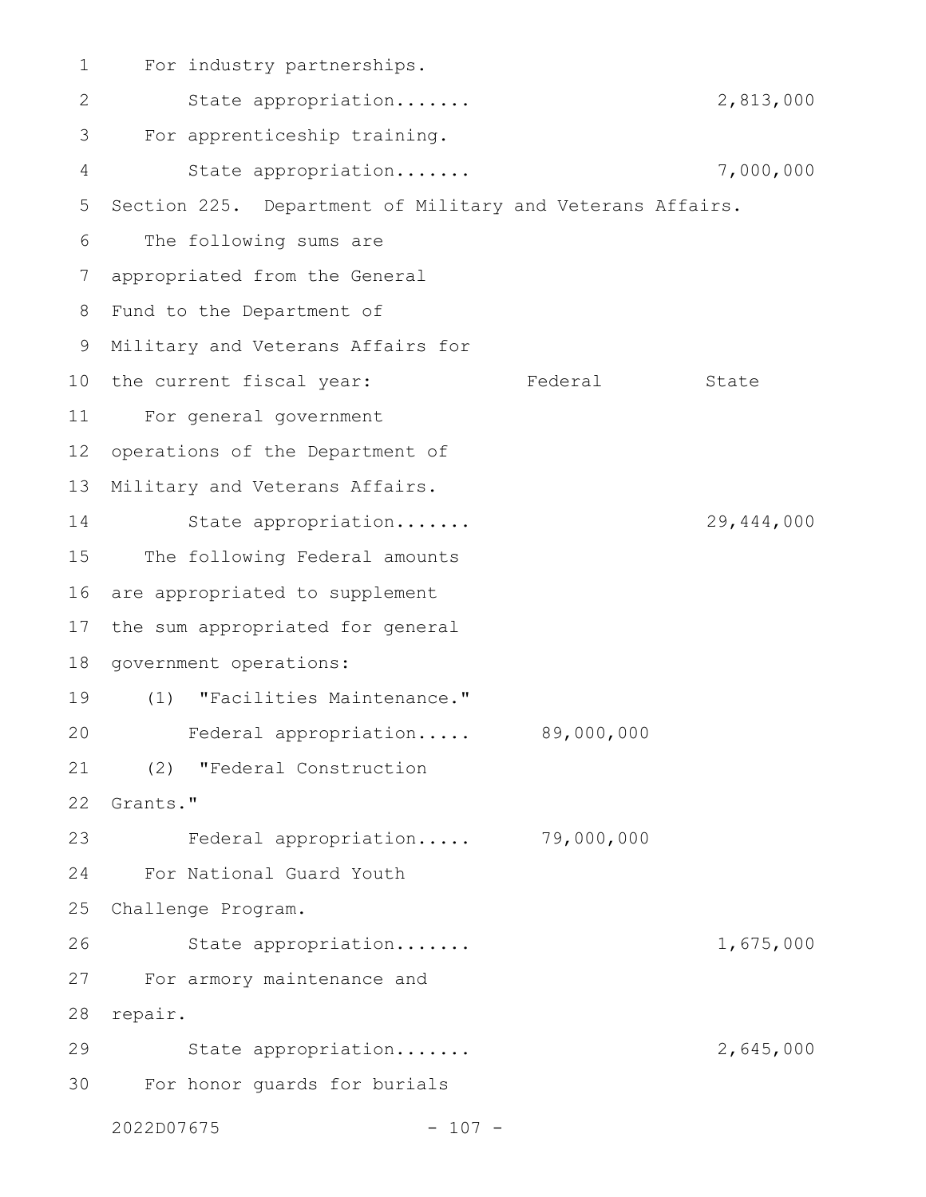For industry partnerships.

State appropriation....... 2,813,000

For apprenticeship training.

State appropriation....... 7,000,000

Section 225. Department of Military and Veterans Affairs.

| The following sums are appropriated from the General Fund to the Department of Military and Veterans Affairs for the current fiscal year: | Federal | State |
|---|---|---|
| For general government operations of the Department of Military and Veterans Affairs. | | |
| State appropriation....... | | 29,444,000 |
| The following Federal amounts are appropriated to supplement the sum appropriated for general government operations: | | |
| (1) "Facilities Maintenance." | | |
| Federal appropriation..... | 89,000,000 | |
| (2) "Federal Construction Grants." | | |
| Federal appropriation..... | 79,000,000 | |
| For National Guard Youth Challenge Program. | | |
| State appropriation....... | | 1,675,000 |
| For armory maintenance and repair. | | |
| State appropriation....... | | 2,645,000 |
| For honor guards for burials | | |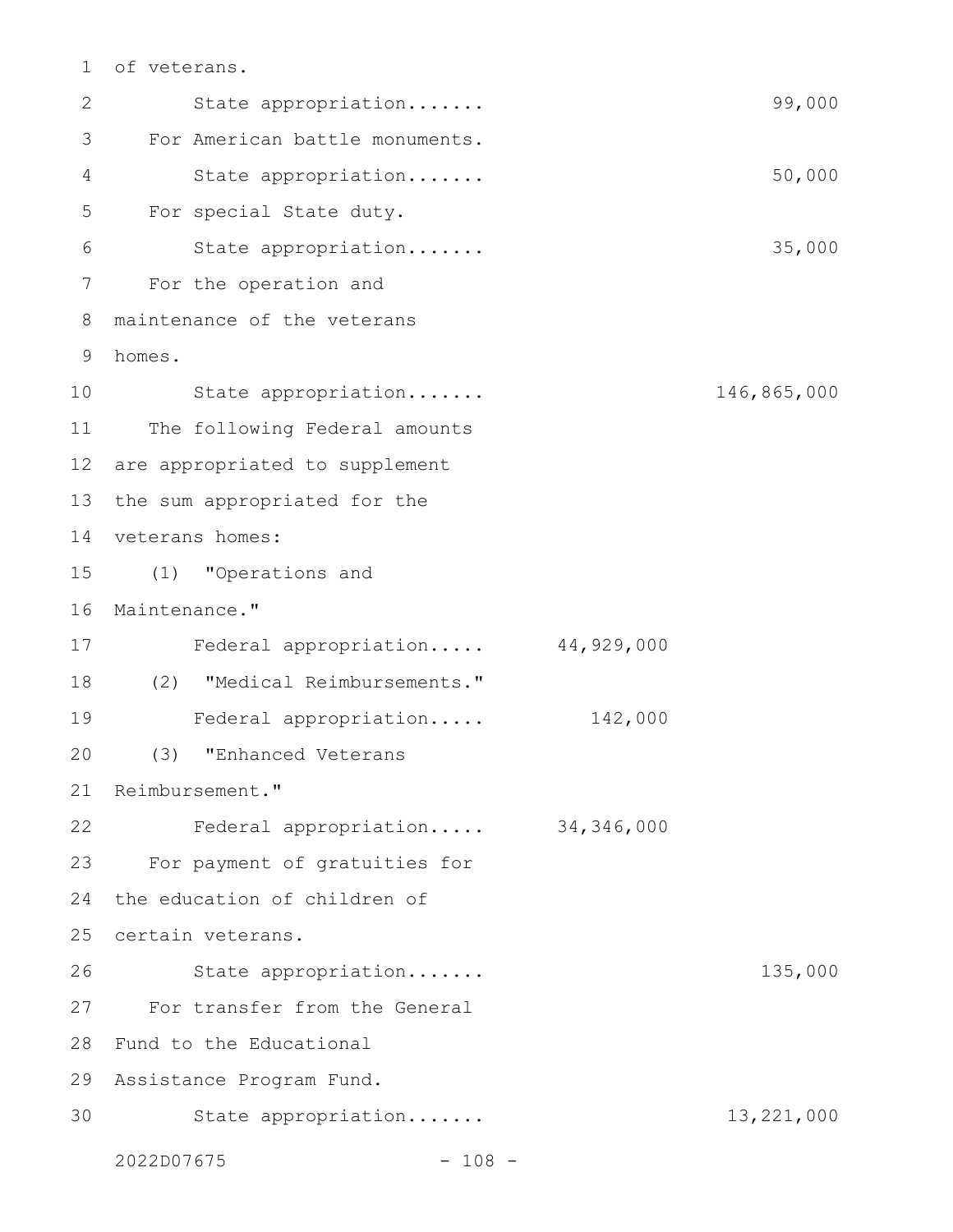of veterans.

State appropriation....... 99,000

For American battle monuments.

State appropriation....... 50,000

For special State duty.

State appropriation....... 35,000

For the operation and maintenance of the veterans homes.

State appropriation....... 146,865,000

The following Federal amounts are appropriated to supplement the sum appropriated for the veterans homes:

(1) "Operations and Maintenance."

Federal appropriation..... 44,929,000

(2) "Medical Reimbursements."

Federal appropriation..... 142,000

(3) "Enhanced Veterans Reimbursement."

Federal appropriation..... 34,346,000

For payment of gratuities for the education of children of certain veterans.

State appropriation....... 135,000

For transfer from the General Fund to the Educational Assistance Program Fund.

State appropriation....... 13,221,000

2022D07675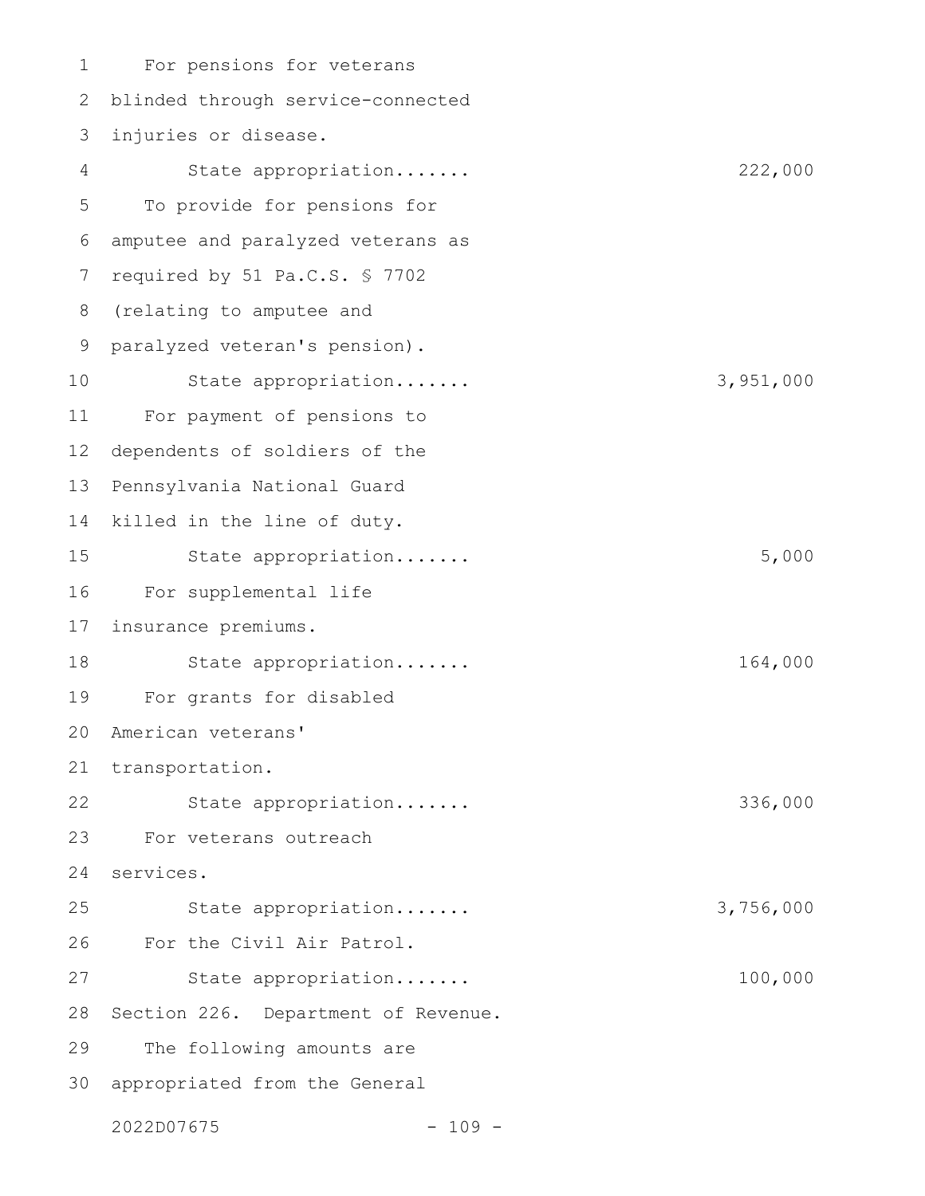For pensions for veterans blinded through service-connected injuries or disease.

State appropriation....... 222,000

To provide for pensions for amputee and paralyzed veterans as required by 51 Pa.C.S. § 7702 (relating to amputee and paralyzed veteran's pension).

State appropriation....... 3,951,000

For payment of pensions to dependents of soldiers of the Pennsylvania National Guard killed in the line of duty.

State appropriation....... 5,000

For supplemental life insurance premiums.

State appropriation....... 164,000

For grants for disabled American veterans' transportation.

State appropriation....... 336,000

For veterans outreach services.

State appropriation....... 3,756,000

For the Civil Air Patrol.

State appropriation....... 100,000

Section 226. Department of Revenue.

The following amounts are appropriated from the General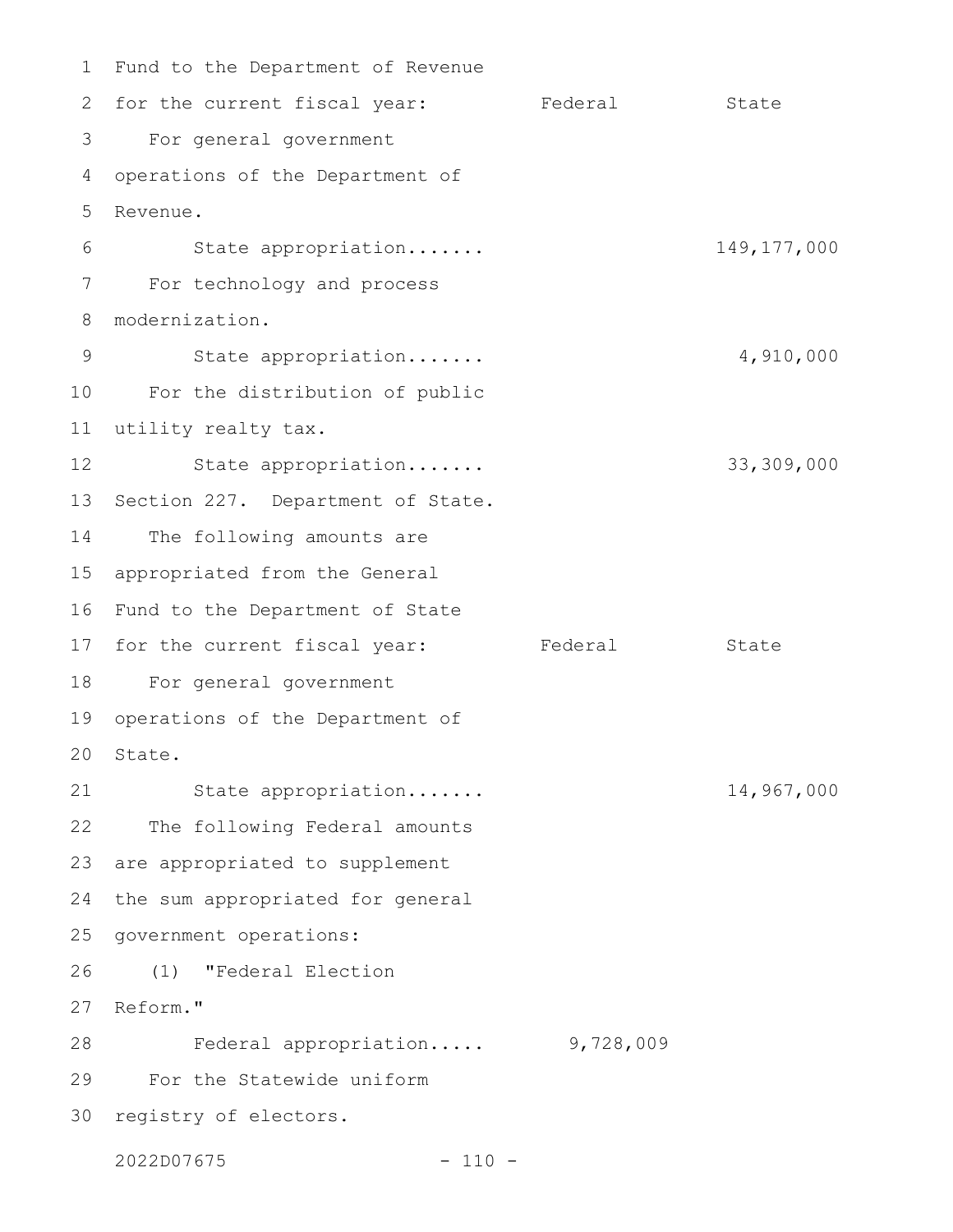Fund to the Department of Revenue for the current fiscal year:

| | Federal | State |
|---|---|---|
| For general government operations of the Department of Revenue. | | |
| State appropriation....... | | 149,177,000 |
| For technology and process modernization. | | |
| State appropriation....... | | 4,910,000 |
| For the distribution of public utility realty tax. | | |
| State appropriation....... | | 33,309,000 |

Section 227. Department of State.

The following amounts are appropriated from the General Fund to the Department of State for the current fiscal year:

| | Federal | State |
|---|---|---|
| For general government operations of the Department of State. | | |
| State appropriation....... | | 14,967,000 |
| The following Federal amounts are appropriated to supplement the sum appropriated for general government operations: | | |
| (1) "Federal Election Reform." | | |
| Federal appropriation..... | 9,728,009 | |
| For the Statewide uniform registry of electors. | | |

2022D07675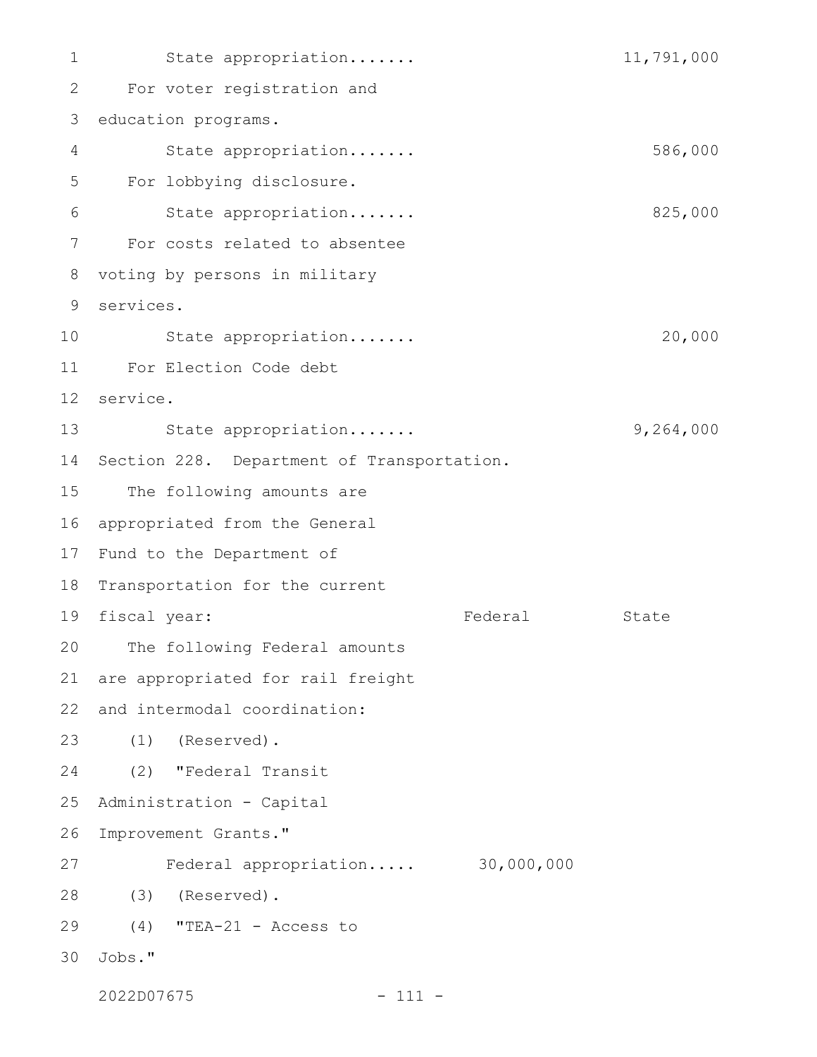State appropriation....... 11,791,000

For voter registration and education programs.

State appropriation....... 586,000

For lobbying disclosure.

State appropriation....... 825,000

For costs related to absentee voting by persons in military services.

State appropriation....... 20,000

For Election Code debt service.

State appropriation....... 9,264,000

Section 228. Department of Transportation.

The following amounts are appropriated from the General Fund to the Department of Transportation for the current fiscal year:

| | Federal | State |
|---|---|---|

The following Federal amounts are appropriated for rail freight and intermodal coordination:

(1) (Reserved).

(2) "Federal Transit Administration - Capital Improvement Grants."

| | Federal | State |
|---|---|---|
| Federal appropriation..... | 30,000,000 | |

(3) (Reserved).

(4) "TEA-21 - Access to Jobs."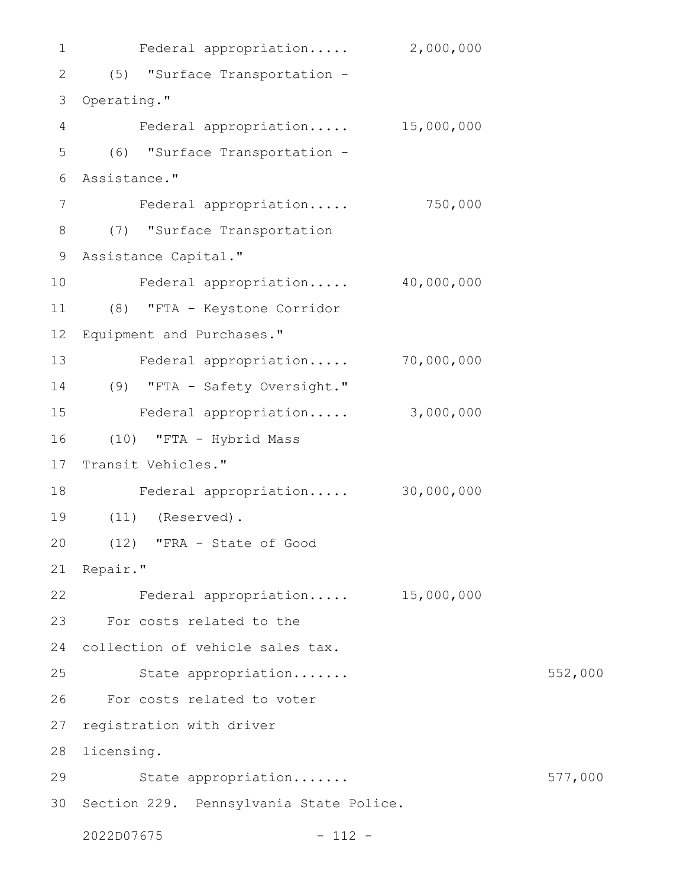Federal appropriation..... 2,000,000

(5) "Surface Transportation - Operating."

Federal appropriation..... 15,000,000

(6) "Surface Transportation - Assistance."

Federal appropriation..... 750,000

(7) "Surface Transportation Assistance Capital."

Federal appropriation..... 40,000,000

(8) "FTA - Keystone Corridor Equipment and Purchases."

Federal appropriation..... 70,000,000

(9) "FTA - Safety Oversight."

Federal appropriation..... 3,000,000

(10) "FTA - Hybrid Mass Transit Vehicles."

Federal appropriation..... 30,000,000

(11) (Reserved).

(12) "FRA - State of Good Repair."

Federal appropriation..... 15,000,000

For costs related to the collection of vehicle sales tax.

State appropriation....... 552,000

For costs related to voter registration with driver licensing.

State appropriation....... 577,000

Section 229. Pennsylvania State Police.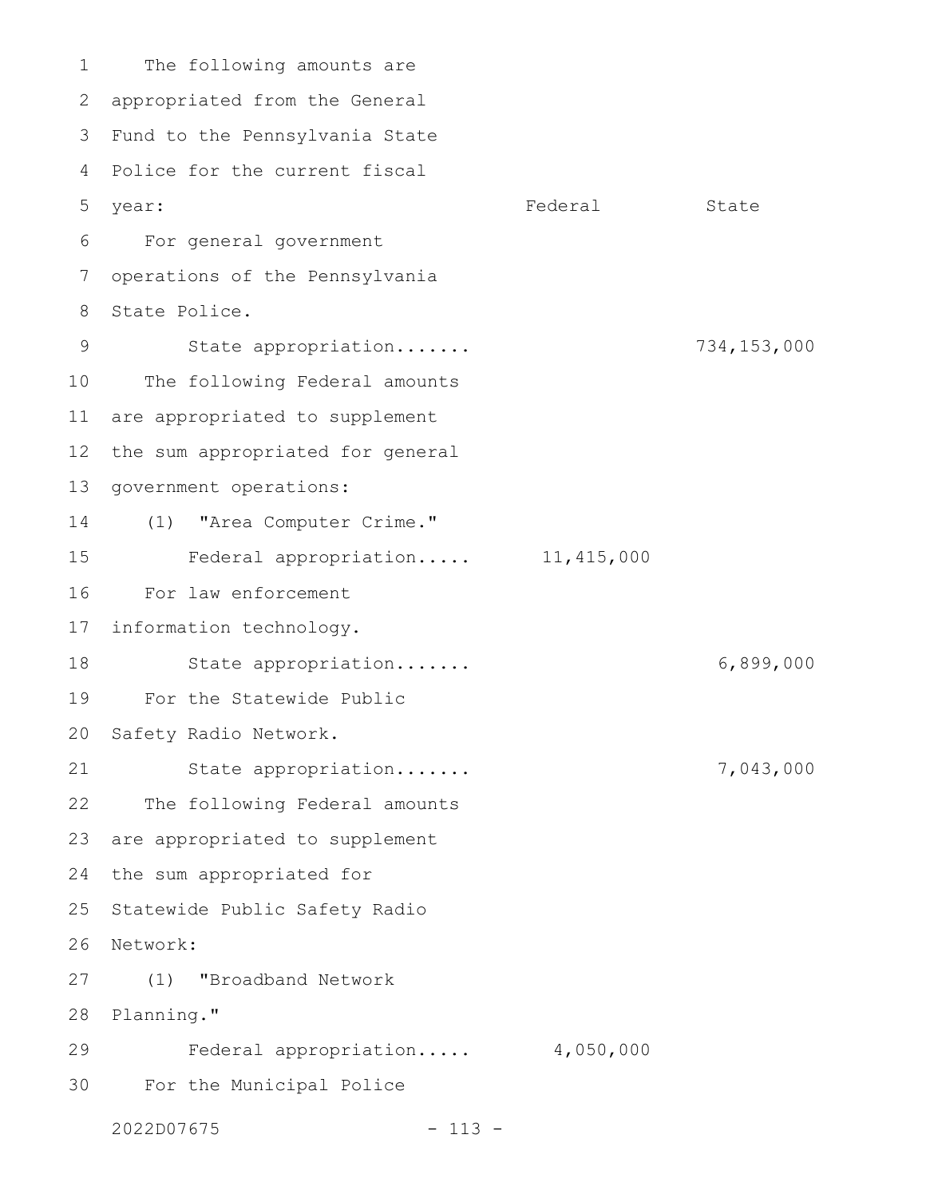| | Federal | State |
|---|---|---|
| The following amounts are appropriated from the General Fund to the Pennsylvania State Police for the current fiscal year: | | |
| For general government operations of the Pennsylvania State Police. | | |
| State appropriation....... | | 734,153,000 |
| The following Federal amounts are appropriated to supplement the sum appropriated for general government operations: | | |
| (1) "Area Computer Crime." | | |
| Federal appropriation..... | 11,415,000 | |
| For law enforcement information technology. | | |
| State appropriation....... | | 6,899,000 |
| For the Statewide Public Safety Radio Network. | | |
| State appropriation....... | | 7,043,000 |
| The following Federal amounts are appropriated to supplement the sum appropriated for Statewide Public Safety Radio Network: | | |
| (1) "Broadband Network Planning." | | |
| Federal appropriation..... | 4,050,000 | |
| For the Municipal Police | | |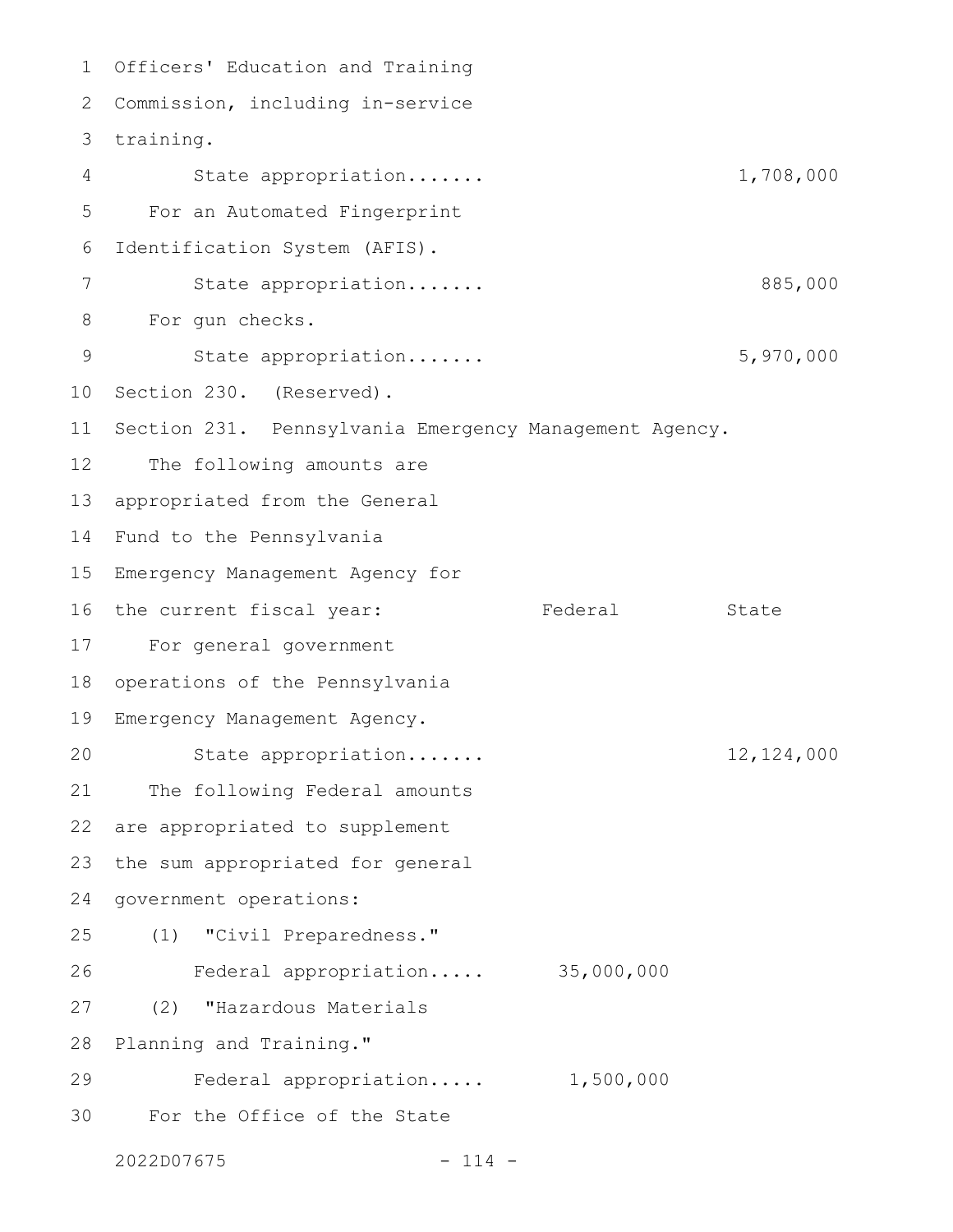Officers' Education and Training Commission, including in-service training.

| | Federal | State |
|---|---|---|
| State appropriation....... | | 1,708,000 |

For an Automated Fingerprint Identification System (AFIS).

| | Federal | State |
|---|---|---|
| State appropriation....... | | 885,000 |

For gun checks.

| | Federal | State |
|---|---|---|
| State appropriation....... | | 5,970,000 |

Section 230. (Reserved).

Section 231. Pennsylvania Emergency Management Agency.

The following amounts are appropriated from the General Fund to the Pennsylvania Emergency Management Agency for the current fiscal year:

| | Federal | State |
|---|---|---|
| For general government operations of the Pennsylvania Emergency Management Agency. | | |
| State appropriation....... | | 12,124,000 |
| The following Federal amounts are appropriated to supplement the sum appropriated for general government operations: | | |
| (1) "Civil Preparedness." | | |
| Federal appropriation..... | 35,000,000 | |
| (2) "Hazardous Materials Planning and Training." | | |
| Federal appropriation..... | 1,500,000 | |

For the Office of the State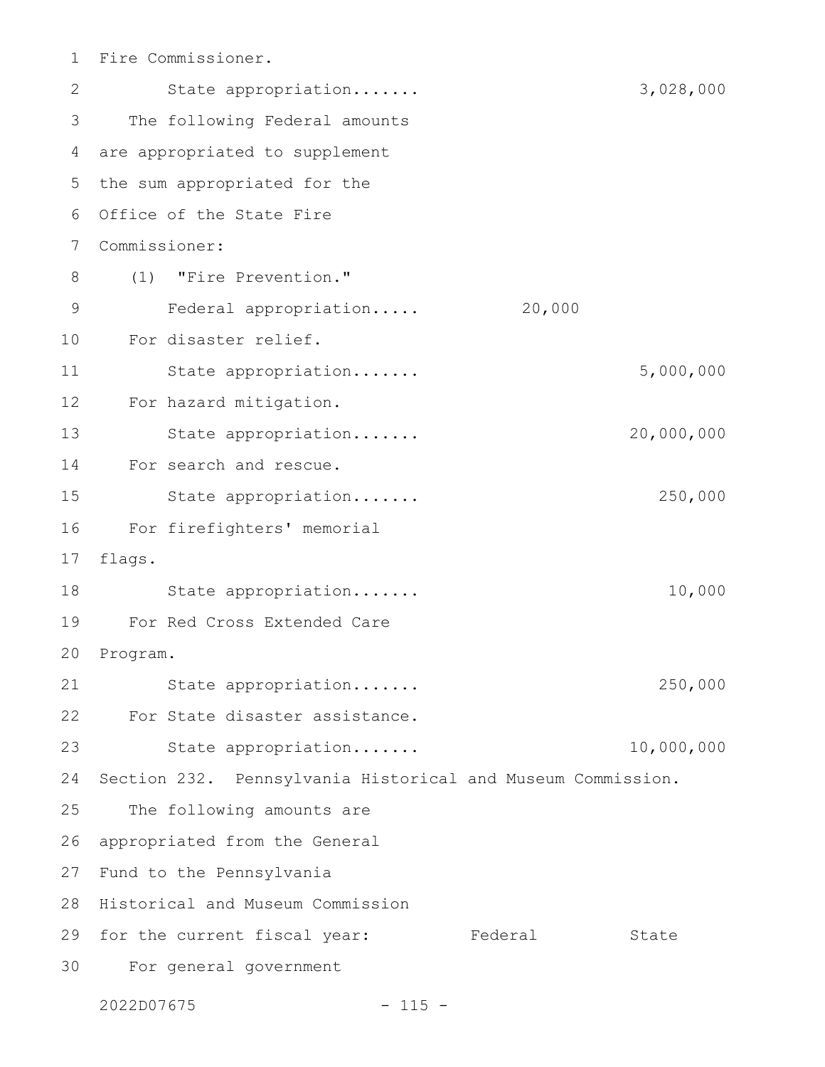Fire Commissioner.

State appropriation....... 3,028,000

The following Federal amounts are appropriated to supplement the sum appropriated for the Office of the State Fire Commissioner:

(1) "Fire Prevention."

Federal appropriation..... 20,000

For disaster relief.

State appropriation....... 5,000,000

For hazard mitigation.

State appropriation....... 20,000,000

For search and rescue.

State appropriation....... 250,000

For firefighters' memorial flags.

State appropriation....... 10,000

For Red Cross Extended Care Program.

State appropriation....... 250,000

For State disaster assistance.

State appropriation....... 10,000,000

Section 232. Pennsylvania Historical and Museum Commission.

The following amounts are appropriated from the General Fund to the Pennsylvania Historical and Museum Commission for the current fiscal year:

| | Federal | State |
|---|---|---|

For general government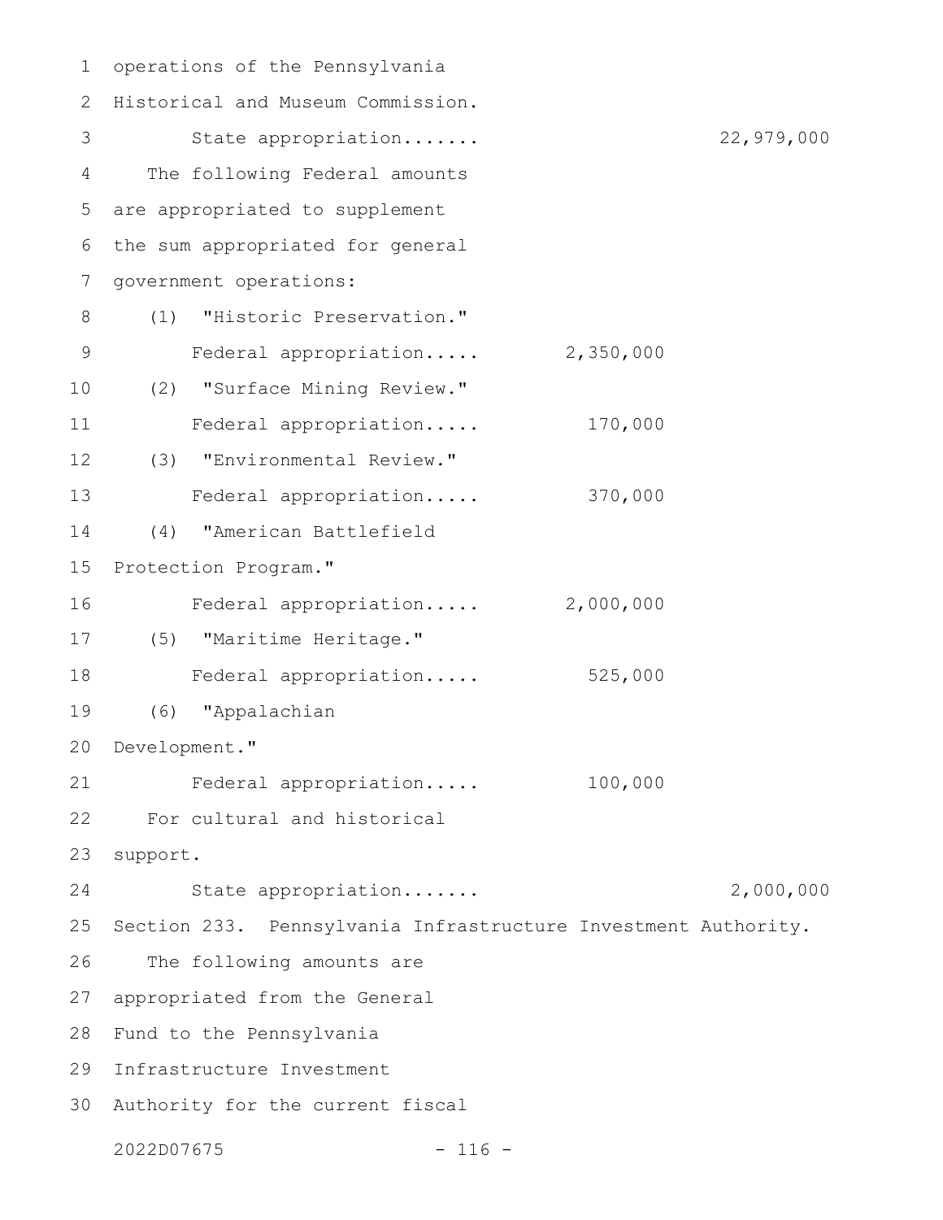operations of the Pennsylvania Historical and Museum Commission.

State appropriation....... 22,979,000

The following Federal amounts are appropriated to supplement the sum appropriated for general government operations:

(1) "Historic Preservation."

Federal appropriation..... 2,350,000

(2) "Surface Mining Review."

Federal appropriation..... 170,000

(3) "Environmental Review."

Federal appropriation..... 370,000

(4) "American Battlefield Protection Program."

Federal appropriation..... 2,000,000

(5) "Maritime Heritage."

Federal appropriation..... 525,000

(6) "Appalachian Development."

Federal appropriation..... 100,000

For cultural and historical support.

State appropriation....... 2,000,000

Section 233. Pennsylvania Infrastructure Investment Authority.

The following amounts are appropriated from the General Fund to the Pennsylvania Infrastructure Investment Authority for the current fiscal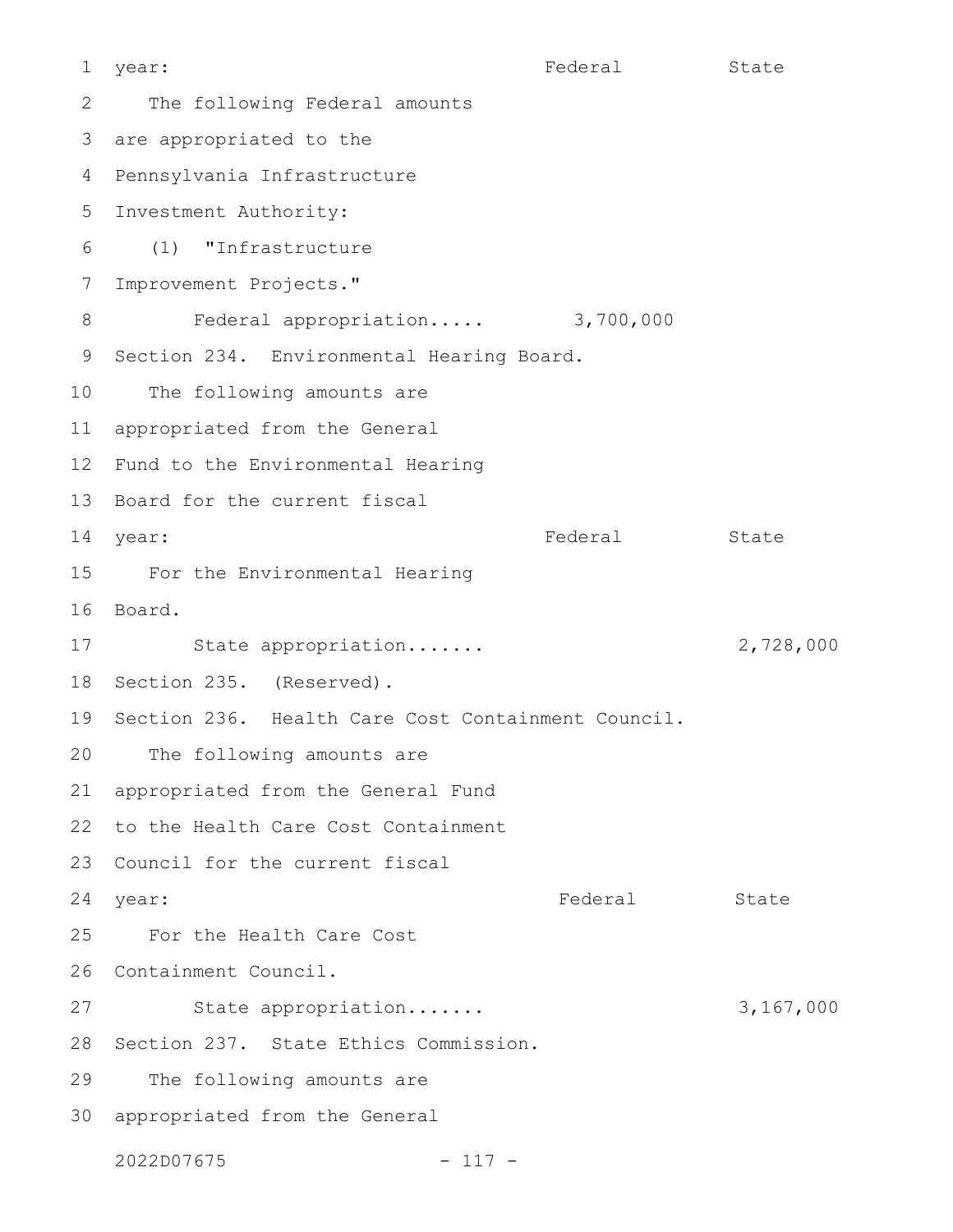year: Federal State

The following Federal amounts are appropriated to the Pennsylvania Infrastructure Investment Authority:

(1) "Infrastructure Improvement Projects."

| | Federal | State |
|---|---|---|
| Federal appropriation..... | 3,700,000 | |

Section 234. Environmental Hearing Board.

The following amounts are appropriated from the General Fund to the Environmental Hearing Board for the current fiscal year: Federal State

For the Environmental Hearing Board.

| | Federal | State |
|---|---|---|
| State appropriation....... | | 2,728,000 |

Section 235. (Reserved).

Section 236. Health Care Cost Containment Council.

The following amounts are appropriated from the General Fund to the Health Care Cost Containment Council for the current fiscal year: Federal State

For the Health Care Cost Containment Council.

| | Federal | State |
|---|---|---|
| State appropriation....... | | 3,167,000 |

Section 237. State Ethics Commission.

The following amounts are appropriated from the General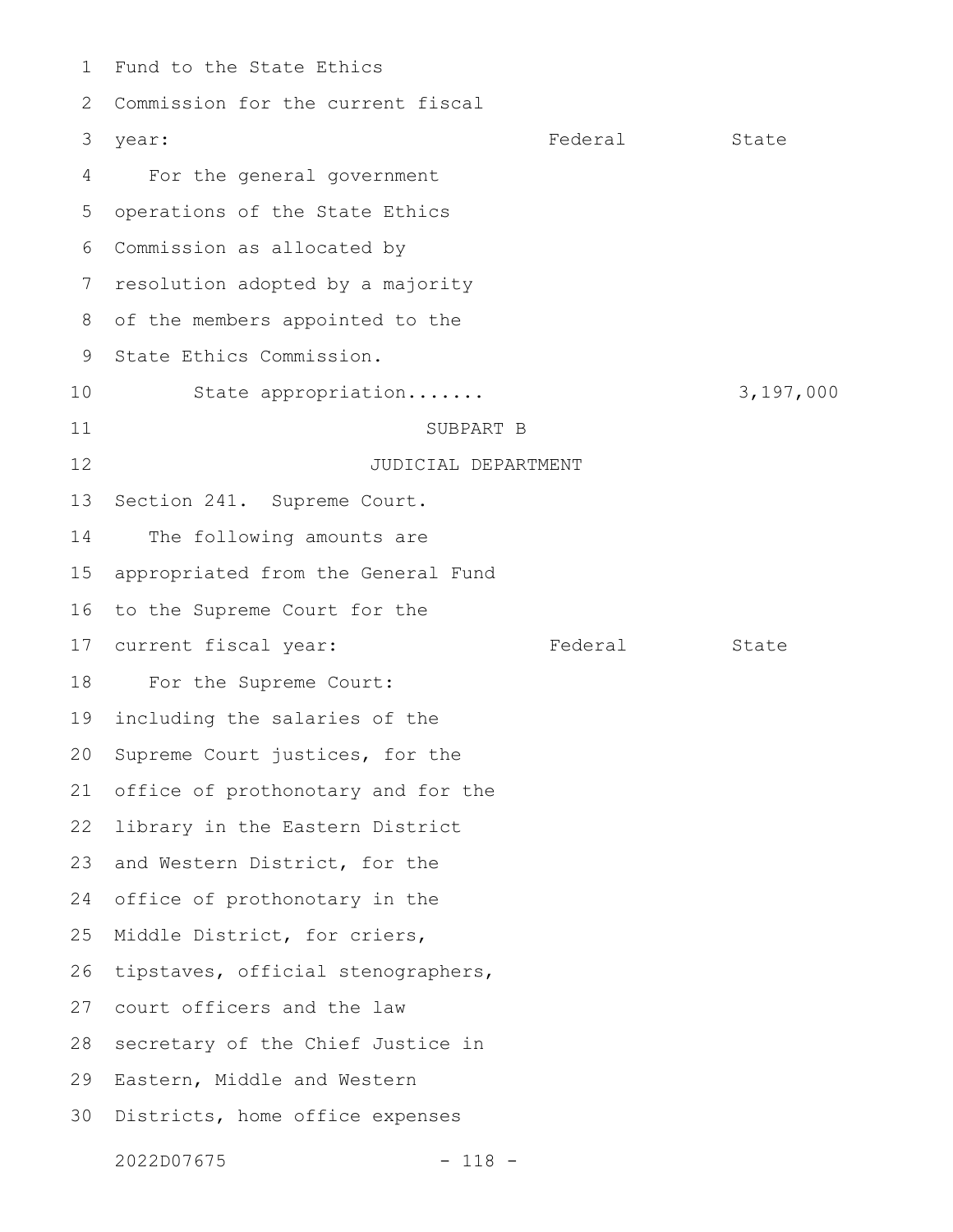Fund to the State Ethics Commission for the current fiscal year:

| | Federal | State |
|---|---|---|
| For the general government operations of the State Ethics Commission as allocated by resolution adopted by a majority of the members appointed to the State Ethics Commission. | | |
| State appropriation....... | | 3,197,000 |

SUBPART B

JUDICIAL DEPARTMENT

Section 241. Supreme Court.

The following amounts are appropriated from the General Fund to the Supreme Court for the current fiscal year:

| | Federal | State |
|---|---|---|

For the Supreme Court: including the salaries of the Supreme Court justices, for the office of prothonotary and for the library in the Eastern District and Western District, for the office of prothonotary in the Middle District, for criers, tipstaves, official stenographers, court officers and the law secretary of the Chief Justice in Eastern, Middle and Western Districts, home office expenses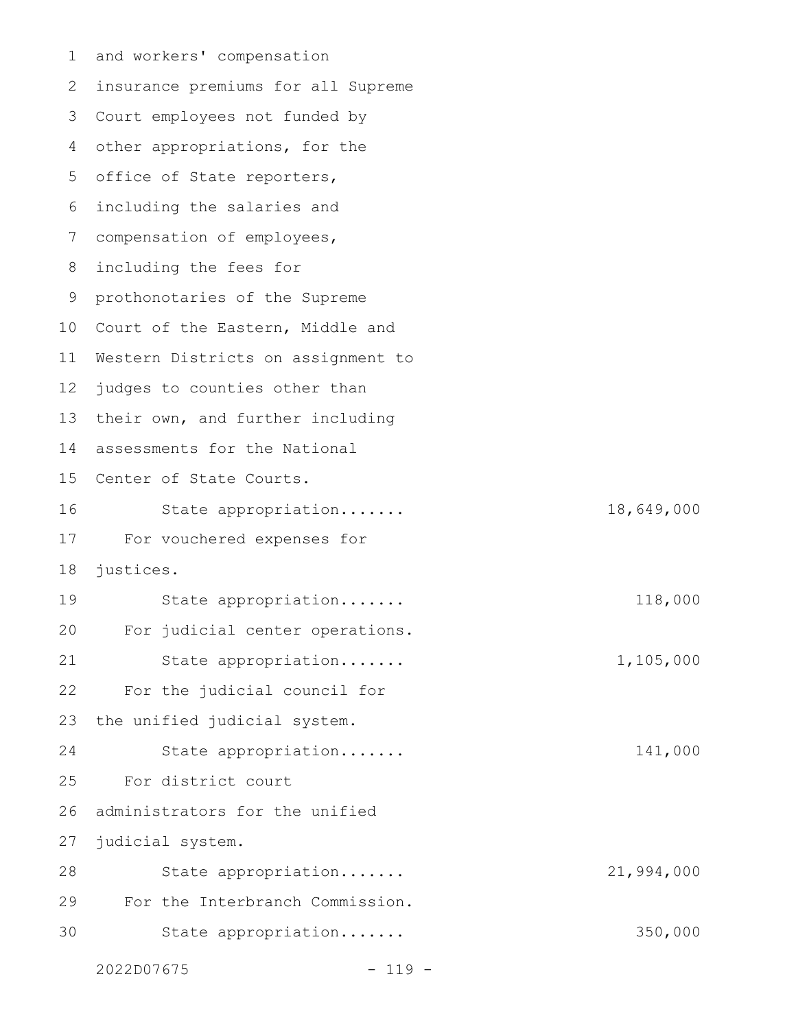and workers' compensation insurance premiums for all Supreme Court employees not funded by other appropriations, for the office of State reporters, including the salaries and compensation of employees, including the fees for prothonotaries of the Supreme Court of the Eastern, Middle and Western Districts on assignment to judges to counties other than their own, and further including assessments for the National Center of State Courts.

State appropriation....... 18,649,000

For vouchered expenses for justices.

State appropriation....... 118,000

For judicial center operations.

State appropriation....... 1,105,000

For the judicial council for the unified judicial system.

State appropriation....... 141,000

For district court administrators for the unified judicial system.

State appropriation....... 21,994,000

For the Interbranch Commission.

State appropriation....... 350,000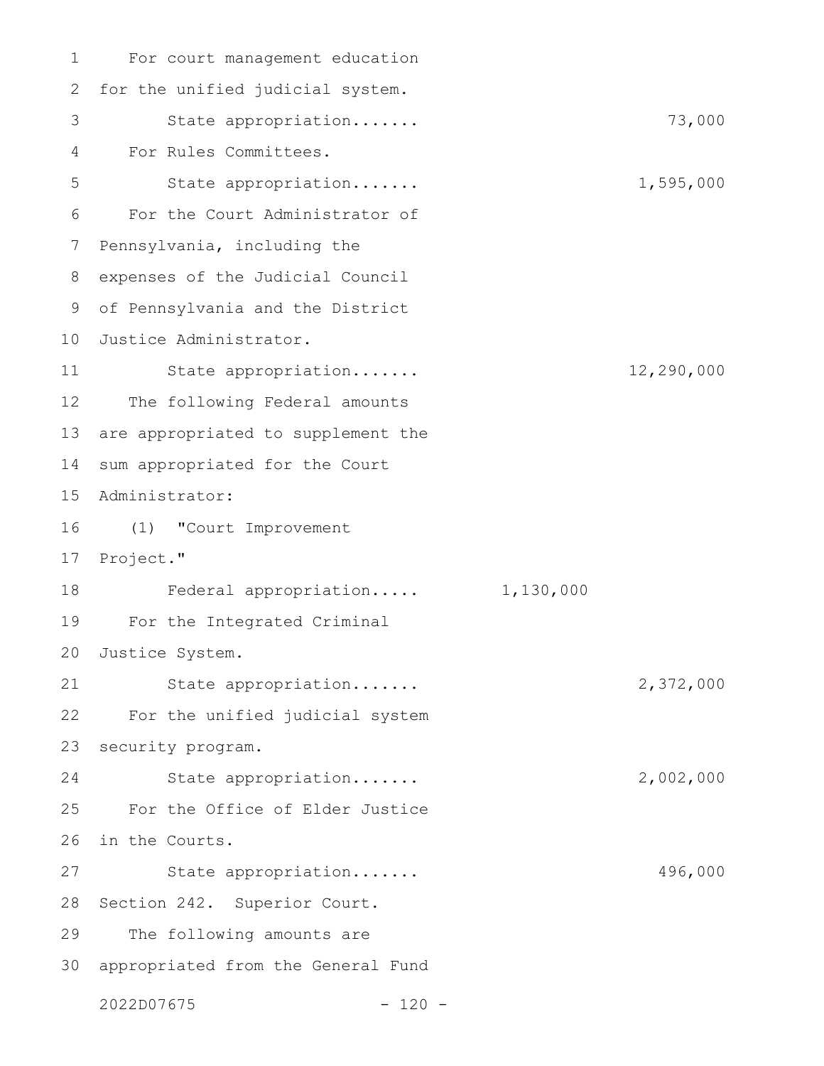For court management education for the unified judicial system.

State appropriation....... 73,000

For Rules Committees.

State appropriation....... 1,595,000

For the Court Administrator of Pennsylvania, including the expenses of the Judicial Council of Pennsylvania and the District Justice Administrator.

State appropriation....... 12,290,000

The following Federal amounts are appropriated to supplement the sum appropriated for the Court Administrator:

(1) "Court Improvement Project."

Federal appropriation..... 1,130,000

For the Integrated Criminal Justice System.

State appropriation....... 2,372,000

For the unified judicial system security program.

State appropriation....... 2,002,000

For the Office of Elder Justice in the Courts.

State appropriation....... 496,000

Section 242. Superior Court.

The following amounts are appropriated from the General Fund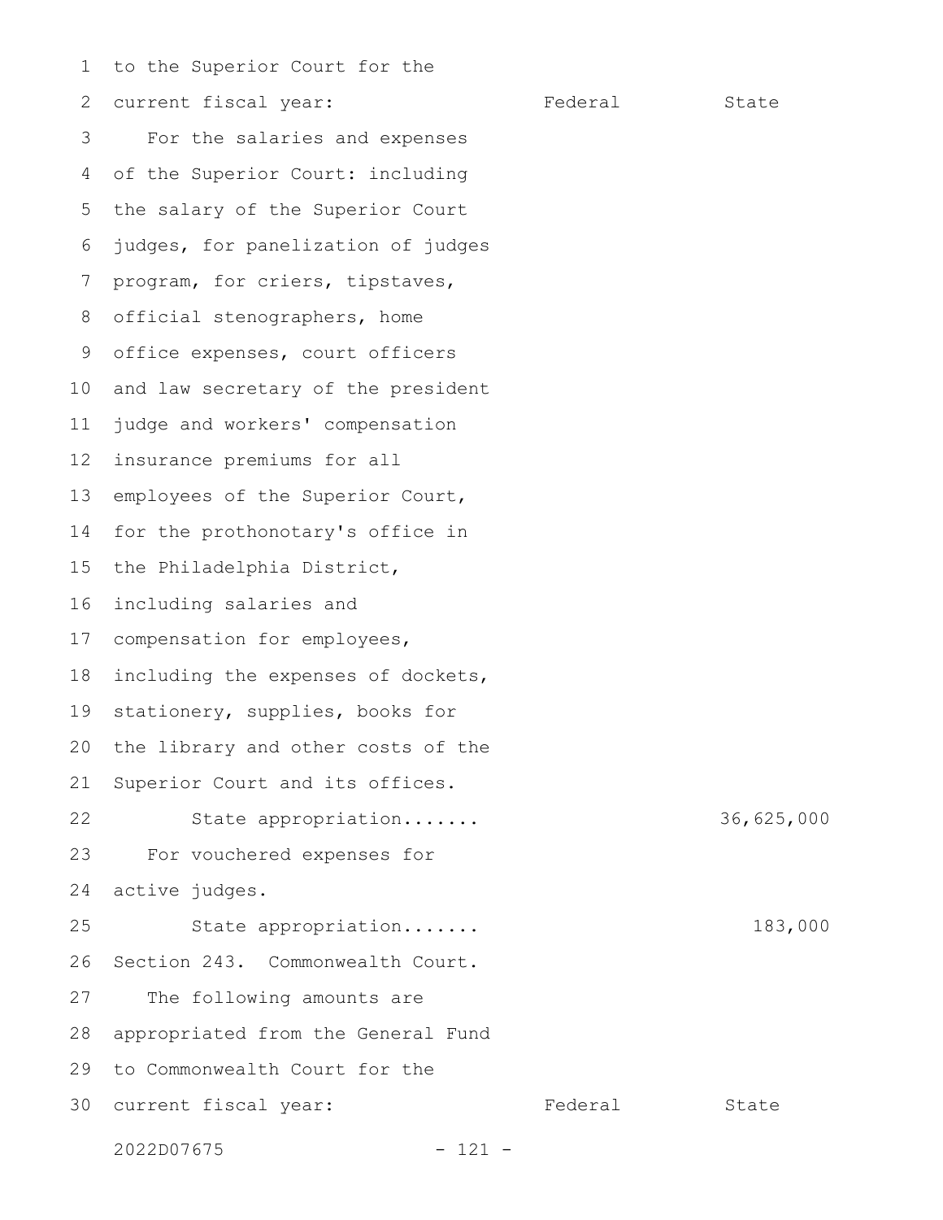to the Superior Court for the current fiscal year:

| | Federal | State |
|---|---|---|
| For the salaries and expenses of the Superior Court: including the salary of the Superior Court judges, for panelization of judges program, for criers, tipstaves, official stenographers, home office expenses, court officers and law secretary of the president judge and workers' compensation insurance premiums for all employees of the Superior Court, for the prothonotary's office in the Philadelphia District, including salaries and compensation for employees, including the expenses of dockets, stationery, supplies, books for the library and other costs of the Superior Court and its offices. | | |
| State appropriation....... | | 36,625,000 |
| For vouchered expenses for active judges. | | |
| State appropriation....... | | 183,000 |

Section 243. Commonwealth Court.

The following amounts are appropriated from the General Fund to Commonwealth Court for the current fiscal year:

| | Federal | State |
|---|---|---|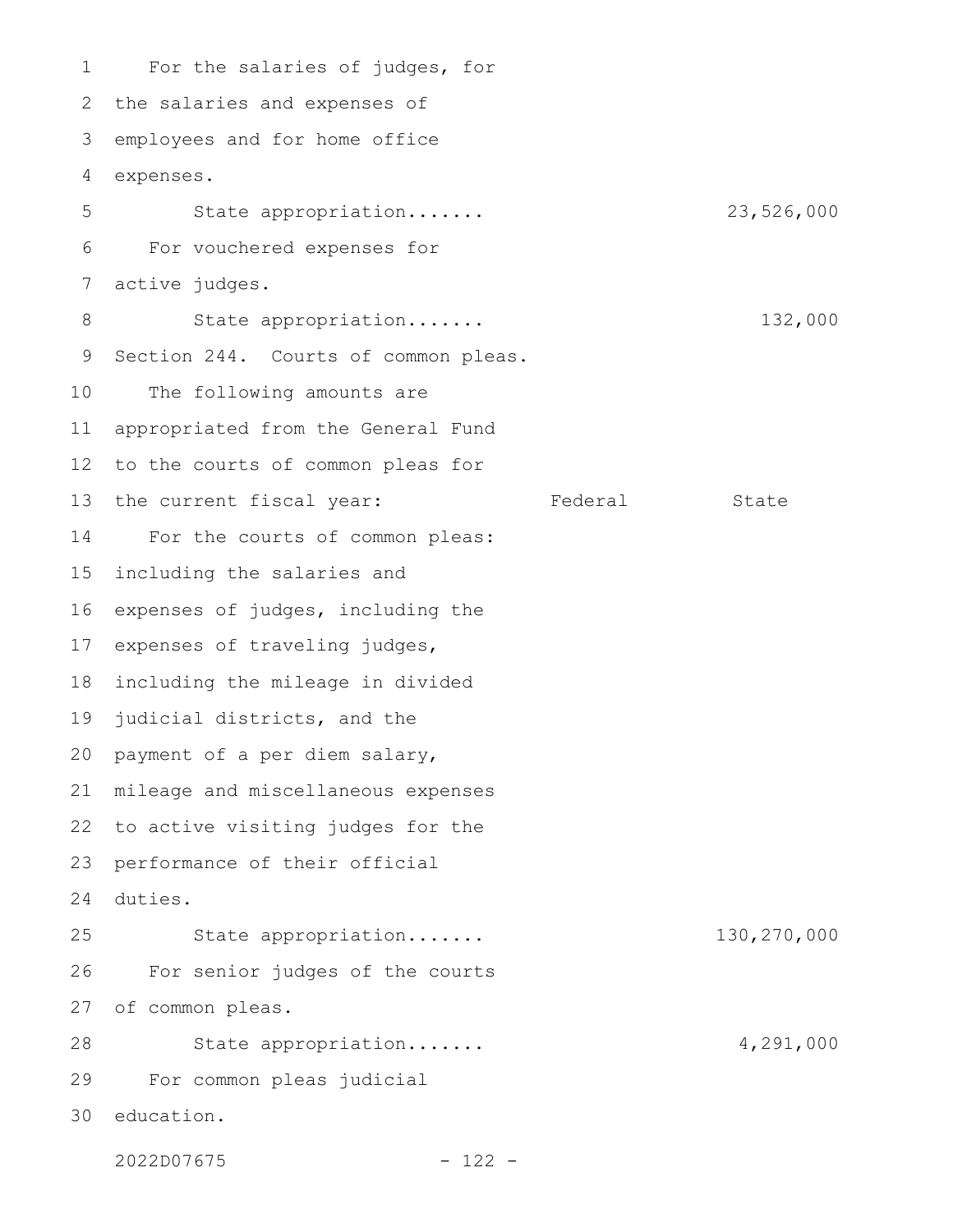For the salaries of judges, for the salaries and expenses of employees and for home office expenses.

| | Federal | State |
|---|---|---|
| State appropriation....... | | 23,526,000 |

For vouchered expenses for active judges.

| | Federal | State |
|---|---|---|
| State appropriation....... | | 132,000 |

Section 244. Courts of common pleas.

The following amounts are appropriated from the General Fund to the courts of common pleas for the current fiscal year:

| | Federal | State |
|---|---|---|
| For the courts of common pleas: including the salaries and expenses of judges, including the expenses of traveling judges, including the mileage in divided judicial districts, and the payment of a per diem salary, mileage and miscellaneous expenses to active visiting judges for the performance of their official duties. | | |
| State appropriation....... | | 130,270,000 |
| For senior judges of the courts of common pleas. | | |
| State appropriation....... | | 4,291,000 |
| For common pleas judicial education. | | |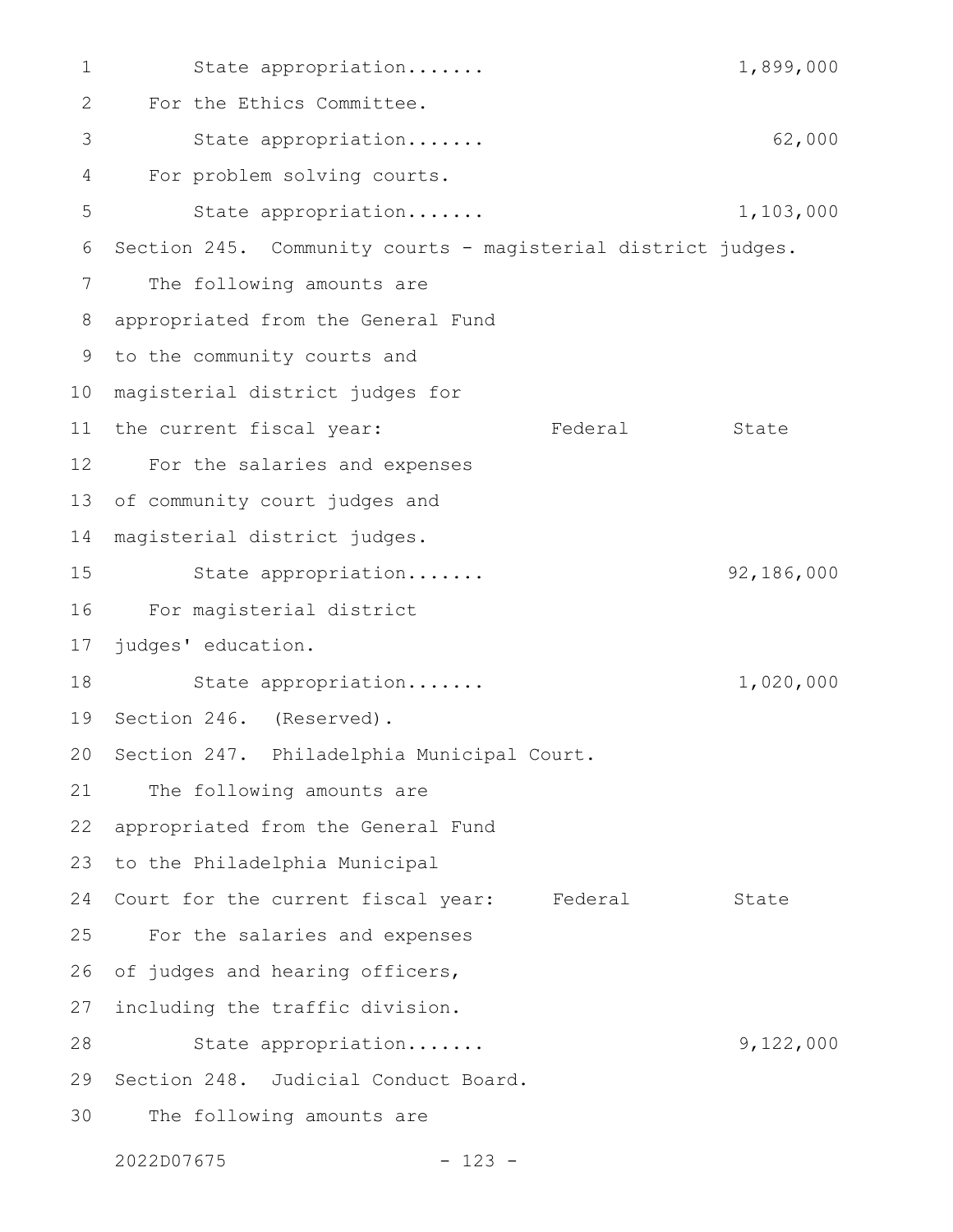State appropriation....... 1,899,000

For the Ethics Committee.

State appropriation....... 62,000

For problem solving courts.

State appropriation....... 1,103,000

Section 245. Community courts - magisterial district judges.

The following amounts are appropriated from the General Fund to the community courts and magisterial district judges for the current fiscal year:

| | Federal | State |
|---|---|---|
| For the salaries and expenses of community court judges and magisterial district judges. | | |
| State appropriation....... | | 92,186,000 |
| For magisterial district judges' education. | | |
| State appropriation....... | | 1,020,000 |

Section 246. (Reserved).

Section 247. Philadelphia Municipal Court.

The following amounts are appropriated from the General Fund to the Philadelphia Municipal Court for the current fiscal year:

| | Federal | State |
|---|---|---|
| For the salaries and expenses of judges and hearing officers, including the traffic division. | | |
| State appropriation....... | | 9,122,000 |

Section 248. Judicial Conduct Board.

The following amounts are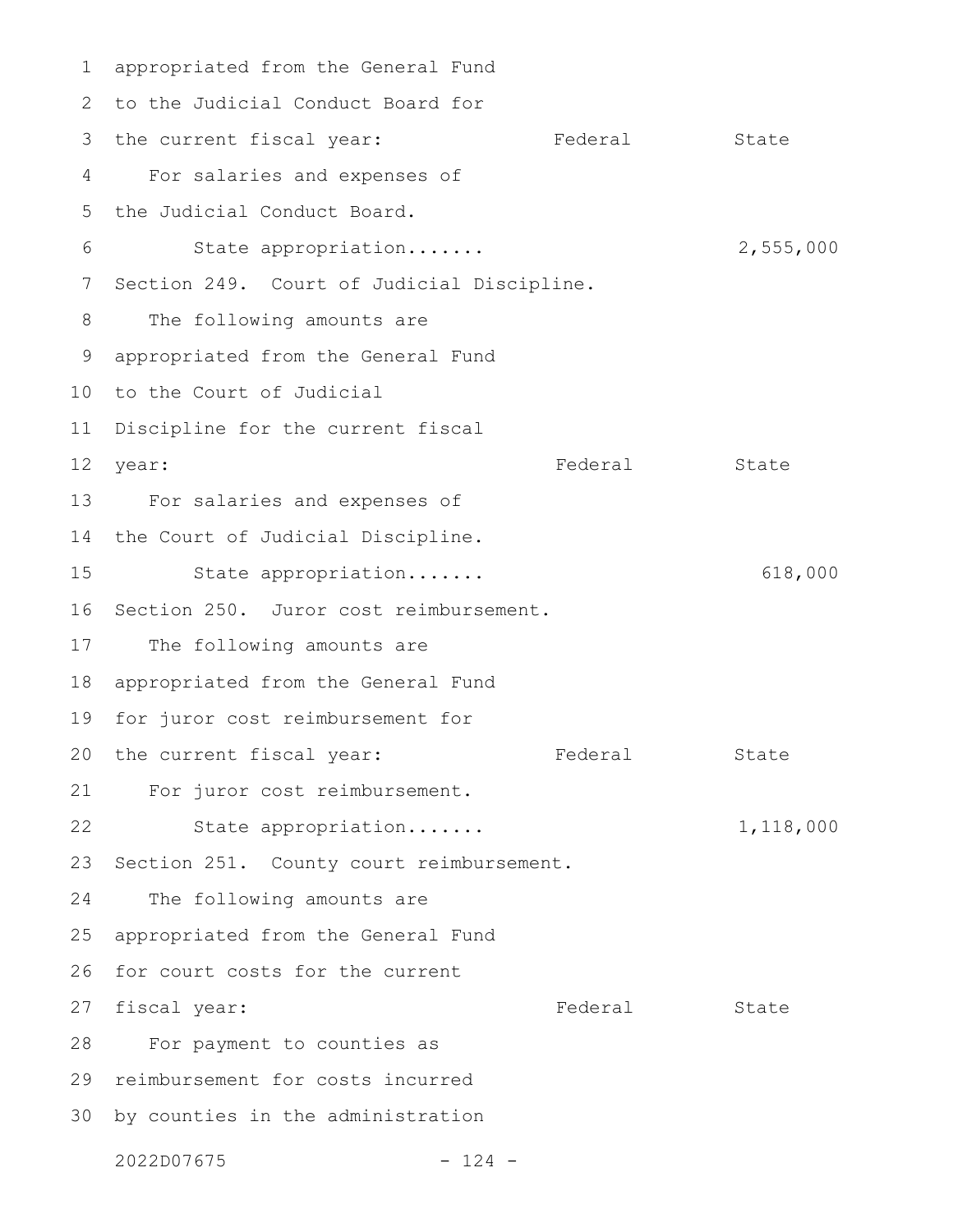appropriated from the General Fund
to the Judicial Conduct Board for
the current fiscal year: Federal State

For salaries and expenses of
the Judicial Conduct Board.

State appropriation....... 2,555,000

Section 249. Court of Judicial Discipline.

The following amounts are
appropriated from the General Fund
to the Court of Judicial
Discipline for the current fiscal
year: Federal State

For salaries and expenses of
the Court of Judicial Discipline.

State appropriation....... 618,000

Section 250. Juror cost reimbursement.

The following amounts are
appropriated from the General Fund
for juror cost reimbursement for
the current fiscal year: Federal State

For juror cost reimbursement.

State appropriation....... 1,118,000

Section 251. County court reimbursement.

The following amounts are
appropriated from the General Fund
for court costs for the current
fiscal year: Federal State

For payment to counties as
reimbursement for costs incurred
by counties in the administration

2022D07675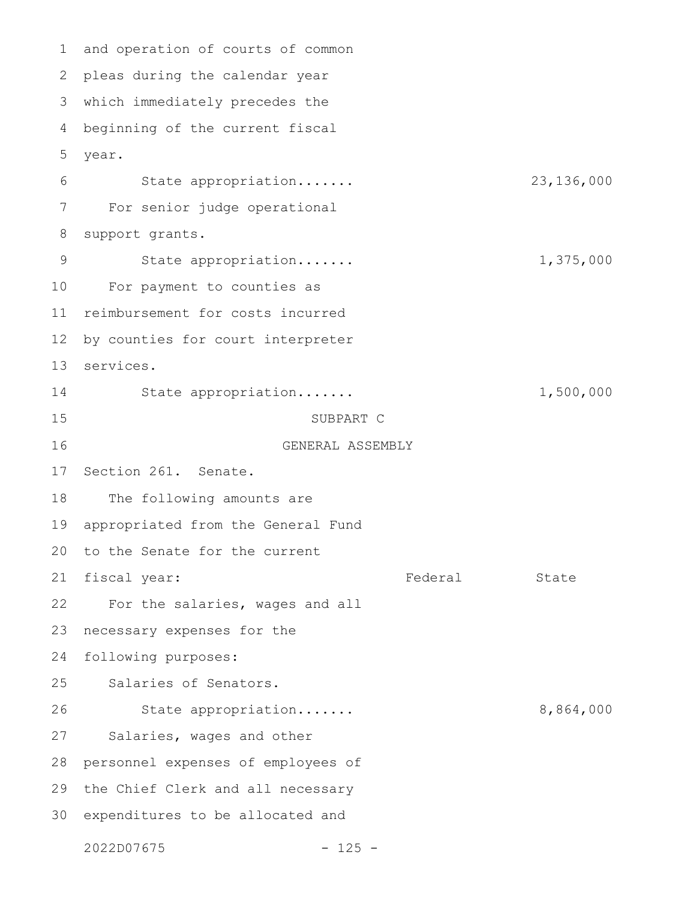and operation of courts of common pleas during the calendar year which immediately precedes the beginning of the current fiscal year.

State appropriation....... 23,136,000

For senior judge operational support grants.

State appropriation....... 1,375,000

For payment to counties as reimbursement for costs incurred by counties for court interpreter services.

State appropriation....... 1,500,000

SUBPART C

GENERAL ASSEMBLY

Section 261. Senate.

The following amounts are appropriated from the General Fund to the Senate for the current fiscal year:

| | Federal | State |
|---|---|---|
| For the salaries, wages and all necessary expenses for the following purposes: | | |
| Salaries of Senators. | | |
| State appropriation....... | | 8,864,000 |

Salaries, wages and other personnel expenses of employees of the Chief Clerk and all necessary expenditures to be allocated and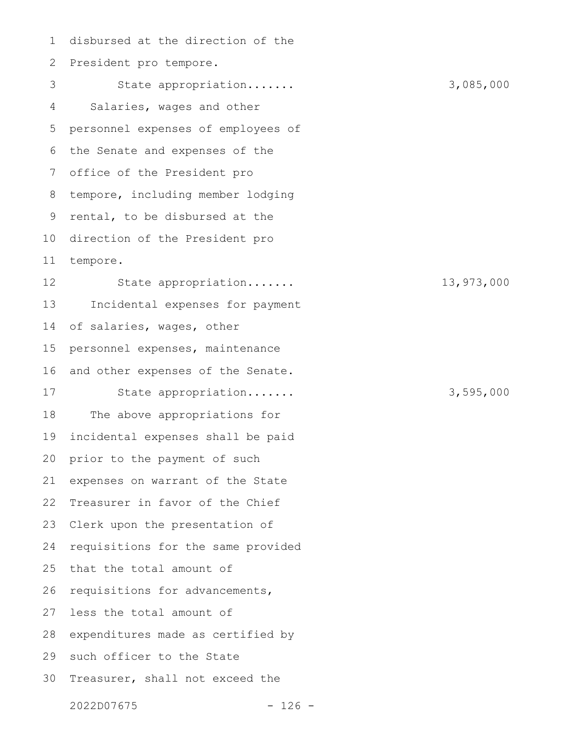disbursed at the direction of the President pro tempore.

State appropriation....... 3,085,000

Salaries, wages and other personnel expenses of employees of the Senate and expenses of the office of the President pro tempore, including member lodging rental, to be disbursed at the direction of the President pro tempore.

State appropriation....... 13,973,000

Incidental expenses for payment of salaries, wages, other personnel expenses, maintenance and other expenses of the Senate.

State appropriation....... 3,595,000

The above appropriations for incidental expenses shall be paid prior to the payment of such expenses on warrant of the State Treasurer in favor of the Chief Clerk upon the presentation of requisitions for the same provided that the total amount of requisitions for advancements, less the total amount of expenditures made as certified by such officer to the State Treasurer, shall not exceed the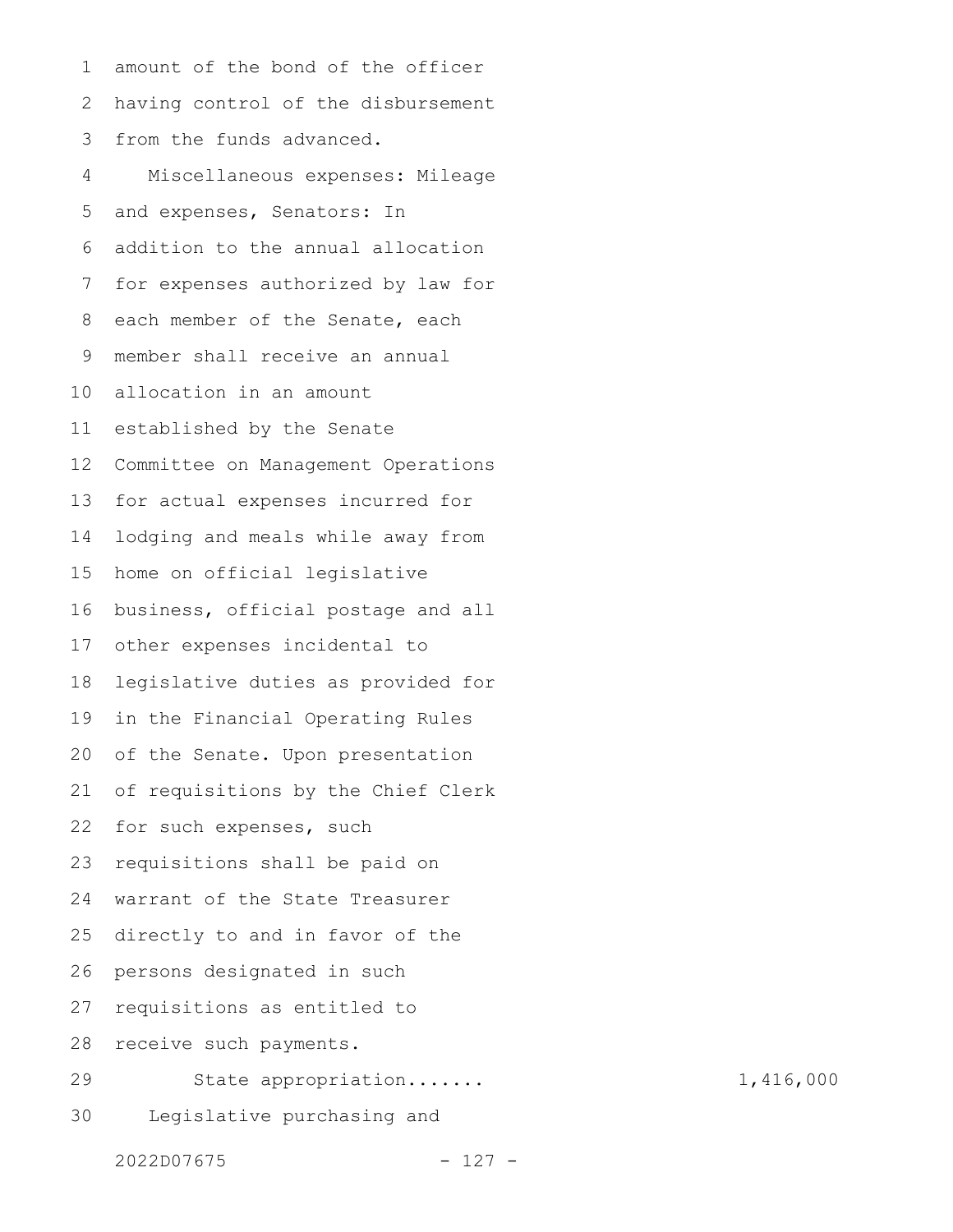amount of the bond of the officer having control of the disbursement from the funds advanced.

Miscellaneous expenses: Mileage and expenses, Senators: In addition to the annual allocation for expenses authorized by law for each member of the Senate, each member shall receive an annual allocation in an amount established by the Senate Committee on Management Operations for actual expenses incurred for lodging and meals while away from home on official legislative business, official postage and all other expenses incidental to legislative duties as provided for in the Financial Operating Rules of the Senate. Upon presentation of requisitions by the Chief Clerk for such expenses, such requisitions shall be paid on warrant of the State Treasurer directly to and in favor of the persons designated in such requisitions as entitled to receive such payments.

State appropriation....... 1,416,000

Legislative purchasing and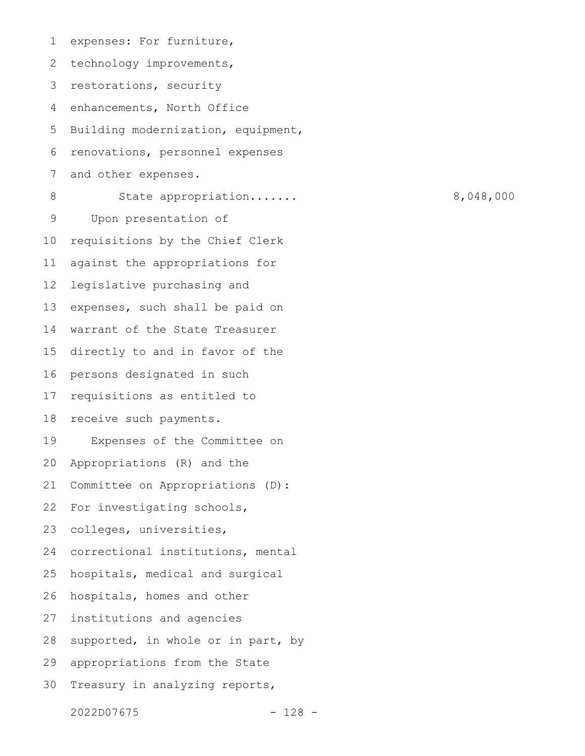expenses: For furniture, technology improvements, restorations, security enhancements, North Office Building modernization, equipment, renovations, personnel expenses and other expenses.

State appropriation....... 8,048,000

Upon presentation of requisitions by the Chief Clerk against the appropriations for legislative purchasing and expenses, such shall be paid on warrant of the State Treasurer directly to and in favor of the persons designated in such requisitions as entitled to receive such payments.

Expenses of the Committee on Appropriations (R) and the Committee on Appropriations (D): For investigating schools, colleges, universities, correctional institutions, mental hospitals, medical and surgical hospitals, homes and other institutions and agencies supported, in whole or in part, by appropriations from the State Treasury in analyzing reports,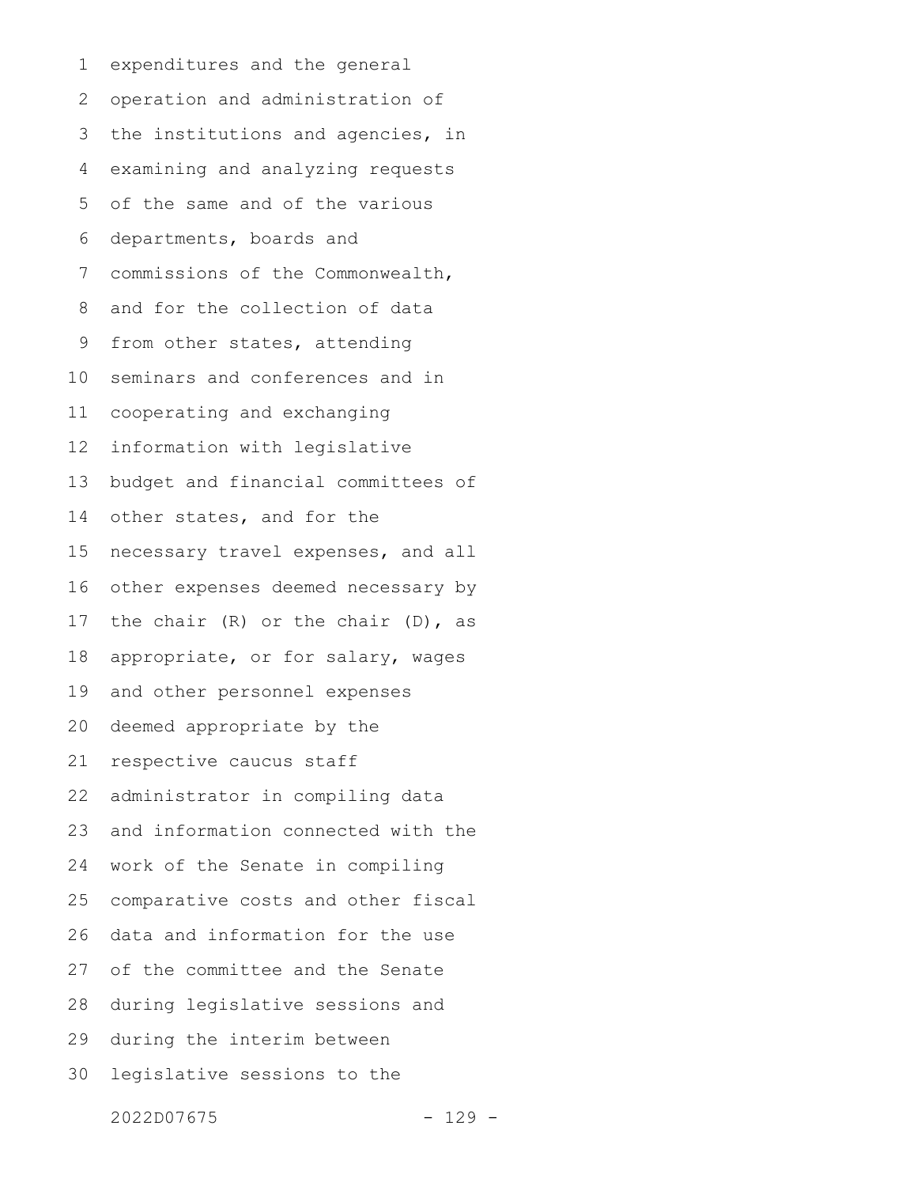expenditures and the general operation and administration of the institutions and agencies, in examining and analyzing requests of the same and of the various departments, boards and commissions of the Commonwealth, and for the collection of data from other states, attending seminars and conferences and in cooperating and exchanging information with legislative budget and financial committees of other states, and for the necessary travel expenses, and all other expenses deemed necessary by the chair (R) or the chair (D), as appropriate, or for salary, wages and other personnel expenses deemed appropriate by the respective caucus staff administrator in compiling data and information connected with the work of the Senate in compiling comparative costs and other fiscal data and information for the use of the committee and the Senate during legislative sessions and during the interim between legislative sessions to the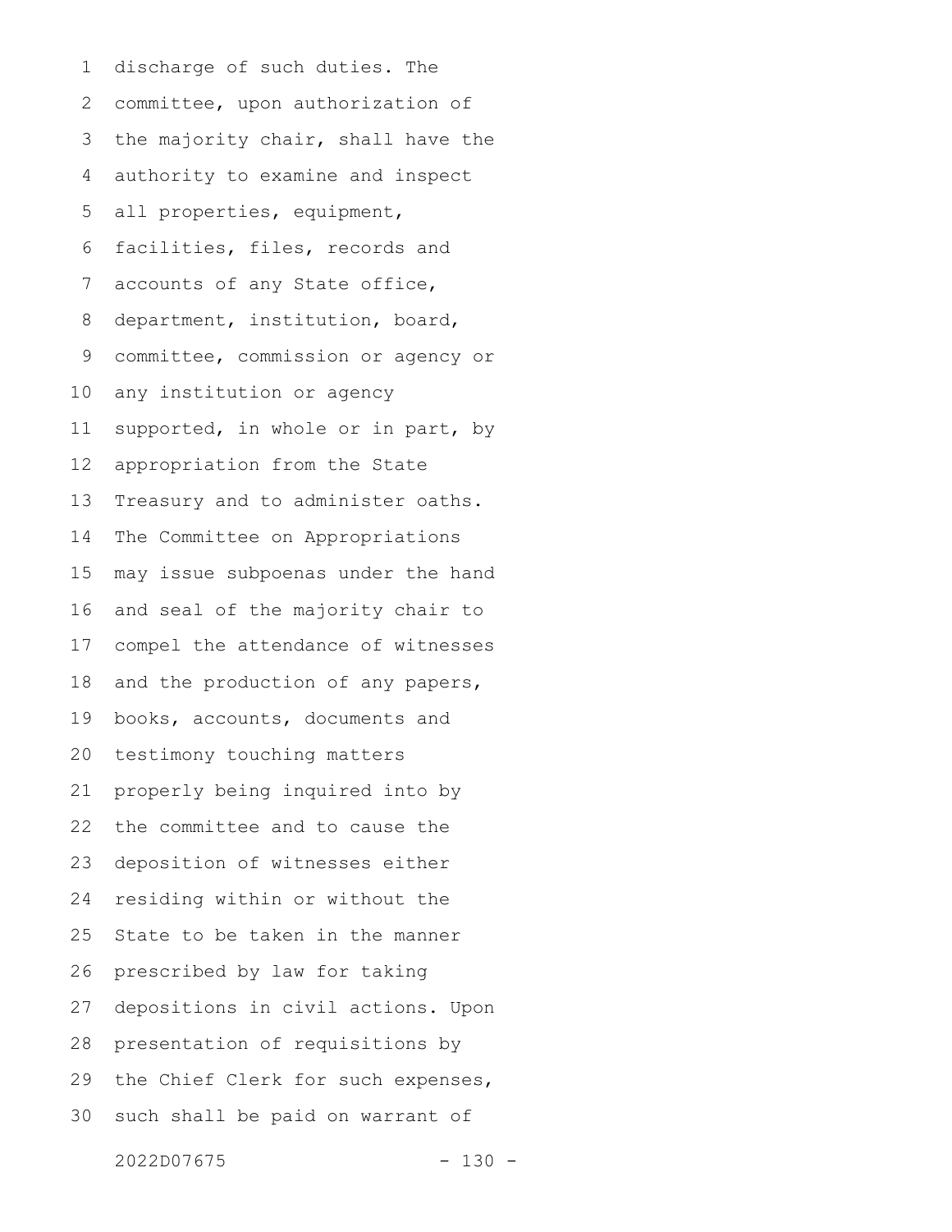discharge of such duties. The committee, upon authorization of the majority chair, shall have the authority to examine and inspect all properties, equipment, facilities, files, records and accounts of any State office, department, institution, board, committee, commission or agency or any institution or agency supported, in whole or in part, by appropriation from the State Treasury and to administer oaths. The Committee on Appropriations may issue subpoenas under the hand and seal of the majority chair to compel the attendance of witnesses and the production of any papers, books, accounts, documents and testimony touching matters properly being inquired into by the committee and to cause the deposition of witnesses either residing within or without the State to be taken in the manner prescribed by law for taking depositions in civil actions. Upon presentation of requisitions by the Chief Clerk for such expenses, such shall be paid on warrant of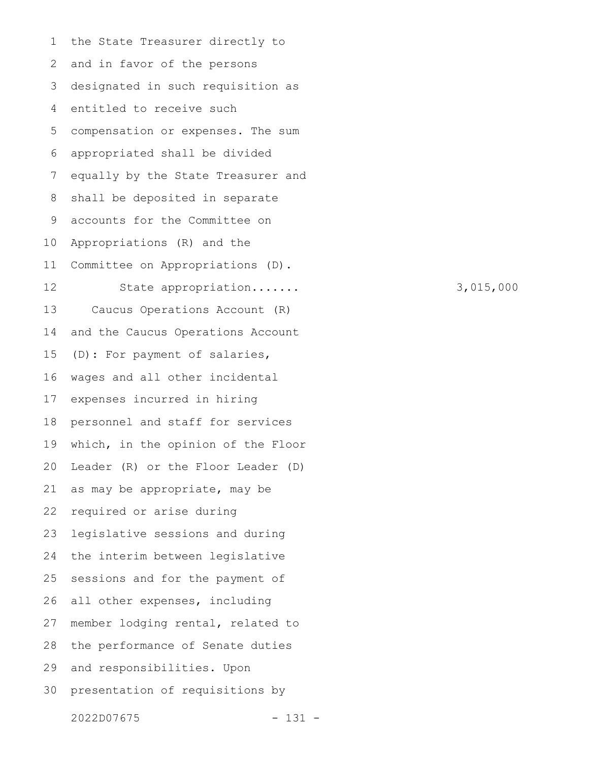the State Treasurer directly to and in favor of the persons designated in such requisition as entitled to receive such compensation or expenses. The sum appropriated shall be divided equally by the State Treasurer and shall be deposited in separate accounts for the Committee on Appropriations (R) and the Committee on Appropriations (D).

State appropriation....... 3,015,000

Caucus Operations Account (R) and the Caucus Operations Account (D): For payment of salaries, wages and all other incidental expenses incurred in hiring personnel and staff for services which, in the opinion of the Floor Leader (R) or the Floor Leader (D) as may be appropriate, may be required or arise during legislative sessions and during the interim between legislative sessions and for the payment of all other expenses, including member lodging rental, related to the performance of Senate duties and responsibilities. Upon presentation of requisitions by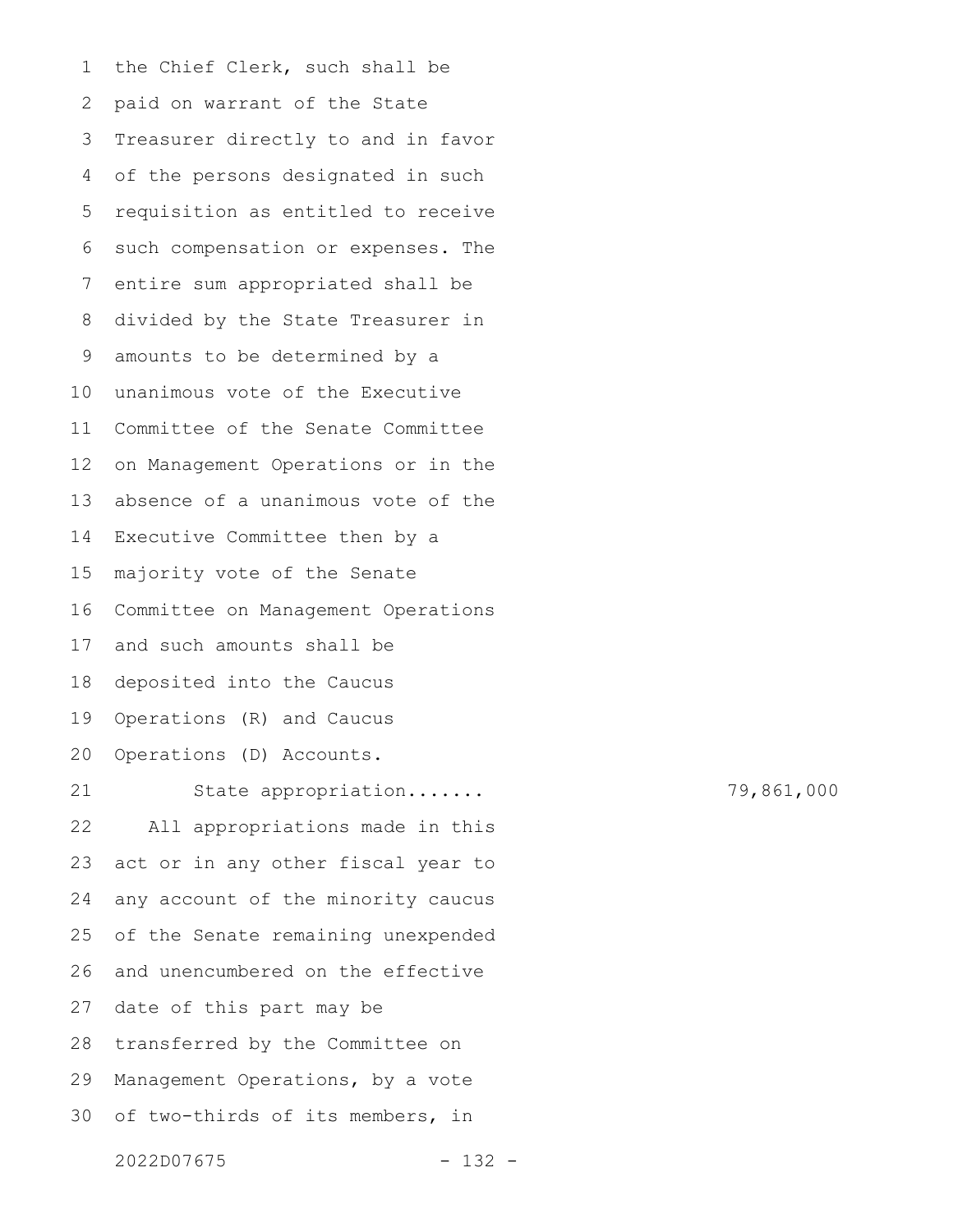the Chief Clerk, such shall be paid on warrant of the State Treasurer directly to and in favor of the persons designated in such requisition as entitled to receive such compensation or expenses. The entire sum appropriated shall be divided by the State Treasurer in amounts to be determined by a unanimous vote of the Executive Committee of the Senate Committee on Management Operations or in the absence of a unanimous vote of the Executive Committee then by a majority vote of the Senate Committee on Management Operations and such amounts shall be deposited into the Caucus Operations (R) and Caucus Operations (D) Accounts.

State appropriation....... 79,861,000

All appropriations made in this act or in any other fiscal year to any account of the minority caucus of the Senate remaining unexpended and unencumbered on the effective date of this part may be transferred by the Committee on Management Operations, by a vote of two-thirds of its members, in

2022D07675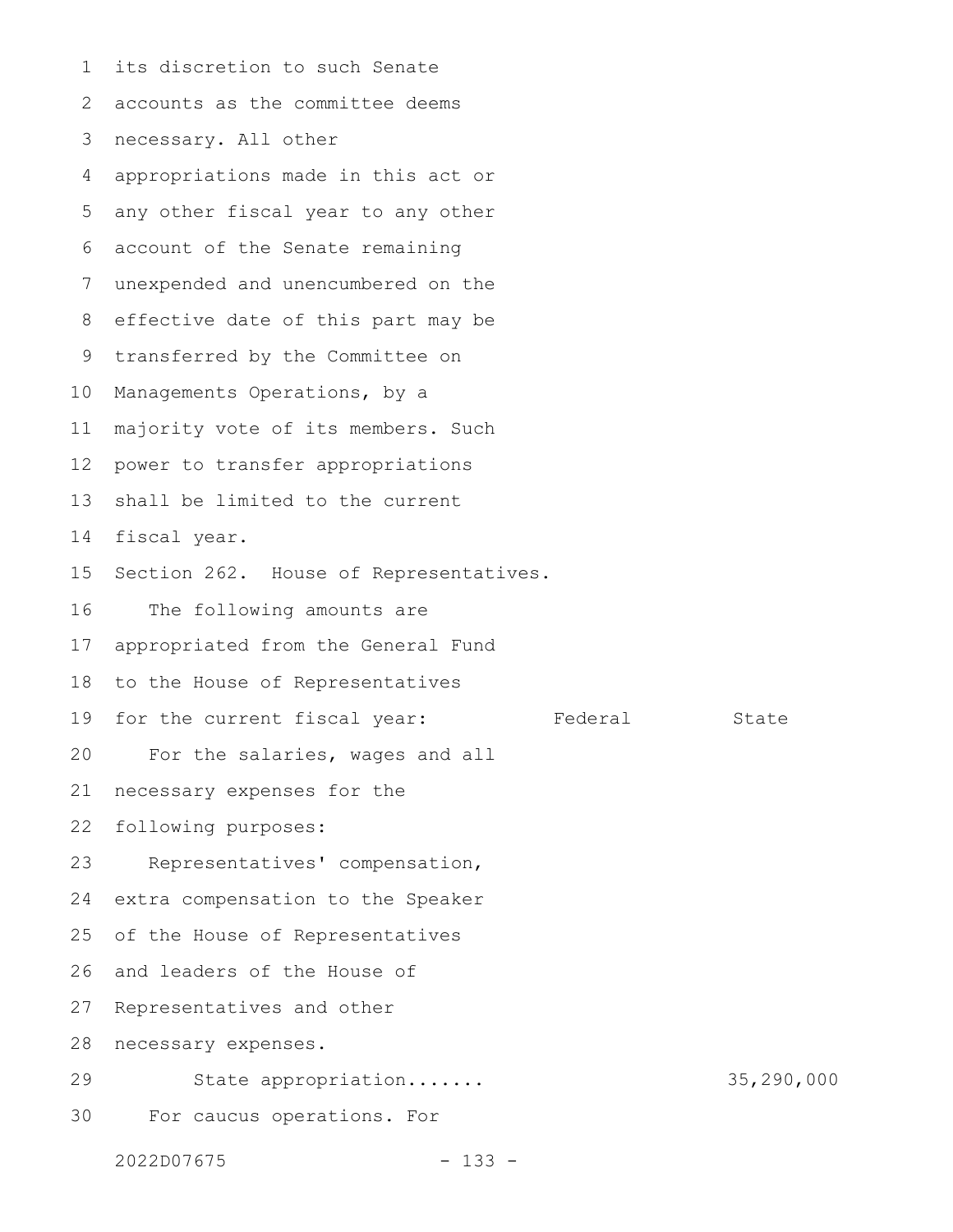its discretion to such Senate accounts as the committee deems necessary. All other appropriations made in this act or any other fiscal year to any other account of the Senate remaining unexpended and unencumbered on the effective date of this part may be transferred by the Committee on Managements Operations, by a majority vote of its members. Such power to transfer appropriations shall be limited to the current fiscal year.

Section 262. House of Representatives.

The following amounts are appropriated from the General Fund to the House of Representatives for the current fiscal year:

| | Federal | State |
|---|---|---|
| For the salaries, wages and all necessary expenses for the following purposes: | | |
| Representatives' compensation, extra compensation to the Speaker of the House of Representatives and leaders of the House of Representatives and other necessary expenses. | | |
| State appropriation....... | | 35,290,000 |

For caucus operations. For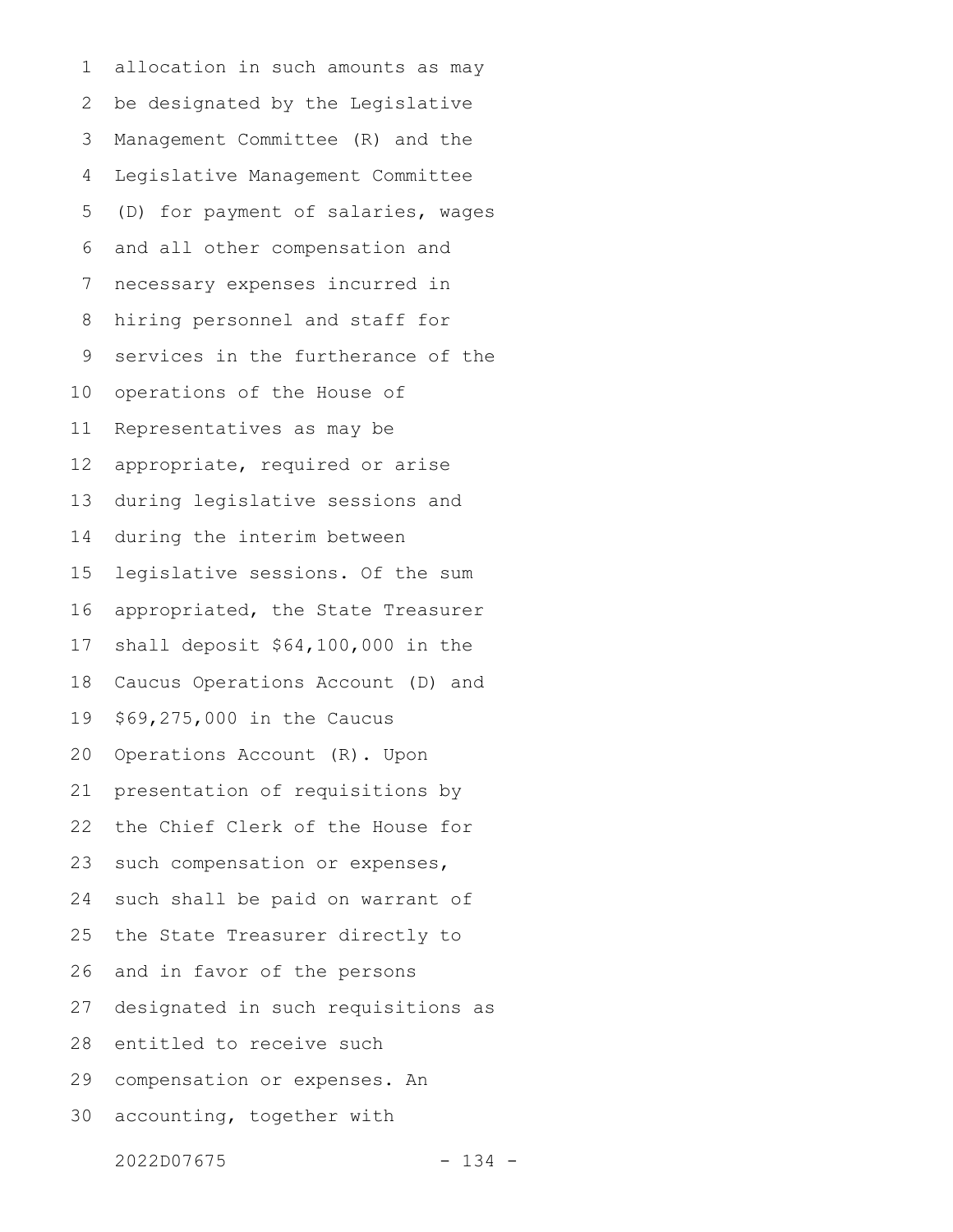allocation in such amounts as may be designated by the Legislative Management Committee (R) and the Legislative Management Committee (D) for payment of salaries, wages and all other compensation and necessary expenses incurred in hiring personnel and staff for services in the furtherance of the operations of the House of Representatives as may be appropriate, required or arise during legislative sessions and during the interim between legislative sessions. Of the sum appropriated, the State Treasurer shall deposit $64,100,000 in the Caucus Operations Account (D) and $69,275,000 in the Caucus Operations Account (R). Upon presentation of requisitions by the Chief Clerk of the House for such compensation or expenses, such shall be paid on warrant of the State Treasurer directly to and in favor of the persons designated in such requisitions as entitled to receive such compensation or expenses. An accounting, together with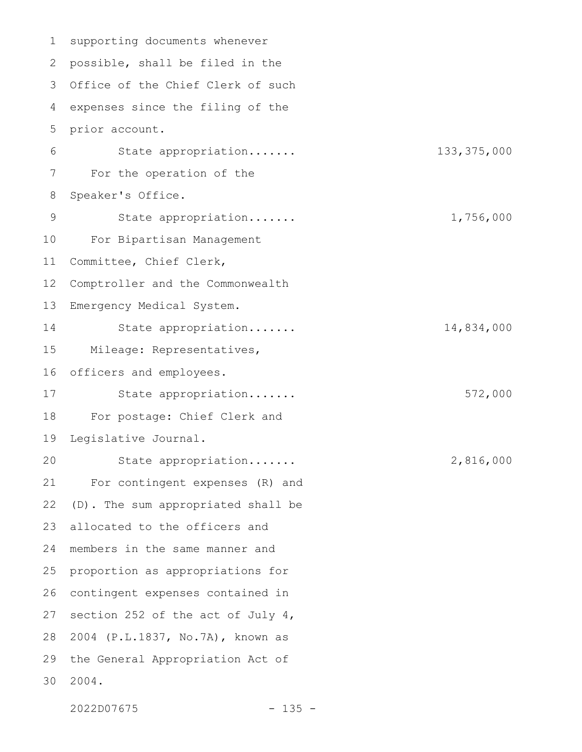supporting documents whenever possible, shall be filed in the Office of the Chief Clerk of such expenses since the filing of the prior account.

State appropriation....... 133,375,000

For the operation of the Speaker's Office.

State appropriation....... 1,756,000

For Bipartisan Management Committee, Chief Clerk, Comptroller and the Commonwealth Emergency Medical System.

State appropriation....... 14,834,000

Mileage: Representatives, officers and employees.

State appropriation....... 572,000

For postage: Chief Clerk and Legislative Journal.

State appropriation....... 2,816,000

For contingent expenses (R) and (D). The sum appropriated shall be allocated to the officers and members in the same manner and proportion as appropriations for contingent expenses contained in section 252 of the act of July 4, 2004 (P.L.1837, No.7A), known as the General Appropriation Act of 2004.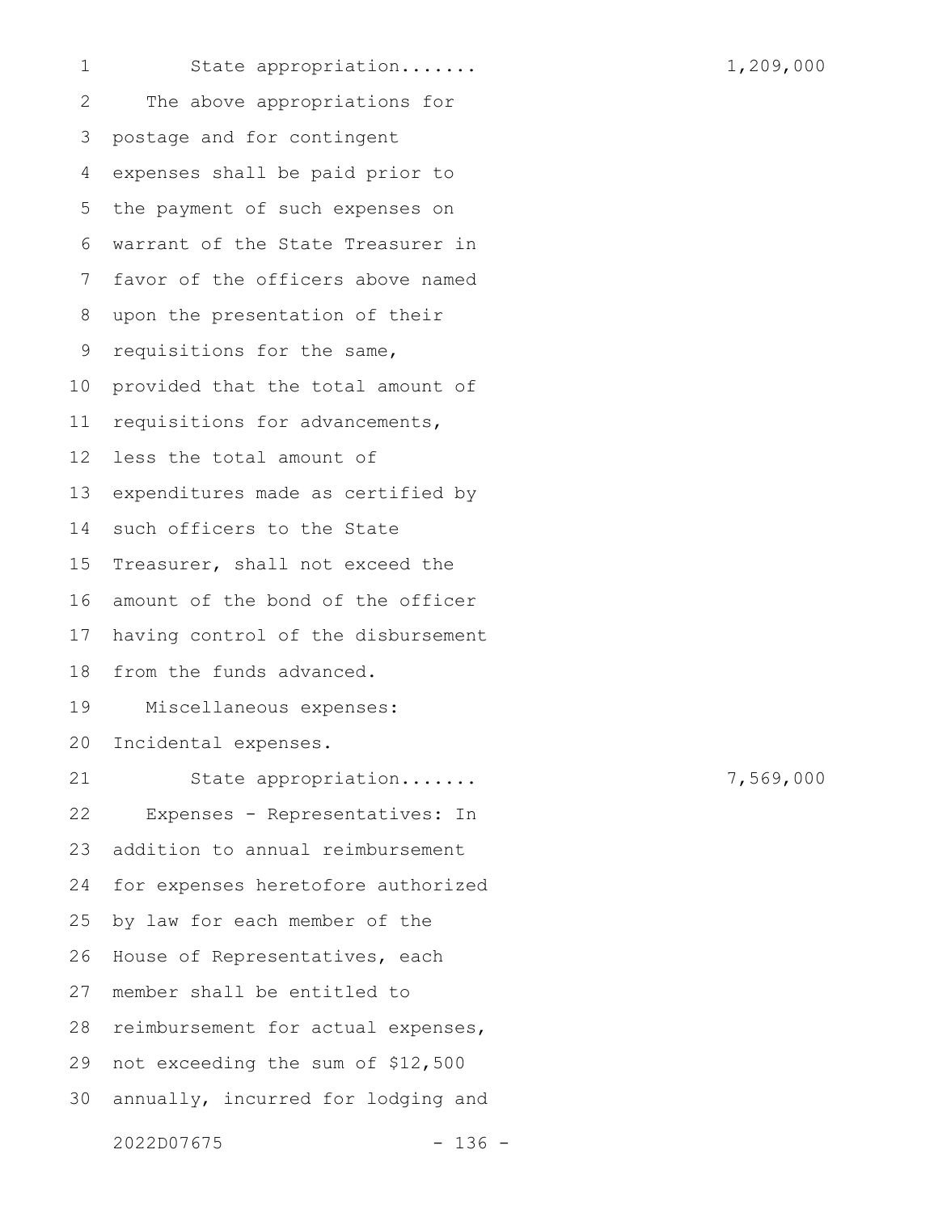State appropriation....... 1,209,000

The above appropriations for postage and for contingent expenses shall be paid prior to the payment of such expenses on warrant of the State Treasurer in favor of the officers above named upon the presentation of their requisitions for the same, provided that the total amount of requisitions for advancements, less the total amount of expenditures made as certified by such officers to the State Treasurer, shall not exceed the amount of the bond of the officer having control of the disbursement from the funds advanced.

Miscellaneous expenses: Incidental expenses.

State appropriation....... 7,569,000

Expenses - Representatives: In addition to annual reimbursement for expenses heretofore authorized by law for each member of the House of Representatives, each member shall be entitled to reimbursement for actual expenses, not exceeding the sum of $12,500 annually, incurred for lodging and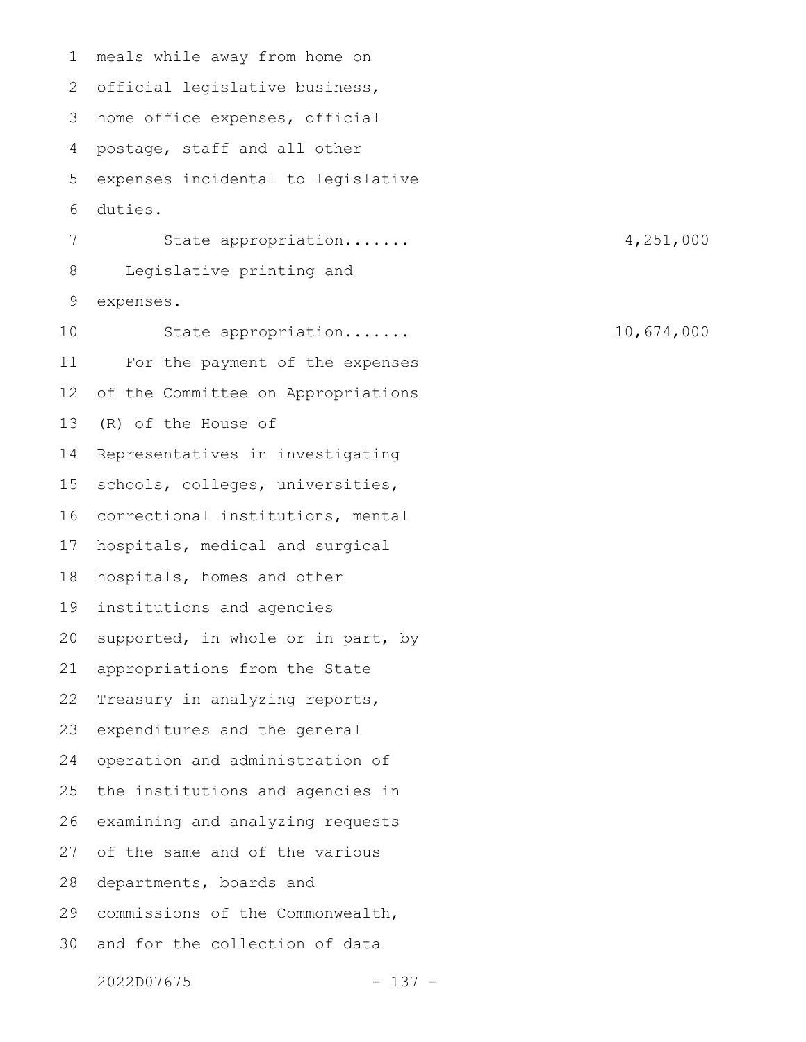meals while away from home on official legislative business, home office expenses, official postage, staff and all other expenses incidental to legislative duties.

State appropriation....... 4,251,000

Legislative printing and expenses.

State appropriation....... 10,674,000

For the payment of the expenses of the Committee on Appropriations (R) of the House of Representatives in investigating schools, colleges, universities, correctional institutions, mental hospitals, medical and surgical hospitals, homes and other institutions and agencies supported, in whole or in part, by appropriations from the State Treasury in analyzing reports, expenditures and the general operation and administration of the institutions and agencies in examining and analyzing requests of the same and of the various departments, boards and commissions of the Commonwealth, and for the collection of data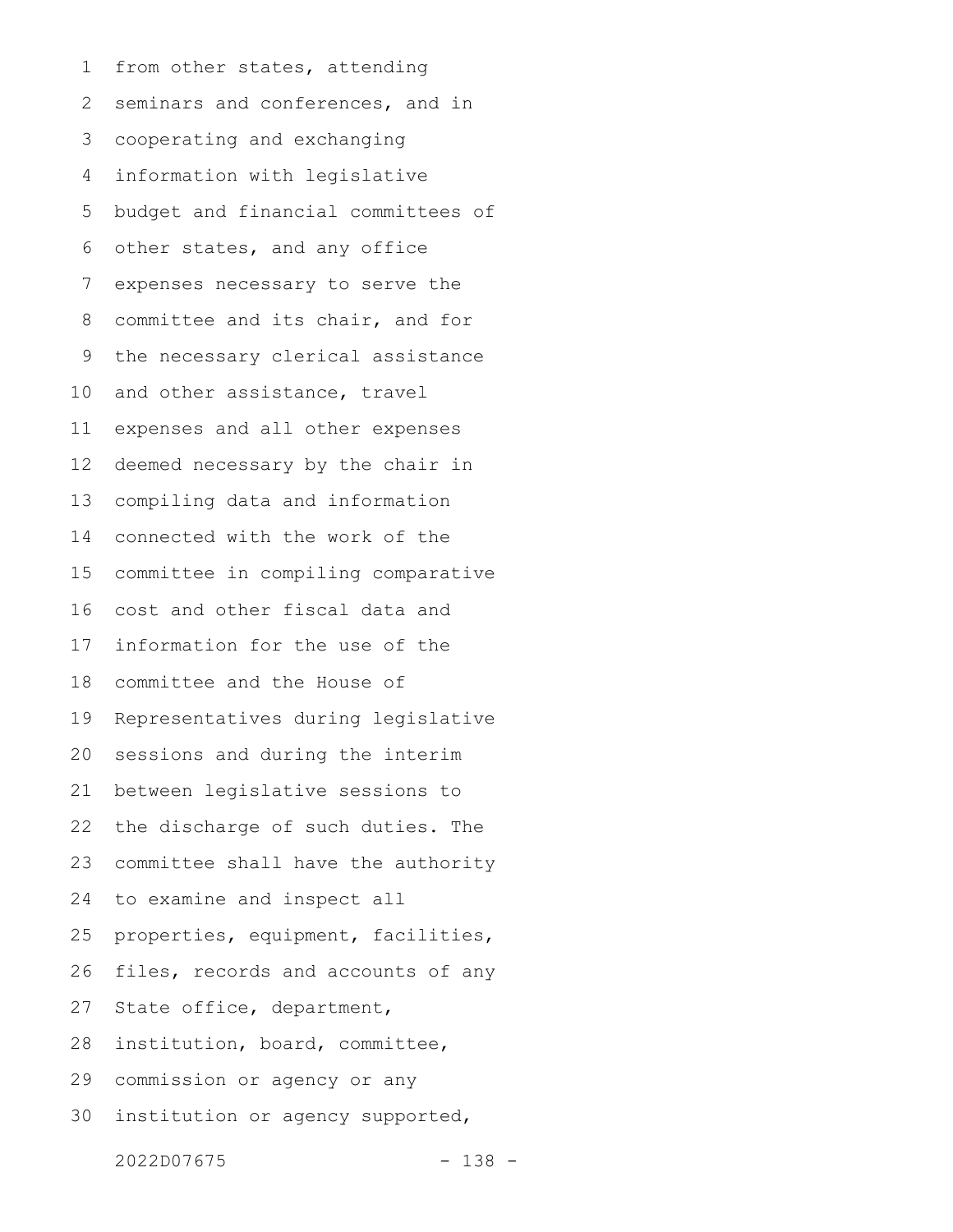from other states, attending seminars and conferences, and in cooperating and exchanging information with legislative budget and financial committees of other states, and any office expenses necessary to serve the committee and its chair, and for the necessary clerical assistance and other assistance, travel expenses and all other expenses deemed necessary by the chair in compiling data and information connected with the work of the committee in compiling comparative cost and other fiscal data and information for the use of the committee and the House of Representatives during legislative sessions and during the interim between legislative sessions to the discharge of such duties. The committee shall have the authority to examine and inspect all properties, equipment, facilities, files, records and accounts of any State office, department, institution, board, committee, commission or agency or any institution or agency supported,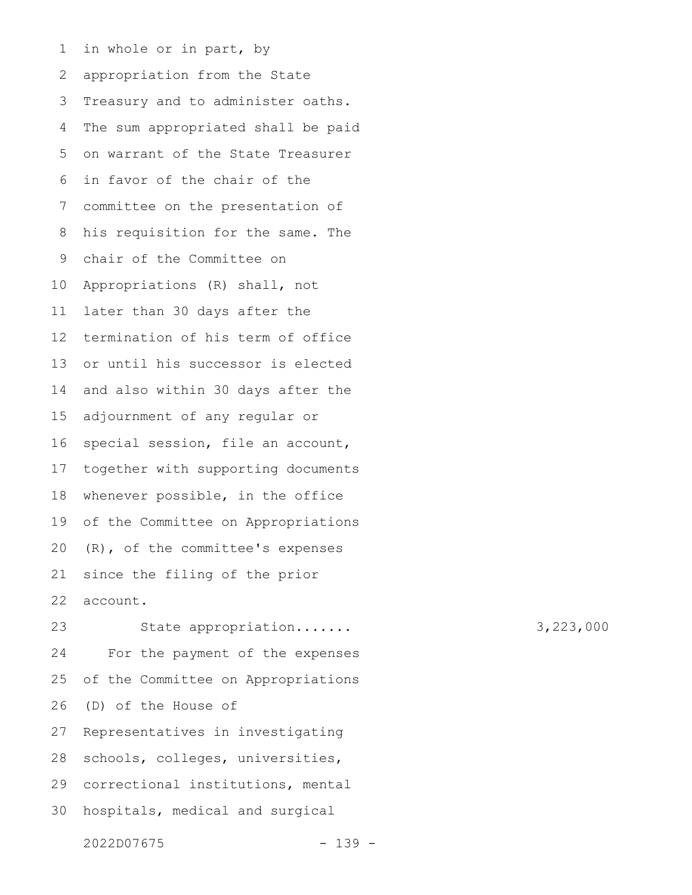in whole or in part, by appropriation from the State Treasury and to administer oaths. The sum appropriated shall be paid on warrant of the State Treasurer in favor of the chair of the committee on the presentation of his requisition for the same. The chair of the Committee on Appropriations (R) shall, not later than 30 days after the termination of his term of office or until his successor is elected and also within 30 days after the adjournment of any regular or special session, file an account, together with supporting documents whenever possible, in the office of the Committee on Appropriations (R), of the committee's expenses since the filing of the prior account.

State appropriation....... 3,223,000

For the payment of the expenses of the Committee on Appropriations (D) of the House of Representatives in investigating schools, colleges, universities, correctional institutions, mental hospitals, medical and surgical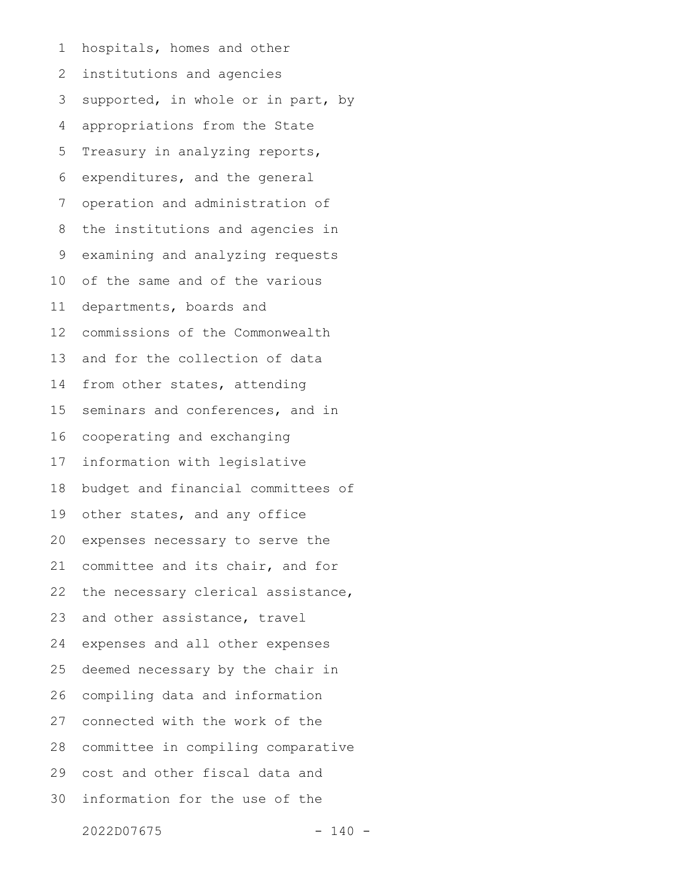hospitals, homes and other institutions and agencies supported, in whole or in part, by appropriations from the State Treasury in analyzing reports, expenditures, and the general operation and administration of the institutions and agencies in examining and analyzing requests of the same and of the various departments, boards and commissions of the Commonwealth and for the collection of data from other states, attending seminars and conferences, and in cooperating and exchanging information with legislative budget and financial committees of other states, and any office expenses necessary to serve the committee and its chair, and for the necessary clerical assistance, and other assistance, travel expenses and all other expenses deemed necessary by the chair in compiling data and information connected with the work of the committee in compiling comparative cost and other fiscal data and information for the use of the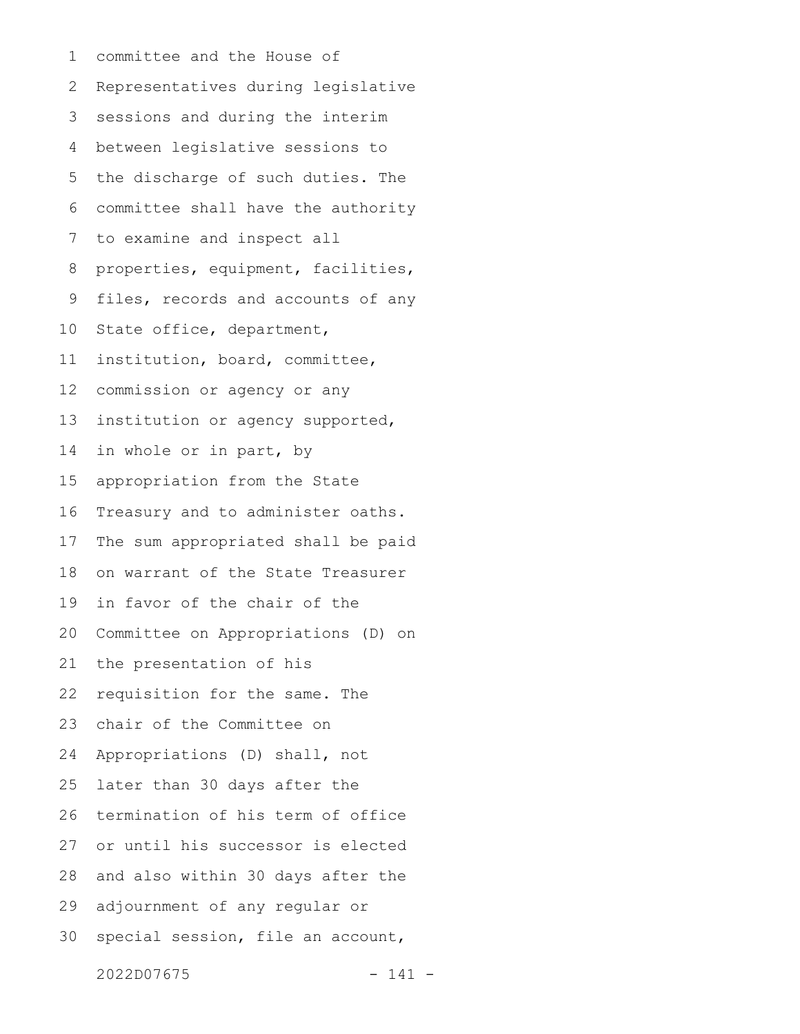committee and the House of Representatives during legislative sessions and during the interim between legislative sessions to the discharge of such duties. The committee shall have the authority to examine and inspect all properties, equipment, facilities, files, records and accounts of any State office, department, institution, board, committee, commission or agency or any institution or agency supported, in whole or in part, by appropriation from the State Treasury and to administer oaths. The sum appropriated shall be paid on warrant of the State Treasurer in favor of the chair of the Committee on Appropriations (D) on the presentation of his requisition for the same. The chair of the Committee on Appropriations (D) shall, not later than 30 days after the termination of his term of office or until his successor is elected and also within 30 days after the adjournment of any regular or special session, file an account,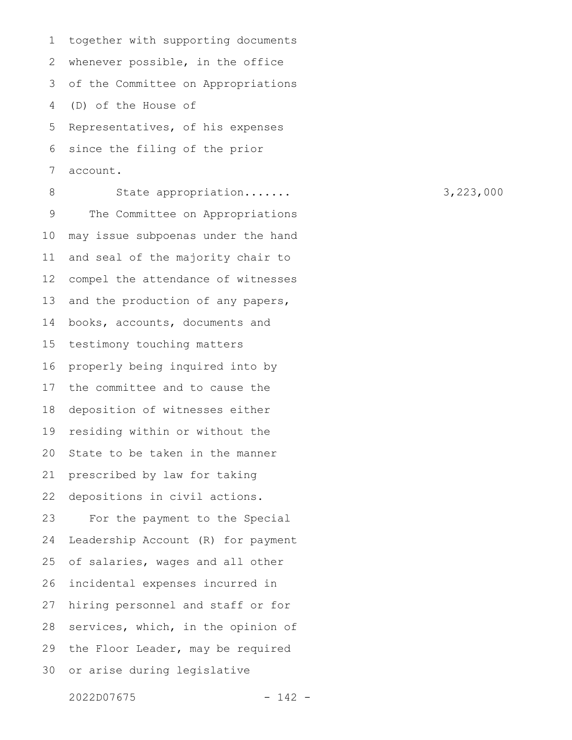together with supporting documents whenever possible, in the office of the Committee on Appropriations (D) of the House of Representatives, of his expenses since the filing of the prior account.

State appropriation....... 3,223,000

The Committee on Appropriations may issue subpoenas under the hand and seal of the majority chair to compel the attendance of witnesses and the production of any papers, books, accounts, documents and testimony touching matters properly being inquired into by the committee and to cause the deposition of witnesses either residing within or without the State to be taken in the manner prescribed by law for taking depositions in civil actions.

For the payment to the Special Leadership Account (R) for payment of salaries, wages and all other incidental expenses incurred in hiring personnel and staff or for services, which, in the opinion of the Floor Leader, may be required or arise during legislative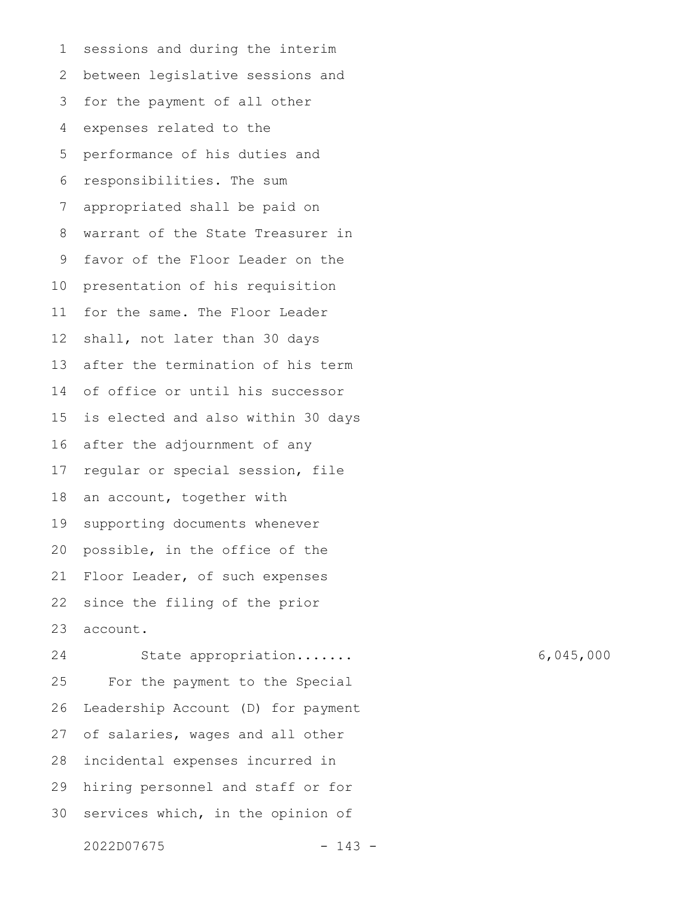sessions and during the interim between legislative sessions and for the payment of all other expenses related to the performance of his duties and responsibilities. The sum appropriated shall be paid on warrant of the State Treasurer in favor of the Floor Leader on the presentation of his requisition for the same. The Floor Leader shall, not later than 30 days after the termination of his term of office or until his successor is elected and also within 30 days after the adjournment of any regular or special session, file an account, together with supporting documents whenever possible, in the office of the Floor Leader, of such expenses since the filing of the prior account.

State appropriation....... 6,045,000

For the payment to the Special Leadership Account (D) for payment of salaries, wages and all other incidental expenses incurred in hiring personnel and staff or for services which, in the opinion of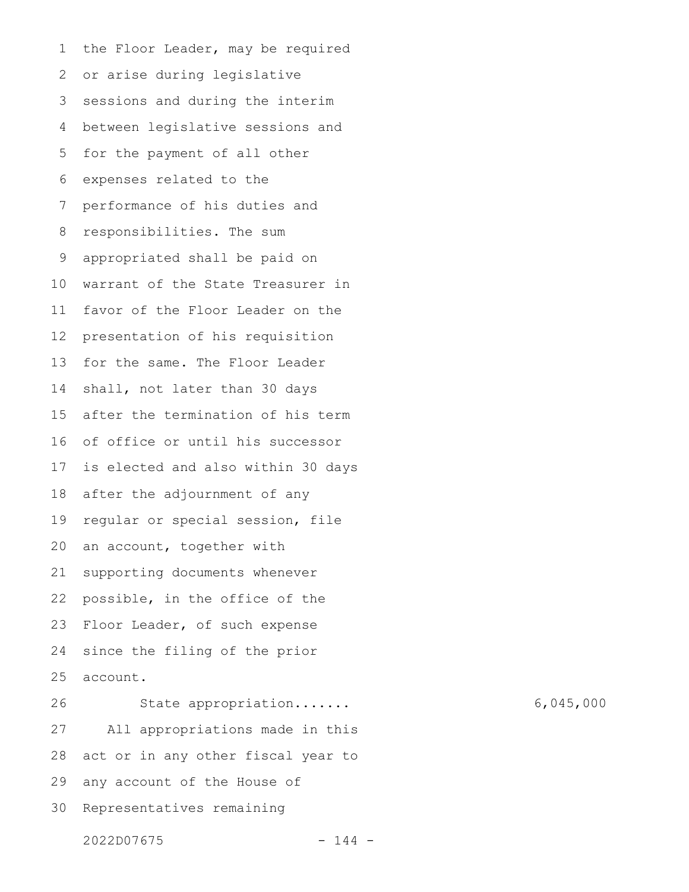the Floor Leader, may be required or arise during legislative sessions and during the interim between legislative sessions and for the payment of all other expenses related to the performance of his duties and responsibilities. The sum appropriated shall be paid on warrant of the State Treasurer in favor of the Floor Leader on the presentation of his requisition for the same. The Floor Leader shall, not later than 30 days after the termination of his term of office or until his successor is elected and also within 30 days after the adjournment of any regular or special session, file an account, together with supporting documents whenever possible, in the office of the Floor Leader, of such expense since the filing of the prior account.

State appropriation....... 6,045,000

All appropriations made in this act or in any other fiscal year to any account of the House of Representatives remaining

2022D07675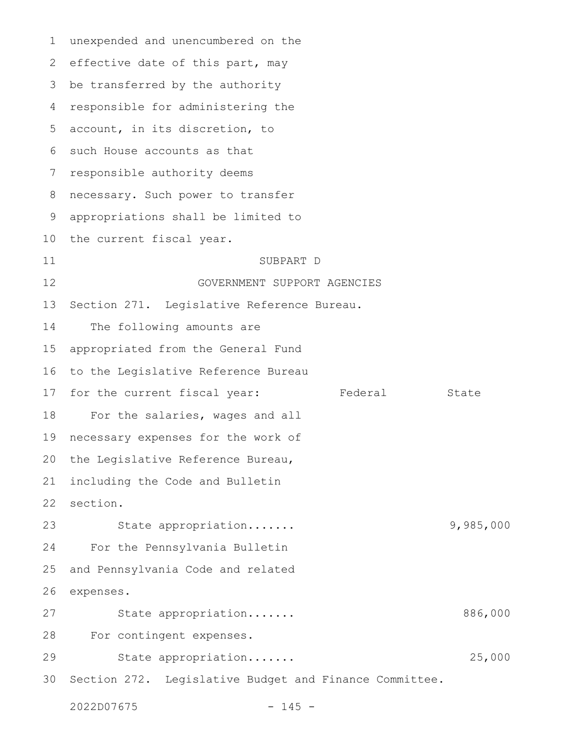unexpended and unencumbered on the effective date of this part, may be transferred by the authority responsible for administering the account, in its discretion, to such House accounts as that responsible authority deems necessary. Such power to transfer appropriations shall be limited to the current fiscal year.

## SUBPART D
## GOVERNMENT SUPPORT AGENCIES

Section 271. Legislative Reference Bureau.

The following amounts are appropriated from the General Fund to the Legislative Reference Bureau for the current fiscal year:

| | Federal | State |
|---|---|---|
| For the salaries, wages and all necessary expenses for the work of the Legislative Reference Bureau, including the Code and Bulletin section. | | |
| State appropriation....... | | 9,985,000 |
| For the Pennsylvania Bulletin and Pennsylvania Code and related expenses. | | |
| State appropriation....... | | 886,000 |
| For contingent expenses. | | |
| State appropriation....... | | 25,000 |

Section 272. Legislative Budget and Finance Committee.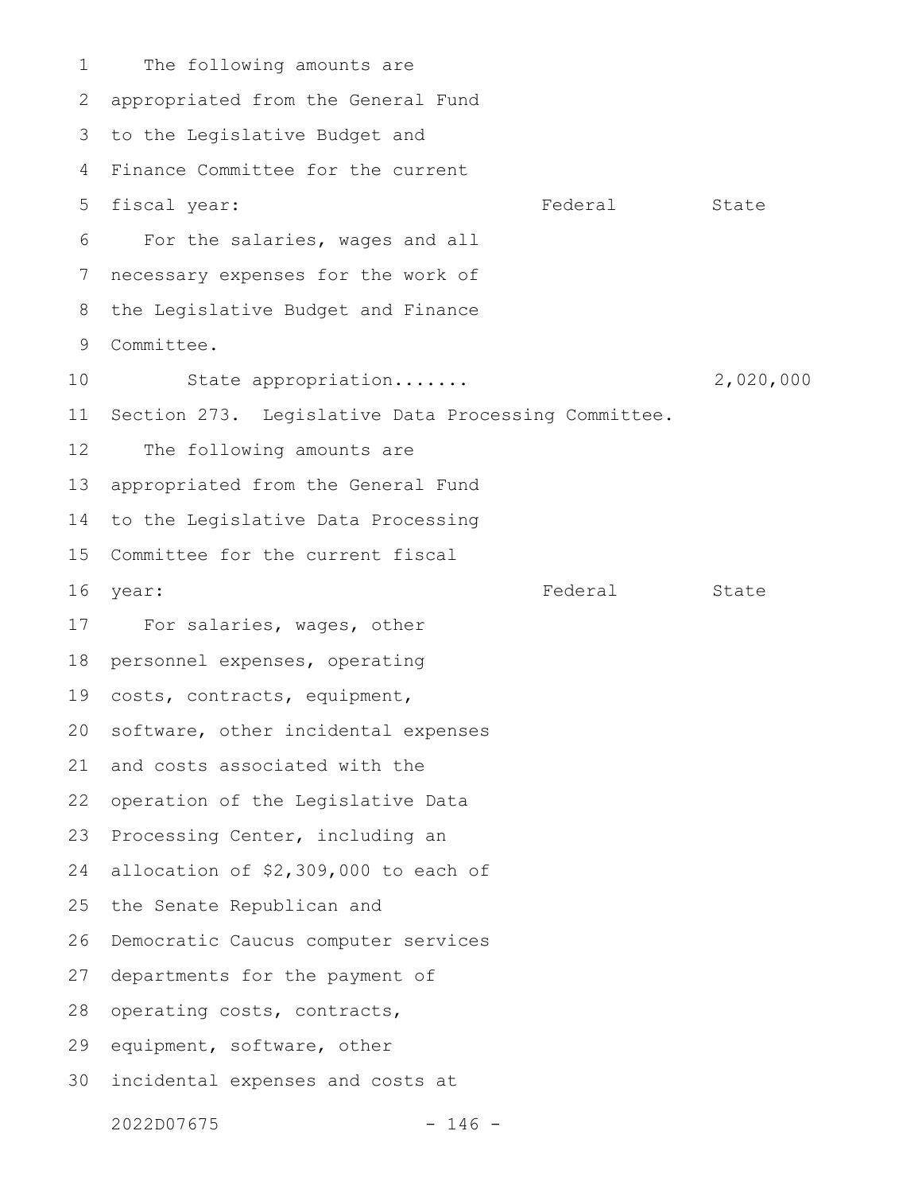The following amounts are appropriated from the General Fund to the Legislative Budget and Finance Committee for the current fiscal year:

| | Federal | State |
|---|---|---|
| For the salaries, wages and all necessary expenses for the work of the Legislative Budget and Finance Committee. | | |
| State appropriation....... | | 2,020,000 |

Section 273. Legislative Data Processing Committee.

The following amounts are appropriated from the General Fund to the Legislative Data Processing Committee for the current fiscal year:

| | Federal | State |
|---|---|---|

For salaries, wages, other personnel expenses, operating costs, contracts, equipment, software, other incidental expenses and costs associated with the operation of the Legislative Data Processing Center, including an allocation of $2,309,000 to each of the Senate Republican and Democratic Caucus computer services departments for the payment of operating costs, contracts, equipment, software, other incidental expenses and costs at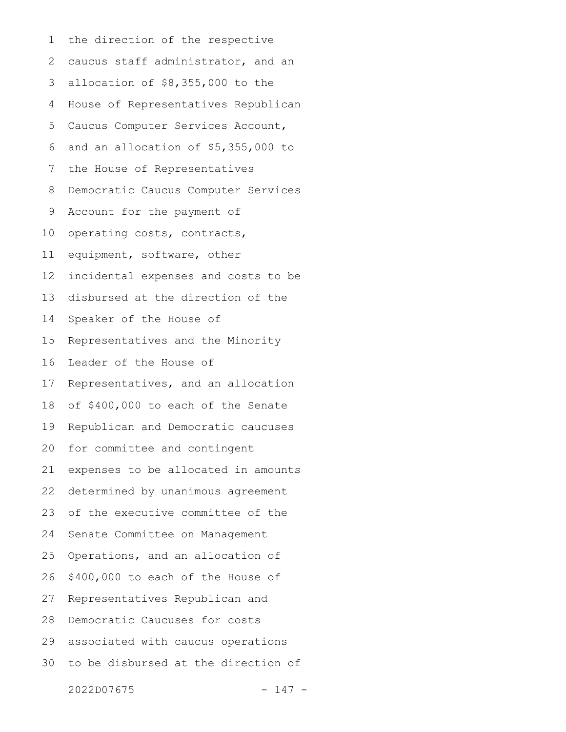the direction of the respective caucus staff administrator, and an allocation of $8,355,000 to the House of Representatives Republican Caucus Computer Services Account, and an allocation of $5,355,000 to the House of Representatives Democratic Caucus Computer Services Account for the payment of operating costs, contracts, equipment, software, other incidental expenses and costs to be disbursed at the direction of the Speaker of the House of Representatives and the Minority Leader of the House of Representatives, and an allocation of $400,000 to each of the Senate Republican and Democratic caucuses for committee and contingent expenses to be allocated in amounts determined by unanimous agreement of the executive committee of the Senate Committee on Management Operations, and an allocation of $400,000 to each of the House of Representatives Republican and Democratic Caucuses for costs associated with caucus operations to be disbursed at the direction of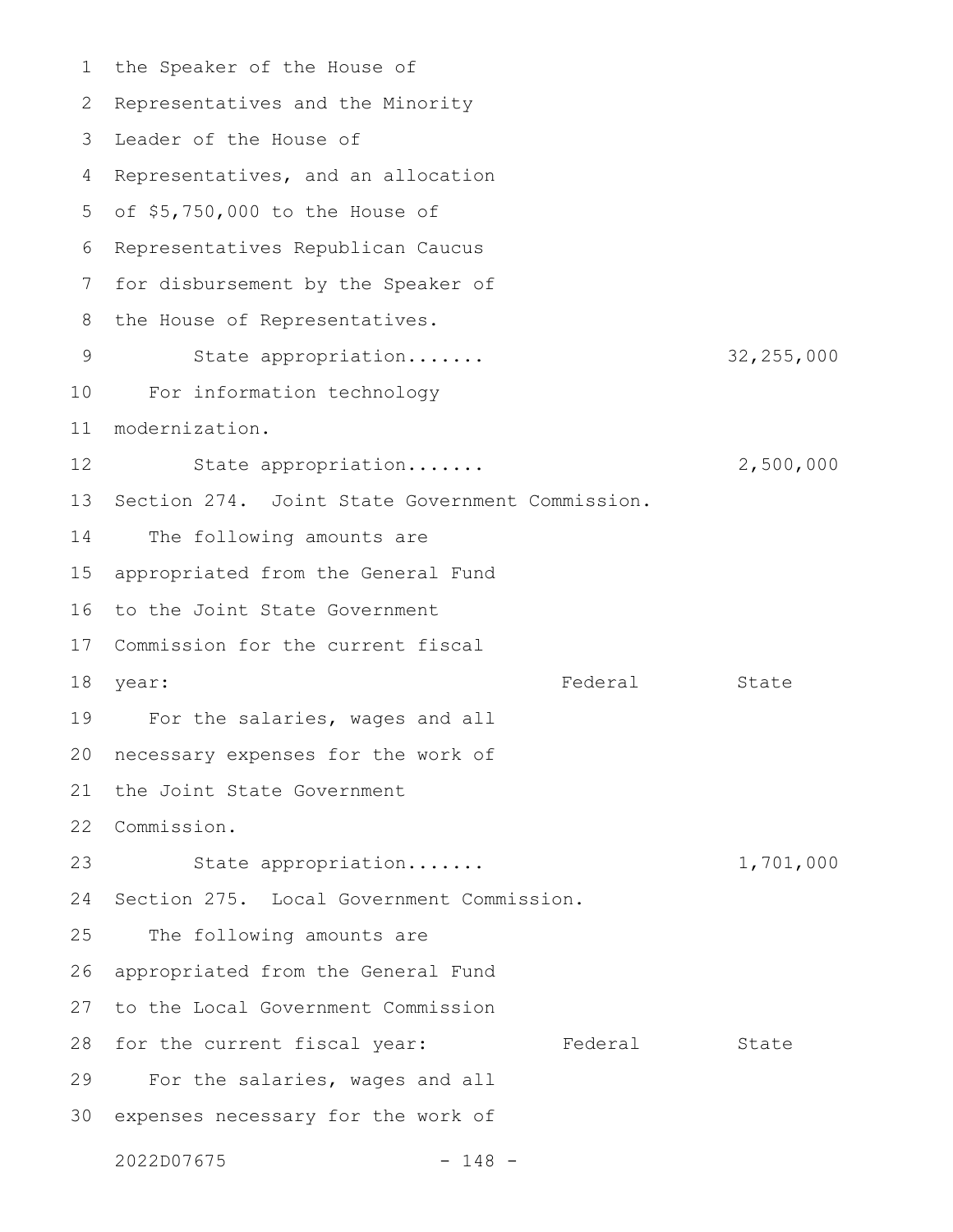the Speaker of the House of Representatives and the Minority Leader of the House of Representatives, and an allocation of $5,750,000 to the House of Representatives Republican Caucus for disbursement by the Speaker of the House of Representatives.

| | Federal | State |
|---|---|---|
| State appropriation....... | | 32,255,000 |

For information technology modernization.

| | Federal | State |
|---|---|---|
| State appropriation....... | | 2,500,000 |

Section 274. Joint State Government Commission.

The following amounts are appropriated from the General Fund to the Joint State Government Commission for the current fiscal year:

| | Federal | State |
|---|---|---|
| For the salaries, wages and all necessary expenses for the work of the Joint State Government Commission. | | |
| State appropriation....... | | 1,701,000 |

Section 275. Local Government Commission.

The following amounts are appropriated from the General Fund to the Local Government Commission for the current fiscal year:

| | Federal | State |
|---|---|---|
| For the salaries, wages and all expenses necessary for the work of | | |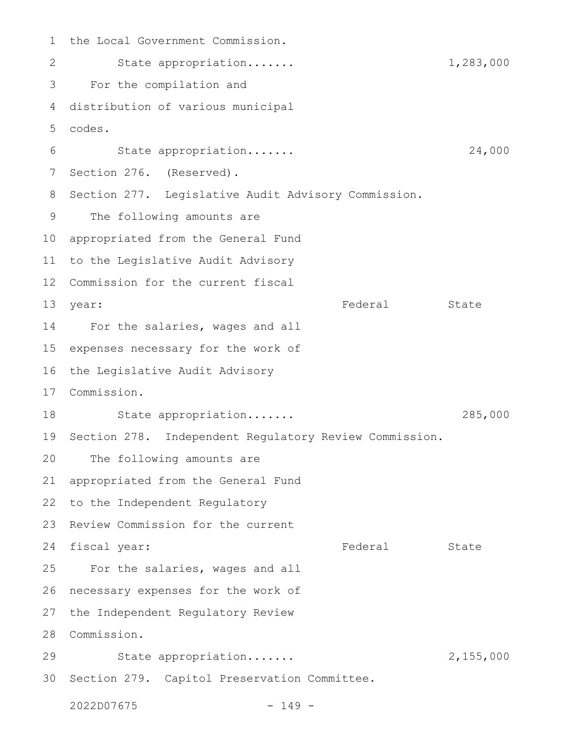the Local Government Commission.

State appropriation....... 1,283,000

For the compilation and distribution of various municipal codes.

State appropriation....... 24,000

Section 276. (Reserved).

Section 277. Legislative Audit Advisory Commission.

The following amounts are appropriated from the General Fund to the Legislative Audit Advisory Commission for the current fiscal year:

| | Federal | State |
|---|---|---|
| For the salaries, wages and all expenses necessary for the work of the Legislative Audit Advisory Commission. | | |
| State appropriation....... | | 285,000 |

Section 278. Independent Regulatory Review Commission.

The following amounts are appropriated from the General Fund to the Independent Regulatory Review Commission for the current fiscal year:

| | Federal | State |
|---|---|---|
| For the salaries, wages and all necessary expenses for the work of the Independent Regulatory Review Commission. | | |
| State appropriation....... | | 2,155,000 |

Section 279. Capitol Preservation Committee.

2022D07675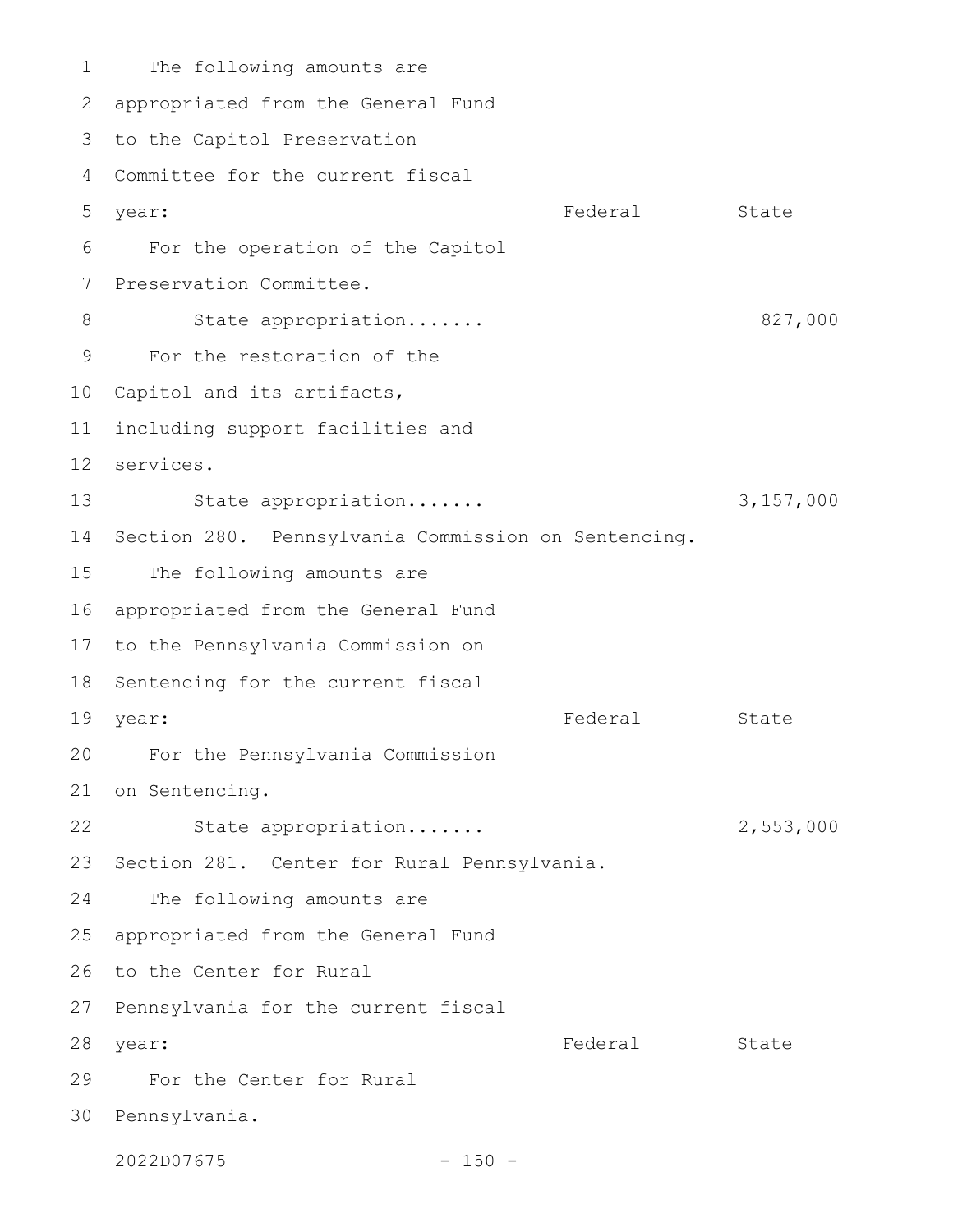The following amounts are appropriated from the General Fund to the Capitol Preservation Committee for the current fiscal year:

| | Federal | State |
|---|---|---|
| For the operation of the Capitol Preservation Committee. | | |
| State appropriation....... | | 827,000 |
| For the restoration of the Capitol and its artifacts, including support facilities and services. | | |
| State appropriation....... | | 3,157,000 |

Section 280. Pennsylvania Commission on Sentencing.

The following amounts are appropriated from the General Fund to the Pennsylvania Commission on Sentencing for the current fiscal year:

| | Federal | State |
|---|---|---|
| For the Pennsylvania Commission on Sentencing. | | |
| State appropriation....... | | 2,553,000 |

Section 281. Center for Rural Pennsylvania.

The following amounts are appropriated from the General Fund to the Center for Rural Pennsylvania for the current fiscal year:

| | Federal | State |
|---|---|---|
| For the Center for Rural Pennsylvania. | | |

2022D07675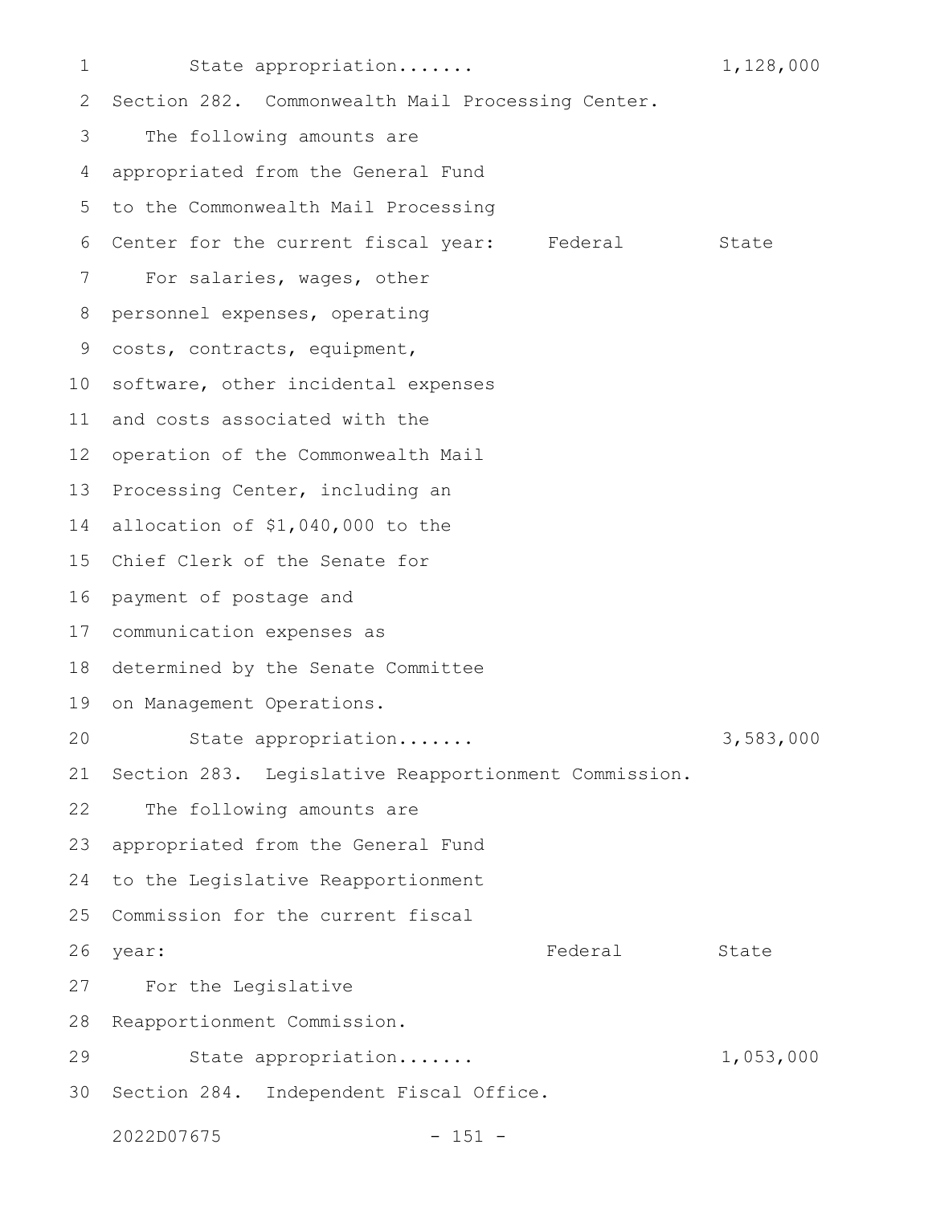State appropriation....... 1,128,000

Section 282. Commonwealth Mail Processing Center.

The following amounts are appropriated from the General Fund to the Commonwealth Mail Processing Center for the current fiscal year:

| | Federal | State |
|---|---|---|
| For salaries, wages, other personnel expenses, operating costs, contracts, equipment, software, other incidental expenses and costs associated with the operation of the Commonwealth Mail Processing Center, including an allocation of $1,040,000 to the Chief Clerk of the Senate for payment of postage and communication expenses as determined by the Senate Committee on Management Operations. | | |
| State appropriation....... | | 3,583,000 |

Section 283. Legislative Reapportionment Commission.

The following amounts are appropriated from the General Fund to the Legislative Reapportionment Commission for the current fiscal year:

| | Federal | State |
|---|---|---|
| For the Legislative Reapportionment Commission. | | |
| State appropriation....... | | 1,053,000 |

Section 284. Independent Fiscal Office.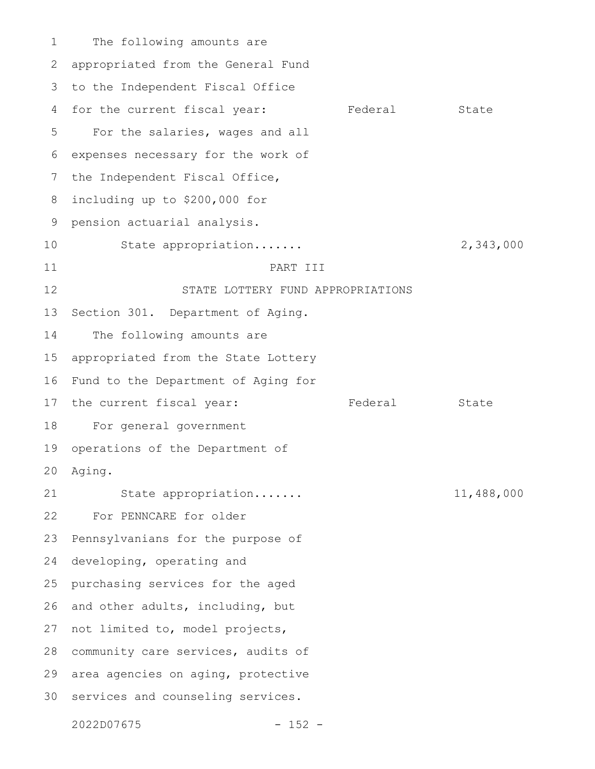The following amounts are appropriated from the General Fund to the Independent Fiscal Office for the current fiscal year:

| | Federal | State |
|---|---|---|
| For the salaries, wages and all expenses necessary for the work of the Independent Fiscal Office, including up to $200,000 for pension actuarial analysis. | | |
| State appropriation....... | | 2,343,000 |

PART III

STATE LOTTERY FUND APPROPRIATIONS

Section 301. Department of Aging.

The following amounts are appropriated from the State Lottery Fund to the Department of Aging for the current fiscal year:

| | Federal | State |
|---|---|---|
| For general government operations of the Department of Aging. | | |
| State appropriation....... | | 11,488,000 |
| For PENNCARE for older Pennsylvanians for the purpose of developing, operating and purchasing services for the aged and other adults, including, but not limited to, model projects, community care services, audits of area agencies on aging, protective services and counseling services. | | |

2022D07675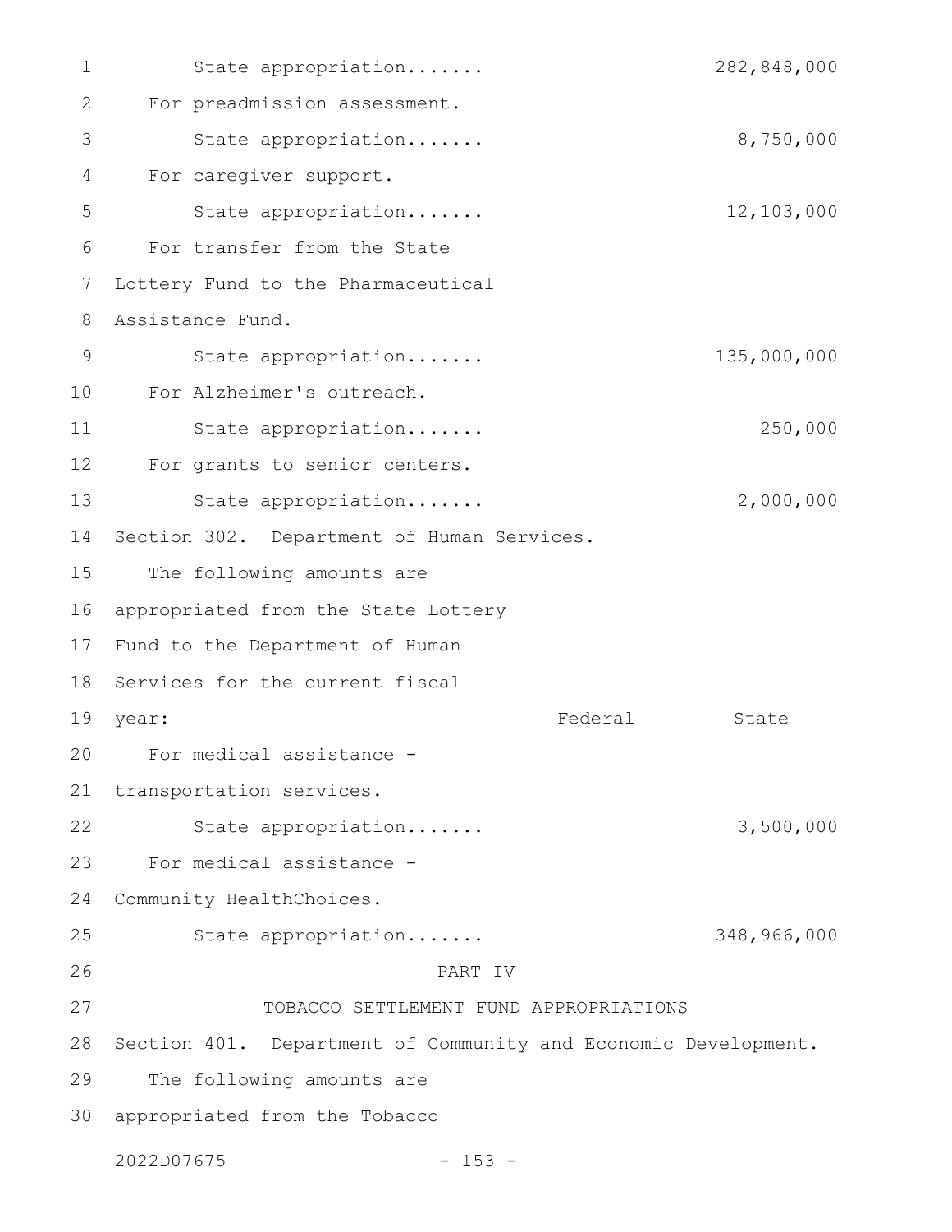State appropriation....... 282,848,000

For preadmission assessment.

State appropriation....... 8,750,000

For caregiver support.

State appropriation....... 12,103,000

For transfer from the State Lottery Fund to the Pharmaceutical Assistance Fund.

State appropriation....... 135,000,000

For Alzheimer's outreach.

State appropriation....... 250,000

For grants to senior centers.

State appropriation....... 2,000,000

Section 302. Department of Human Services.

The following amounts are appropriated from the State Lottery Fund to the Department of Human Services for the current fiscal year:

| | Federal | State |
|---|---|---|
| For medical assistance - transportation services. | | |
| State appropriation....... | | 3,500,000 |
| For medical assistance - Community HealthChoices. | | |
| State appropriation....... | | 348,966,000 |

PART IV

TOBACCO SETTLEMENT FUND APPROPRIATIONS

Section 401. Department of Community and Economic Development.

The following amounts are appropriated from the Tobacco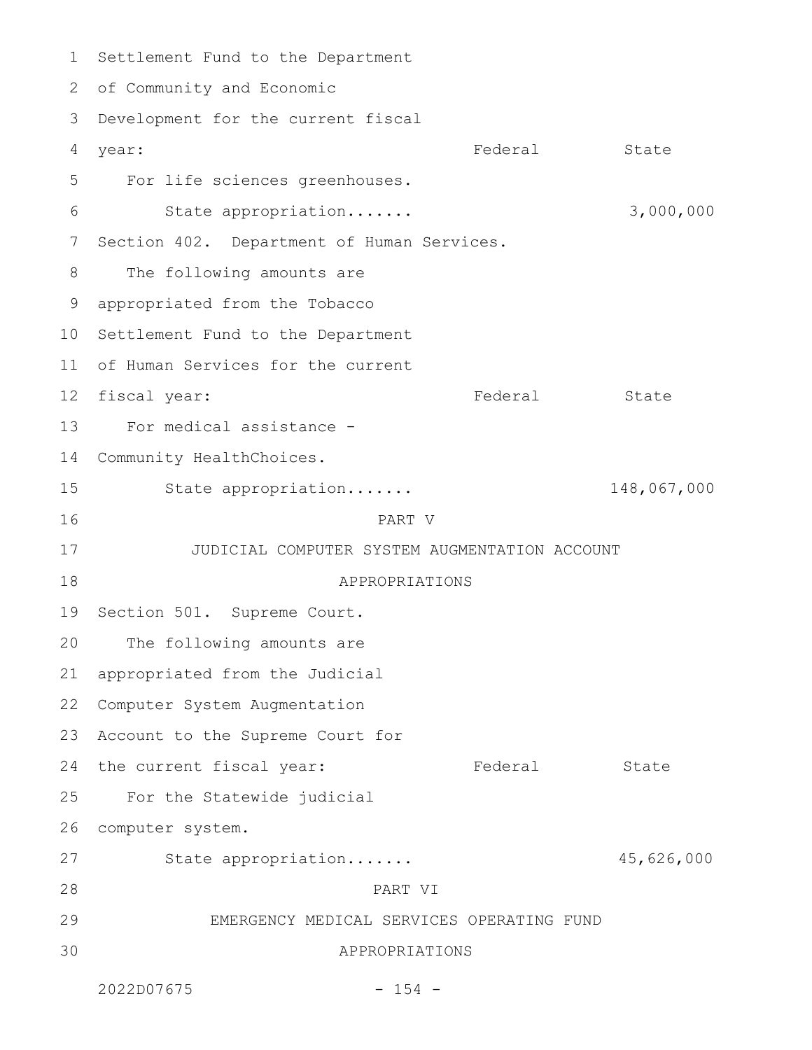Settlement Fund to the Department of Community and Economic Development for the current fiscal year:

| | Federal | State |
|---|---|---|
| For life sciences greenhouses. | | |
| State appropriation....... | | 3,000,000 |

Section 402. Department of Human Services.

The following amounts are appropriated from the Tobacco Settlement Fund to the Department of Human Services for the current fiscal year:

| | Federal | State |
|---|---|---|
| For medical assistance - Community HealthChoices. | | |
| State appropriation....... | | 148,067,000 |

## PART V

## JUDICIAL COMPUTER SYSTEM AUGMENTATION ACCOUNT APPROPRIATIONS

Section 501. Supreme Court.

The following amounts are appropriated from the Judicial Computer System Augmentation Account to the Supreme Court for the current fiscal year:

| | Federal | State |
|---|---|---|
| For the Statewide judicial computer system. | | |
| State appropriation....... | | 45,626,000 |

## PART VI

## EMERGENCY MEDICAL SERVICES OPERATING FUND APPROPRIATIONS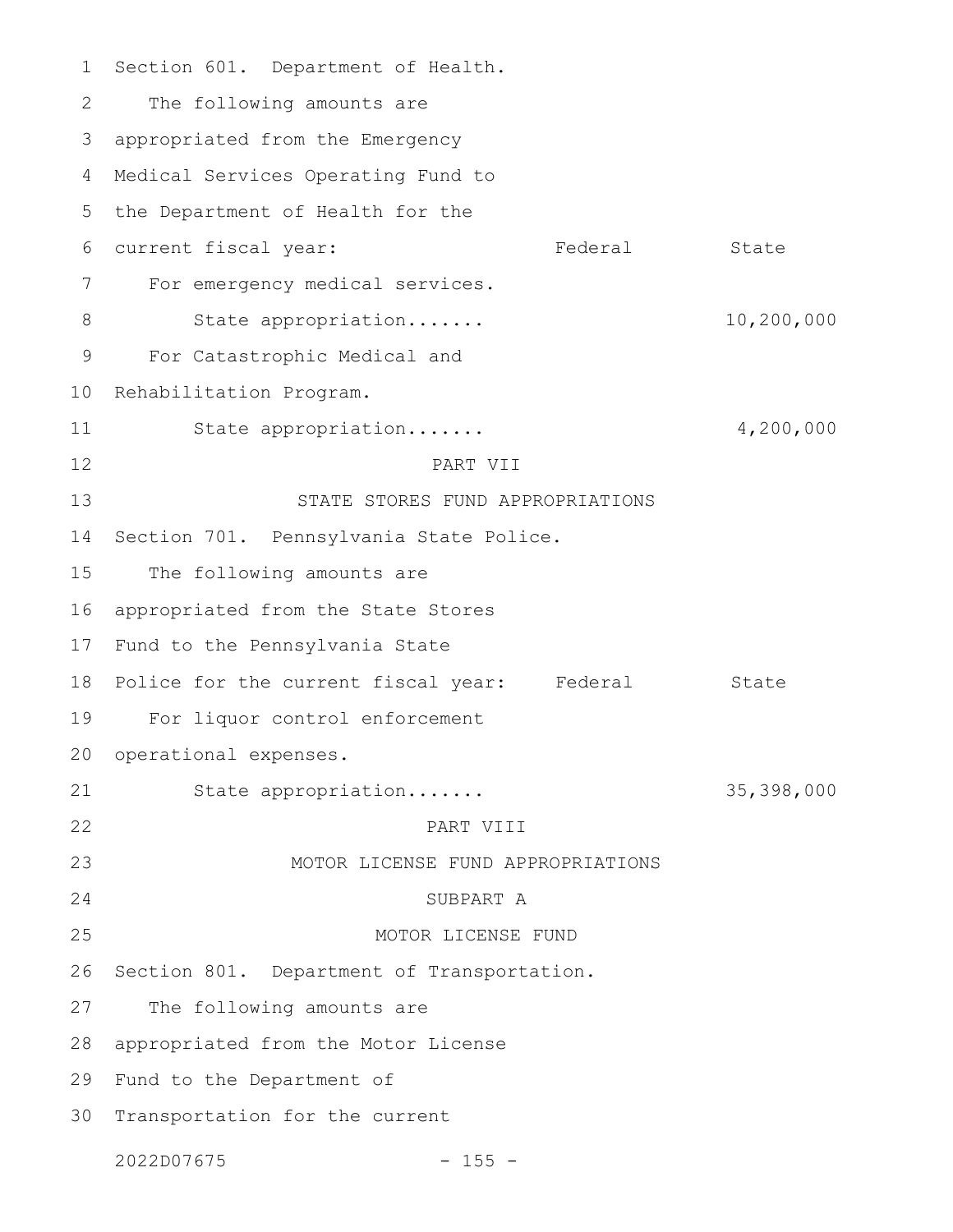Section 601. Department of Health.

The following amounts are appropriated from the Emergency Medical Services Operating Fund to the Department of Health for the current fiscal year:

| | Federal | State |
|---|---|---|
| For emergency medical services. | | |
| State appropriation....... | | 10,200,000 |
| For Catastrophic Medical and Rehabilitation Program. | | |
| State appropriation....... | | 4,200,000 |

## PART VII

## STATE STORES FUND APPROPRIATIONS

Section 701. Pennsylvania State Police.

The following amounts are appropriated from the State Stores Fund to the Pennsylvania State Police for the current fiscal year:

| | Federal | State |
|---|---|---|
| For liquor control enforcement operational expenses. | | |
| State appropriation....... | | 35,398,000 |

## PART VIII

## MOTOR LICENSE FUND APPROPRIATIONS

### SUBPART A

### MOTOR LICENSE FUND

Section 801. Department of Transportation.

The following amounts are appropriated from the Motor License Fund to the Department of Transportation for the current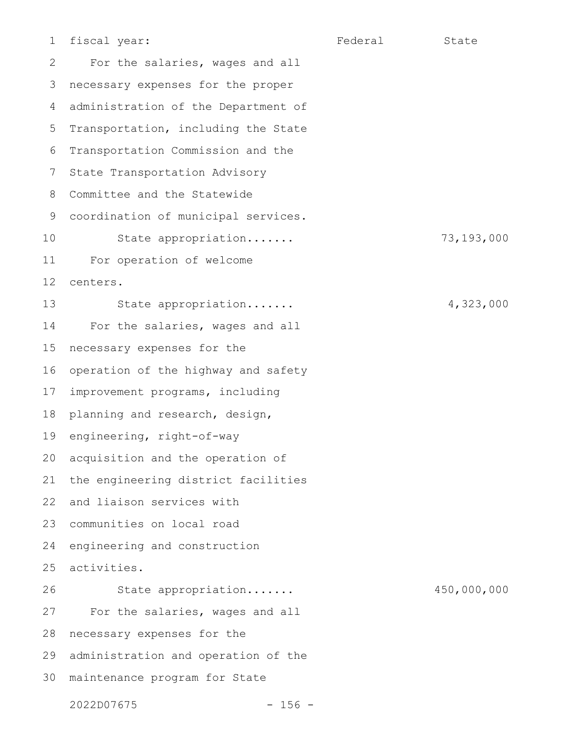| fiscal year: | Federal | State |
|---|---|---|
| For the salaries, wages and all necessary expenses for the proper administration of the Department of Transportation, including the State Transportation Commission and the State Transportation Advisory Committee and the Statewide coordination of municipal services. | | |
| State appropriation....... | | 73,193,000 |
| For operation of welcome centers. | | |
| State appropriation....... | | 4,323,000 |
| For the salaries, wages and all necessary expenses for the operation of the highway and safety improvement programs, including planning and research, design, engineering, right-of-way acquisition and the operation of the engineering district facilities and liaison services with communities on local road engineering and construction activities. | | |
| State appropriation....... | | 450,000,000 |
| For the salaries, wages and all necessary expenses for the administration and operation of the maintenance program for State | | |

2022D07675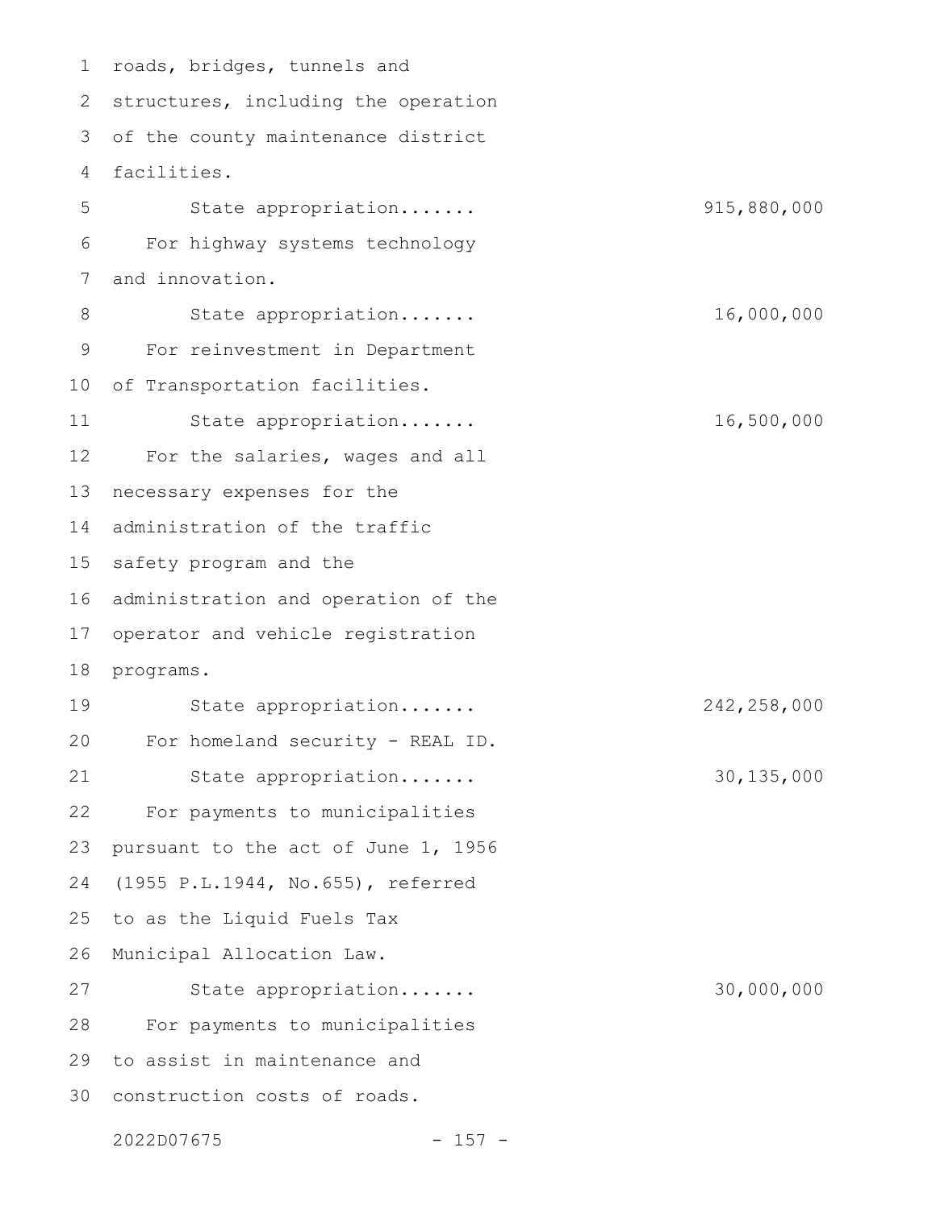roads, bridges, tunnels and structures, including the operation of the county maintenance district facilities.

State appropriation....... 915,880,000

For highway systems technology and innovation.

State appropriation....... 16,000,000

For reinvestment in Department of Transportation facilities.

State appropriation....... 16,500,000

For the salaries, wages and all necessary expenses for the administration of the traffic safety program and the administration and operation of the operator and vehicle registration programs.

State appropriation....... 242,258,000

For homeland security - REAL ID.

State appropriation....... 30,135,000

For payments to municipalities pursuant to the act of June 1, 1956 (1955 P.L.1944, No.655), referred to as the Liquid Fuels Tax Municipal Allocation Law.

State appropriation....... 30,000,000

For payments to municipalities to assist in maintenance and construction costs of roads.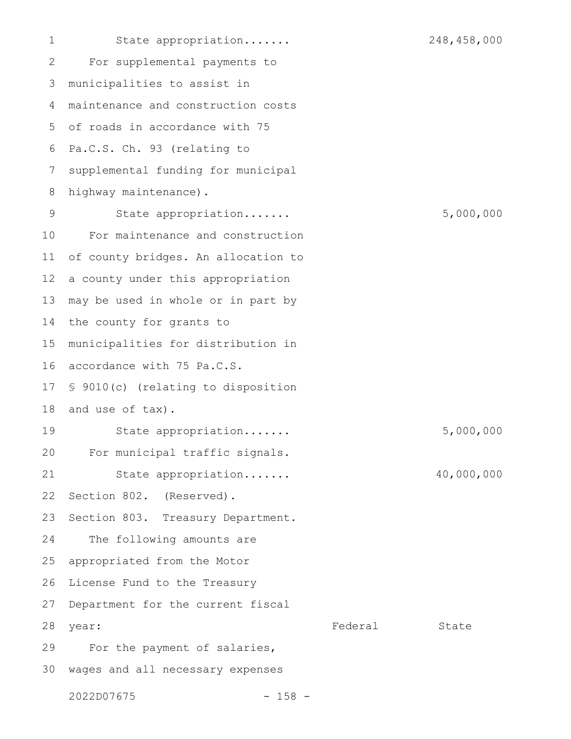State appropriation....... 248,458,000

For supplemental payments to municipalities to assist in maintenance and construction costs of roads in accordance with 75 Pa.C.S. Ch. 93 (relating to supplemental funding for municipal highway maintenance).

State appropriation....... 5,000,000

For maintenance and construction of county bridges. An allocation to a county under this appropriation may be used in whole or in part by the county for grants to municipalities for distribution in accordance with 75 Pa.C.S. § 9010(c) (relating to disposition and use of tax).

State appropriation....... 5,000,000

For municipal traffic signals.

State appropriation....... 40,000,000

Section 802. (Reserved).

Section 803. Treasury Department.

The following amounts are appropriated from the Motor License Fund to the Treasury Department for the current fiscal year:

| | Federal | State |
|---|---|---|

For the payment of salaries, wages and all necessary expenses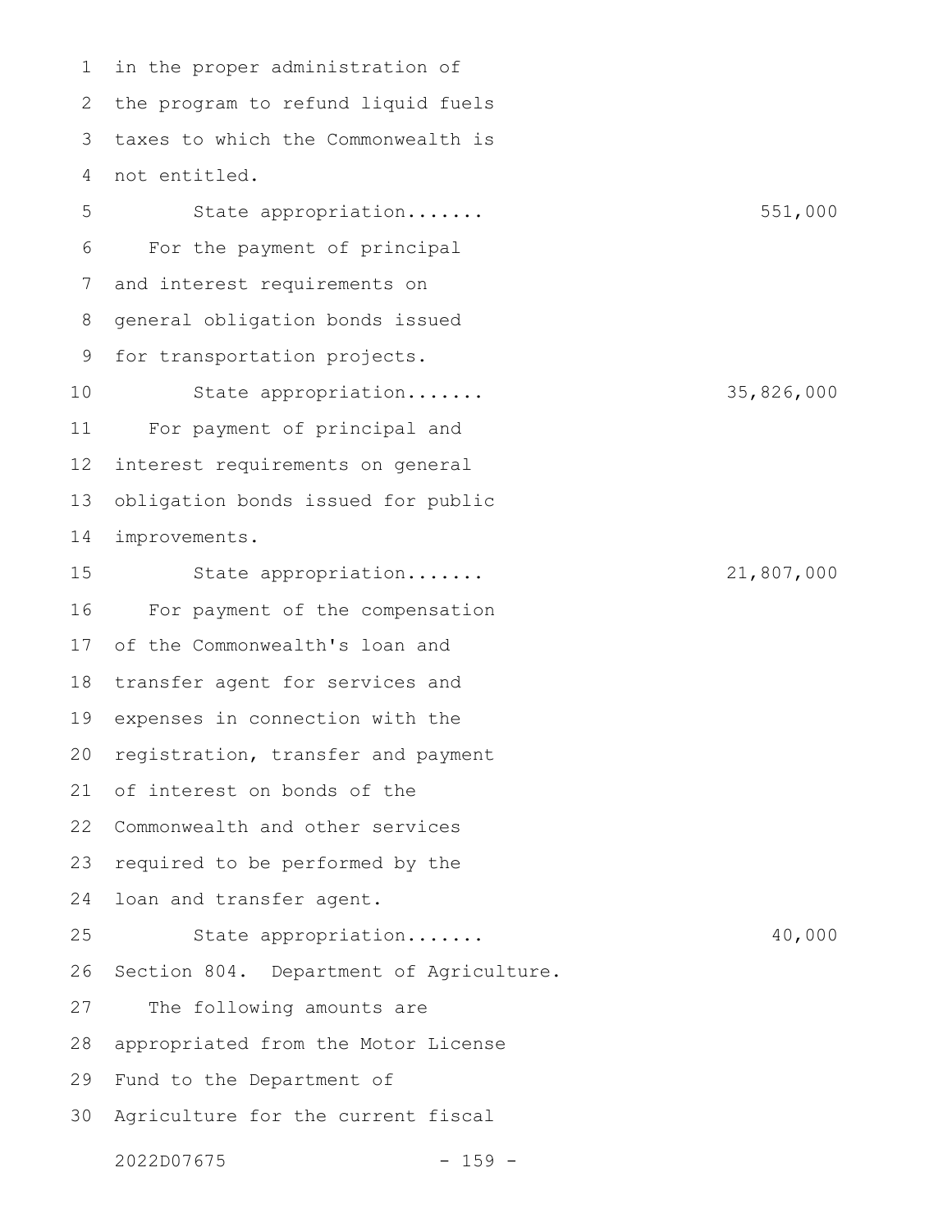in the proper administration of the program to refund liquid fuels taxes to which the Commonwealth is not entitled.

State appropriation....... 551,000

For the payment of principal and interest requirements on general obligation bonds issued for transportation projects.

State appropriation....... 35,826,000

For payment of principal and interest requirements on general obligation bonds issued for public improvements.

State appropriation....... 21,807,000

For payment of the compensation of the Commonwealth's loan and transfer agent for services and expenses in connection with the registration, transfer and payment of interest on bonds of the Commonwealth and other services required to be performed by the loan and transfer agent.

State appropriation....... 40,000

Section 804. Department of Agriculture.

The following amounts are appropriated from the Motor License Fund to the Department of Agriculture for the current fiscal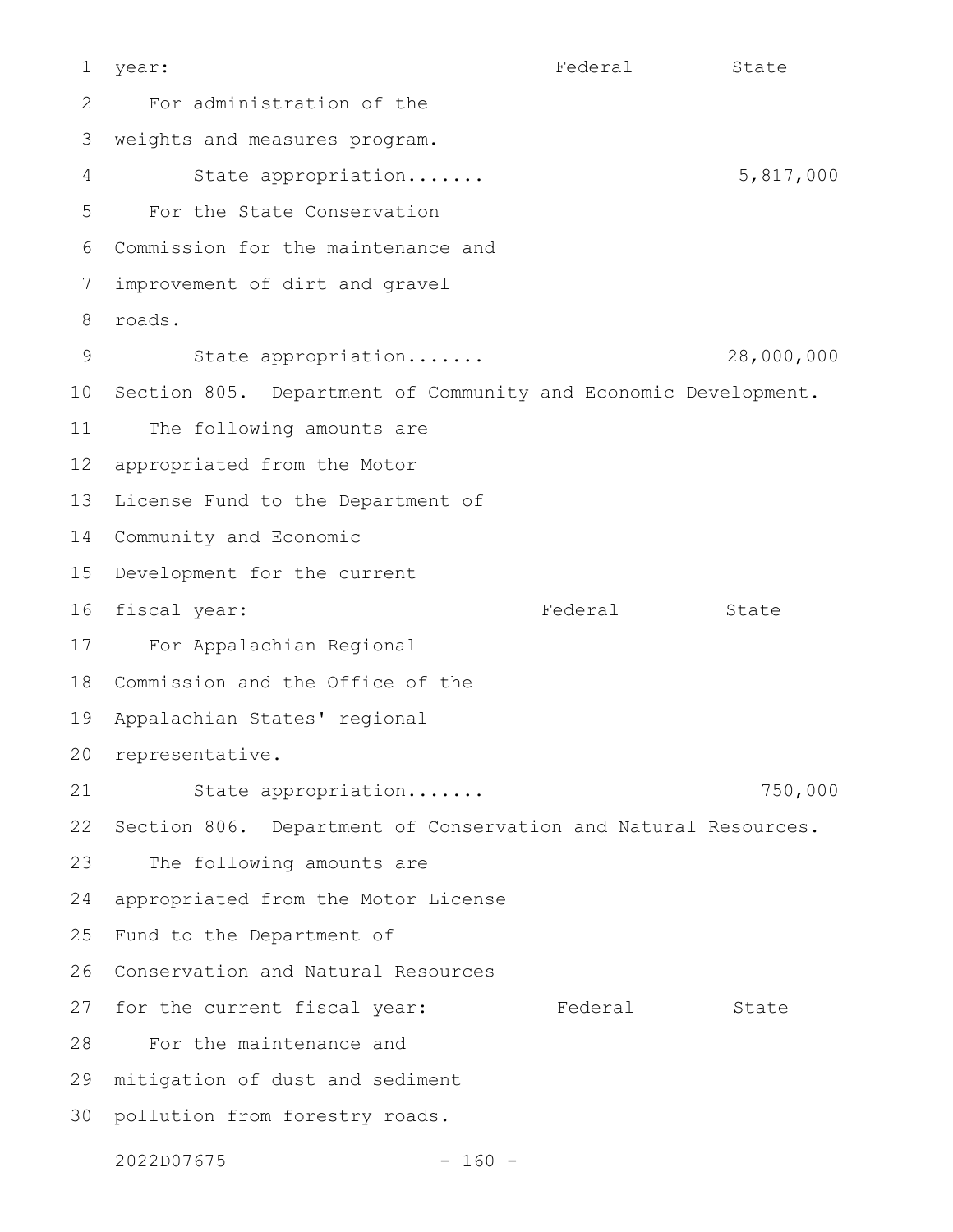year: Federal State

For administration of the weights and measures program.

State appropriation....... 5,817,000

For the State Conservation Commission for the maintenance and improvement of dirt and gravel roads.

State appropriation....... 28,000,000

Section 805. Department of Community and Economic Development.

The following amounts are appropriated from the Motor License Fund to the Department of Community and Economic Development for the current fiscal year: Federal State

For Appalachian Regional Commission and the Office of the Appalachian States' regional representative.

State appropriation....... 750,000

Section 806. Department of Conservation and Natural Resources.

The following amounts are appropriated from the Motor License Fund to the Department of Conservation and Natural Resources for the current fiscal year: Federal State

For the maintenance and mitigation of dust and sediment pollution from forestry roads.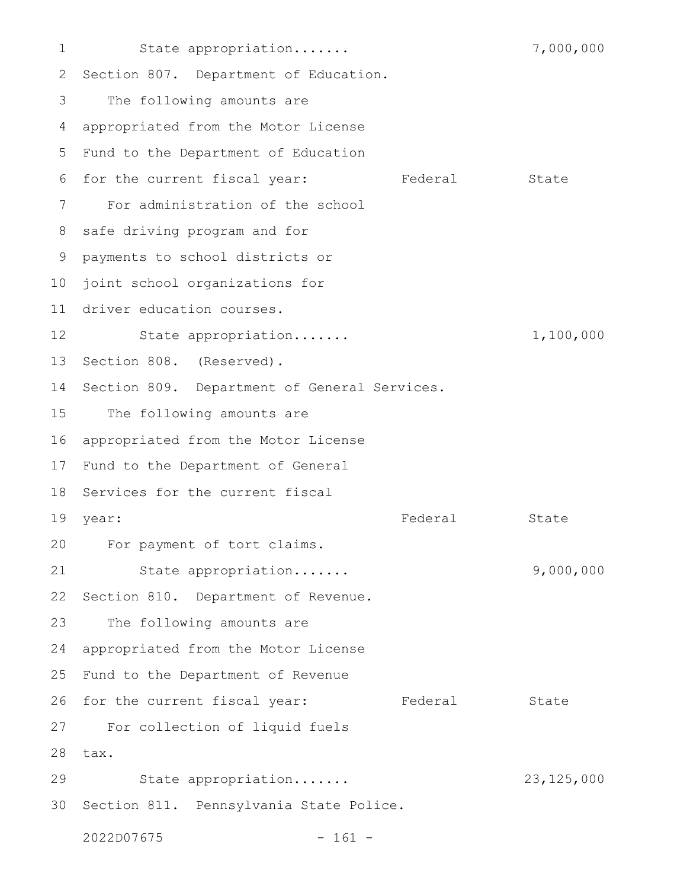State appropriation....... 7,000,000

Section 807. Department of Education.

The following amounts are appropriated from the Motor License Fund to the Department of Education for the current fiscal year:

| | Federal | State |
|---|---|---|
| For administration of the school safe driving program and for payments to school districts or joint school organizations for driver education courses. | | |
| State appropriation....... | | 1,100,000 |

Section 808. (Reserved).

Section 809. Department of General Services.

The following amounts are appropriated from the Motor License Fund to the Department of General Services for the current fiscal year:

| | Federal | State |
|---|---|---|
| For payment of tort claims. | | |
| State appropriation....... | | 9,000,000 |

Section 810. Department of Revenue.

The following amounts are appropriated from the Motor License Fund to the Department of Revenue for the current fiscal year:

| | Federal | State |
|---|---|---|
| For collection of liquid fuels tax. | | |
| State appropriation....... | | 23,125,000 |

Section 811. Pennsylvania State Police.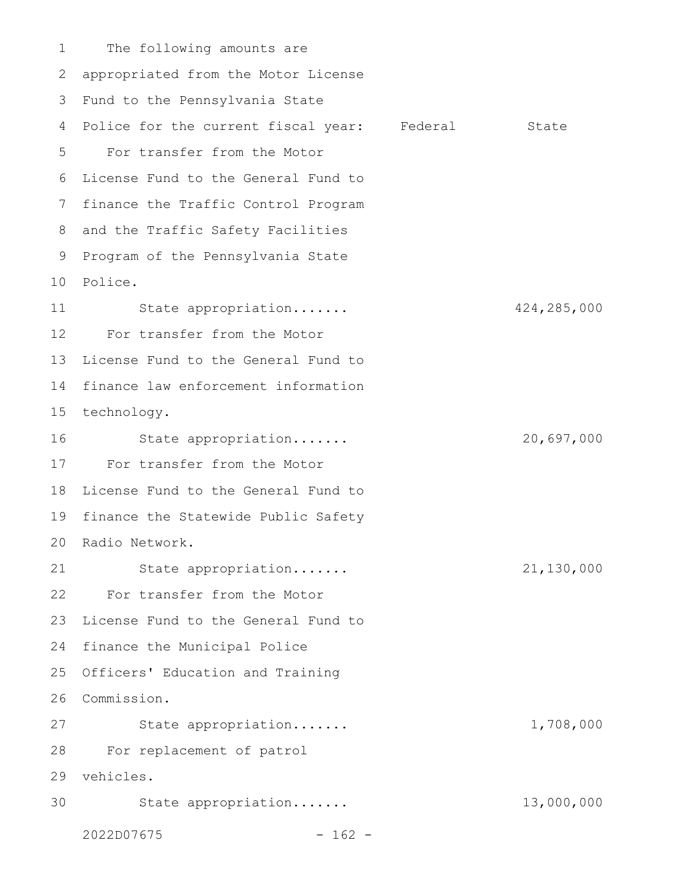| The following amounts are appropriated from the Motor License Fund to the Pennsylvania State Police for the current fiscal year: | Federal | State |
|---|---|---|
| For transfer from the Motor License Fund to the General Fund to finance the Traffic Control Program and the Traffic Safety Facilities Program of the Pennsylvania State Police. | | |
| State appropriation....... | | 424,285,000 |
| For transfer from the Motor License Fund to the General Fund to finance law enforcement information technology. | | |
| State appropriation....... | | 20,697,000 |
| For transfer from the Motor License Fund to the General Fund to finance the Statewide Public Safety Radio Network. | | |
| State appropriation....... | | 21,130,000 |
| For transfer from the Motor License Fund to the General Fund to finance the Municipal Police Officers' Education and Training Commission. | | |
| State appropriation....... | | 1,708,000 |
| For replacement of patrol vehicles. | | |
| State appropriation....... | | 13,000,000 |

2022D07675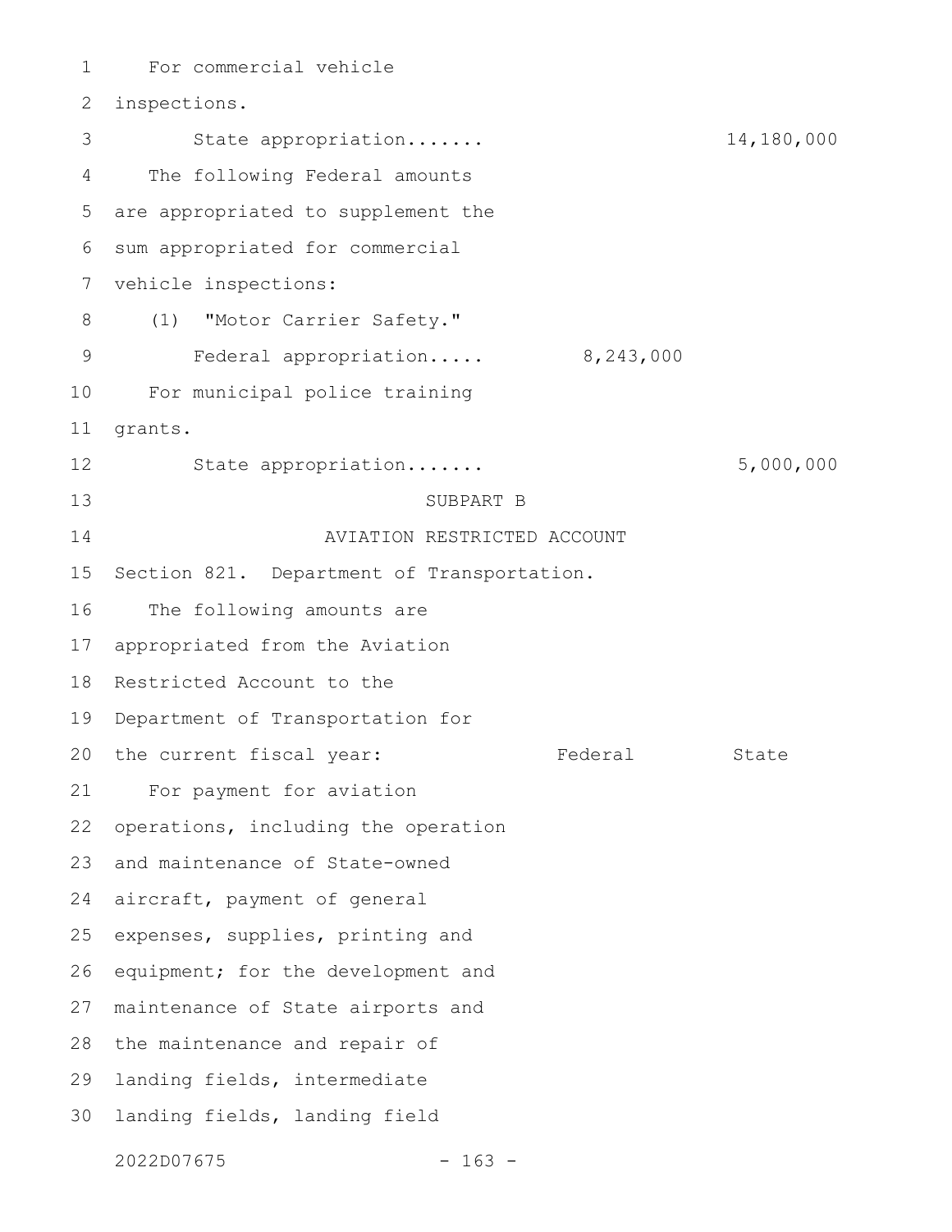For commercial vehicle inspections.

State appropriation....... 14,180,000

The following Federal amounts are appropriated to supplement the sum appropriated for commercial vehicle inspections:

(1) "Motor Carrier Safety."

Federal appropriation..... 8,243,000

For municipal police training grants.

State appropriation....... 5,000,000

SUBPART B

AVIATION RESTRICTED ACCOUNT

Section 821. Department of Transportation.

The following amounts are appropriated from the Aviation Restricted Account to the Department of Transportation for the current fiscal year: Federal State

For payment for aviation operations, including the operation and maintenance of State-owned aircraft, payment of general expenses, supplies, printing and equipment; for the development and maintenance of State airports and the maintenance and repair of landing fields, intermediate landing fields, landing field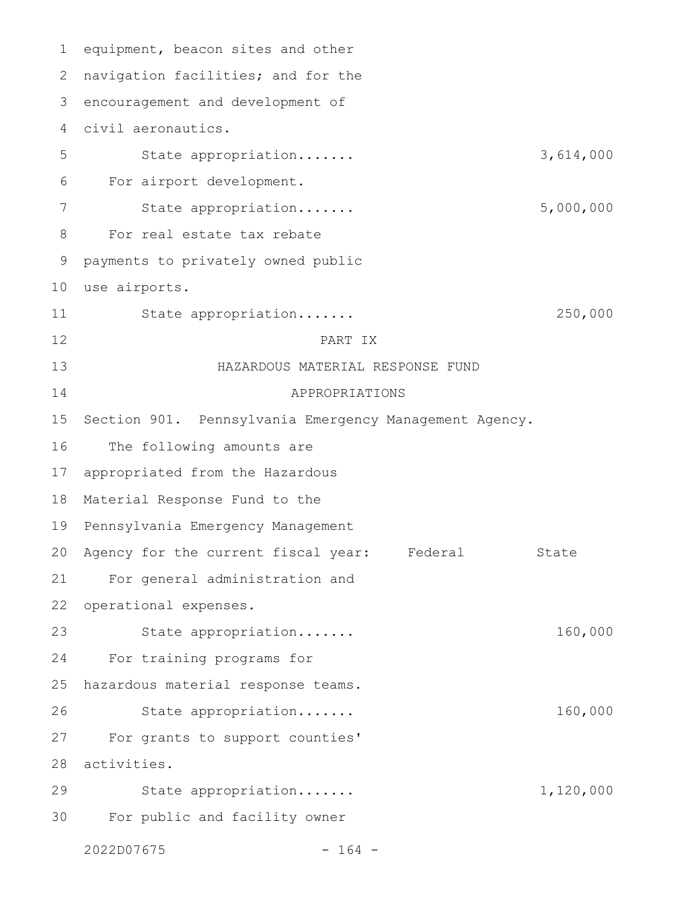equipment, beacon sites and other navigation facilities; and for the encouragement and development of civil aeronautics.

| | Federal | State |
|---|---|---|
| State appropriation....... | | 3,614,000 |

For airport development.

| | Federal | State |
|---|---|---|
| State appropriation....... | | 5,000,000 |

For real estate tax rebate payments to privately owned public use airports.

| | Federal | State |
|---|---|---|
| State appropriation....... | | 250,000 |

PART IX

HAZARDOUS MATERIAL RESPONSE FUND

APPROPRIATIONS

Section 901. Pennsylvania Emergency Management Agency.

The following amounts are appropriated from the Hazardous Material Response Fund to the Pennsylvania Emergency Management Agency for the current fiscal year:

| | Federal | State |
|---|---|---|
| For general administration and operational expenses. | | |
| State appropriation....... | | 160,000 |
| For training programs for hazardous material response teams. | | |
| State appropriation....... | | 160,000 |
| For grants to support counties' activities. | | |
| State appropriation....... | | 1,120,000 |

For public and facility owner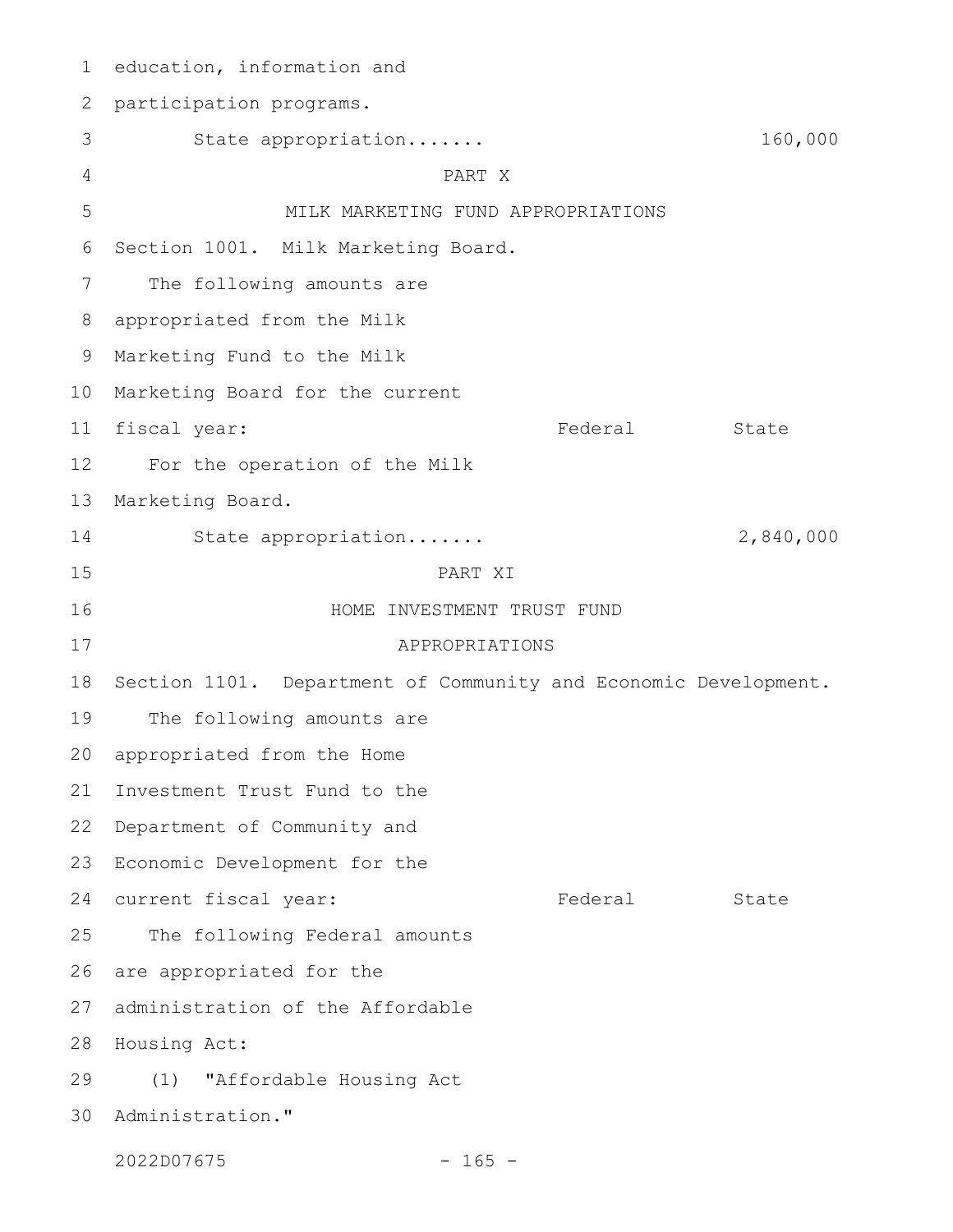education, information and participation programs.

State appropriation....... 160,000

PART X

MILK MARKETING FUND APPROPRIATIONS

Section 1001. Milk Marketing Board.

| The following amounts are appropriated from the Milk Marketing Fund to the Milk Marketing Board for the current fiscal year: | Federal | State |
|---|---|---|
| For the operation of the Milk Marketing Board. | | |
| State appropriation....... | | 2,840,000 |

PART XI

HOME INVESTMENT TRUST FUND APPROPRIATIONS

Section 1101. Department of Community and Economic Development.

| The following amounts are appropriated from the Home Investment Trust Fund to the Department of Community and Economic Development for the current fiscal year: | Federal | State |
|---|---|---|

The following Federal amounts are appropriated for the administration of the Affordable Housing Act:

(1) "Affordable Housing Act Administration."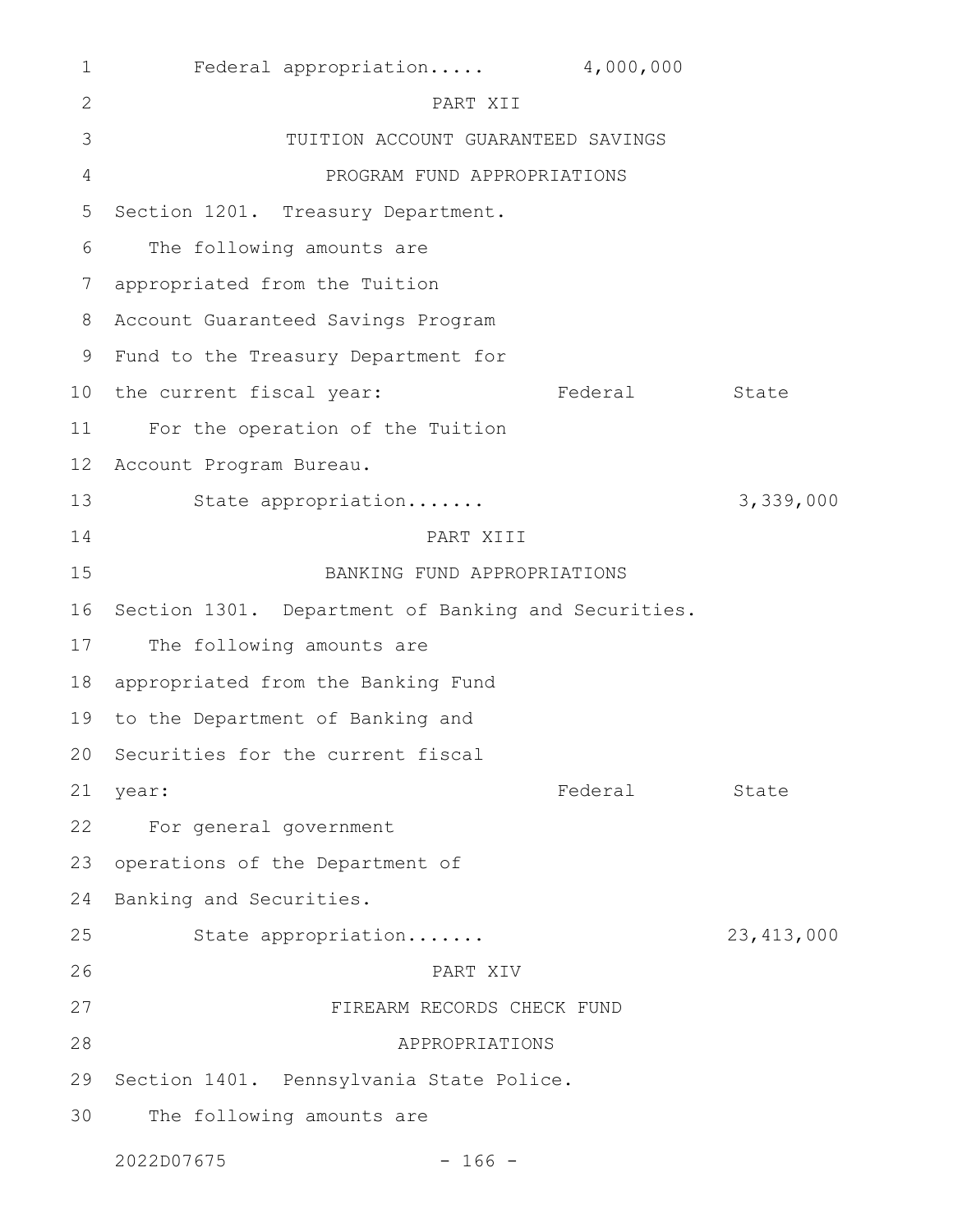Federal appropriation..... 4,000,000

PART XII

TUITION ACCOUNT GUARANTEED SAVINGS

PROGRAM FUND APPROPRIATIONS

Section 1201. Treasury Department.

The following amounts are appropriated from the Tuition Account Guaranteed Savings Program Fund to the Treasury Department for the current fiscal year:

| | Federal | State |
|---|---|---|
| For the operation of the Tuition Account Program Bureau. | | |
| State appropriation....... | | 3,339,000 |

PART XIII

BANKING FUND APPROPRIATIONS

Section 1301. Department of Banking and Securities.

The following amounts are appropriated from the Banking Fund to the Department of Banking and Securities for the current fiscal year:

| | Federal | State |
|---|---|---|
| For general government operations of the Department of Banking and Securities. | | |
| State appropriation....... | | 23,413,000 |

PART XIV

FIREARM RECORDS CHECK FUND

APPROPRIATIONS

Section 1401. Pennsylvania State Police.

The following amounts are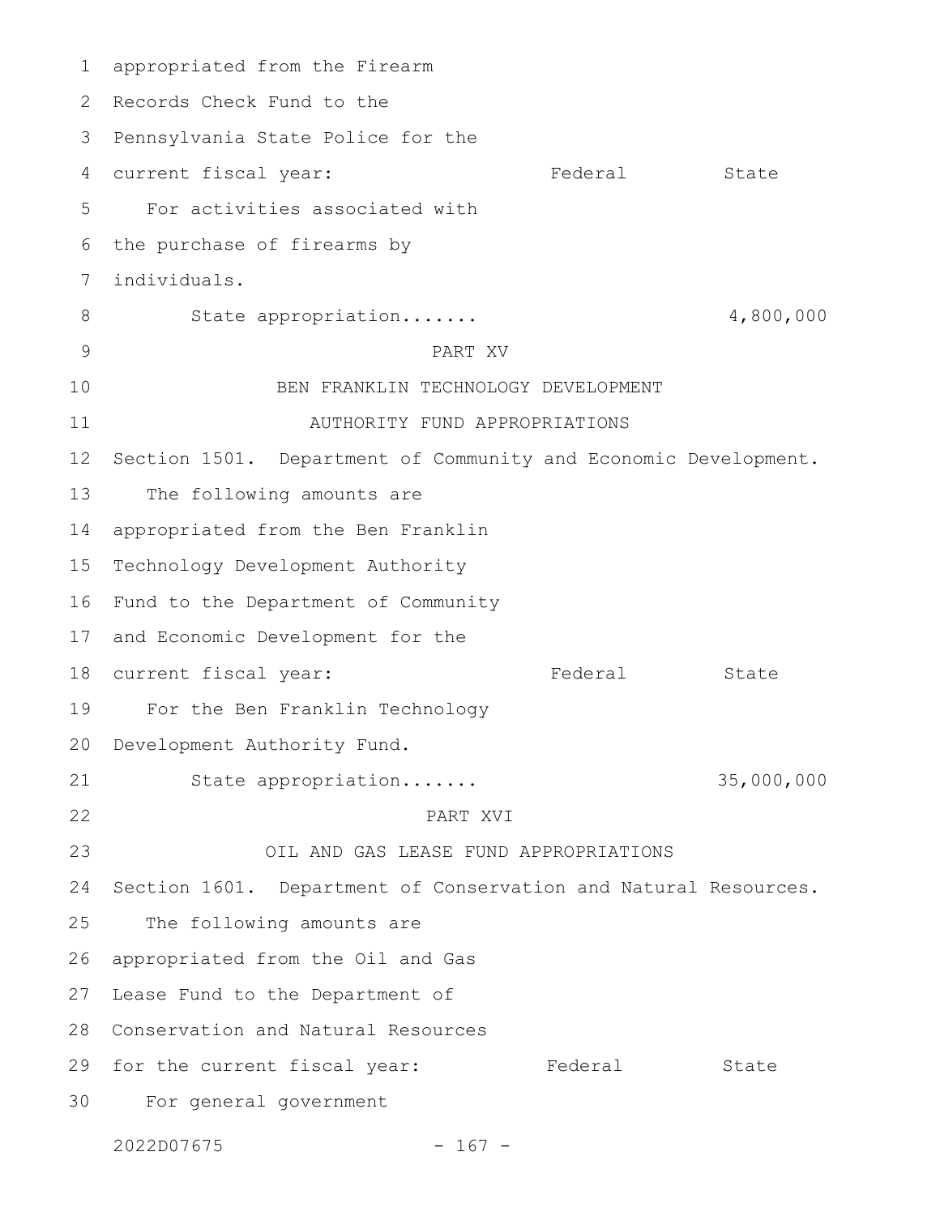appropriated from the Firearm Records Check Fund to the Pennsylvania State Police for the current fiscal year:

| | Federal | State |
|---|---|---|
| For activities associated with the purchase of firearms by individuals. | | |
| State appropriation....... | | 4,800,000 |

PART XV

BEN FRANKLIN TECHNOLOGY DEVELOPMENT AUTHORITY FUND APPROPRIATIONS

Section 1501. Department of Community and Economic Development.

The following amounts are appropriated from the Ben Franklin Technology Development Authority Fund to the Department of Community and Economic Development for the current fiscal year:

| | Federal | State |
|---|---|---|
| For the Ben Franklin Technology Development Authority Fund. | | |
| State appropriation....... | | 35,000,000 |

PART XVI

OIL AND GAS LEASE FUND APPROPRIATIONS

Section 1601. Department of Conservation and Natural Resources.

The following amounts are appropriated from the Oil and Gas Lease Fund to the Department of Conservation and Natural Resources for the current fiscal year:

| | Federal | State |
|---|---|---|
| For general government | | |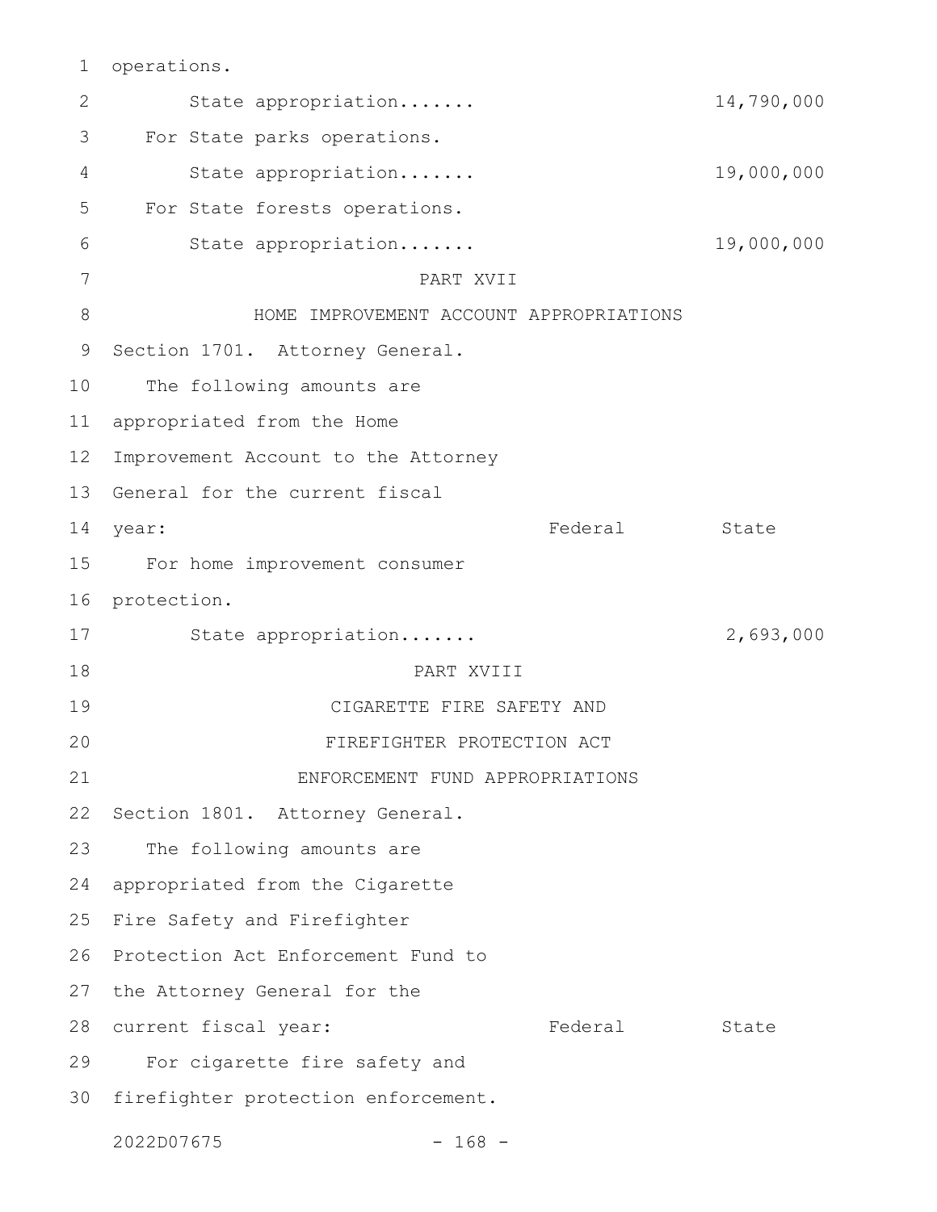operations.

State appropriation....... 14,790,000

For State parks operations.

State appropriation....... 19,000,000

For State forests operations.

State appropriation....... 19,000,000

PART XVII

HOME IMPROVEMENT ACCOUNT APPROPRIATIONS

Section 1701. Attorney General.

The following amounts are appropriated from the Home Improvement Account to the Attorney General for the current fiscal year:

| | Federal | State |
|---|---|---|
| For home improvement consumer protection. | | |
| State appropriation....... | | 2,693,000 |

PART XVIII

CIGARETTE FIRE SAFETY AND FIREFIGHTER PROTECTION ACT ENFORCEMENT FUND APPROPRIATIONS

Section 1801. Attorney General.

The following amounts are appropriated from the Cigarette Fire Safety and Firefighter Protection Act Enforcement Fund to the Attorney General for the current fiscal year:

| | Federal | State |
|---|---|---|
| For cigarette fire safety and firefighter protection enforcement. | | |

2022D07675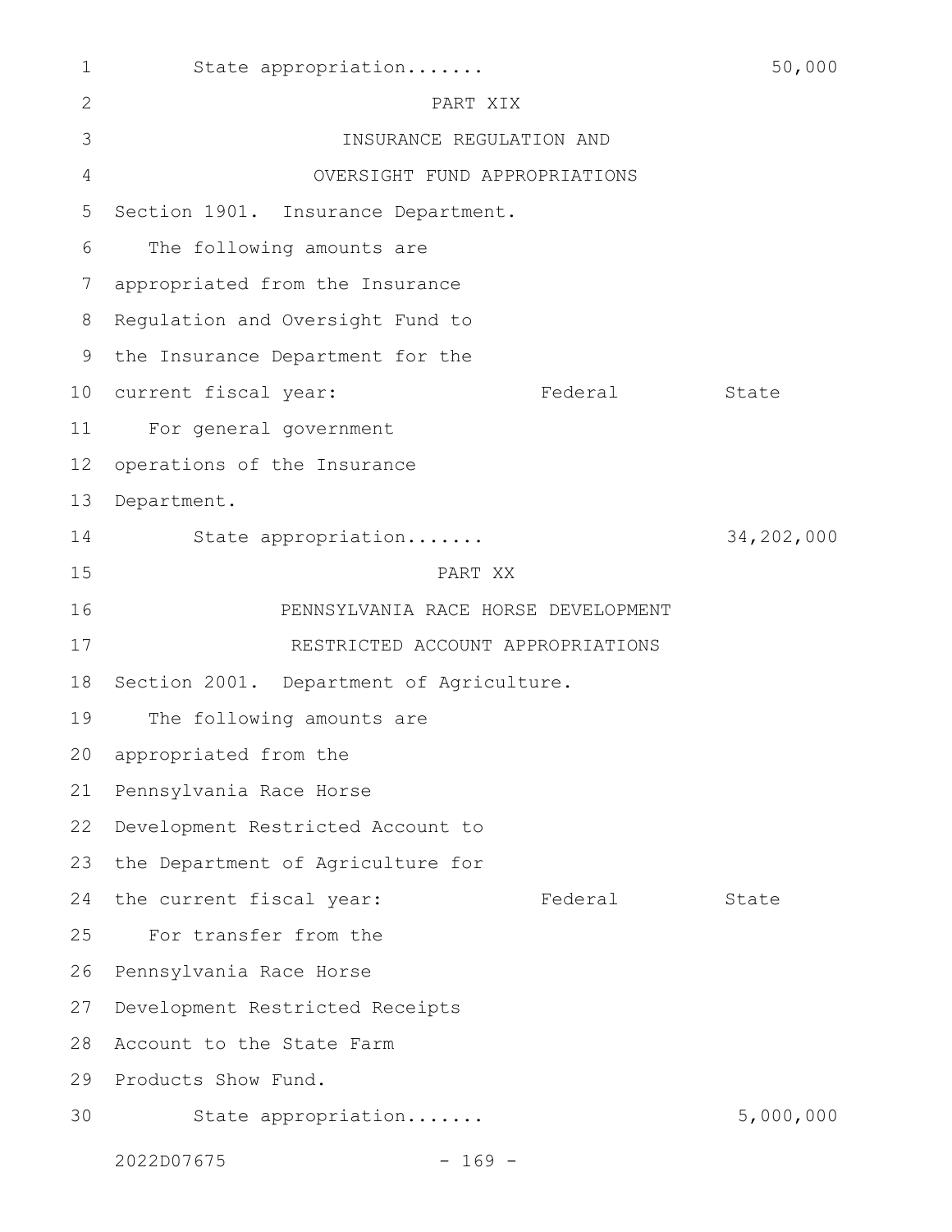State appropriation....... 50,000

PART XIX

INSURANCE REGULATION AND

OVERSIGHT FUND APPROPRIATIONS

Section 1901. Insurance Department.

The following amounts are appropriated from the Insurance Regulation and Oversight Fund to the Insurance Department for the current fiscal year:

| | Federal | State |
|---|---|---|
| For general government operations of the Insurance Department. | | |
| State appropriation....... | | 34,202,000 |

PART XX

PENNSYLVANIA RACE HORSE DEVELOPMENT

RESTRICTED ACCOUNT APPROPRIATIONS

Section 2001. Department of Agriculture.

The following amounts are appropriated from the Pennsylvania Race Horse Development Restricted Account to the Department of Agriculture for the current fiscal year:

| | Federal | State |
|---|---|---|
| For transfer from the Pennsylvania Race Horse Development Restricted Receipts Account to the State Farm Products Show Fund. | | |
| State appropriation....... | | 5,000,000 |

2022D07675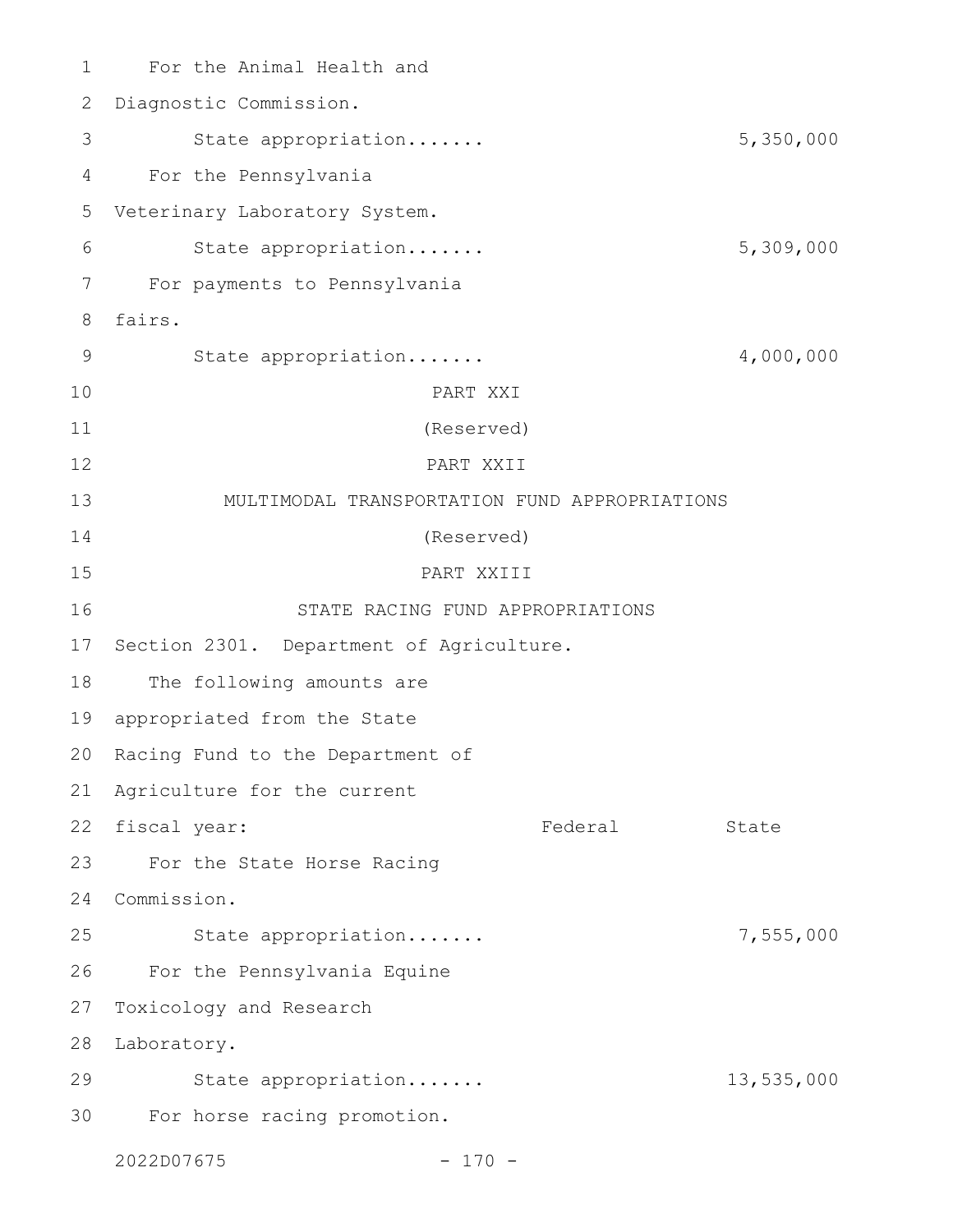For the Animal Health and Diagnostic Commission.

| | Federal | State |
|---|---|---|
| State appropriation....... | | 5,350,000 |

For the Pennsylvania Veterinary Laboratory System.

| | Federal | State |
|---|---|---|
| State appropriation....... | | 5,309,000 |

For payments to Pennsylvania fairs.

| | Federal | State |
|---|---|---|
| State appropriation....... | | 4,000,000 |

PART XXI

(Reserved)

PART XXII

MULTIMODAL TRANSPORTATION FUND APPROPRIATIONS

(Reserved)

PART XXIII

STATE RACING FUND APPROPRIATIONS

Section 2301. Department of Agriculture.

The following amounts are appropriated from the State Racing Fund to the Department of Agriculture for the current fiscal year:

| | Federal | State |
|---|---|---|
| For the State Horse Racing Commission. | | |
| State appropriation....... | | 7,555,000 |
| For the Pennsylvania Equine Toxicology and Research Laboratory. | | |
| State appropriation....... | | 13,535,000 |
| For horse racing promotion. | | |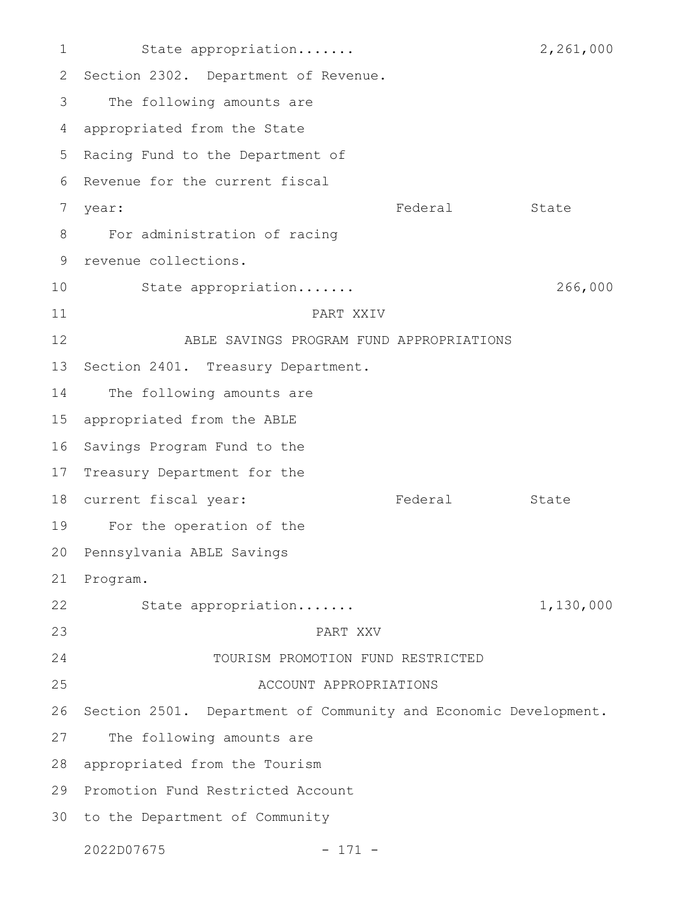State appropriation....... 2,261,000

Section 2302. Department of Revenue.

The following amounts are appropriated from the State Racing Fund to the Department of Revenue for the current fiscal year:

| | Federal | State |
|---|---|---|
| For administration of racing revenue collections. | | |
| State appropriation....... | | 266,000 |

PART XXIV

ABLE SAVINGS PROGRAM FUND APPROPRIATIONS

Section 2401. Treasury Department.

The following amounts are appropriated from the ABLE Savings Program Fund to the Treasury Department for the current fiscal year:

| | Federal | State |
|---|---|---|
| For the operation of the Pennsylvania ABLE Savings Program. | | |
| State appropriation....... | | 1,130,000 |

PART XXV

TOURISM PROMOTION FUND RESTRICTED ACCOUNT APPROPRIATIONS

Section 2501. Department of Community and Economic Development.

The following amounts are appropriated from the Tourism Promotion Fund Restricted Account to the Department of Community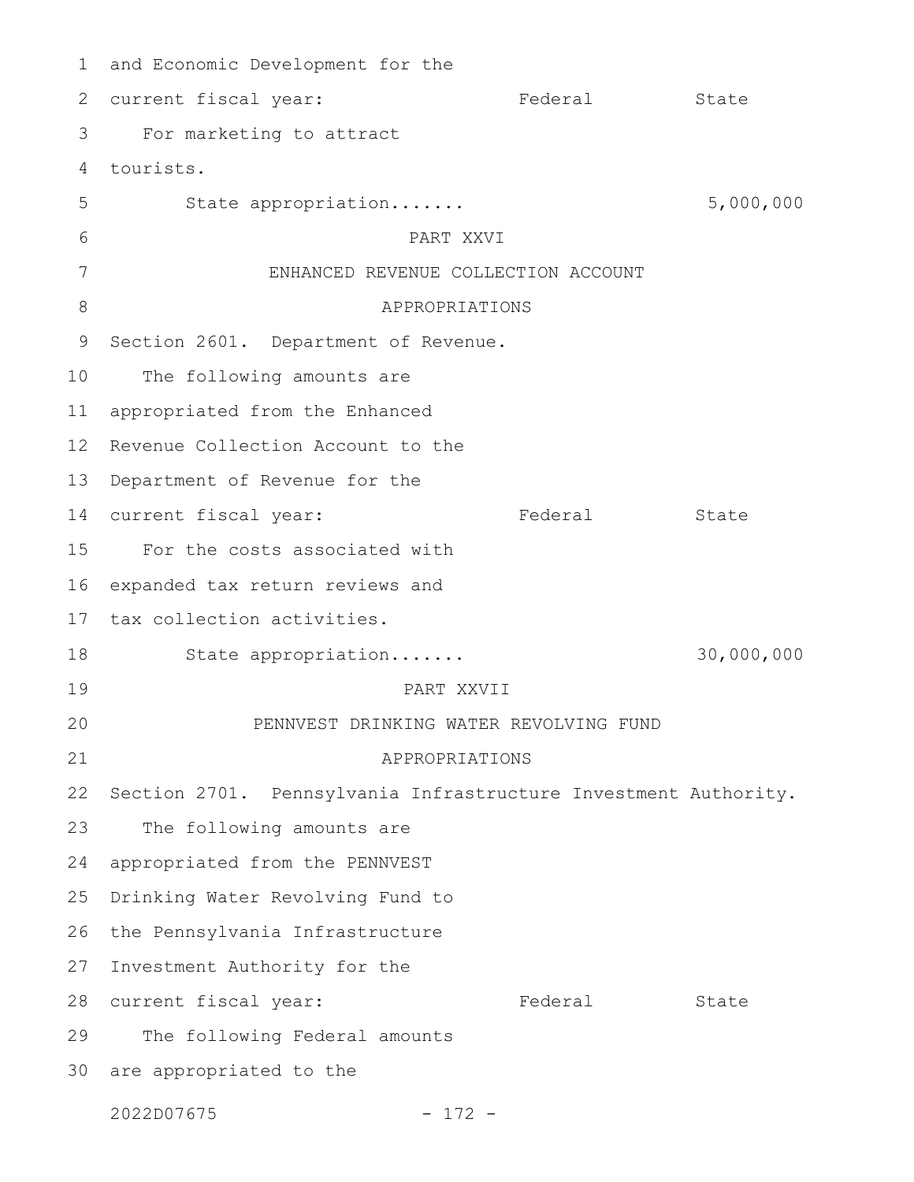and Economic Development for the current fiscal year:

| | Federal | State |
|---|---|---|
| For marketing to attract tourists. | | |
| State appropriation....... | | 5,000,000 |

PART XXVI

ENHANCED REVENUE COLLECTION ACCOUNT

APPROPRIATIONS

Section 2601. Department of Revenue.

The following amounts are appropriated from the Enhanced Revenue Collection Account to the Department of Revenue for the current fiscal year:

| | Federal | State |
|---|---|---|
| For the costs associated with expanded tax return reviews and tax collection activities. | | |
| State appropriation....... | | 30,000,000 |

PART XXVII

PENNVEST DRINKING WATER REVOLVING FUND

APPROPRIATIONS

Section 2701. Pennsylvania Infrastructure Investment Authority.

The following amounts are appropriated from the PENNVEST Drinking Water Revolving Fund to the Pennsylvania Infrastructure Investment Authority for the current fiscal year:

| | Federal | State |
|---|---|---|

The following Federal amounts are appropriated to the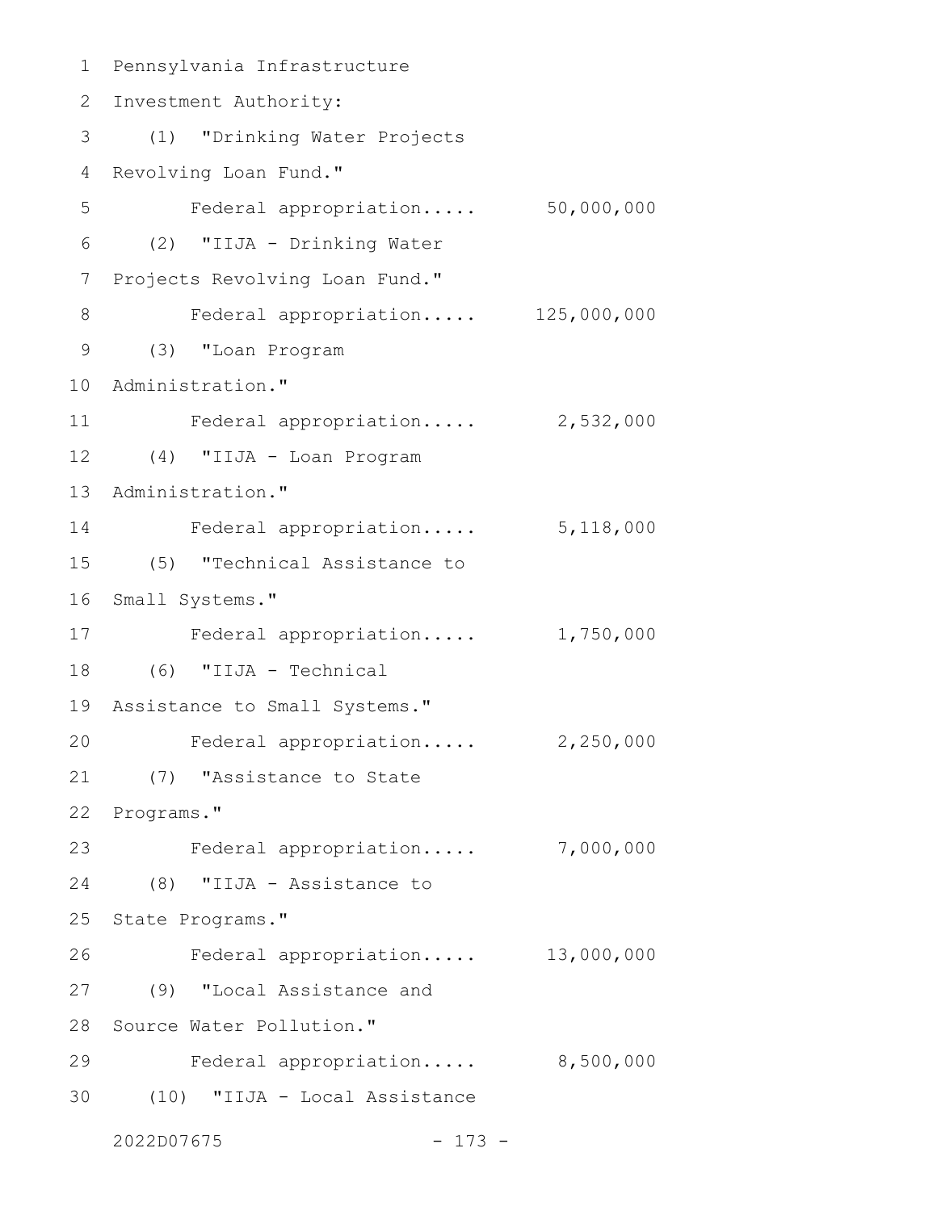Pennsylvania Infrastructure Investment Authority:

(1) "Drinking Water Projects Revolving Loan Fund."

Federal appropriation..... 50,000,000

(2) "IIJA - Drinking Water Projects Revolving Loan Fund."

Federal appropriation..... 125,000,000

(3) "Loan Program Administration."

Federal appropriation..... 2,532,000

(4) "IIJA - Loan Program Administration."

Federal appropriation..... 5,118,000

(5) "Technical Assistance to Small Systems."

Federal appropriation..... 1,750,000

(6) "IIJA - Technical Assistance to Small Systems."

Federal appropriation..... 2,250,000

(7) "Assistance to State Programs."

Federal appropriation..... 7,000,000

(8) "IIJA - Assistance to State Programs."

Federal appropriation..... 13,000,000

(9) "Local Assistance and Source Water Pollution."

Federal appropriation..... 8,500,000

(10) "IIJA - Local Assistance

2022D07675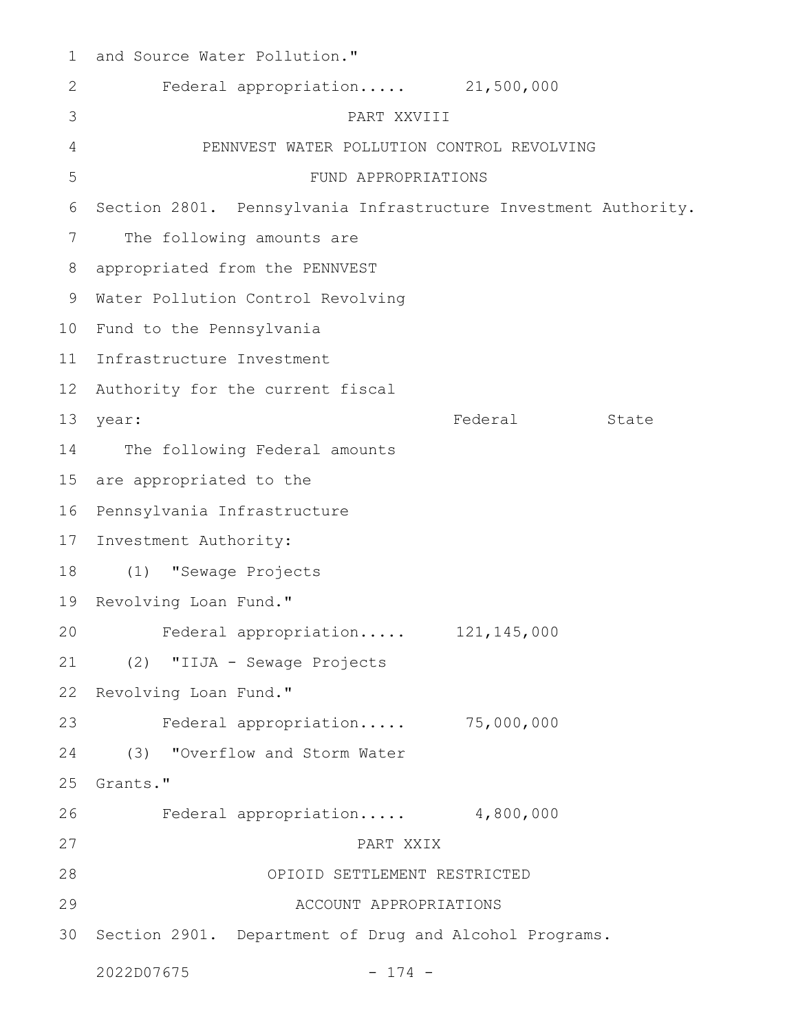and Source Water Pollution."

Federal appropriation..... 21,500,000

PART XXVIII

PENNVEST WATER POLLUTION CONTROL REVOLVING FUND APPROPRIATIONS

Section 2801. Pennsylvania Infrastructure Investment Authority.

The following amounts are appropriated from the PENNVEST Water Pollution Control Revolving Fund to the Pennsylvania Infrastructure Investment Authority for the current fiscal year:

| | Federal | State |
|---|---|---|
| The following Federal amounts are appropriated to the Pennsylvania Infrastructure Investment Authority: | | |
| (1) "Sewage Projects Revolving Loan Fund." | | |
| Federal appropriation..... | 121,145,000 | |
| (2) "IIJA - Sewage Projects Revolving Loan Fund." | | |
| Federal appropriation..... | 75,000,000 | |
| (3) "Overflow and Storm Water Grants." | | |
| Federal appropriation..... | 4,800,000 | |

PART XXIX

OPIOID SETTLEMENT RESTRICTED ACCOUNT APPROPRIATIONS

Section 2901. Department of Drug and Alcohol Programs.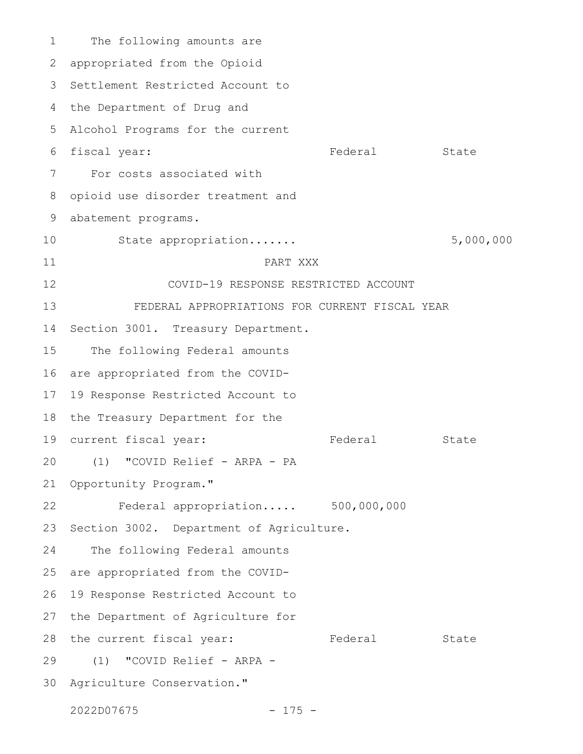The following amounts are appropriated from the Opioid Settlement Restricted Account to the Department of Drug and Alcohol Programs for the current fiscal year:

| | Federal | State |
|---|---|---|
| For costs associated with opioid use disorder treatment and abatement programs. | | |
| State appropriation....... | | 5,000,000 |

## PART XXX

## COVID-19 RESPONSE RESTRICTED ACCOUNT

### FEDERAL APPROPRIATIONS FOR CURRENT FISCAL YEAR

Section 3001. Treasury Department.

The following Federal amounts are appropriated from the COVID-19 Response Restricted Account to the Treasury Department for the current fiscal year:

| | Federal | State |
|---|---|---|
| (1) "COVID Relief - ARPA - PA Opportunity Program." | | |
| Federal appropriation..... | 500,000,000 | |

Section 3002. Department of Agriculture.

The following Federal amounts are appropriated from the COVID-19 Response Restricted Account to the Department of Agriculture for the current fiscal year:

| | Federal | State |
|---|---|---|
| (1) "COVID Relief - ARPA - Agriculture Conservation." | | |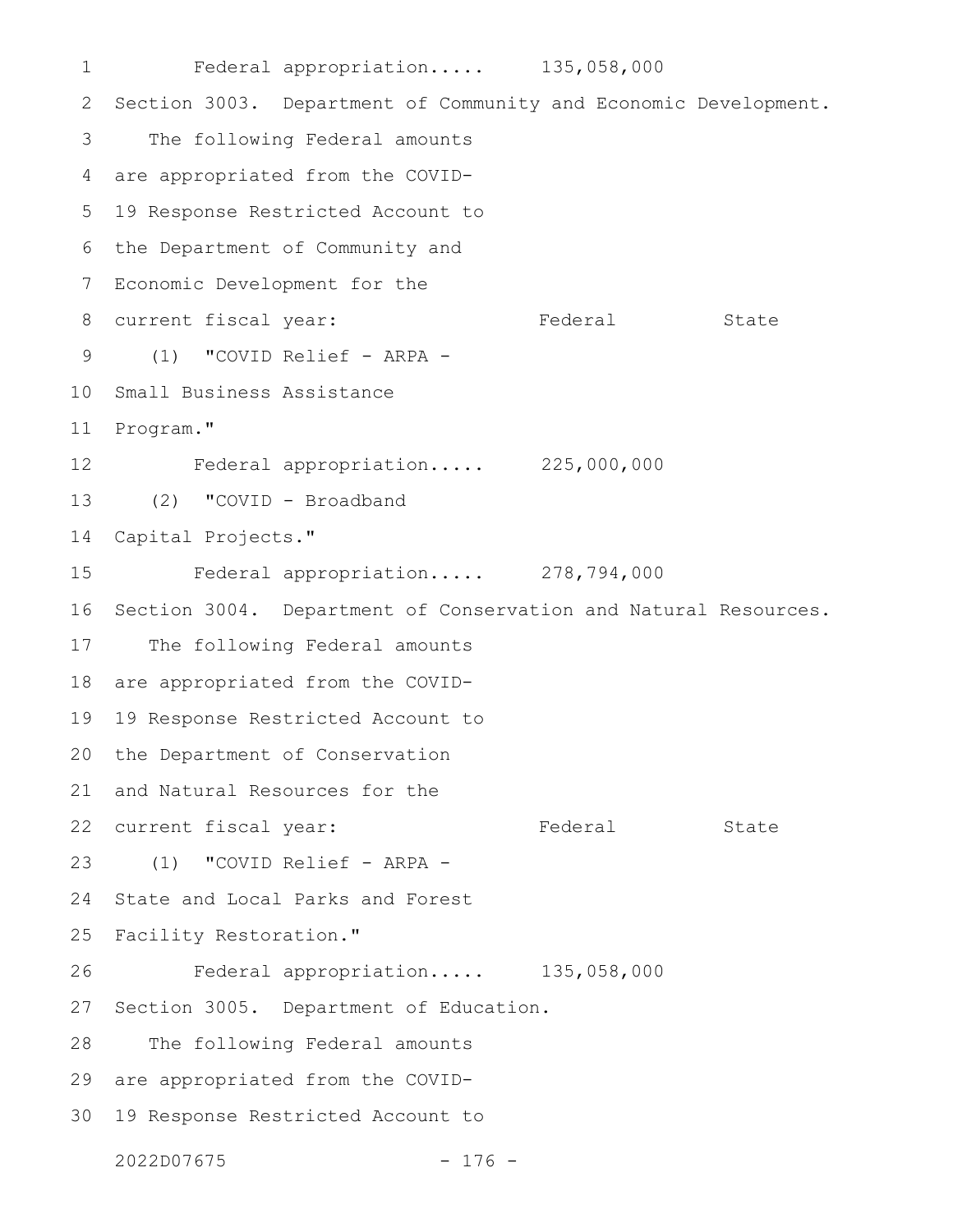Federal appropriation..... 135,058,000

Section 3003. Department of Community and Economic Development.

The following Federal amounts are appropriated from the COVID-19 Response Restricted Account to the Department of Community and Economic Development for the current fiscal year:

| | Federal | State |
|---|---|---|
| (1) "COVID Relief - ARPA - Small Business Assistance Program." | | |
| Federal appropriation..... | 225,000,000 | |
| (2) "COVID - Broadband Capital Projects." | | |
| Federal appropriation..... | 278,794,000 | |

Section 3004. Department of Conservation and Natural Resources.

The following Federal amounts are appropriated from the COVID-19 Response Restricted Account to the Department of Conservation and Natural Resources for the current fiscal year:

| | Federal | State |
|---|---|---|
| (1) "COVID Relief - ARPA - State and Local Parks and Forest Facility Restoration." | | |
| Federal appropriation..... | 135,058,000 | |

Section 3005. Department of Education.

The following Federal amounts are appropriated from the COVID-19 Response Restricted Account to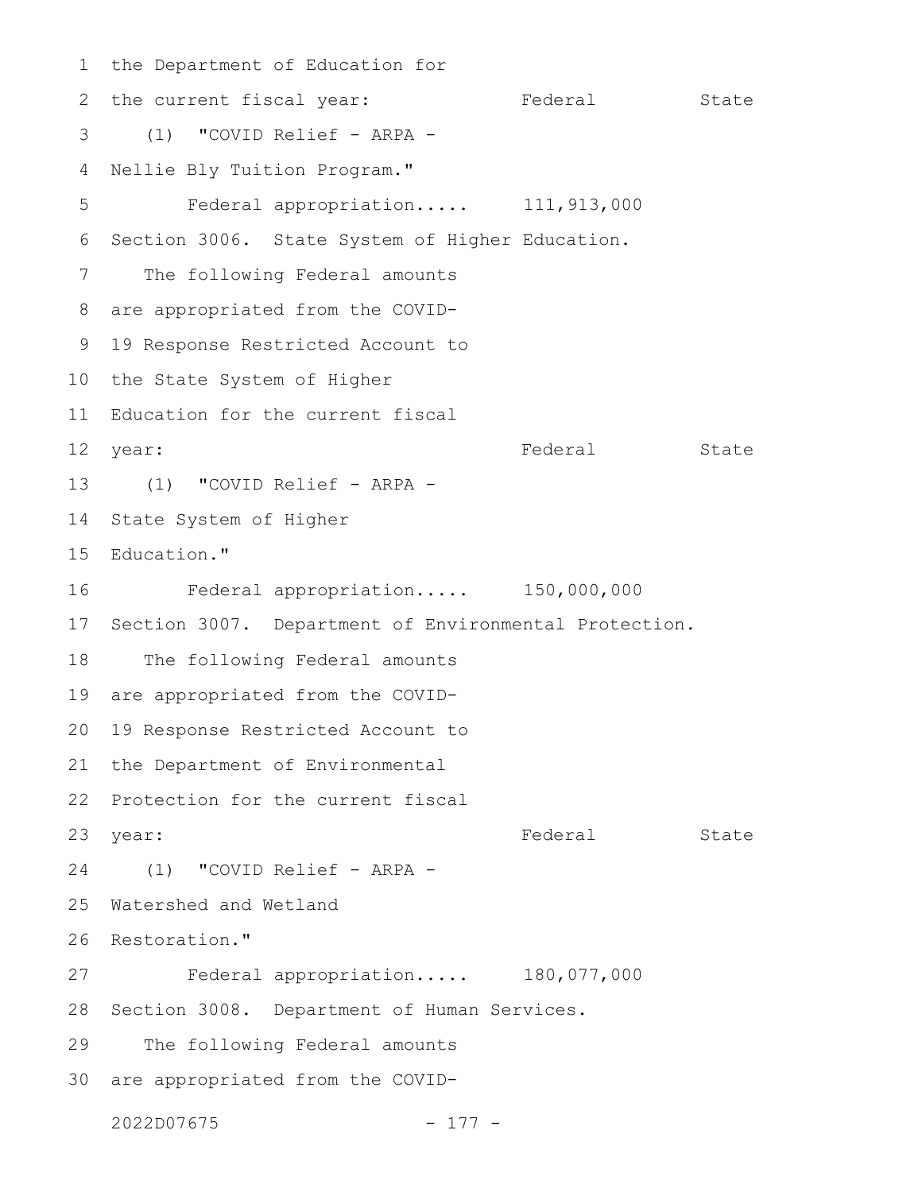the Department of Education for the current fiscal year:

| | Federal | State |
|---|---|---|
| (1) "COVID Relief - ARPA - Nellie Bly Tuition Program." | | |
| Federal appropriation..... | 111,913,000 | |

Section 3006. State System of Higher Education.

The following Federal amounts are appropriated from the COVID-19 Response Restricted Account to the State System of Higher Education for the current fiscal year:

| | Federal | State |
|---|---|---|
| (1) "COVID Relief - ARPA - State System of Higher Education." | | |
| Federal appropriation..... | 150,000,000 | |

Section 3007. Department of Environmental Protection.

The following Federal amounts are appropriated from the COVID-19 Response Restricted Account to the Department of Environmental Protection for the current fiscal year:

| | Federal | State |
|---|---|---|
| (1) "COVID Relief - ARPA - Watershed and Wetland Restoration." | | |
| Federal appropriation..... | 180,077,000 | |

Section 3008. Department of Human Services.

The following Federal amounts are appropriated from the COVID-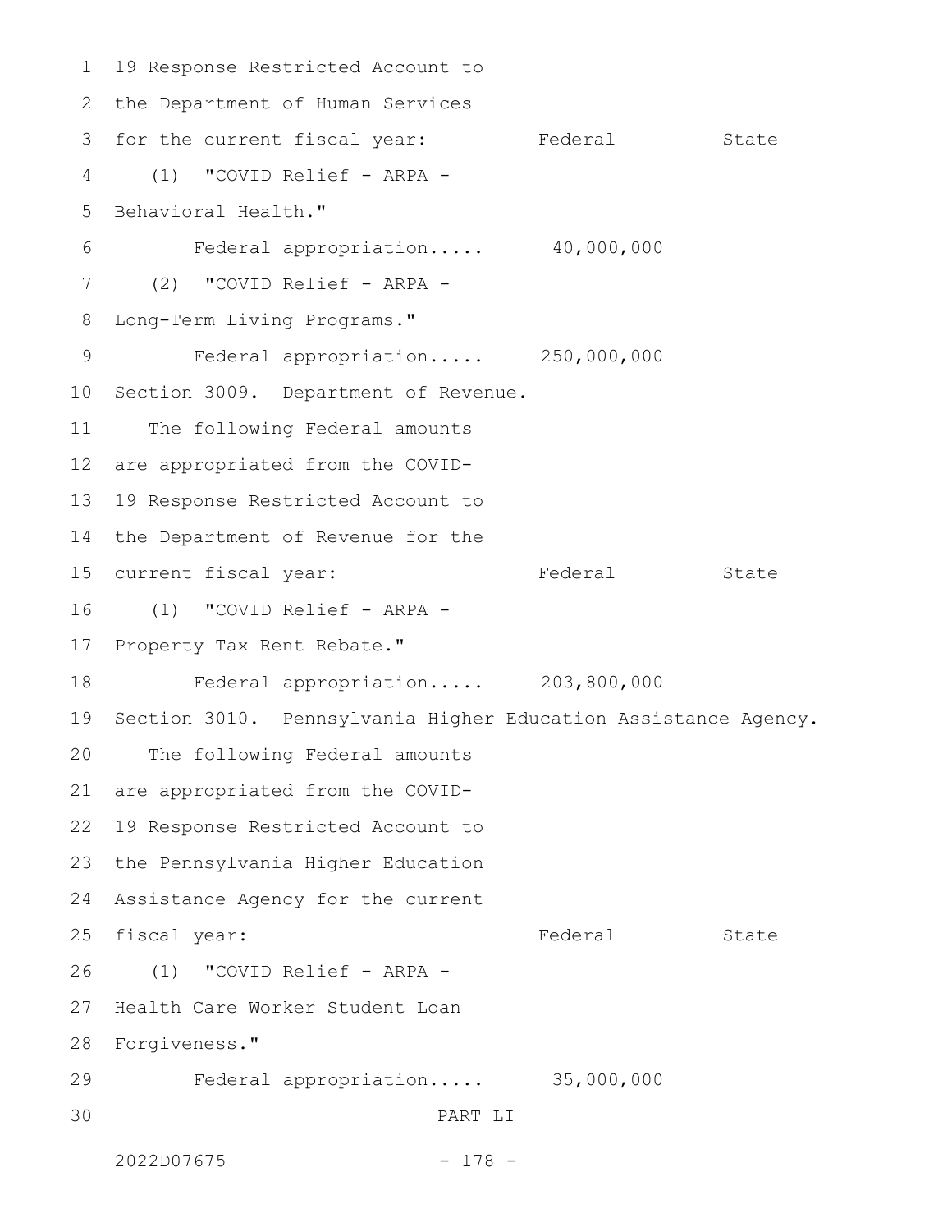19 Response Restricted Account to the Department of Human Services for the current fiscal year:

| | Federal | State |
|---|---|---|
| (1) "COVID Relief - ARPA - Behavioral Health." | | |
| Federal appropriation..... | 40,000,000 | |
| (2) "COVID Relief - ARPA - Long-Term Living Programs." | | |
| Federal appropriation..... | 250,000,000 | |

Section 3009. Department of Revenue.

The following Federal amounts are appropriated from the COVID-19 Response Restricted Account to the Department of Revenue for the current fiscal year:

| | Federal | State |
|---|---|---|
| (1) "COVID Relief - ARPA - Property Tax Rent Rebate." | | |
| Federal appropriation..... | 203,800,000 | |

Section 3010. Pennsylvania Higher Education Assistance Agency.

The following Federal amounts are appropriated from the COVID-19 Response Restricted Account to the Pennsylvania Higher Education Assistance Agency for the current fiscal year:

| | Federal | State |
|---|---|---|
| (1) "COVID Relief - ARPA - Health Care Worker Student Loan Forgiveness." | | |
| Federal appropriation..... | 35,000,000 | |

PART LI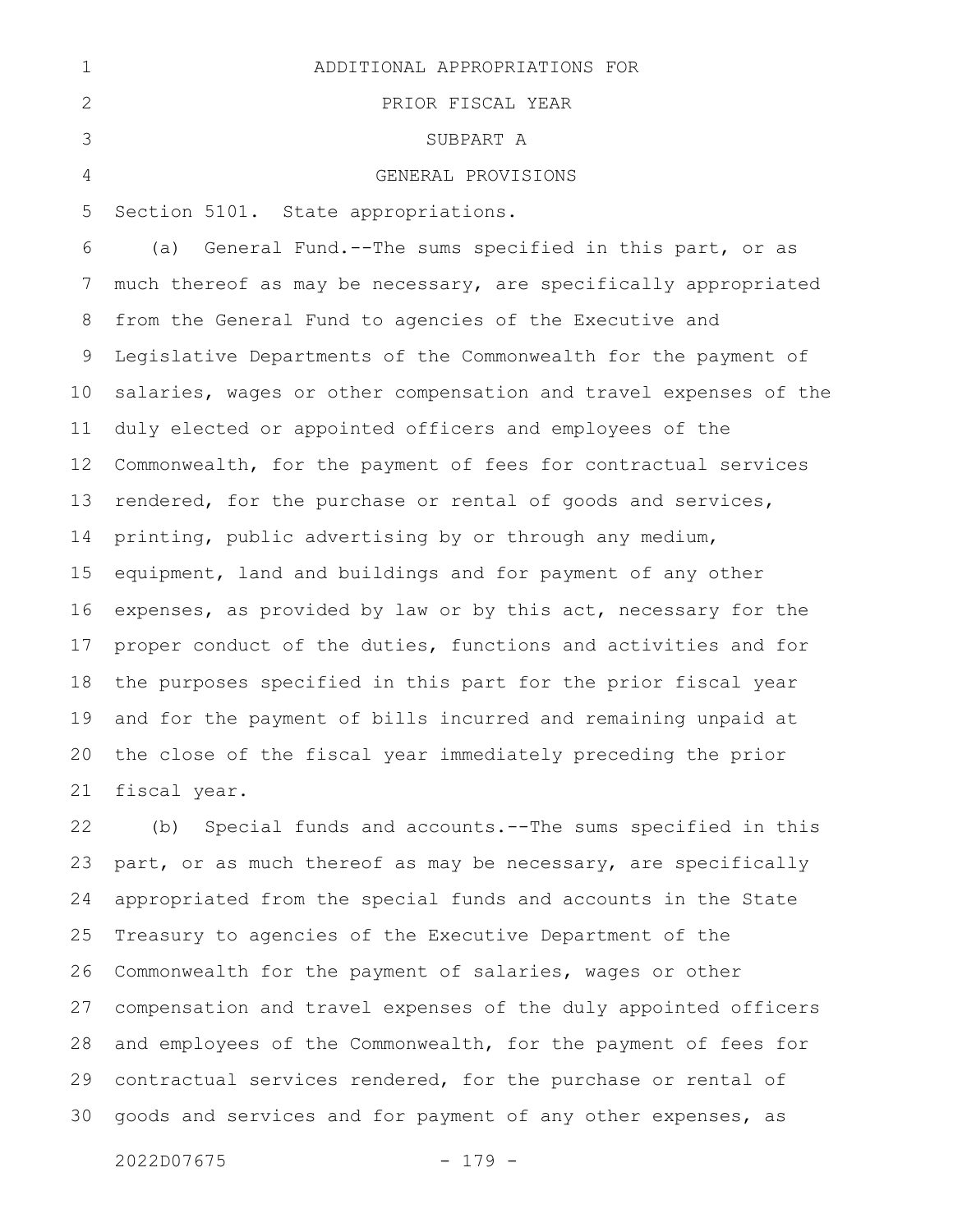# ADDITIONAL APPROPRIATIONS FOR PRIOR FISCAL YEAR

## SUBPART A

## GENERAL PROVISIONS

Section 5101. State appropriations.

(a) General Fund.--The sums specified in this part, or as much thereof as may be necessary, are specifically appropriated from the General Fund to agencies of the Executive and Legislative Departments of the Commonwealth for the payment of salaries, wages or other compensation and travel expenses of the duly elected or appointed officers and employees of the Commonwealth, for the payment of fees for contractual services rendered, for the purchase or rental of goods and services, printing, public advertising by or through any medium, equipment, land and buildings and for payment of any other expenses, as provided by law or by this act, necessary for the proper conduct of the duties, functions and activities and for the purposes specified in this part for the prior fiscal year and for the payment of bills incurred and remaining unpaid at the close of the fiscal year immediately preceding the prior fiscal year.

(b) Special funds and accounts.--The sums specified in this part, or as much thereof as may be necessary, are specifically appropriated from the special funds and accounts in the State Treasury to agencies of the Executive Department of the Commonwealth for the payment of salaries, wages or other compensation and travel expenses of the duly appointed officers and employees of the Commonwealth, for the payment of fees for contractual services rendered, for the purchase or rental of goods and services and for payment of any other expenses, as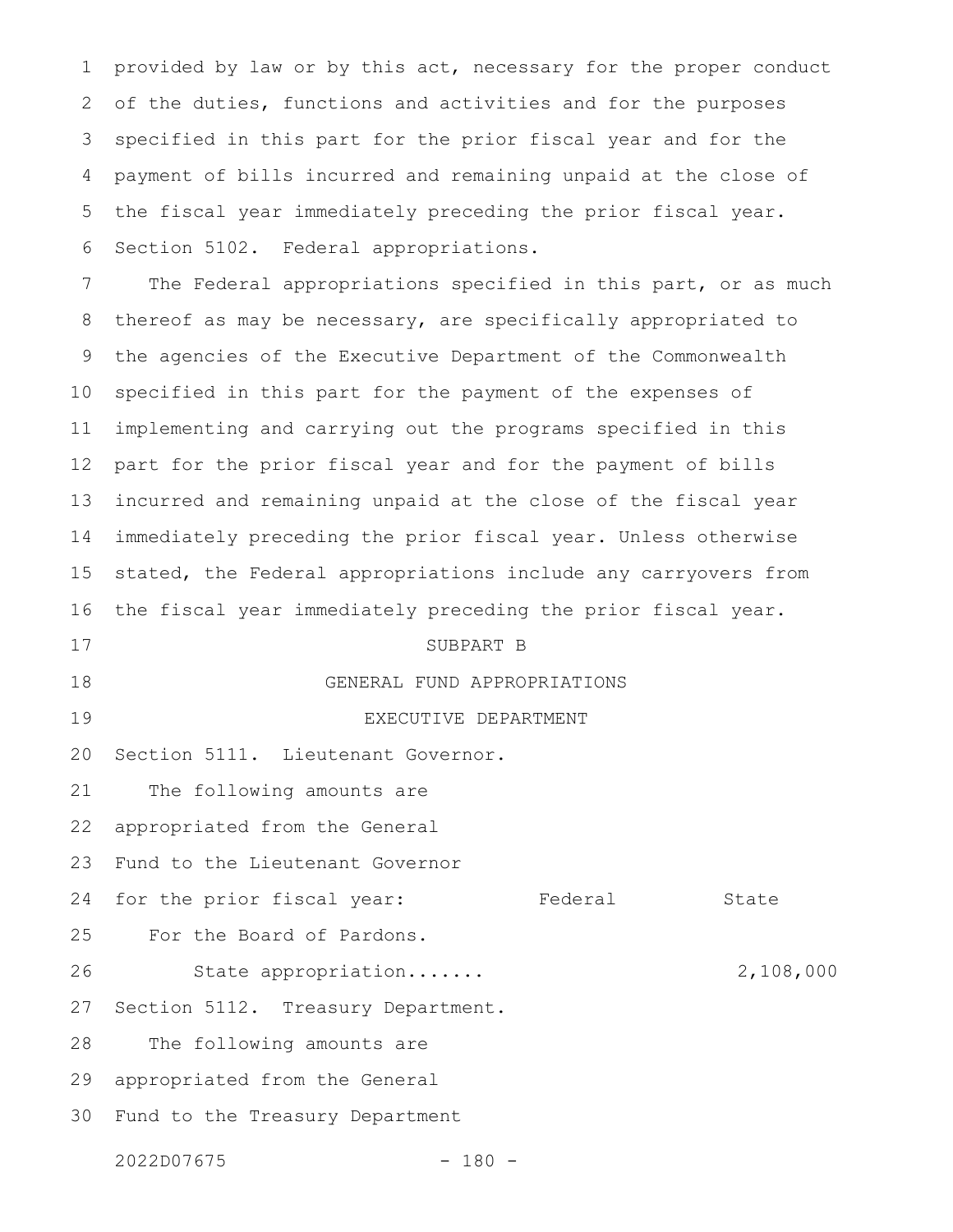provided by law or by this act, necessary for the proper conduct of the duties, functions and activities and for the purposes specified in this part for the prior fiscal year and for the payment of bills incurred and remaining unpaid at the close of the fiscal year immediately preceding the prior fiscal year.

Section 5102. Federal appropriations.

The Federal appropriations specified in this part, or as much thereof as may be necessary, are specifically appropriated to the agencies of the Executive Department of the Commonwealth specified in this part for the payment of the expenses of implementing and carrying out the programs specified in this part for the prior fiscal year and for the payment of bills incurred and remaining unpaid at the close of the fiscal year immediately preceding the prior fiscal year. Unless otherwise stated, the Federal appropriations include any carryovers from the fiscal year immediately preceding the prior fiscal year.

SUBPART B

GENERAL FUND APPROPRIATIONS

EXECUTIVE DEPARTMENT

Section 5111. Lieutenant Governor.

| The following amounts are appropriated from the General Fund to the Lieutenant Governor for the prior fiscal year: | Federal | State |
|---|---|---|
| For the Board of Pardons. | | |
| State appropriation....... | | 2,108,000 |

Section 5112. Treasury Department.

The following amounts are appropriated from the General Fund to the Treasury Department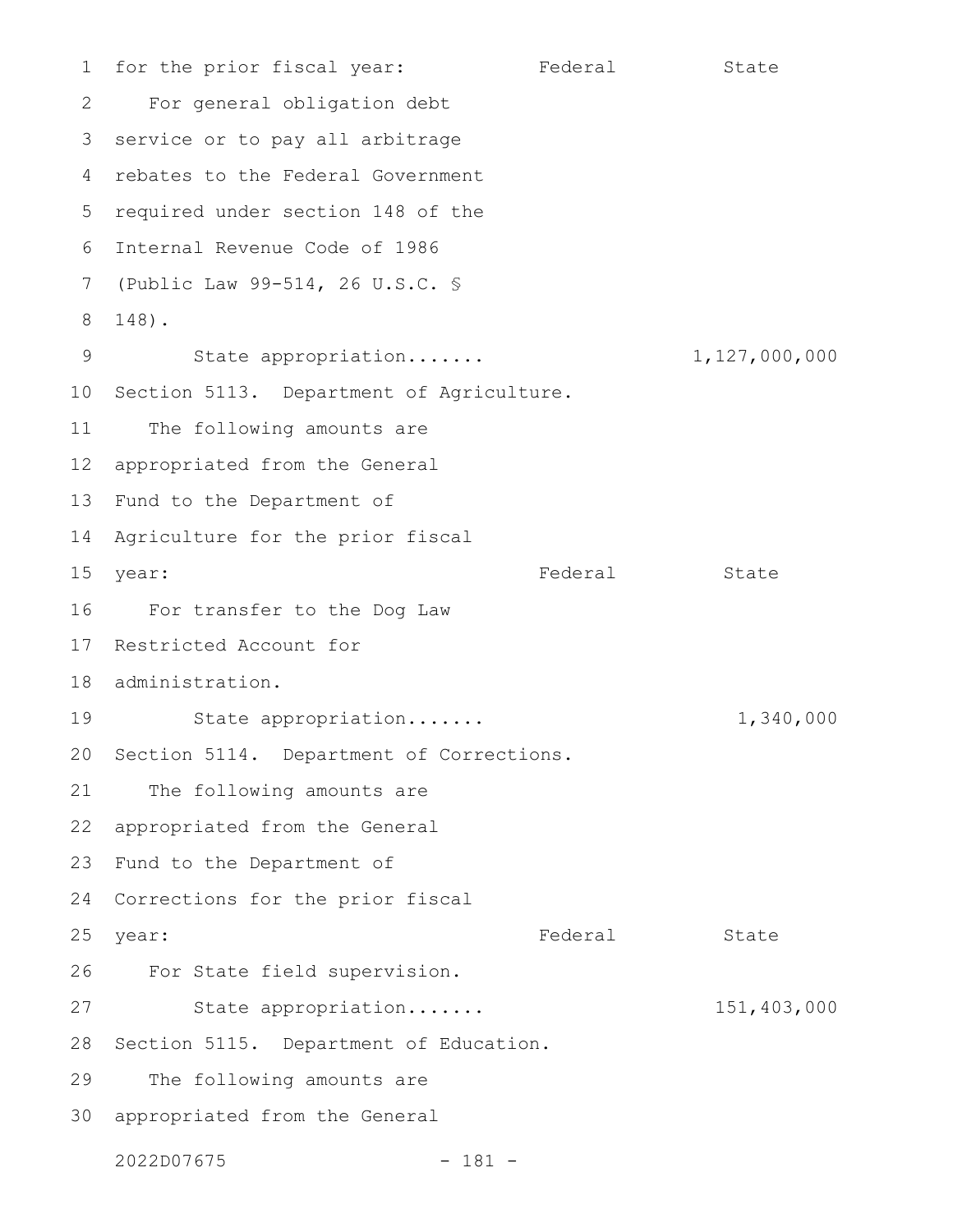for the prior fiscal year: Federal State

For general obligation debt service or to pay all arbitrage rebates to the Federal Government required under section 148 of the Internal Revenue Code of 1986 (Public Law 99-514, 26 U.S.C. § 148).

| | Federal | State |
|---|---|---|
| State appropriation....... | | 1,127,000,000 |

Section 5113. Department of Agriculture.

The following amounts are appropriated from the General Fund to the Department of Agriculture for the prior fiscal year: Federal State

For transfer to the Dog Law Restricted Account for administration.

| | Federal | State |
|---|---|---|
| State appropriation....... | | 1,340,000 |

Section 5114. Department of Corrections.

The following amounts are appropriated from the General Fund to the Department of Corrections for the prior fiscal year: Federal State

For State field supervision.

| | Federal | State |
|---|---|---|
| State appropriation....... | | 151,403,000 |

Section 5115. Department of Education.

The following amounts are appropriated from the General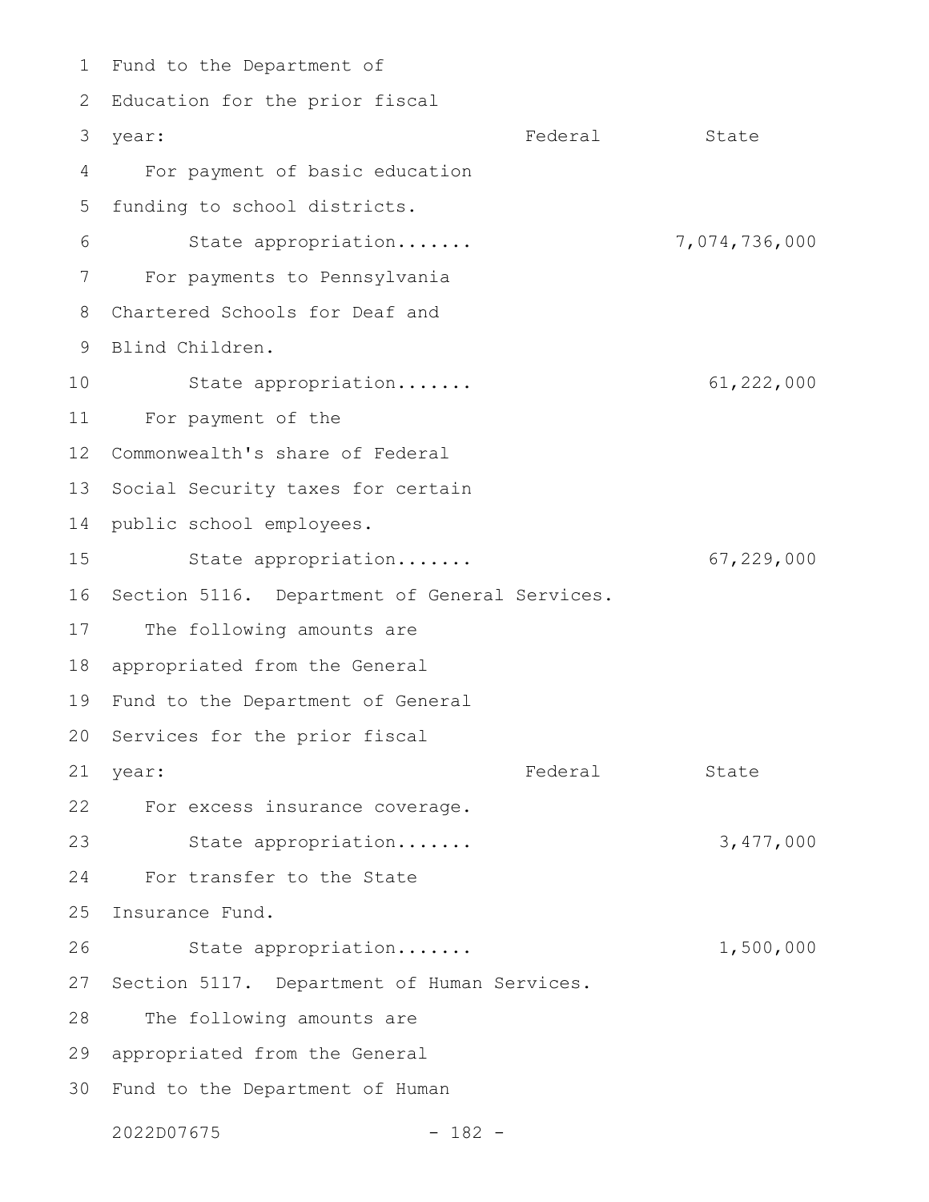Fund to the Department of Education for the prior fiscal year:

| | Federal | State |
|---|---|---|
| For payment of basic education funding to school districts. | | |
| State appropriation....... | | 7,074,736,000 |
| For payments to Pennsylvania Chartered Schools for Deaf and Blind Children. | | |
| State appropriation....... | | 61,222,000 |
| For payment of the Commonwealth's share of Federal Social Security taxes for certain public school employees. | | |
| State appropriation....... | | 67,229,000 |

Section 5116. Department of General Services.

The following amounts are appropriated from the General Fund to the Department of General Services for the prior fiscal year:

| | Federal | State |
|---|---|---|
| For excess insurance coverage. | | |
| State appropriation....... | | 3,477,000 |
| For transfer to the State Insurance Fund. | | |
| State appropriation....... | | 1,500,000 |

Section 5117. Department of Human Services.

The following amounts are appropriated from the General Fund to the Department of Human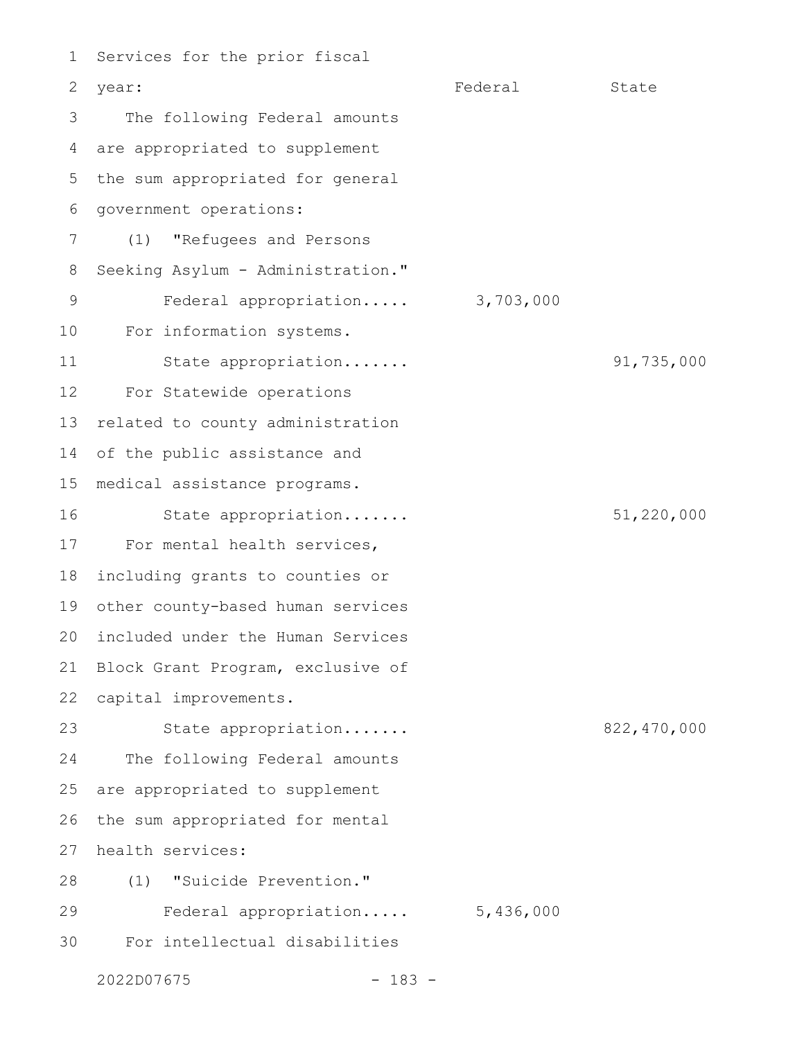Services for the prior fiscal year:

| | Federal | State |
|---|---|---|
| The following Federal amounts are appropriated to supplement the sum appropriated for general government operations: | | |
| (1) "Refugees and Persons Seeking Asylum - Administration." | | |
| Federal appropriation..... | 3,703,000 | |
| For information systems. | | |
| State appropriation....... | | 91,735,000 |
| For Statewide operations related to county administration of the public assistance and medical assistance programs. | | |
| State appropriation....... | | 51,220,000 |
| For mental health services, including grants to counties or other county-based human services included under the Human Services Block Grant Program, exclusive of capital improvements. | | |
| State appropriation....... | | 822,470,000 |
| The following Federal amounts are appropriated to supplement the sum appropriated for mental health services: | | |
| (1) "Suicide Prevention." | | |
| Federal appropriation..... | 5,436,000 | |
| For intellectual disabilities | | |

2022D07675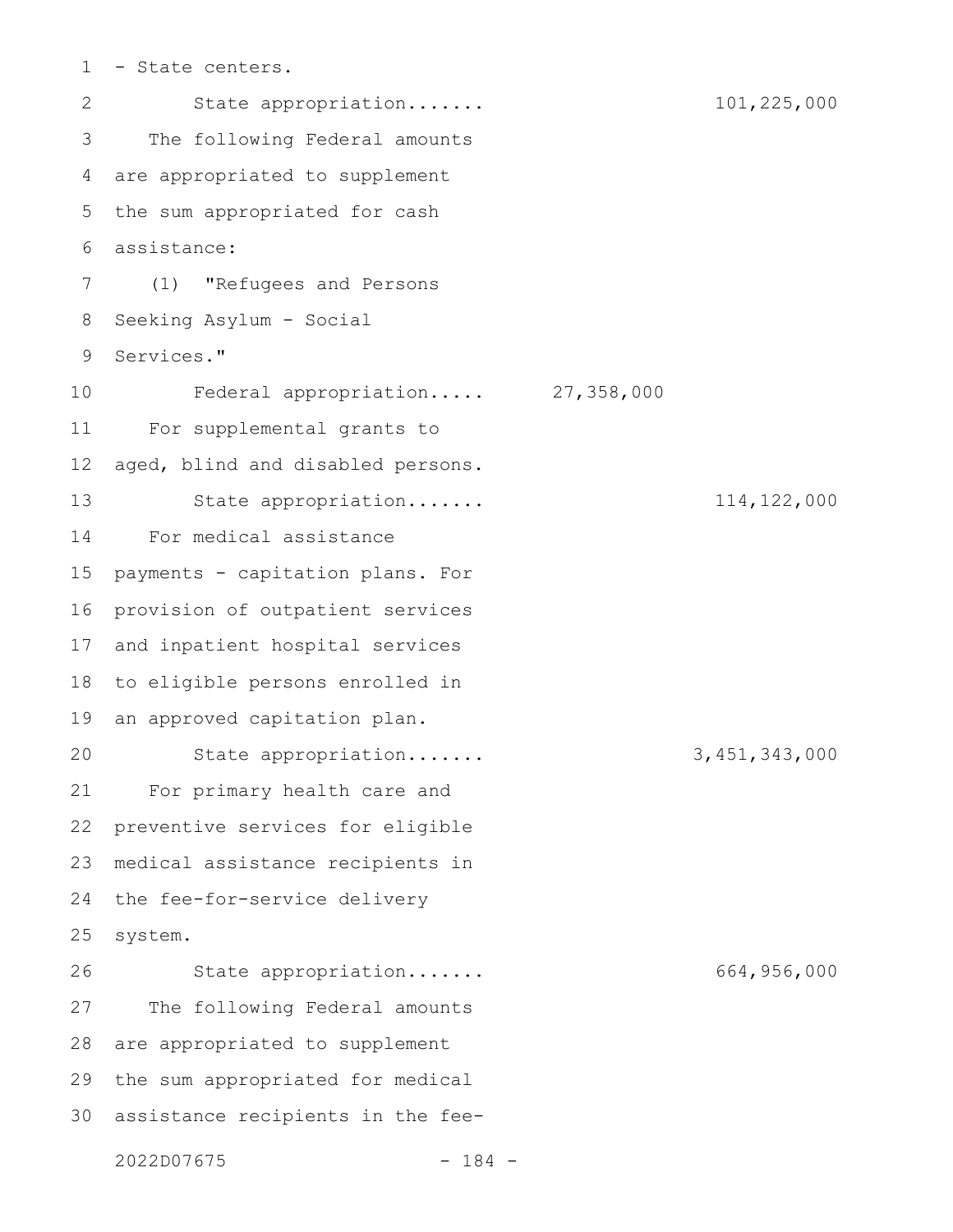- State centers.

State appropriation....... 101,225,000

The following Federal amounts are appropriated to supplement the sum appropriated for cash assistance:

(1) "Refugees and Persons Seeking Asylum - Social Services."

Federal appropriation..... 27,358,000

For supplemental grants to aged, blind and disabled persons.

State appropriation....... 114,122,000

For medical assistance payments - capitation plans. For provision of outpatient services and inpatient hospital services to eligible persons enrolled in an approved capitation plan.

State appropriation....... 3,451,343,000

For primary health care and preventive services for eligible medical assistance recipients in the fee-for-service delivery system.

State appropriation....... 664,956,000

The following Federal amounts are appropriated to supplement the sum appropriated for medical assistance recipients in the fee-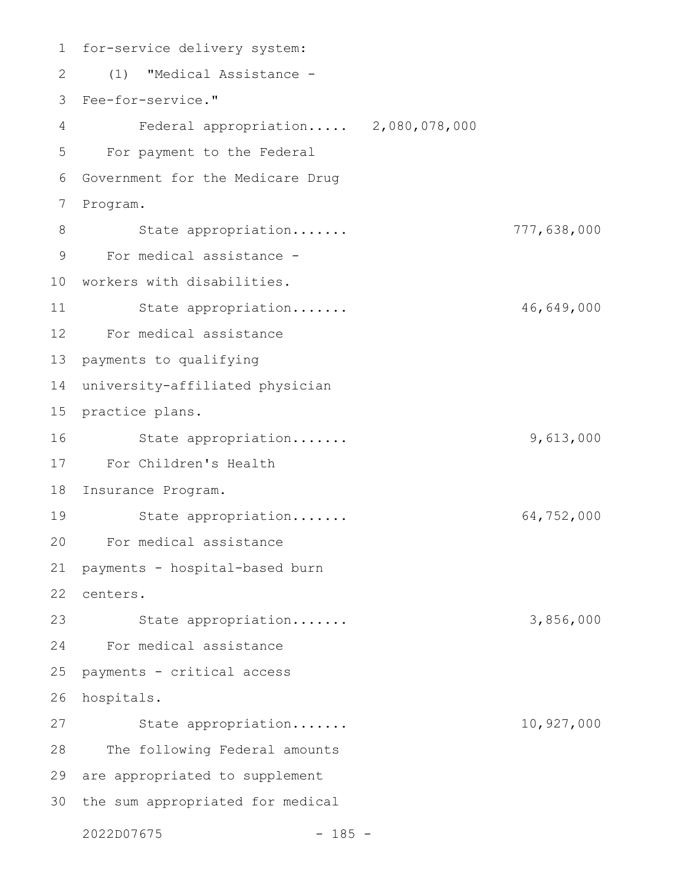for-service delivery system:

(1) "Medical Assistance - Fee-for-service."

Federal appropriation..... 2,080,078,000

For payment to the Federal Government for the Medicare Drug Program.

State appropriation....... 777,638,000

For medical assistance - workers with disabilities.

State appropriation....... 46,649,000

For medical assistance payments to qualifying university-affiliated physician practice plans.

State appropriation....... 9,613,000

For Children's Health Insurance Program.

State appropriation....... 64,752,000

For medical assistance payments - hospital-based burn centers.

State appropriation....... 3,856,000

For medical assistance payments - critical access hospitals.

State appropriation....... 10,927,000

The following Federal amounts are appropriated to supplement the sum appropriated for medical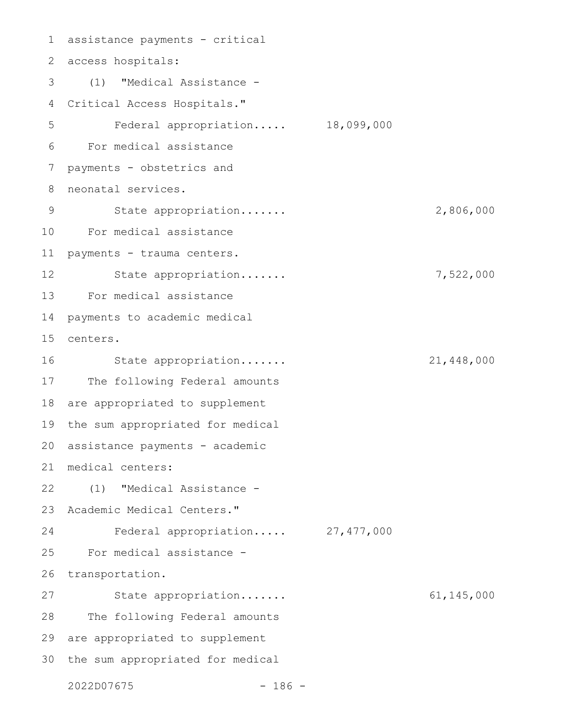assistance payments - critical access hospitals:

(1) "Medical Assistance - Critical Access Hospitals."

| | | |
|---|---|---|
| Federal appropriation..... | 18,099,000 | |

For medical assistance payments - obstetrics and neonatal services.

| | | |
|---|---|---|
| State appropriation....... | | 2,806,000 |

For medical assistance payments - trauma centers.

| | | |
|---|---|---|
| State appropriation....... | | 7,522,000 |

For medical assistance payments to academic medical centers.

| | | |
|---|---|---|
| State appropriation....... | | 21,448,000 |

The following Federal amounts are appropriated to supplement the sum appropriated for medical assistance payments - academic medical centers:

(1) "Medical Assistance - Academic Medical Centers."

| | | |
|---|---|---|
| Federal appropriation..... | 27,477,000 | |

For medical assistance - transportation.

| | | |
|---|---|---|
| State appropriation....... | | 61,145,000 |

The following Federal amounts are appropriated to supplement the sum appropriated for medical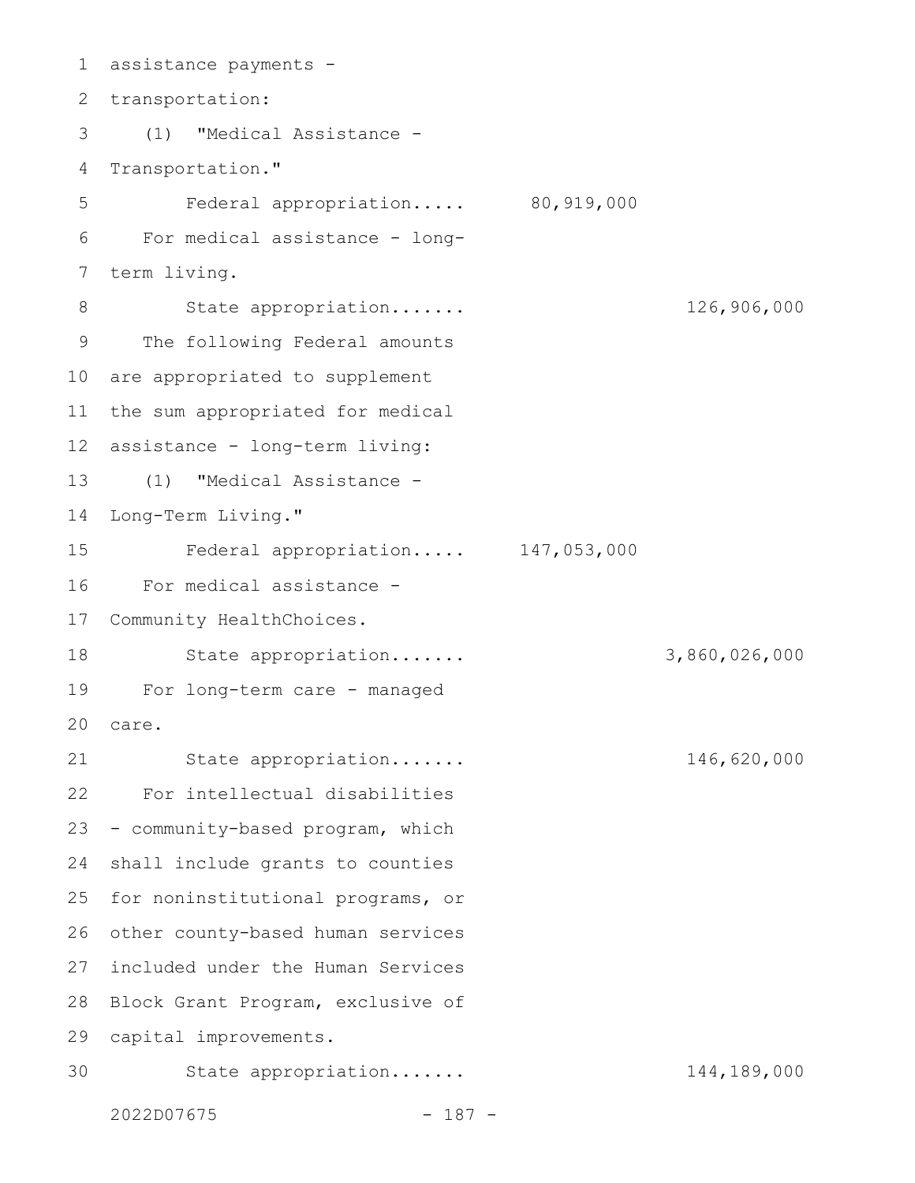assistance payments - transportation:

(1) "Medical Assistance - Transportation."

| | | |
|---|---|---|
| Federal appropriation..... | 80,919,000 | |

For medical assistance - long-term living.

| | | |
|---|---|---|
| State appropriation....... | | 126,906,000 |

The following Federal amounts are appropriated to supplement the sum appropriated for medical assistance - long-term living:

(1) "Medical Assistance - Long-Term Living."

| | | |
|---|---|---|
| Federal appropriation..... | 147,053,000 | |

For medical assistance - Community HealthChoices.

| | | |
|---|---|---|
| State appropriation....... | | 3,860,026,000 |

For long-term care - managed care.

| | | |
|---|---|---|
| State appropriation....... | | 146,620,000 |

For intellectual disabilities - community-based program, which shall include grants to counties for noninstitutional programs, or other county-based human services included under the Human Services Block Grant Program, exclusive of capital improvements.

| | | |
|---|---|---|
| State appropriation....... | | 144,189,000 |

2022D07675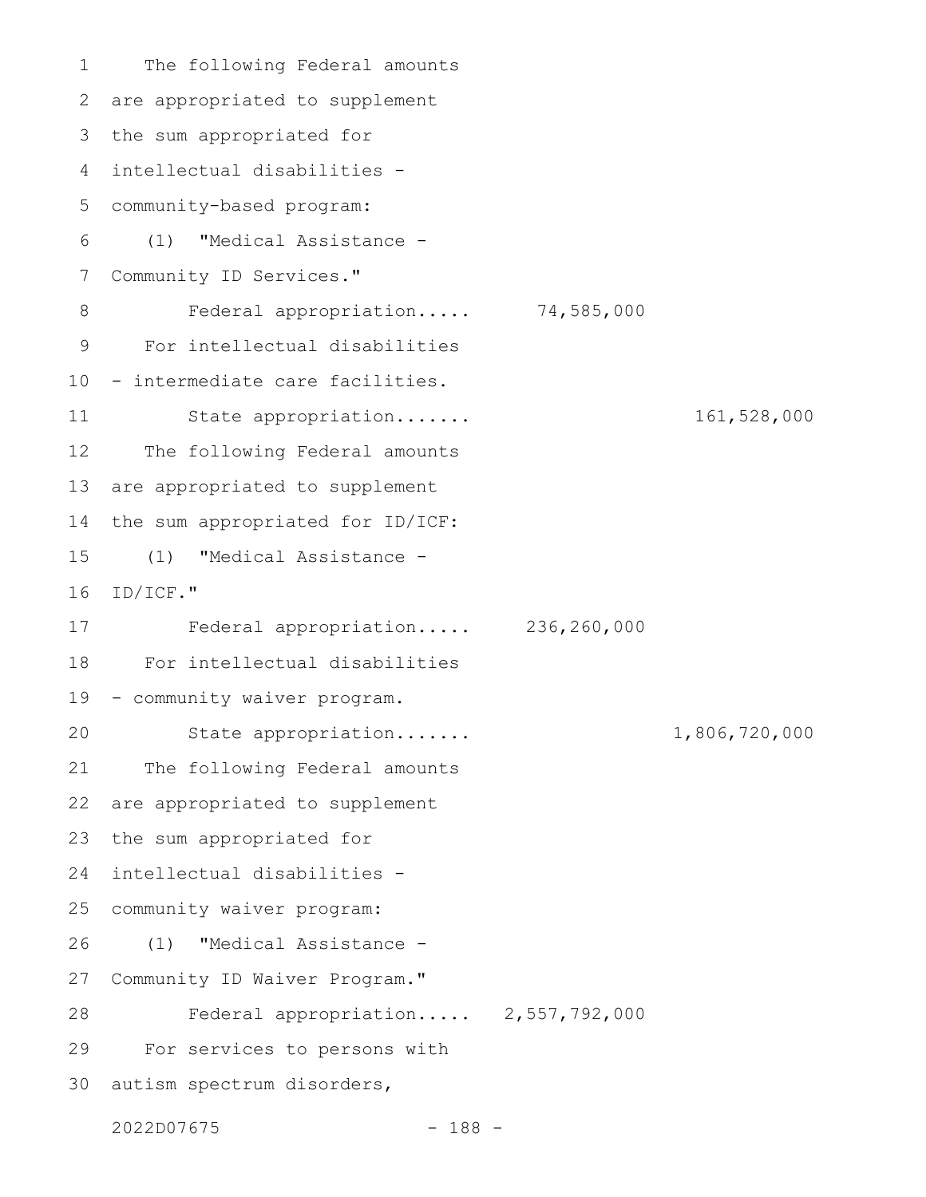The following Federal amounts are appropriated to supplement the sum appropriated for intellectual disabilities - community-based program:

(1) "Medical Assistance - Community ID Services."

| | | |
|---|---|---|
| Federal appropriation..... | 74,585,000 | |

For intellectual disabilities - intermediate care facilities.

| | | |
|---|---|---|
| State appropriation....... | | 161,528,000 |

The following Federal amounts are appropriated to supplement the sum appropriated for ID/ICF:

(1) "Medical Assistance - ID/ICF."

| | | |
|---|---|---|
| Federal appropriation..... | 236,260,000 | |

For intellectual disabilities - community waiver program.

| | | |
|---|---|---|
| State appropriation....... | | 1,806,720,000 |

The following Federal amounts are appropriated to supplement the sum appropriated for intellectual disabilities - community waiver program:

(1) "Medical Assistance - Community ID Waiver Program."

| | | |
|---|---|---|
| Federal appropriation..... | 2,557,792,000 | |

For services to persons with autism spectrum disorders,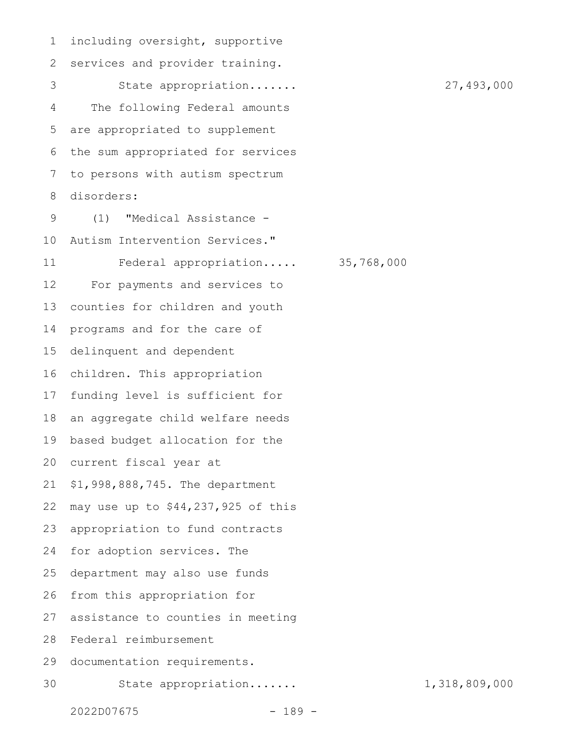including oversight, supportive services and provider training.

State appropriation....... 27,493,000

The following Federal amounts are appropriated to supplement the sum appropriated for services to persons with autism spectrum disorders:

(1) "Medical Assistance - Autism Intervention Services."

Federal appropriation..... 35,768,000

For payments and services to counties for children and youth programs and for the care of delinquent and dependent children. This appropriation funding level is sufficient for an aggregate child welfare needs based budget allocation for the current fiscal year at $1,998,888,745. The department may use up to $44,237,925 of this appropriation to fund contracts for adoption services. The department may also use funds from this appropriation for assistance to counties in meeting Federal reimbursement documentation requirements.

State appropriation....... 1,318,809,000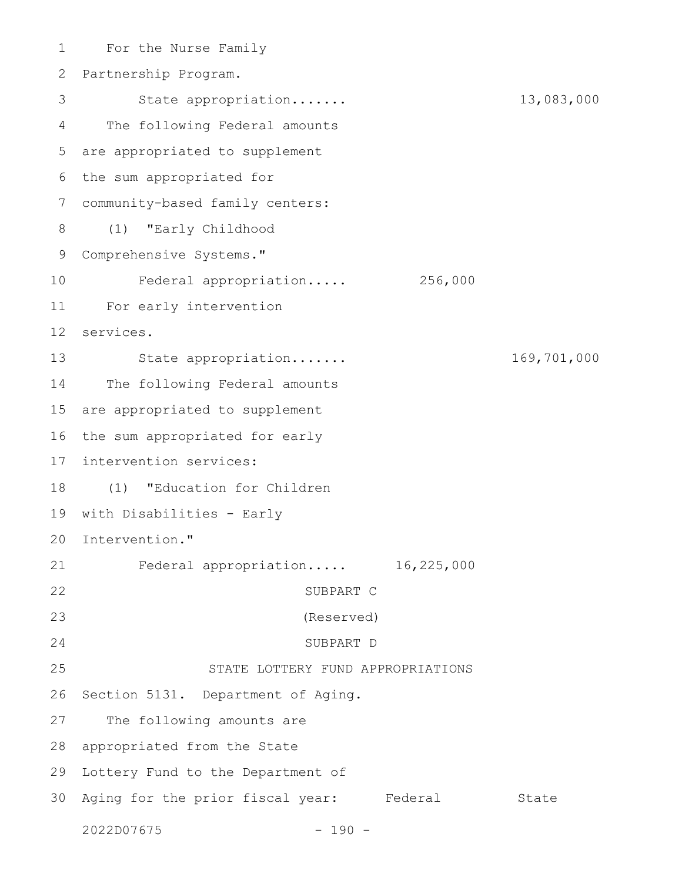For the Nurse Family Partnership Program.

State appropriation....... 13,083,000

The following Federal amounts are appropriated to supplement the sum appropriated for community-based family centers:

(1) "Early Childhood Comprehensive Systems."

Federal appropriation..... 256,000

For early intervention services.

State appropriation....... 169,701,000

The following Federal amounts are appropriated to supplement the sum appropriated for early intervention services:

(1) "Education for Children with Disabilities - Early Intervention."

Federal appropriation..... 16,225,000

SUBPART C

(Reserved)

SUBPART D

STATE LOTTERY FUND APPROPRIATIONS

Section 5131. Department of Aging.

The following amounts are appropriated from the State Lottery Fund to the Department of Aging for the prior fiscal year: Federal State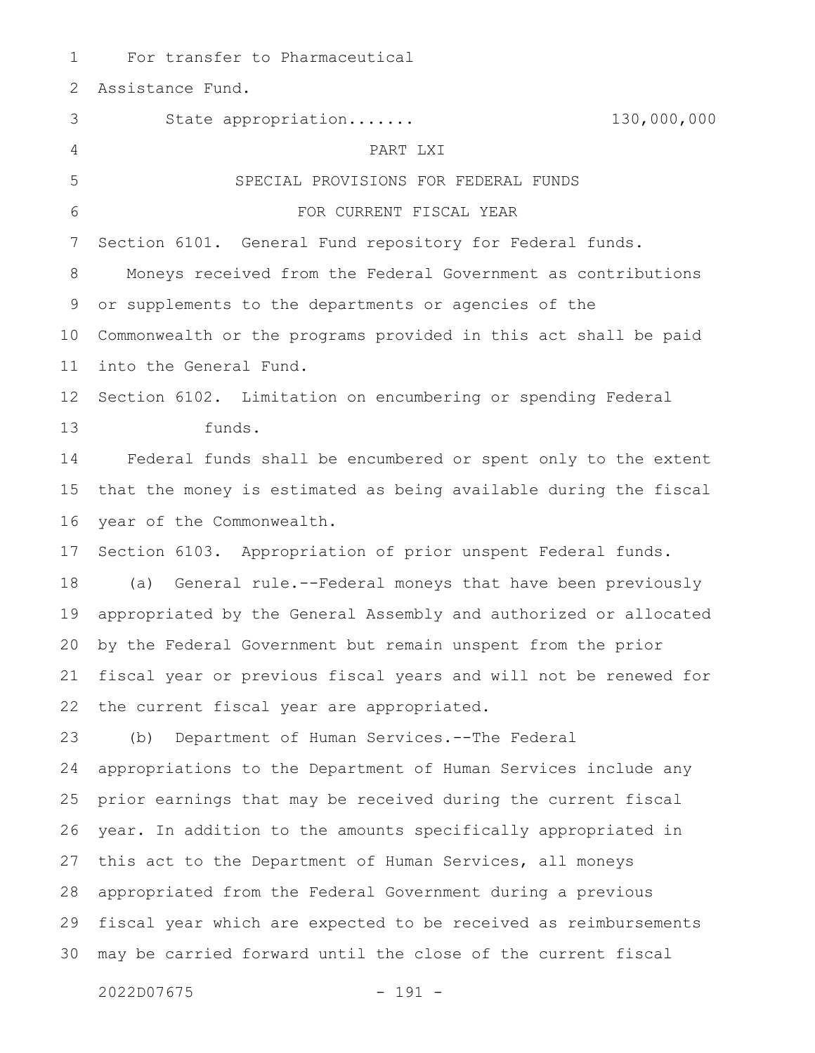For transfer to Pharmaceutical Assistance Fund.

State appropriation....... 130,000,000

PART LXI

SPECIAL PROVISIONS FOR FEDERAL FUNDS

FOR CURRENT FISCAL YEAR

Section 6101. General Fund repository for Federal funds.

Moneys received from the Federal Government as contributions or supplements to the departments or agencies of the Commonwealth or the programs provided in this act shall be paid into the General Fund.

Section 6102. Limitation on encumbering or spending Federal funds.

Federal funds shall be encumbered or spent only to the extent that the money is estimated as being available during the fiscal year of the Commonwealth.

Section 6103. Appropriation of prior unspent Federal funds.

(a) General rule.--Federal moneys that have been previously appropriated by the General Assembly and authorized or allocated by the Federal Government but remain unspent from the prior fiscal year or previous fiscal years and will not be renewed for the current fiscal year are appropriated.

(b) Department of Human Services.--The Federal appropriations to the Department of Human Services include any prior earnings that may be received during the current fiscal year. In addition to the amounts specifically appropriated in this act to the Department of Human Services, all moneys appropriated from the Federal Government during a previous fiscal year which are expected to be received as reimbursements may be carried forward until the close of the current fiscal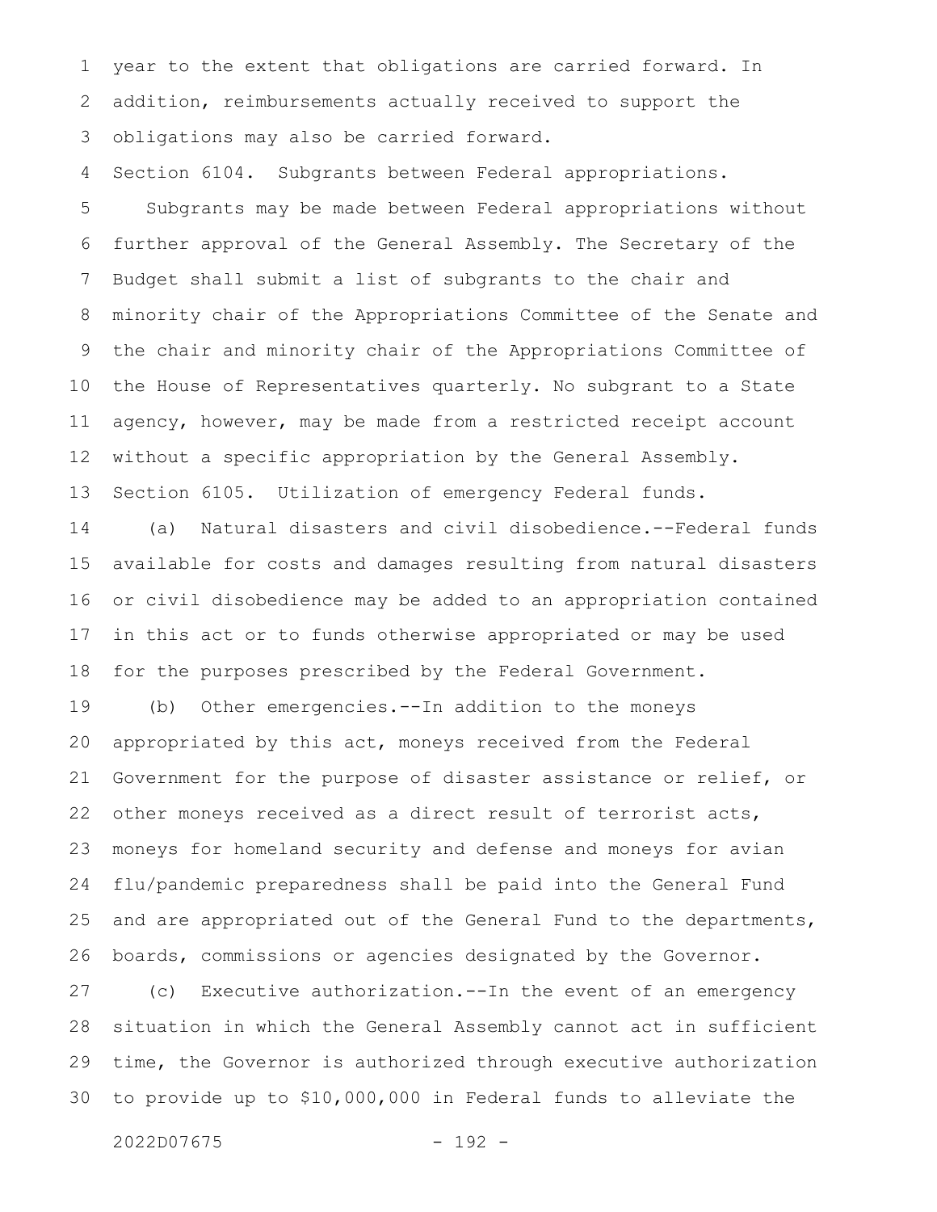year to the extent that obligations are carried forward. In addition, reimbursements actually received to support the obligations may also be carried forward.

Section 6104. Subgrants between Federal appropriations.

Subgrants may be made between Federal appropriations without further approval of the General Assembly. The Secretary of the Budget shall submit a list of subgrants to the chair and minority chair of the Appropriations Committee of the Senate and the chair and minority chair of the Appropriations Committee of the House of Representatives quarterly. No subgrant to a State agency, however, may be made from a restricted receipt account without a specific appropriation by the General Assembly.

Section 6105. Utilization of emergency Federal funds.

(a) Natural disasters and civil disobedience.--Federal funds available for costs and damages resulting from natural disasters or civil disobedience may be added to an appropriation contained in this act or to funds otherwise appropriated or may be used for the purposes prescribed by the Federal Government.

(b) Other emergencies.--In addition to the moneys appropriated by this act, moneys received from the Federal Government for the purpose of disaster assistance or relief, or other moneys received as a direct result of terrorist acts, moneys for homeland security and defense and moneys for avian flu/pandemic preparedness shall be paid into the General Fund and are appropriated out of the General Fund to the departments, boards, commissions or agencies designated by the Governor.

(c) Executive authorization.--In the event of an emergency situation in which the General Assembly cannot act in sufficient time, the Governor is authorized through executive authorization to provide up to $10,000,000 in Federal funds to alleviate the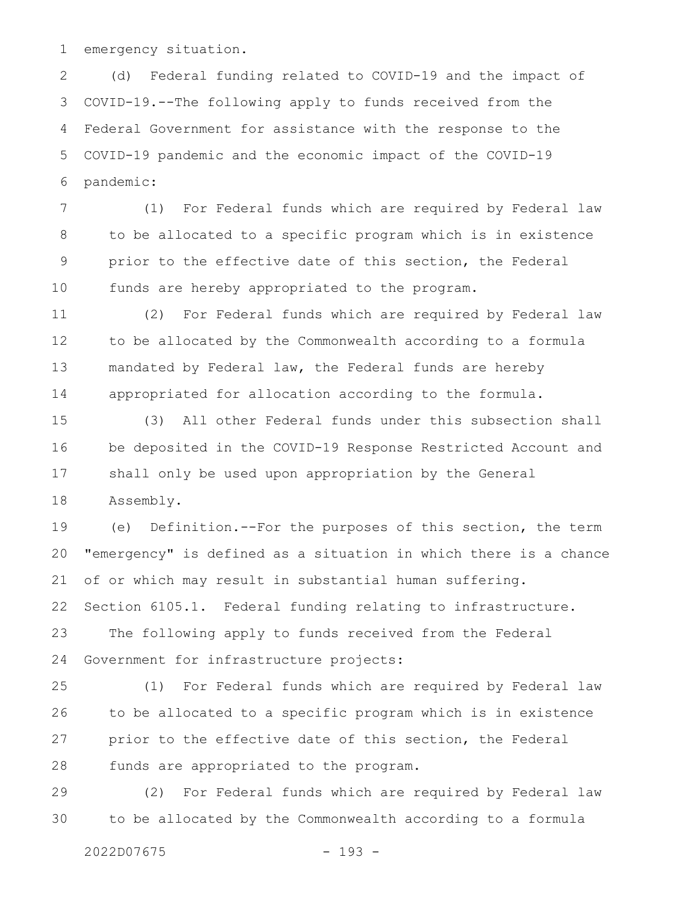emergency situation.

(d) Federal funding related to COVID-19 and the impact of COVID-19.--The following apply to funds received from the Federal Government for assistance with the response to the COVID-19 pandemic and the economic impact of the COVID-19 pandemic:

(1) For Federal funds which are required by Federal law to be allocated to a specific program which is in existence prior to the effective date of this section, the Federal funds are hereby appropriated to the program.

(2) For Federal funds which are required by Federal law to be allocated by the Commonwealth according to a formula mandated by Federal law, the Federal funds are hereby appropriated for allocation according to the formula.

(3) All other Federal funds under this subsection shall be deposited in the COVID-19 Response Restricted Account and shall only be used upon appropriation by the General Assembly.

(e) Definition.--For the purposes of this section, the term "emergency" is defined as a situation in which there is a chance of or which may result in substantial human suffering.

Section 6105.1. Federal funding relating to infrastructure.

The following apply to funds received from the Federal Government for infrastructure projects:

(1) For Federal funds which are required by Federal law to be allocated to a specific program which is in existence prior to the effective date of this section, the Federal funds are appropriated to the program.

(2) For Federal funds which are required by Federal law to be allocated by the Commonwealth according to a formula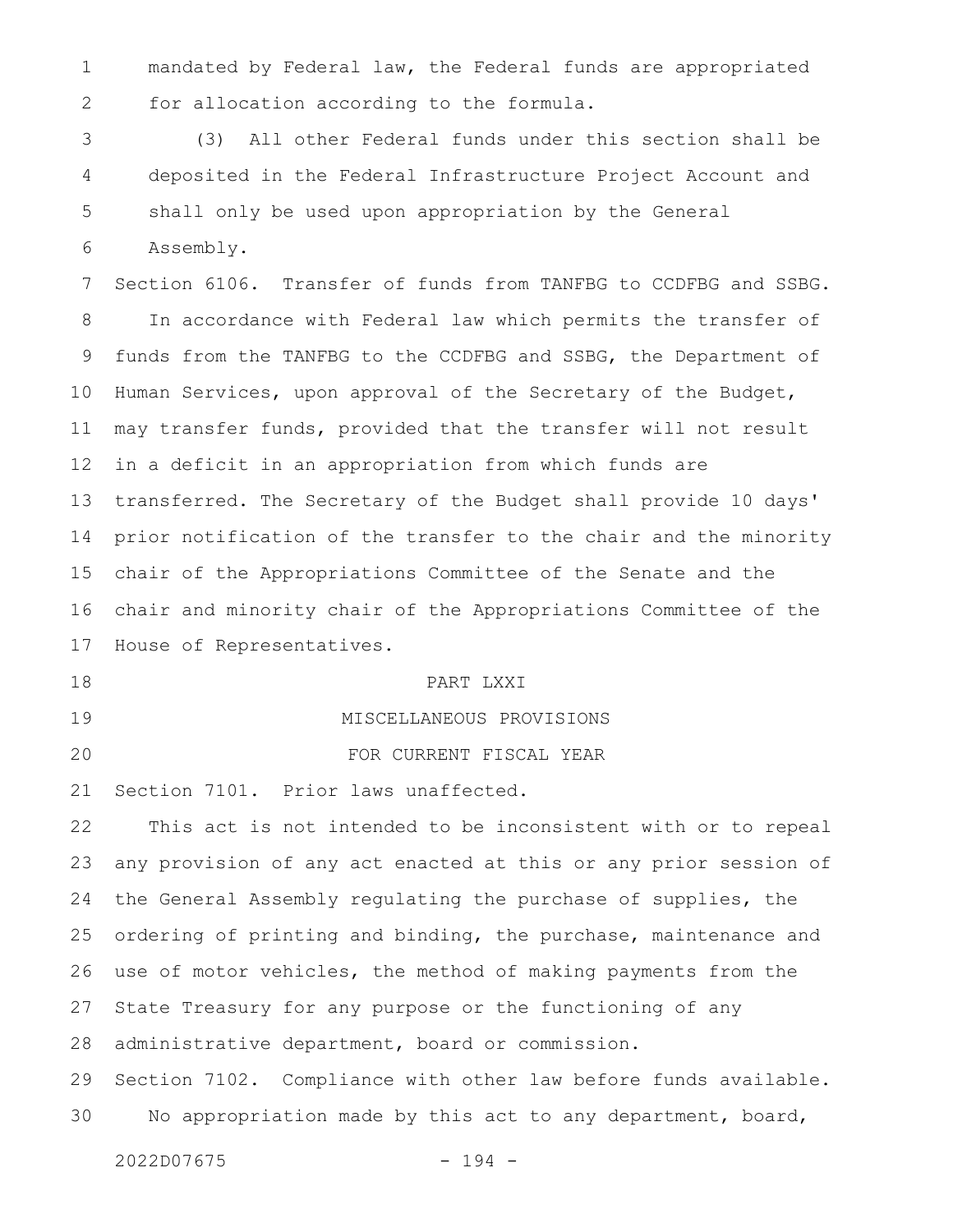mandated by Federal law, the Federal funds are appropriated for allocation according to the formula.

(3) All other Federal funds under this section shall be deposited in the Federal Infrastructure Project Account and shall only be used upon appropriation by the General Assembly.

Section 6106. Transfer of funds from TANFBG to CCDFBG and SSBG.

In accordance with Federal law which permits the transfer of funds from the TANFBG to the CCDFBG and SSBG, the Department of Human Services, upon approval of the Secretary of the Budget, may transfer funds, provided that the transfer will not result in a deficit in an appropriation from which funds are transferred. The Secretary of the Budget shall provide 10 days' prior notification of the transfer to the chair and the minority chair of the Appropriations Committee of the Senate and the chair and minority chair of the Appropriations Committee of the House of Representatives.

## PART LXXI

## MISCELLANEOUS PROVISIONS

## FOR CURRENT FISCAL YEAR

Section 7101. Prior laws unaffected.

This act is not intended to be inconsistent with or to repeal any provision of any act enacted at this or any prior session of the General Assembly regulating the purchase of supplies, the ordering of printing and binding, the purchase, maintenance and use of motor vehicles, the method of making payments from the State Treasury for any purpose or the functioning of any administrative department, board or commission.

Section 7102. Compliance with other law before funds available.

No appropriation made by this act to any department, board,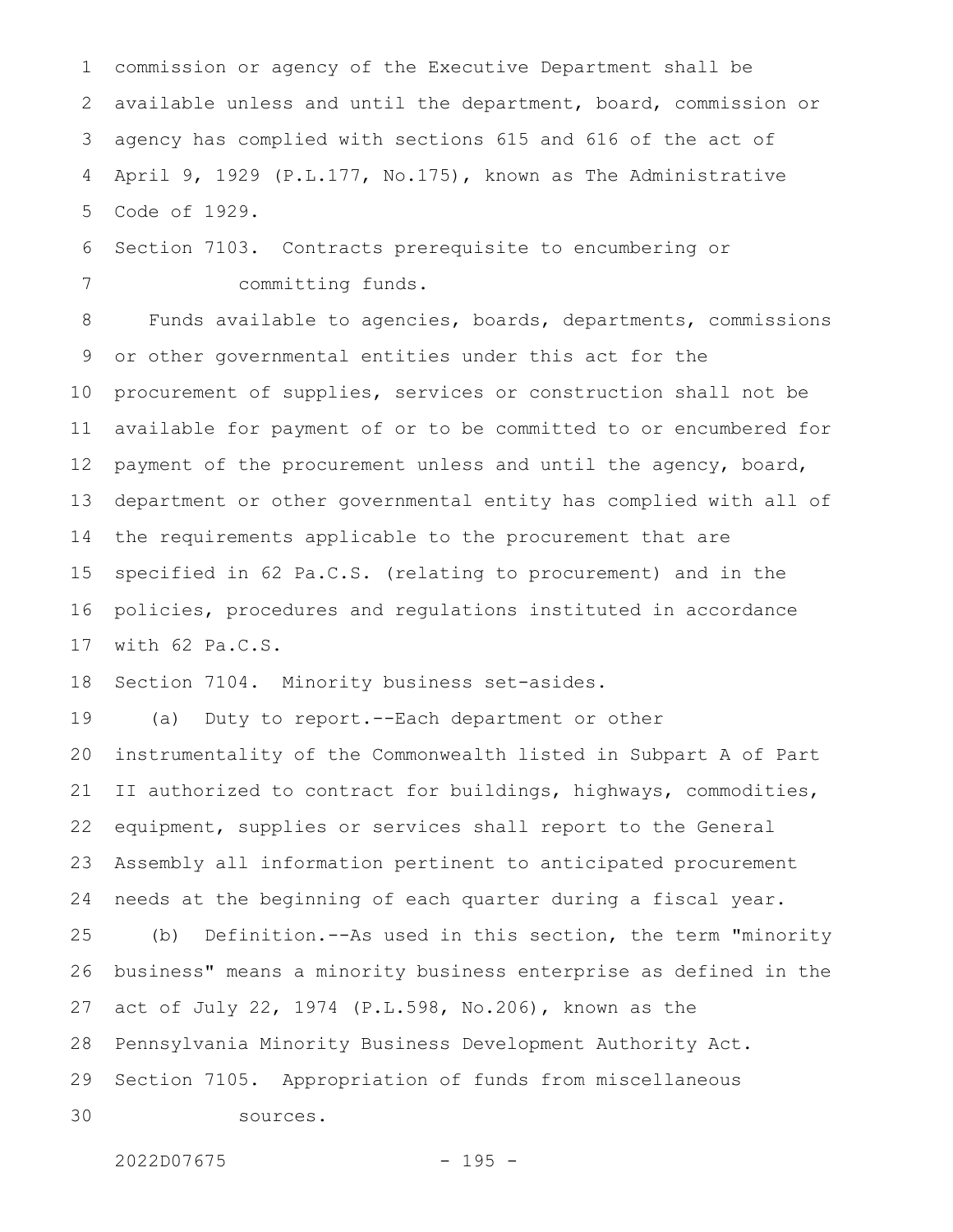commission or agency of the Executive Department shall be available unless and until the department, board, commission or agency has complied with sections 615 and 616 of the act of April 9, 1929 (P.L.177, No.175), known as The Administrative Code of 1929.

Section 7103. Contracts prerequisite to encumbering or committing funds.

Funds available to agencies, boards, departments, commissions or other governmental entities under this act for the procurement of supplies, services or construction shall not be available for payment of or to be committed to or encumbered for payment of the procurement unless and until the agency, board, department or other governmental entity has complied with all of the requirements applicable to the procurement that are specified in 62 Pa.C.S. (relating to procurement) and in the policies, procedures and regulations instituted in accordance with 62 Pa.C.S.

Section 7104. Minority business set-asides.

(a) Duty to report.--Each department or other instrumentality of the Commonwealth listed in Subpart A of Part II authorized to contract for buildings, highways, commodities, equipment, supplies or services shall report to the General Assembly all information pertinent to anticipated procurement needs at the beginning of each quarter during a fiscal year.

(b) Definition.--As used in this section, the term "minority business" means a minority business enterprise as defined in the act of July 22, 1974 (P.L.598, No.206), known as the Pennsylvania Minority Business Development Authority Act.

Section 7105. Appropriation of funds from miscellaneous sources.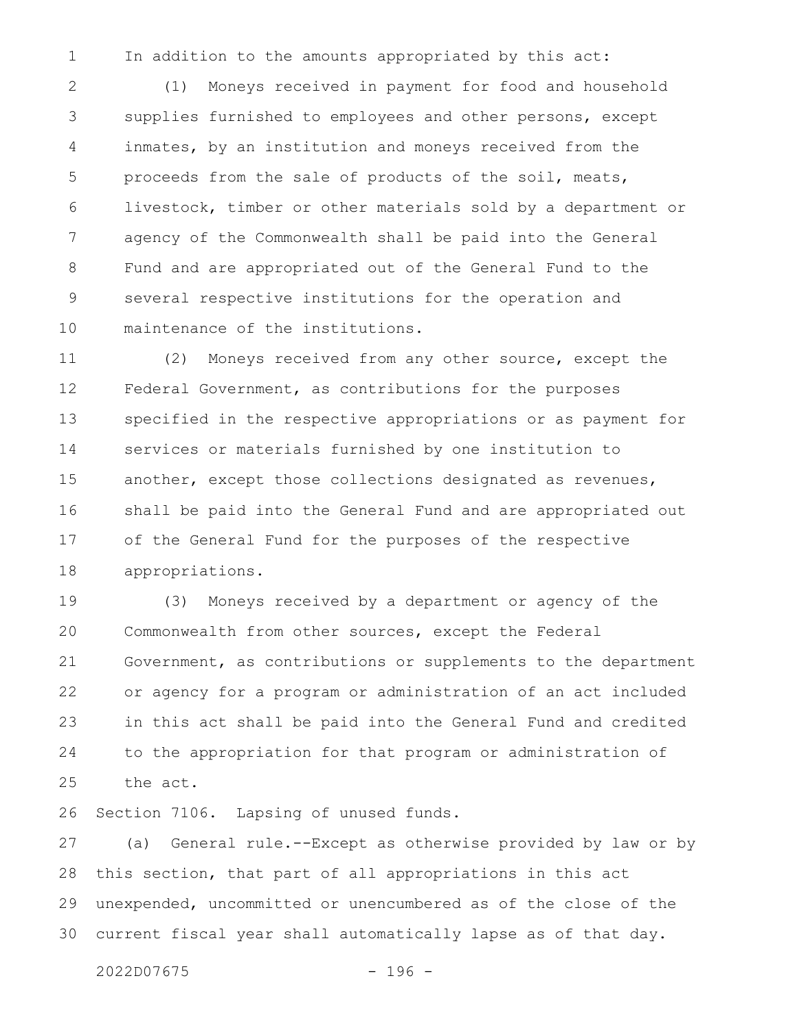In addition to the amounts appropriated by this act:

(1) Moneys received in payment for food and household supplies furnished to employees and other persons, except inmates, by an institution and moneys received from the proceeds from the sale of products of the soil, meats, livestock, timber or other materials sold by a department or agency of the Commonwealth shall be paid into the General Fund and are appropriated out of the General Fund to the several respective institutions for the operation and maintenance of the institutions.

(2) Moneys received from any other source, except the Federal Government, as contributions for the purposes specified in the respective appropriations or as payment for services or materials furnished by one institution to another, except those collections designated as revenues, shall be paid into the General Fund and are appropriated out of the General Fund for the purposes of the respective appropriations.

(3) Moneys received by a department or agency of the Commonwealth from other sources, except the Federal Government, as contributions or supplements to the department or agency for a program or administration of an act included in this act shall be paid into the General Fund and credited to the appropriation for that program or administration of the act.

Section 7106. Lapsing of unused funds.

(a) General rule.--Except as otherwise provided by law or by this section, that part of all appropriations in this act unexpended, uncommitted or unencumbered as of the close of the current fiscal year shall automatically lapse as of that day.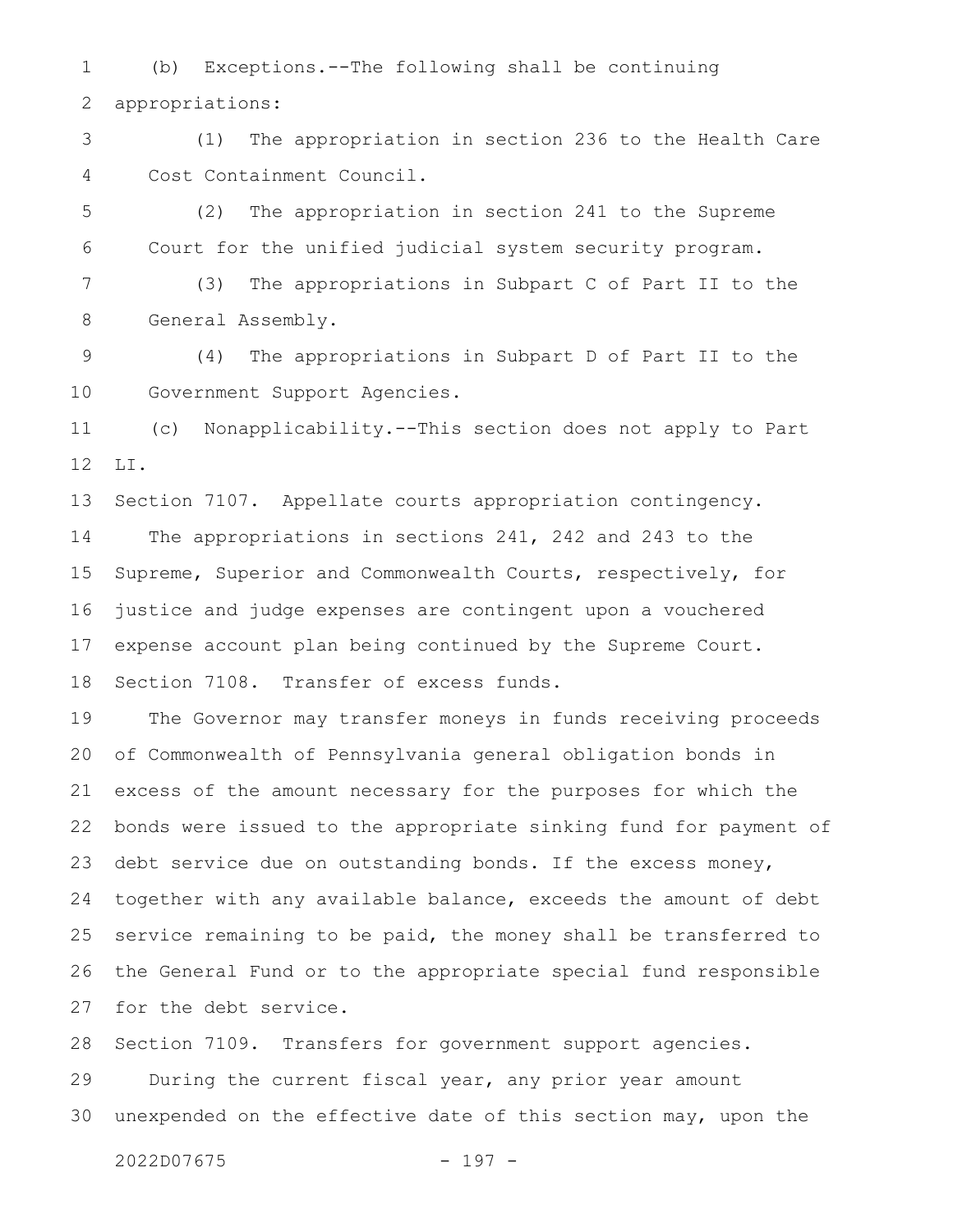(b) Exceptions.--The following shall be continuing appropriations:

(1) The appropriation in section 236 to the Health Care Cost Containment Council.

(2) The appropriation in section 241 to the Supreme Court for the unified judicial system security program.

(3) The appropriations in Subpart C of Part II to the General Assembly.

(4) The appropriations in Subpart D of Part II to the Government Support Agencies.

(c) Nonapplicability.--This section does not apply to Part LI.

Section 7107. Appellate courts appropriation contingency.

The appropriations in sections 241, 242 and 243 to the Supreme, Superior and Commonwealth Courts, respectively, for justice and judge expenses are contingent upon a vouchered expense account plan being continued by the Supreme Court.

Section 7108. Transfer of excess funds.

The Governor may transfer moneys in funds receiving proceeds of Commonwealth of Pennsylvania general obligation bonds in excess of the amount necessary for the purposes for which the bonds were issued to the appropriate sinking fund for payment of debt service due on outstanding bonds. If the excess money, together with any available balance, exceeds the amount of debt service remaining to be paid, the money shall be transferred to the General Fund or to the appropriate special fund responsible for the debt service.

Section 7109. Transfers for government support agencies.

During the current fiscal year, any prior year amount unexpended on the effective date of this section may, upon the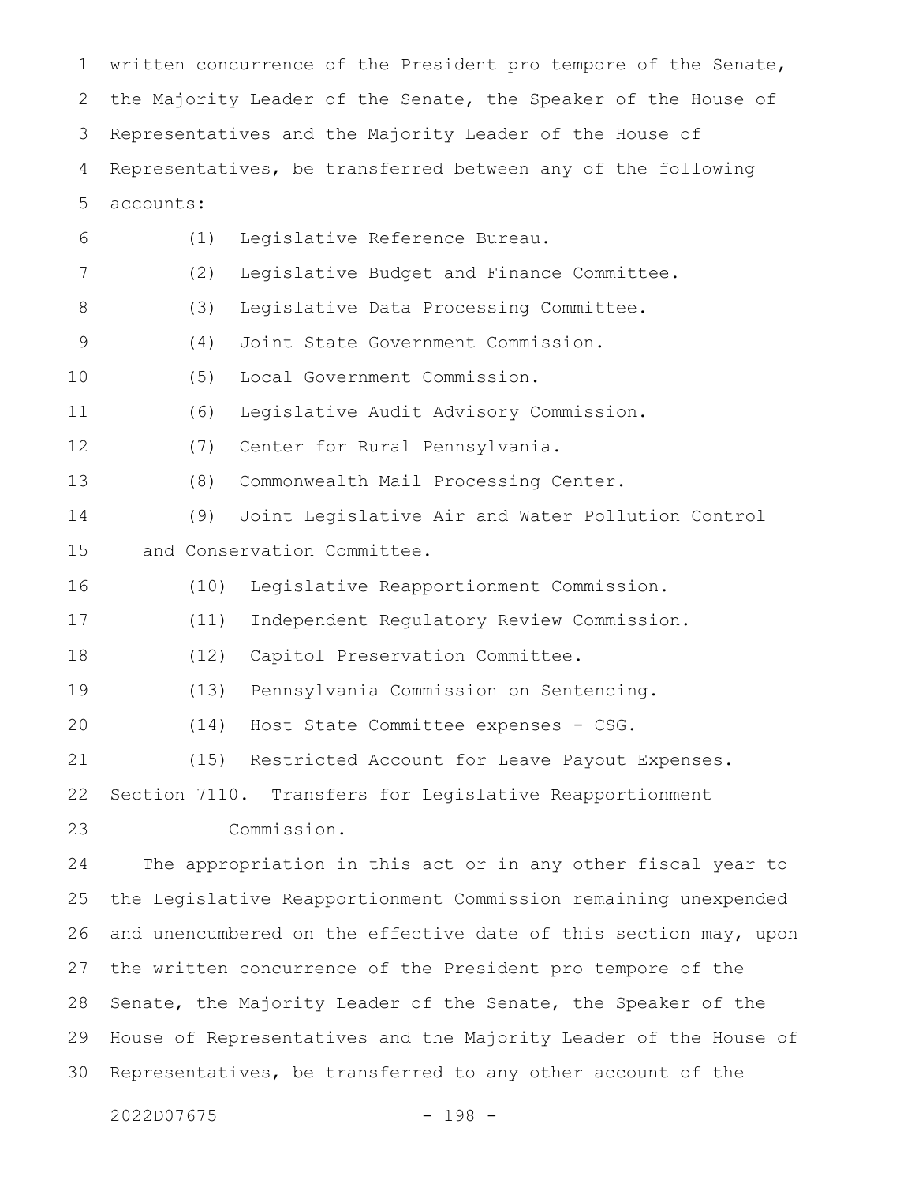written concurrence of the President pro tempore of the Senate, the Majority Leader of the Senate, the Speaker of the House of Representatives and the Majority Leader of the House of Representatives, be transferred between any of the following accounts:

(1) Legislative Reference Bureau.

(2) Legislative Budget and Finance Committee.

(3) Legislative Data Processing Committee.

(4) Joint State Government Commission.

(5) Local Government Commission.

(6) Legislative Audit Advisory Commission.

(7) Center for Rural Pennsylvania.

(8) Commonwealth Mail Processing Center.

(9) Joint Legislative Air and Water Pollution Control and Conservation Committee.

(10) Legislative Reapportionment Commission.

(11) Independent Regulatory Review Commission.

(12) Capitol Preservation Committee.

(13) Pennsylvania Commission on Sentencing.

(14) Host State Committee expenses - CSG.

(15) Restricted Account for Leave Payout Expenses.

Section 7110. Transfers for Legislative Reapportionment Commission.

The appropriation in this act or in any other fiscal year to the Legislative Reapportionment Commission remaining unexpended and unencumbered on the effective date of this section may, upon the written concurrence of the President pro tempore of the Senate, the Majority Leader of the Senate, the Speaker of the House of Representatives and the Majority Leader of the House of Representatives, be transferred to any other account of the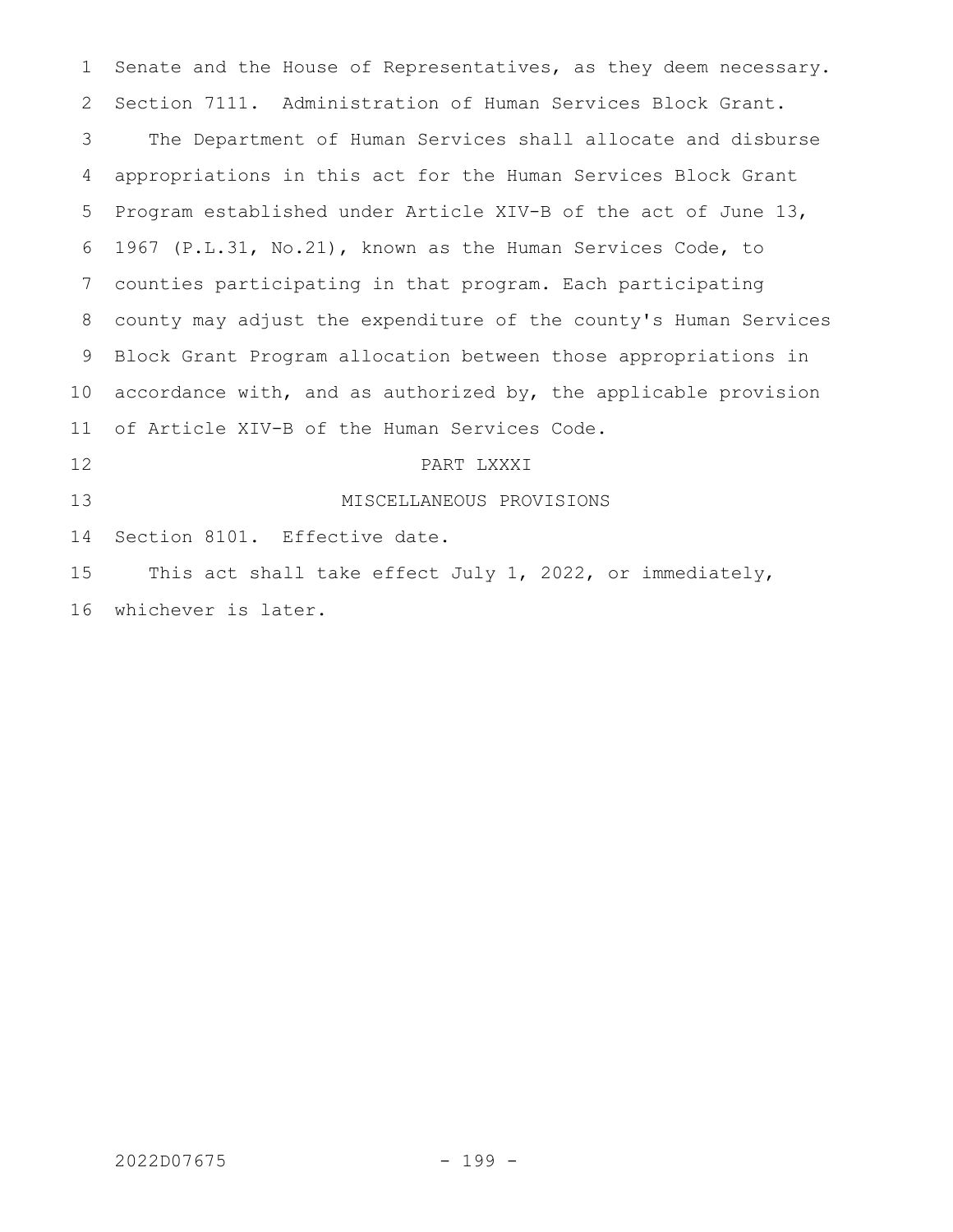Senate and the House of Representatives, as they deem necessary.

Section 7111. Administration of Human Services Block Grant.

The Department of Human Services shall allocate and disburse appropriations in this act for the Human Services Block Grant Program established under Article XIV-B of the act of June 13, 1967 (P.L.31, No.21), known as the Human Services Code, to counties participating in that program. Each participating county may adjust the expenditure of the county's Human Services Block Grant Program allocation between those appropriations in accordance with, and as authorized by, the applicable provision of Article XIV-B of the Human Services Code.

## PART LXXXI

## MISCELLANEOUS PROVISIONS

Section 8101. Effective date.

This act shall take effect July 1, 2022, or immediately, whichever is later.